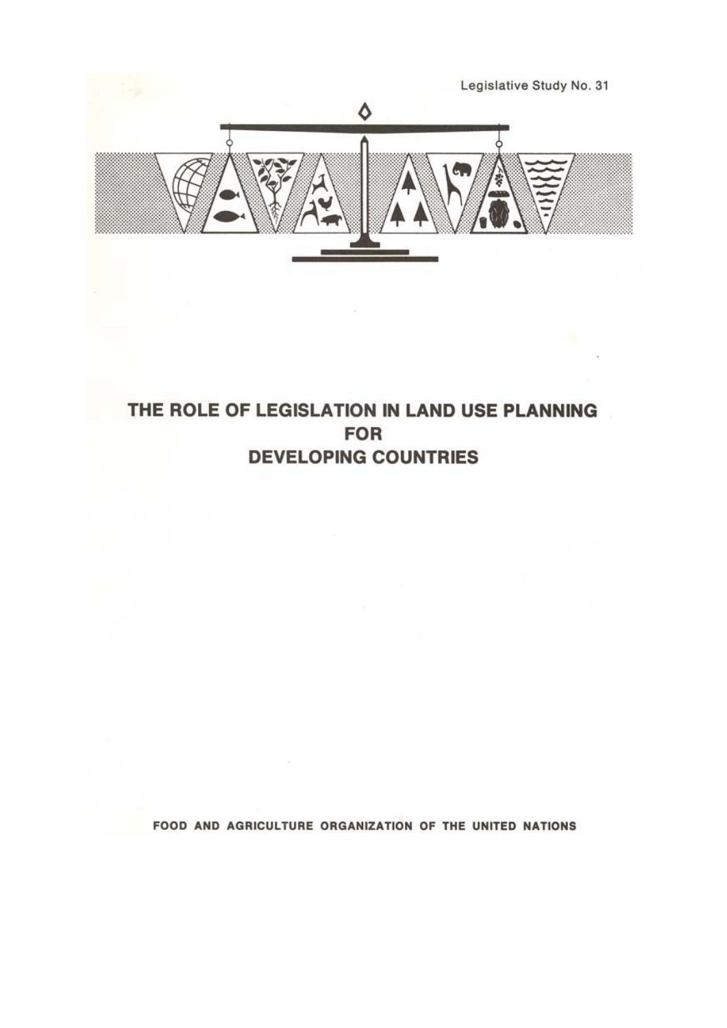Legislative Study No. 31

# THE ROLE OF LEGISLATION IN LAND USE PLANNING FOR DEVELOPING COUNTRIES

FOOD AND AGRICULTURE ORGANIZATION OF THE UNITED NATIONS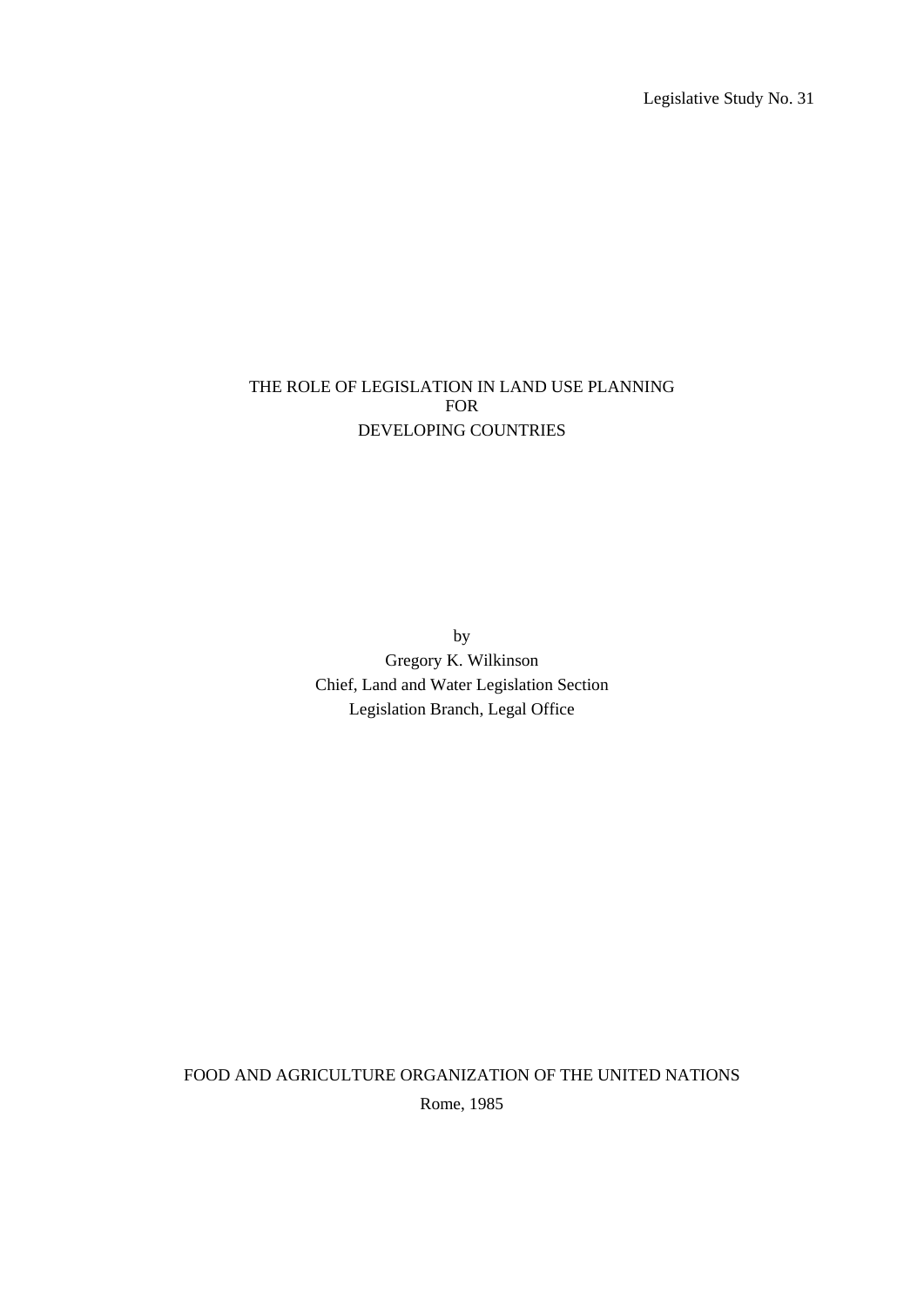Legislative Study No. 31

# THE ROLE OF LEGISLATION IN LAND USE PLANNING FOR DEVELOPING COUNTRIES

by

Gregory K. Wilkinson

Chief, Land and Water Legislation Section

Legislation Branch, Legal Office

FOOD AND AGRICULTURE ORGANIZATION OF THE UNITED NATIONS

Rome, 1985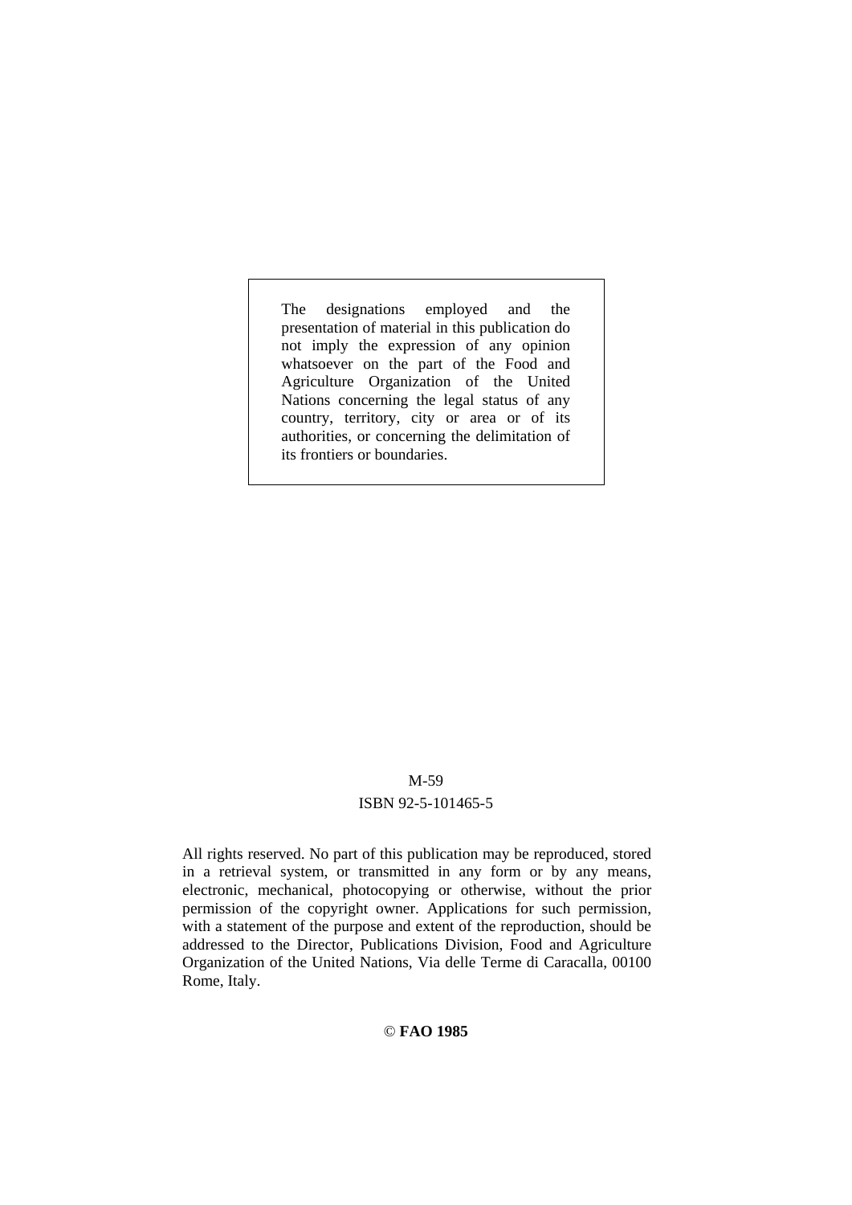The designations employed and the presentation of material in this publication do not imply the expression of any opinion whatsoever on the part of the Food and Agriculture Organization of the United Nations concerning the legal status of any country, territory, city or area or of its authorities, or concerning the delimitation of its frontiers or boundaries.

M-59

ISBN 92-5-101465-5

All rights reserved. No part of this publication may be reproduced, stored in a retrieval system, or transmitted in any form or by any means, electronic, mechanical, photocopying or otherwise, without the prior permission of the copyright owner. Applications for such permission, with a statement of the purpose and extent of the reproduction, should be addressed to the Director, Publications Division, Food and Agriculture Organization of the United Nations, Via delle Terme di Caracalla, 00100 Rome, Italy.

© **FAO 1985**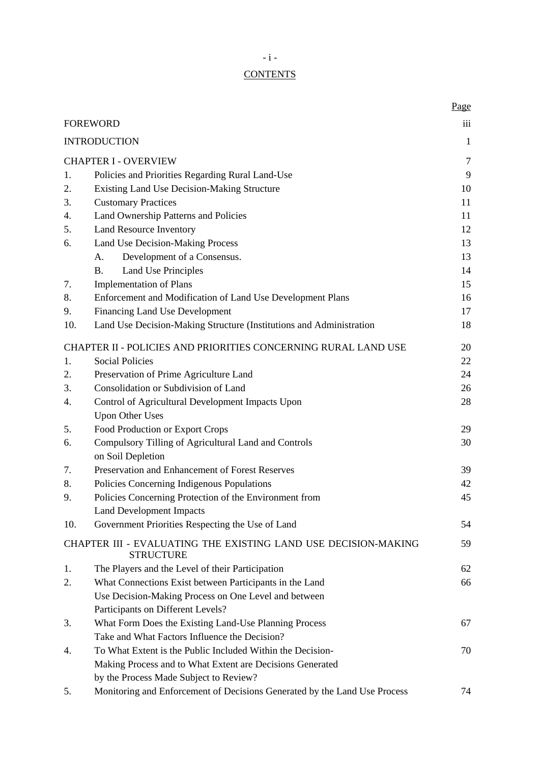# CONTENTS

| | | Page |
|---|---|---|
| FOREWORD | | iii |
| INTRODUCTION | | 1 |
| CHAPTER I - OVERVIEW | | 7 |
| 1. | Policies and Priorities Regarding Rural Land-Use | 9 |
| 2. | Existing Land Use Decision-Making Structure | 10 |
| 3. | Customary Practices | 11 |
| 4. | Land Ownership Patterns and Policies | 11 |
| 5. | Land Resource Inventory | 12 |
| 6. | Land Use Decision-Making Process | 13 |
| | A. Development of a Consensus. | 13 |
| | B. Land Use Principles | 14 |
| 7. | Implementation of Plans | 15 |
| 8. | Enforcement and Modification of Land Use Development Plans | 16 |
| 9. | Financing Land Use Development | 17 |
| 10. | Land Use Decision-Making Structure (Institutions and Administration | 18 |
| CHAPTER II - POLICIES AND PRIORITIES CONCERNING RURAL LAND USE | | 20 |
| 1. | Social Policies | 22 |
| 2. | Preservation of Prime Agriculture Land | 24 |
| 3. | Consolidation or Subdivision of Land | 26 |
| 4. | Control of Agricultural Development Impacts Upon Upon Other Uses | 28 |
| 5. | Food Production or Export Crops | 29 |
| 6. | Compulsory Tilling of Agricultural Land and Controls on Soil Depletion | 30 |
| 7. | Preservation and Enhancement of Forest Reserves | 39 |
| 8. | Policies Concerning Indigenous Populations | 42 |
| 9. | Policies Concerning Protection of the Environment from Land Development Impacts | 45 |
| 10. | Government Priorities Respecting the Use of Land | 54 |
| CHAPTER III - EVALUATING THE EXISTING LAND USE DECISION-MAKING STRUCTURE | | 59 |
| 1. | The Players and the Level of their Participation | 62 |
| 2. | What Connections Exist between Participants in the Land Use Decision-Making Process on One Level and between Participants on Different Levels? | 66 |
| 3. | What Form Does the Existing Land-Use Planning Process Take and What Factors Influence the Decision? | 67 |
| 4. | To What Extent is the Public Included Within the Decision-Making Process and to What Extent are Decisions Generated by the Process Made Subject to Review? | 70 |
| 5. | Monitoring and Enforcement of Decisions Generated by the Land Use Process | 74 |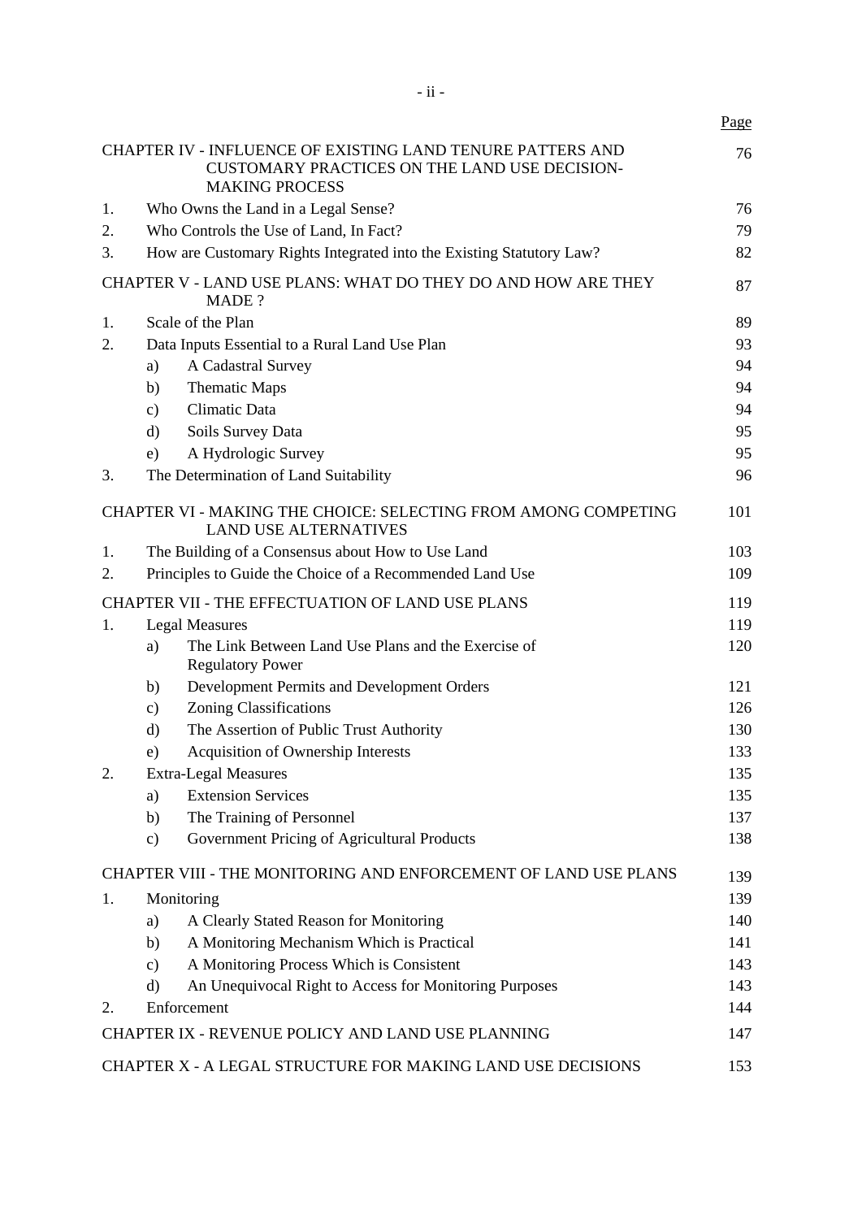| | | Page |
|---|---|---|
| CHAPTER IV - INFLUENCE OF EXISTING LAND TENURE PATTERS AND CUSTOMARY PRACTICES ON THE LAND USE DECISION-MAKING PROCESS | | 76 |
| 1. | Who Owns the Land in a Legal Sense? | 76 |
| 2. | Who Controls the Use of Land, In Fact? | 79 |
| 3. | How are Customary Rights Integrated into the Existing Statutory Law? | 82 |
| CHAPTER V - LAND USE PLANS: WHAT DO THEY DO AND HOW ARE THEY MADE ? | | 87 |
| 1. | Scale of the Plan | 89 |
| 2. | Data Inputs Essential to a Rural Land Use Plan | 93 |
| | a) A Cadastral Survey | 94 |
| | b) Thematic Maps | 94 |
| | c) Climatic Data | 94 |
| | d) Soils Survey Data | 95 |
| | e) A Hydrologic Survey | 95 |
| 3. | The Determination of Land Suitability | 96 |
| CHAPTER VI - MAKING THE CHOICE: SELECTING FROM AMONG COMPETING LAND USE ALTERNATIVES | | 101 |
| 1. | The Building of a Consensus about How to Use Land | 103 |
| 2. | Principles to Guide the Choice of a Recommended Land Use | 109 |
| CHAPTER VII - THE EFFECTUATION OF LAND USE PLANS | | 119 |
| 1. | Legal Measures | 119 |
| | a) The Link Between Land Use Plans and the Exercise of Regulatory Power | 120 |
| | b) Development Permits and Development Orders | 121 |
| | c) Zoning Classifications | 126 |
| | d) The Assertion of Public Trust Authority | 130 |
| | e) Acquisition of Ownership Interests | 133 |
| 2. | Extra-Legal Measures | 135 |
| | a) Extension Services | 135 |
| | b) The Training of Personnel | 137 |
| | c) Government Pricing of Agricultural Products | 138 |
| CHAPTER VIII - THE MONITORING AND ENFORCEMENT OF LAND USE PLANS | | 139 |
| 1. | Monitoring | 139 |
| | a) A Clearly Stated Reason for Monitoring | 140 |
| | b) A Monitoring Mechanism Which is Practical | 141 |
| | c) A Monitoring Process Which is Consistent | 143 |
| | d) An Unequivocal Right to Access for Monitoring Purposes | 143 |
| 2. | Enforcement | 144 |
| CHAPTER IX - REVENUE POLICY AND LAND USE PLANNING | | 147 |
| CHAPTER X - A LEGAL STRUCTURE FOR MAKING LAND USE DECISIONS | | 153 |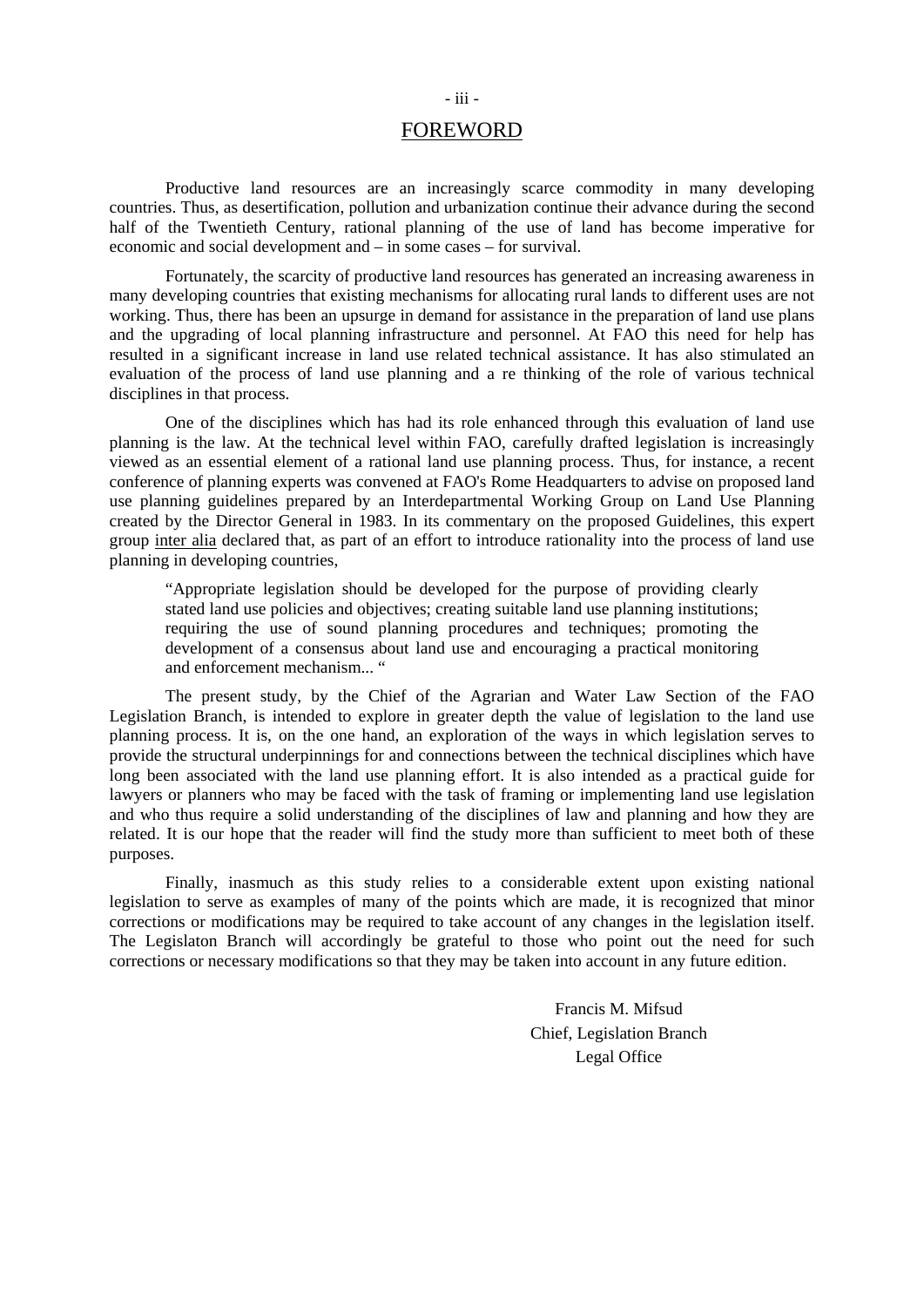# FOREWORD

Productive land resources are an increasingly scarce commodity in many developing countries. Thus, as desertification, pollution and urbanization continue their advance during the second half of the Twentieth Century, rational planning of the use of land has become imperative for economic and social development and – in some cases – for survival.

Fortunately, the scarcity of productive land resources has generated an increasing awareness in many developing countries that existing mechanisms for allocating rural lands to different uses are not working. Thus, there has been an upsurge in demand for assistance in the preparation of land use plans and the upgrading of local planning infrastructure and personnel. At FAO this need for help has resulted in a significant increase in land use related technical assistance. It has also stimulated an evaluation of the process of land use planning and a re thinking of the role of various technical disciplines in that process.

One of the disciplines which has had its role enhanced through this evaluation of land use planning is the law. At the technical level within FAO, carefully drafted legislation is increasingly viewed as an essential element of a rational land use planning process. Thus, for instance, a recent conference of planning experts was convened at FAO's Rome Headquarters to advise on proposed land use planning guidelines prepared by an Interdepartmental Working Group on Land Use Planning created by the Director General in 1983. In its commentary on the proposed Guidelines, this expert group inter alia declared that, as part of an effort to introduce rationality into the process of land use planning in developing countries,

> "Appropriate legislation should be developed for the purpose of providing clearly stated land use policies and objectives; creating suitable land use planning institutions; requiring the use of sound planning procedures and techniques; promoting the development of a consensus about land use and encouraging a practical monitoring and enforcement mechanism... "

The present study, by the Chief of the Agrarian and Water Law Section of the FAO Legislation Branch, is intended to explore in greater depth the value of legislation to the land use planning process. It is, on the one hand, an exploration of the ways in which legislation serves to provide the structural underpinnings for and connections between the technical disciplines which have long been associated with the land use planning effort. It is also intended as a practical guide for lawyers or planners who may be faced with the task of framing or implementing land use legislation and who thus require a solid understanding of the disciplines of law and planning and how they are related. It is our hope that the reader will find the study more than sufficient to meet both of these purposes.

Finally, inasmuch as this study relies to a considerable extent upon existing national legislation to serve as examples of many of the points which are made, it is recognized that minor corrections or modifications may be required to take account of any changes in the legislation itself. The Legislaton Branch will accordingly be grateful to those who point out the need for such corrections or necessary modifications so that they may be taken into account in any future edition.

Francis M. Mifsud
Chief, Legislation Branch
Legal Office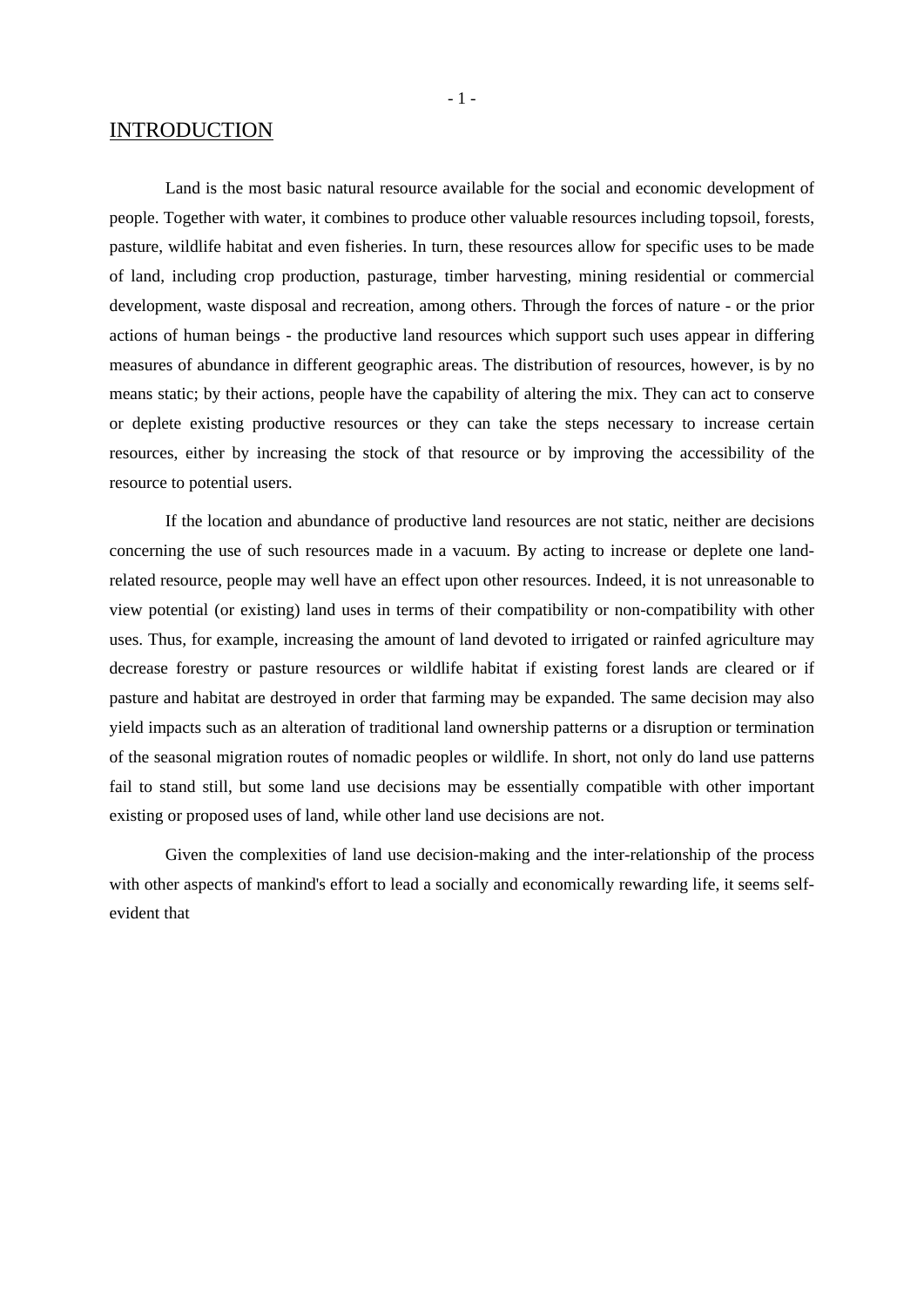## INTRODUCTION

Land is the most basic natural resource available for the social and economic development of people. Together with water, it combines to produce other valuable resources including topsoil, forests, pasture, wildlife habitat and even fisheries. In turn, these resources allow for specific uses to be made of land, including crop production, pasturage, timber harvesting, mining residential or commercial development, waste disposal and recreation, among others. Through the forces of nature - or the prior actions of human beings - the productive land resources which support such uses appear in differing measures of abundance in different geographic areas. The distribution of resources, however, is by no means static; by their actions, people have the capability of altering the mix. They can act to conserve or deplete existing productive resources or they can take the steps necessary to increase certain resources, either by increasing the stock of that resource or by improving the accessibility of the resource to potential users.

If the location and abundance of productive land resources are not static, neither are decisions concerning the use of such resources made in a vacuum. By acting to increase or deplete one land-related resource, people may well have an effect upon other resources. Indeed, it is not unreasonable to view potential (or existing) land uses in terms of their compatibility or non-compatibility with other uses. Thus, for example, increasing the amount of land devoted to irrigated or rainfed agriculture may decrease forestry or pasture resources or wildlife habitat if existing forest lands are cleared or if pasture and habitat are destroyed in order that farming may be expanded. The same decision may also yield impacts such as an alteration of traditional land ownership patterns or a disruption or termination of the seasonal migration routes of nomadic peoples or wildlife. In short, not only do land use patterns fail to stand still, but some land use decisions may be essentially compatible with other important existing or proposed uses of land, while other land use decisions are not.

Given the complexities of land use decision-making and the inter-relationship of the process with other aspects of mankind's effort to lead a socially and economically rewarding life, it seems self-evident that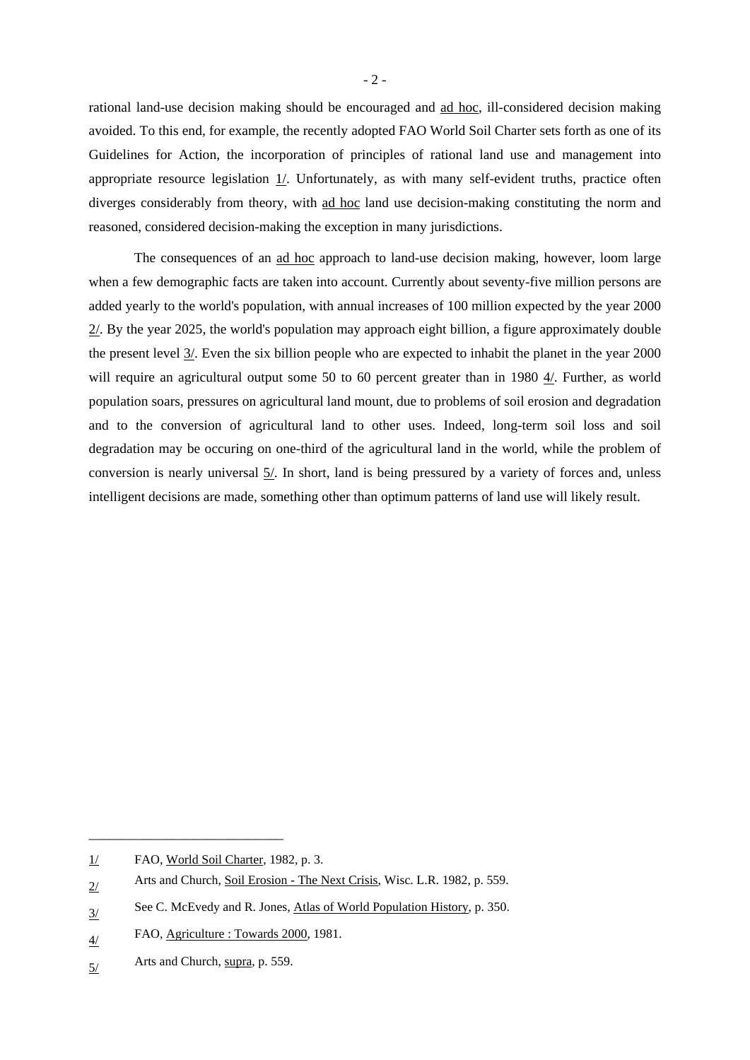rational land-use decision making should be encouraged and ad hoc, ill-considered decision making avoided. To this end, for example, the recently adopted FAO World Soil Charter sets forth as one of its Guidelines for Action, the incorporation of principles of rational land use and management into appropriate resource legislation 1/. Unfortunately, as with many self-evident truths, practice often diverges considerably from theory, with ad hoc land use decision-making constituting the norm and reasoned, considered decision-making the exception in many jurisdictions.

The consequences of an ad hoc approach to land-use decision making, however, loom large when a few demographic facts are taken into account. Currently about seventy-five million persons are added yearly to the world's population, with annual increases of 100 million expected by the year 2000 2/. By the year 2025, the world's population may approach eight billion, a figure approximately double the present level 3/. Even the six billion people who are expected to inhabit the planet in the year 2000 will require an agricultural output some 50 to 60 percent greater than in 1980 4/. Further, as world population soars, pressures on agricultural land mount, due to problems of soil erosion and degradation and to the conversion of agricultural land to other uses. Indeed, long-term soil loss and soil degradation may be occuring on one-third of the agricultural land in the world, while the problem of conversion is nearly universal 5/. In short, land is being pressured by a variety of forces and, unless intelligent decisions are made, something other than optimum patterns of land use will likely result.

---

1/ FAO, World Soil Charter, 1982, p. 3.

2/ Arts and Church, Soil Erosion - The Next Crisis, Wisc. L.R. 1982, p. 559.

3/ See C. McEvedy and R. Jones, Atlas of World Population History, p. 350.

4/ FAO, Agriculture : Towards 2000, 1981.

5/ Arts and Church, supra, p. 559.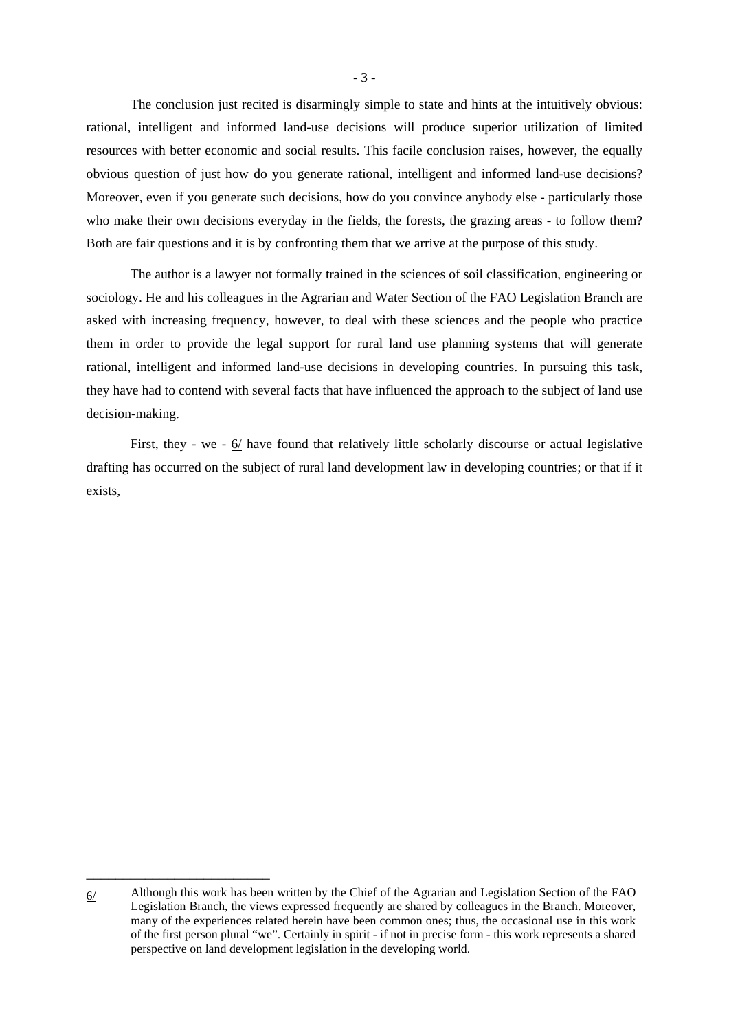The conclusion just recited is disarmingly simple to state and hints at the intuitively obvious: rational, intelligent and informed land-use decisions will produce superior utilization of limited resources with better economic and social results. This facile conclusion raises, however, the equally obvious question of just how do you generate rational, intelligent and informed land-use decisions? Moreover, even if you generate such decisions, how do you convince anybody else - particularly those who make their own decisions everyday in the fields, the forests, the grazing areas - to follow them? Both are fair questions and it is by confronting them that we arrive at the purpose of this study.

The author is a lawyer not formally trained in the sciences of soil classification, engineering or sociology. He and his colleagues in the Agrarian and Water Section of the FAO Legislation Branch are asked with increasing frequency, however, to deal with these sciences and the people who practice them in order to provide the legal support for rural land use planning systems that will generate rational, intelligent and informed land-use decisions in developing countries. In pursuing this task, they have had to contend with several facts that have influenced the approach to the subject of land use decision-making.

First, they - we - 6/ have found that relatively little scholarly discourse or actual legislative drafting has occurred on the subject of rural land development law in developing countries; or that if it exists,

---

6/ Although this work has been written by the Chief of the Agrarian and Legislation Section of the FAO Legislation Branch, the views expressed frequently are shared by colleagues in the Branch. Moreover, many of the experiences related herein have been common ones; thus, the occasional use in this work of the first person plural "we". Certainly in spirit - if not in precise form - this work represents a shared perspective on land development legislation in the developing world.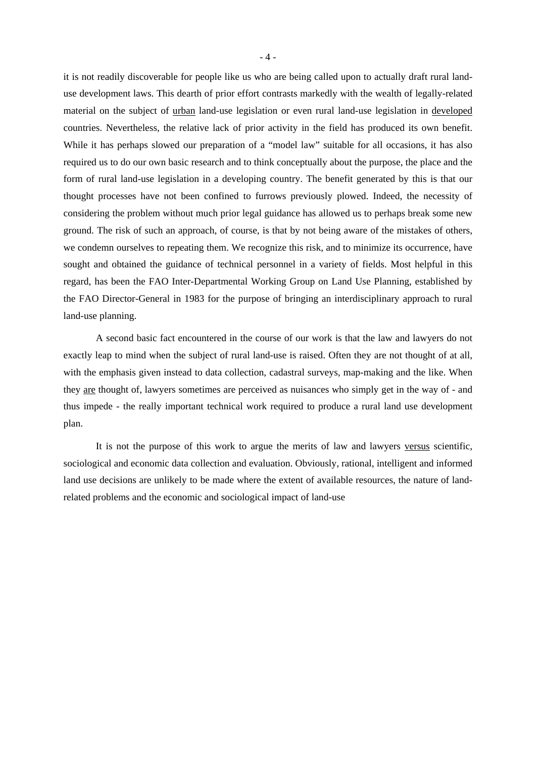it is not readily discoverable for people like us who are being called upon to actually draft rural land-use development laws. This dearth of prior effort contrasts markedly with the wealth of legally-related material on the subject of <u>urban</u> land-use legislation or even rural land-use legislation in <u>developed</u> countries. Nevertheless, the relative lack of prior activity in the field has produced its own benefit. While it has perhaps slowed our preparation of a "model law" suitable for all occasions, it has also required us to do our own basic research and to think conceptually about the purpose, the place and the form of rural land-use legislation in a developing country. The benefit generated by this is that our thought processes have not been confined to furrows previously plowed. Indeed, the necessity of considering the problem without much prior legal guidance has allowed us to perhaps break some new ground. The risk of such an approach, of course, is that by not being aware of the mistakes of others, we condemn ourselves to repeating them. We recognize this risk, and to minimize its occurrence, have sought and obtained the guidance of technical personnel in a variety of fields. Most helpful in this regard, has been the FAO Inter-Departmental Working Group on Land Use Planning, established by the FAO Director-General in 1983 for the purpose of bringing an interdisciplinary approach to rural land-use planning.

A second basic fact encountered in the course of our work is that the law and lawyers do not exactly leap to mind when the subject of rural land-use is raised. Often they are not thought of at all, with the emphasis given instead to data collection, cadastral surveys, map-making and the like. When they <u>are</u> thought of, lawyers sometimes are perceived as nuisances who simply get in the way of - and thus impede - the really important technical work required to produce a rural land use development plan.

It is not the purpose of this work to argue the merits of law and lawyers <u>versus</u> scientific, sociological and economic data collection and evaluation. Obviously, rational, intelligent and informed land use decisions are unlikely to be made where the extent of available resources, the nature of land-related problems and the economic and sociological impact of land-use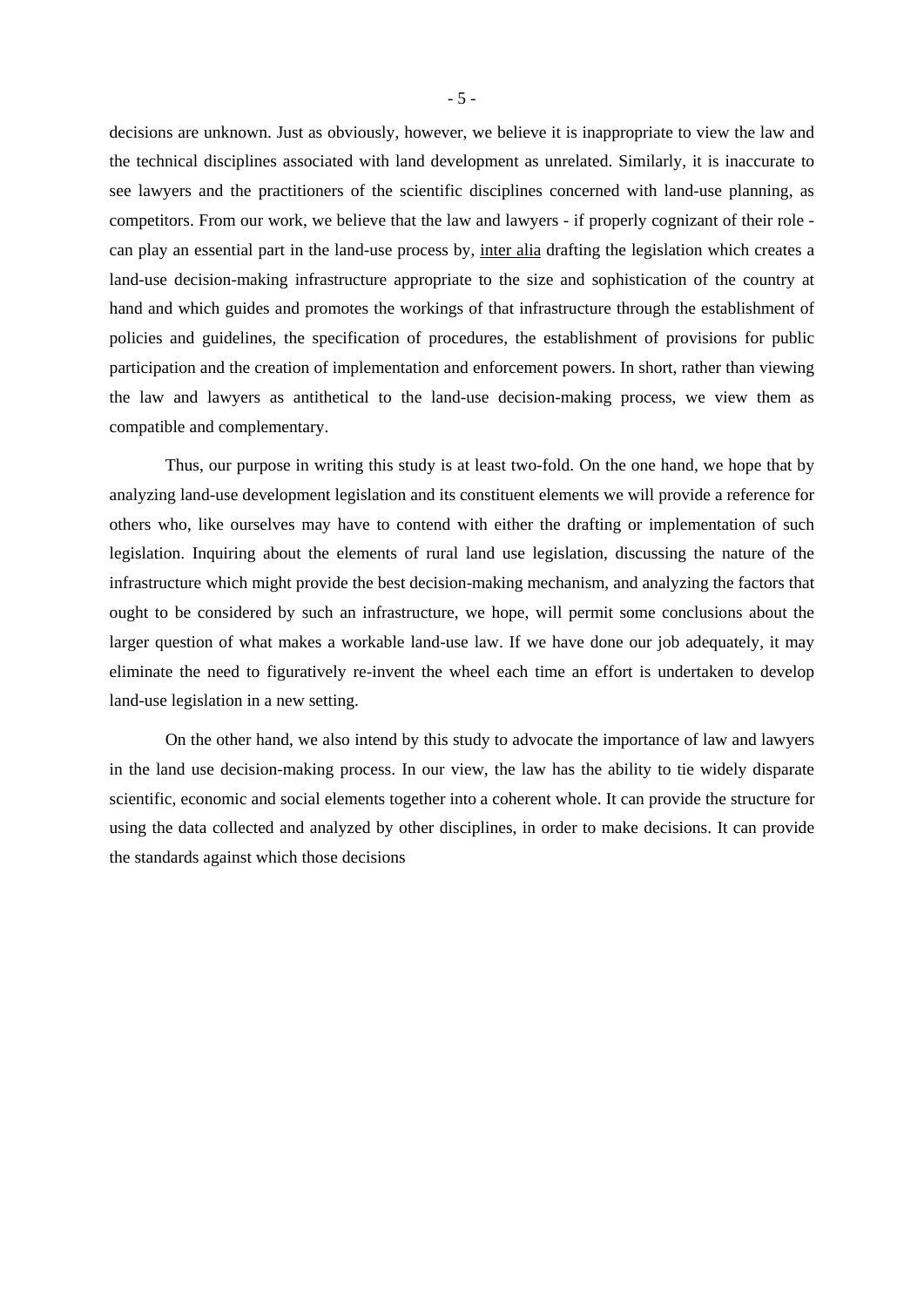decisions are unknown. Just as obviously, however, we believe it is inappropriate to view the law and the technical disciplines associated with land development as unrelated. Similarly, it is inaccurate to see lawyers and the practitioners of the scientific disciplines concerned with land-use planning, as competitors. From our work, we believe that the law and lawyers - if properly cognizant of their role - can play an essential part in the land-use process by, inter alia drafting the legislation which creates a land-use decision-making infrastructure appropriate to the size and sophistication of the country at hand and which guides and promotes the workings of that infrastructure through the establishment of policies and guidelines, the specification of procedures, the establishment of provisions for public participation and the creation of implementation and enforcement powers. In short, rather than viewing the law and lawyers as antithetical to the land-use decision-making process, we view them as compatible and complementary.

Thus, our purpose in writing this study is at least two-fold. On the one hand, we hope that by analyzing land-use development legislation and its constituent elements we will provide a reference for others who, like ourselves may have to contend with either the drafting or implementation of such legislation. Inquiring about the elements of rural land use legislation, discussing the nature of the infrastructure which might provide the best decision-making mechanism, and analyzing the factors that ought to be considered by such an infrastructure, we hope, will permit some conclusions about the larger question of what makes a workable land-use law. If we have done our job adequately, it may eliminate the need to figuratively re-invent the wheel each time an effort is undertaken to develop land-use legislation in a new setting.

On the other hand, we also intend by this study to advocate the importance of law and lawyers in the land use decision-making process. In our view, the law has the ability to tie widely disparate scientific, economic and social elements together into a coherent whole. It can provide the structure for using the data collected and analyzed by other disciplines, in order to make decisions. It can provide the standards against which those decisions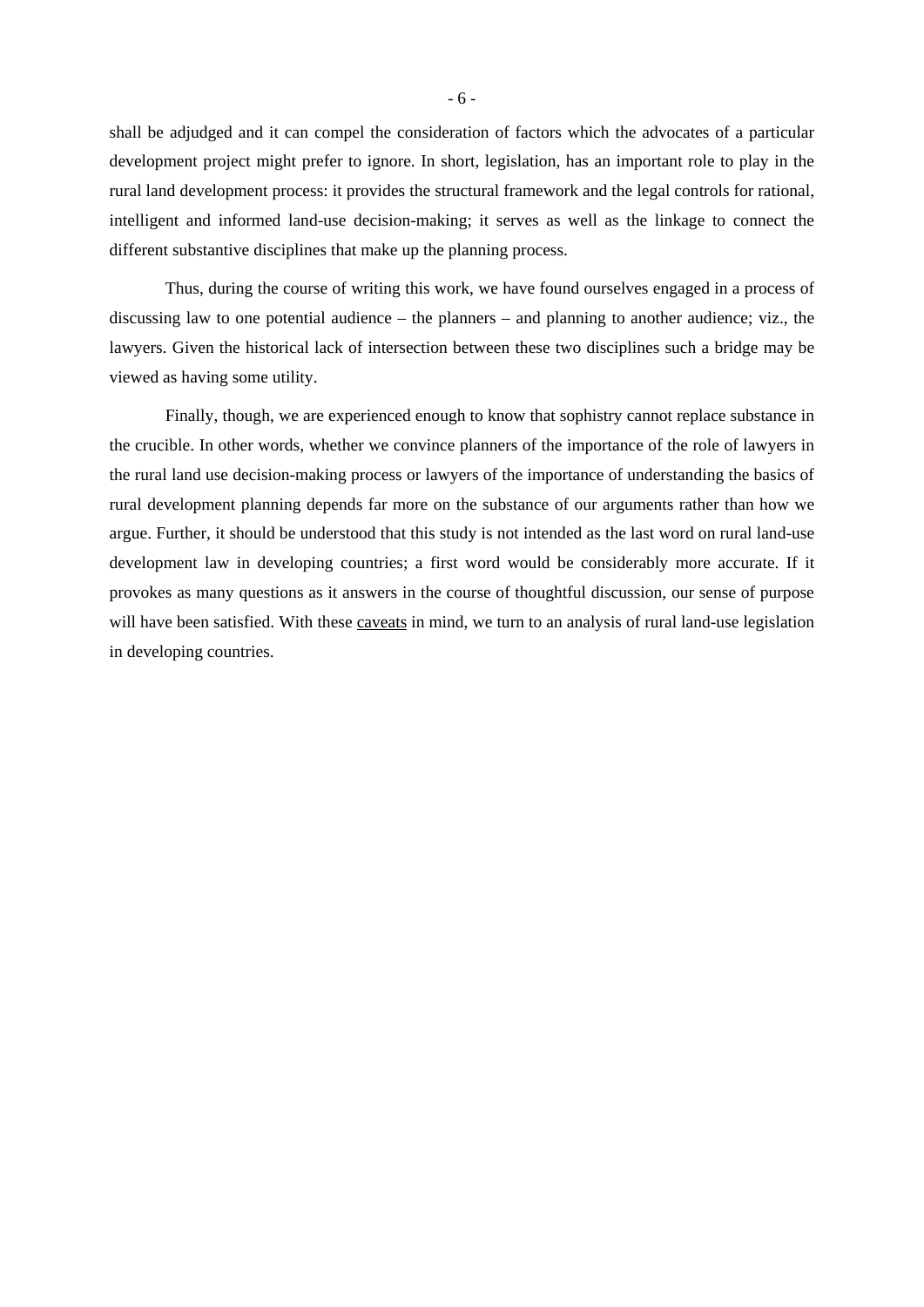shall be adjudged and it can compel the consideration of factors which the advocates of a particular development project might prefer to ignore. In short, legislation, has an important role to play in the rural land development process: it provides the structural framework and the legal controls for rational, intelligent and informed land-use decision-making; it serves as well as the linkage to connect the different substantive disciplines that make up the planning process.

Thus, during the course of writing this work, we have found ourselves engaged in a process of discussing law to one potential audience – the planners – and planning to another audience; viz., the lawyers. Given the historical lack of intersection between these two disciplines such a bridge may be viewed as having some utility.

Finally, though, we are experienced enough to know that sophistry cannot replace substance in the crucible. In other words, whether we convince planners of the importance of the role of lawyers in the rural land use decision-making process or lawyers of the importance of understanding the basics of rural development planning depends far more on the substance of our arguments rather than how we argue. Further, it should be understood that this study is not intended as the last word on rural land-use development law in developing countries; a first word would be considerably more accurate. If it provokes as many questions as it answers in the course of thoughtful discussion, our sense of purpose will have been satisfied. With these caveats in mind, we turn to an analysis of rural land-use legislation in developing countries.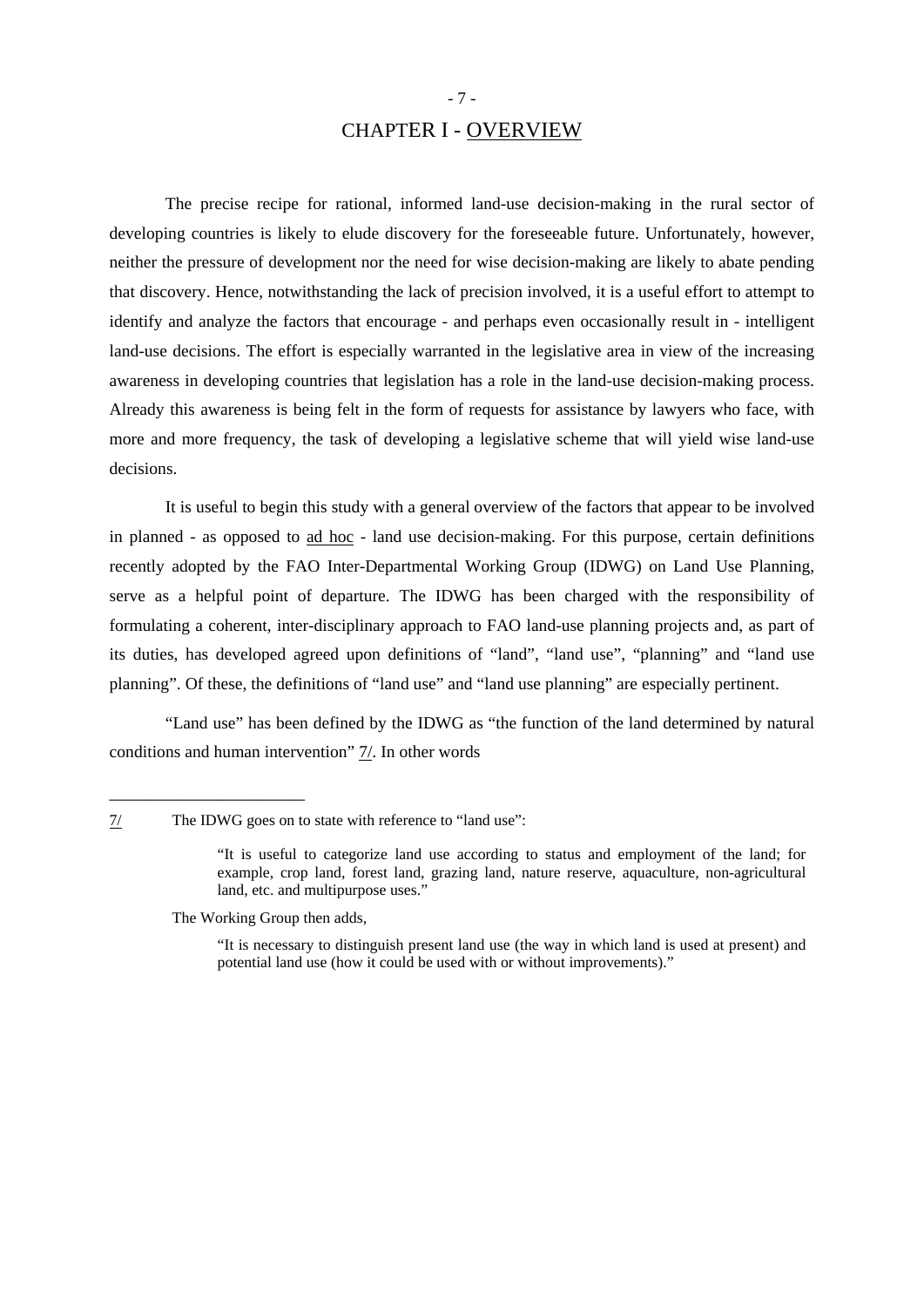# CHAPTER I - OVERVIEW

The precise recipe for rational, informed land-use decision-making in the rural sector of developing countries is likely to elude discovery for the foreseeable future. Unfortunately, however, neither the pressure of development nor the need for wise decision-making are likely to abate pending that discovery. Hence, notwithstanding the lack of precision involved, it is a useful effort to attempt to identify and analyze the factors that encourage - and perhaps even occasionally result in - intelligent land-use decisions. The effort is especially warranted in the legislative area in view of the increasing awareness in developing countries that legislation has a role in the land-use decision-making process. Already this awareness is being felt in the form of requests for assistance by lawyers who face, with more and more frequency, the task of developing a legislative scheme that will yield wise land-use decisions.

It is useful to begin this study with a general overview of the factors that appear to be involved in planned - as opposed to ad hoc - land use decision-making. For this purpose, certain definitions recently adopted by the FAO Inter-Departmental Working Group (IDWG) on Land Use Planning, serve as a helpful point of departure. The IDWG has been charged with the responsibility of formulating a coherent, inter-disciplinary approach to FAO land-use planning projects and, as part of its duties, has developed agreed upon definitions of "land", "land use", "planning" and "land use planning". Of these, the definitions of "land use" and "land use planning" are especially pertinent.

"Land use" has been defined by the IDWG as "the function of the land determined by natural conditions and human intervention" 7/. In other words

---

7/ The IDWG goes on to state with reference to "land use":

> "It is useful to categorize land use according to status and employment of the land; for example, crop land, forest land, grazing land, nature reserve, aquaculture, non-agricultural land, etc. and multipurpose uses."

The Working Group then adds,

> "It is necessary to distinguish present land use (the way in which land is used at present) and potential land use (how it could be used with or without improvements)."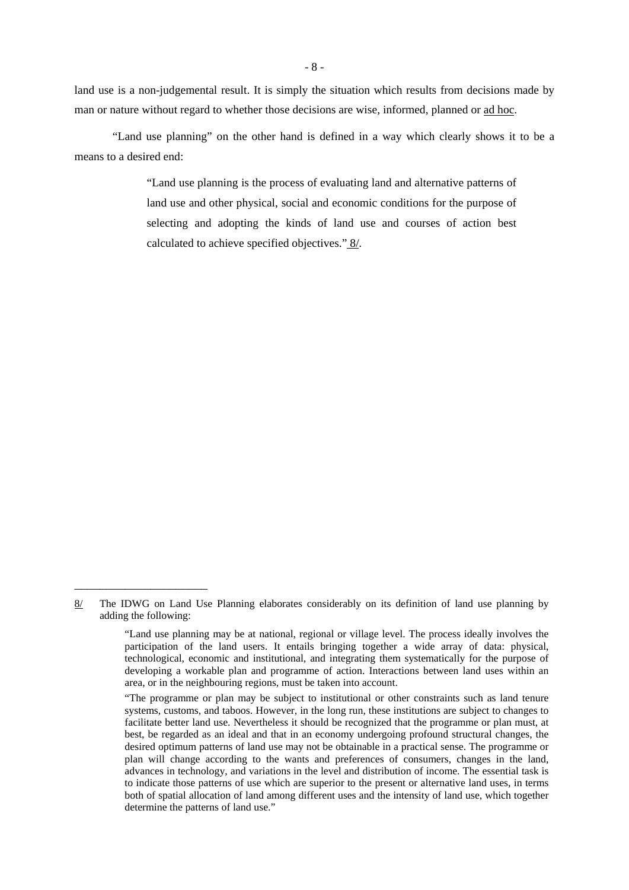land use is a non-judgemental result. It is simply the situation which results from decisions made by man or nature without regard to whether those decisions are wise, informed, planned or ad hoc.

"Land use planning" on the other hand is defined in a way which clearly shows it to be a means to a desired end:

> "Land use planning is the process of evaluating land and alternative patterns of land use and other physical, social and economic conditions for the purpose of selecting and adopting the kinds of land use and courses of action best calculated to achieve specified objectives." 8/.

---

8/ The IDWG on Land Use Planning elaborates considerably on its definition of land use planning by adding the following:

> "Land use planning may be at national, regional or village level. The process ideally involves the participation of the land users. It entails bringing together a wide array of data: physical, technological, economic and institutional, and integrating them systematically for the purpose of developing a workable plan and programme of action. Interactions between land uses within an area, or in the neighbouring regions, must be taken into account.
>
> "The programme or plan may be subject to institutional or other constraints such as land tenure systems, customs, and taboos. However, in the long run, these institutions are subject to changes to facilitate better land use. Nevertheless it should be recognized that the programme or plan must, at best, be regarded as an ideal and that in an economy undergoing profound structural changes, the desired optimum patterns of land use may not be obtainable in a practical sense. The programme or plan will change according to the wants and preferences of consumers, changes in the land, advances in technology, and variations in the level and distribution of income. The essential task is to indicate those patterns of use which are superior to the present or alternative land uses, in terms both of spatial allocation of land among different uses and the intensity of land use, which together determine the patterns of land use."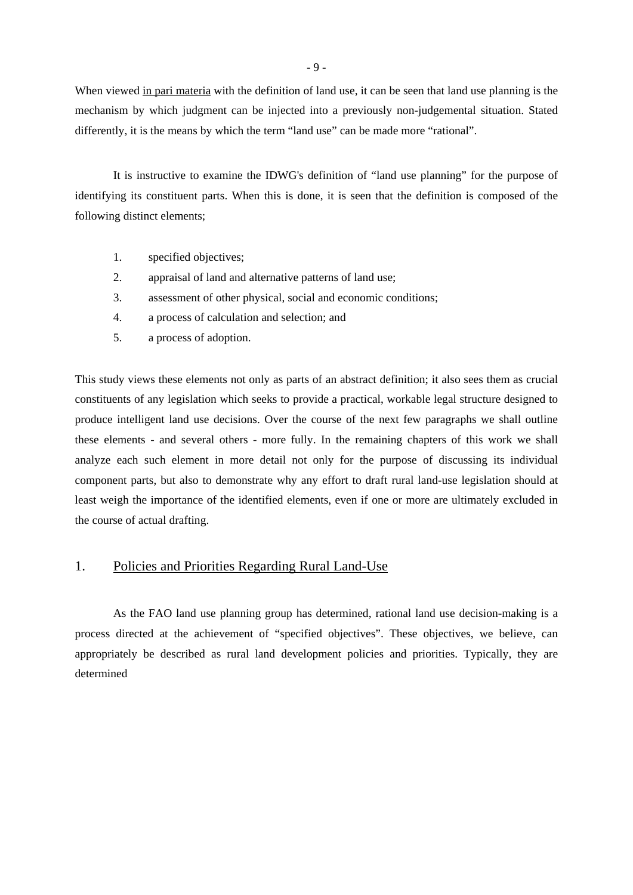When viewed in pari materia with the definition of land use, it can be seen that land use planning is the mechanism by which judgment can be injected into a previously non-judgemental situation. Stated differently, it is the means by which the term "land use" can be made more "rational".

It is instructive to examine the IDWG's definition of "land use planning" for the purpose of identifying its constituent parts. When this is done, it is seen that the definition is composed of the following distinct elements;

1. specified objectives;
2. appraisal of land and alternative patterns of land use;
3. assessment of other physical, social and economic conditions;
4. a process of calculation and selection; and
5. a process of adoption.

This study views these elements not only as parts of an abstract definition; it also sees them as crucial constituents of any legislation which seeks to provide a practical, workable legal structure designed to produce intelligent land use decisions. Over the course of the next few paragraphs we shall outline these elements - and several others - more fully. In the remaining chapters of this work we shall analyze each such element in more detail not only for the purpose of discussing its individual component parts, but also to demonstrate why any effort to draft rural land-use legislation should at least weigh the importance of the identified elements, even if one or more are ultimately excluded in the course of actual drafting.

## 1. Policies and Priorities Regarding Rural Land-Use

As the FAO land use planning group has determined, rational land use decision-making is a process directed at the achievement of "specified objectives". These objectives, we believe, can appropriately be described as rural land development policies and priorities. Typically, they are determined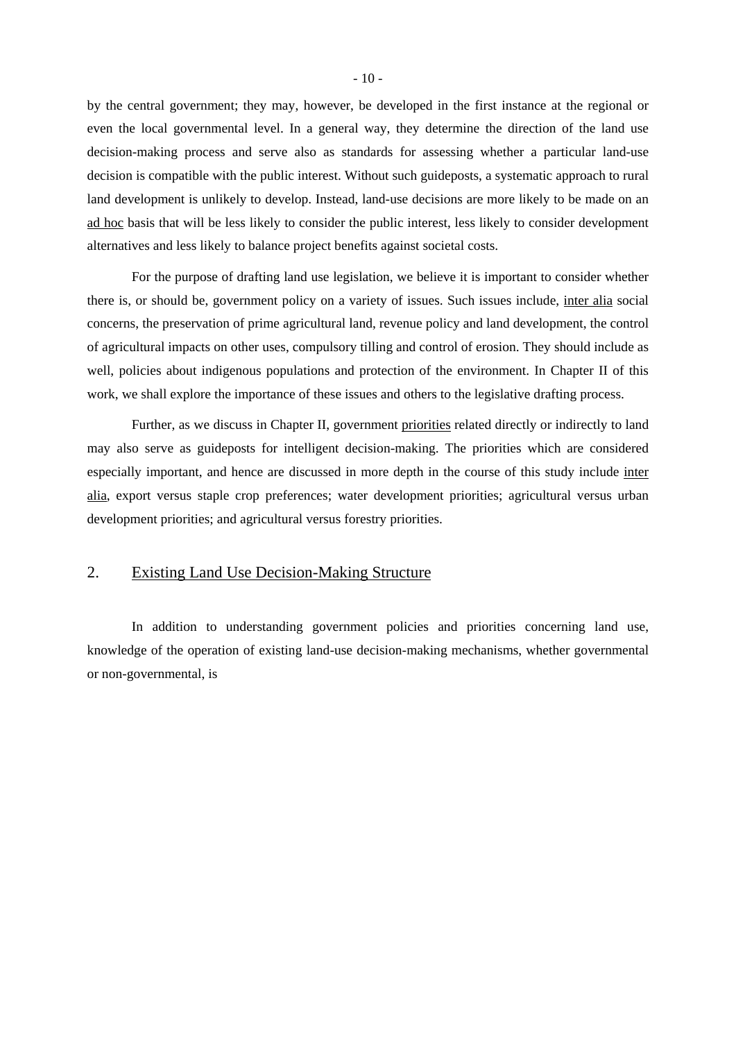by the central government; they may, however, be developed in the first instance at the regional or even the local governmental level. In a general way, they determine the direction of the land use decision-making process and serve also as standards for assessing whether a particular land-use decision is compatible with the public interest. Without such guideposts, a systematic approach to rural land development is unlikely to develop. Instead, land-use decisions are more likely to be made on an _ad hoc_ basis that will be less likely to consider the public interest, less likely to consider development alternatives and less likely to balance project benefits against societal costs.

For the purpose of drafting land use legislation, we believe it is important to consider whether there is, or should be, government policy on a variety of issues. Such issues include, _inter alia_ social concerns, the preservation of prime agricultural land, revenue policy and land development, the control of agricultural impacts on other uses, compulsory tilling and control of erosion. They should include as well, policies about indigenous populations and protection of the environment. In Chapter II of this work, we shall explore the importance of these issues and others to the legislative drafting process.

Further, as we discuss in Chapter II, government _priorities_ related directly or indirectly to land may also serve as guideposts for intelligent decision-making. The priorities which are considered especially important, and hence are discussed in more depth in the course of this study include _inter alia_, export versus staple crop preferences; water development priorities; agricultural versus urban development priorities; and agricultural versus forestry priorities.

## 2. Existing Land Use Decision-Making Structure

In addition to understanding government policies and priorities concerning land use, knowledge of the operation of existing land-use decision-making mechanisms, whether governmental or non-governmental, is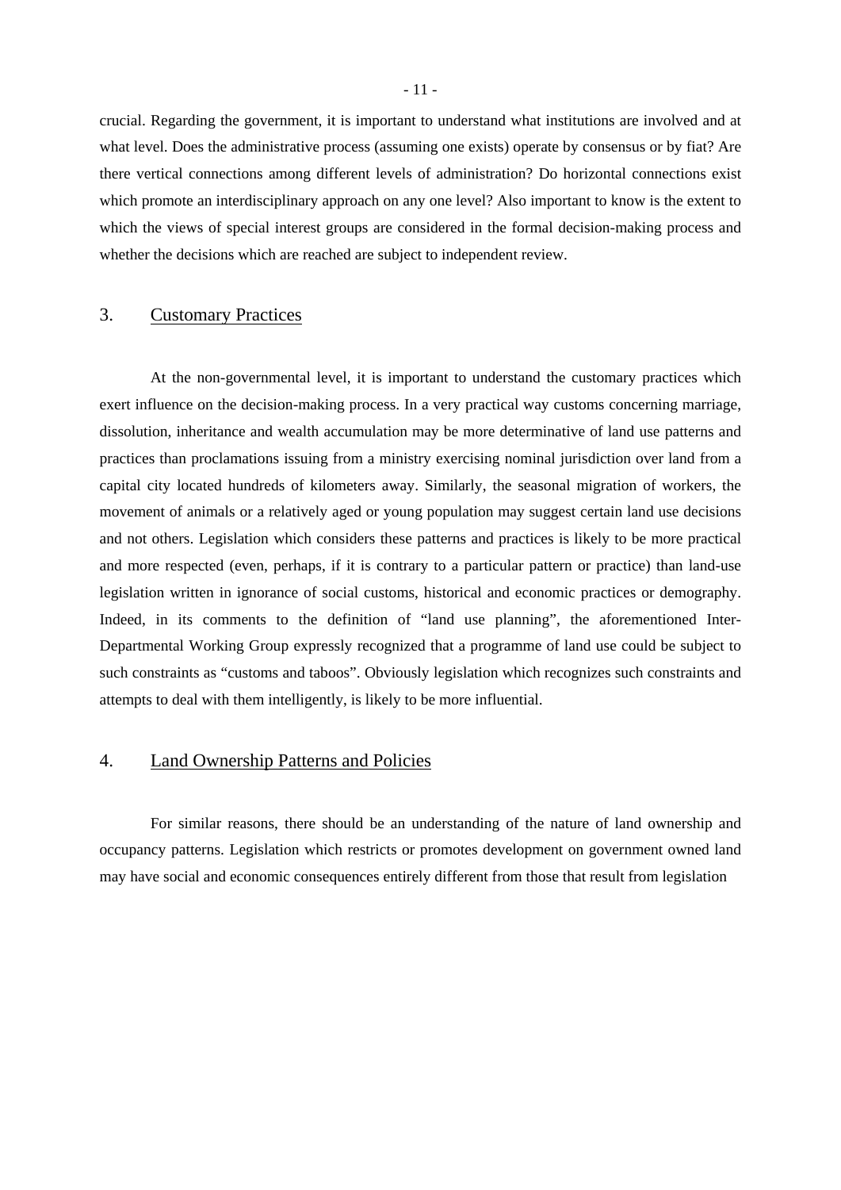crucial. Regarding the government, it is important to understand what institutions are involved and at what level. Does the administrative process (assuming one exists) operate by consensus or by fiat? Are there vertical connections among different levels of administration? Do horizontal connections exist which promote an interdisciplinary approach on any one level? Also important to know is the extent to which the views of special interest groups are considered in the formal decision-making process and whether the decisions which are reached are subject to independent review.

## 3. Customary Practices

At the non-governmental level, it is important to understand the customary practices which exert influence on the decision-making process. In a very practical way customs concerning marriage, dissolution, inheritance and wealth accumulation may be more determinative of land use patterns and practices than proclamations issuing from a ministry exercising nominal jurisdiction over land from a capital city located hundreds of kilometers away. Similarly, the seasonal migration of workers, the movement of animals or a relatively aged or young population may suggest certain land use decisions and not others. Legislation which considers these patterns and practices is likely to be more practical and more respected (even, perhaps, if it is contrary to a particular pattern or practice) than land-use legislation written in ignorance of social customs, historical and economic practices or demography. Indeed, in its comments to the definition of "land use planning", the aforementioned Inter-Departmental Working Group expressly recognized that a programme of land use could be subject to such constraints as "customs and taboos". Obviously legislation which recognizes such constraints and attempts to deal with them intelligently, is likely to be more influential.

## 4. Land Ownership Patterns and Policies

For similar reasons, there should be an understanding of the nature of land ownership and occupancy patterns. Legislation which restricts or promotes development on government owned land may have social and economic consequences entirely different from those that result from legislation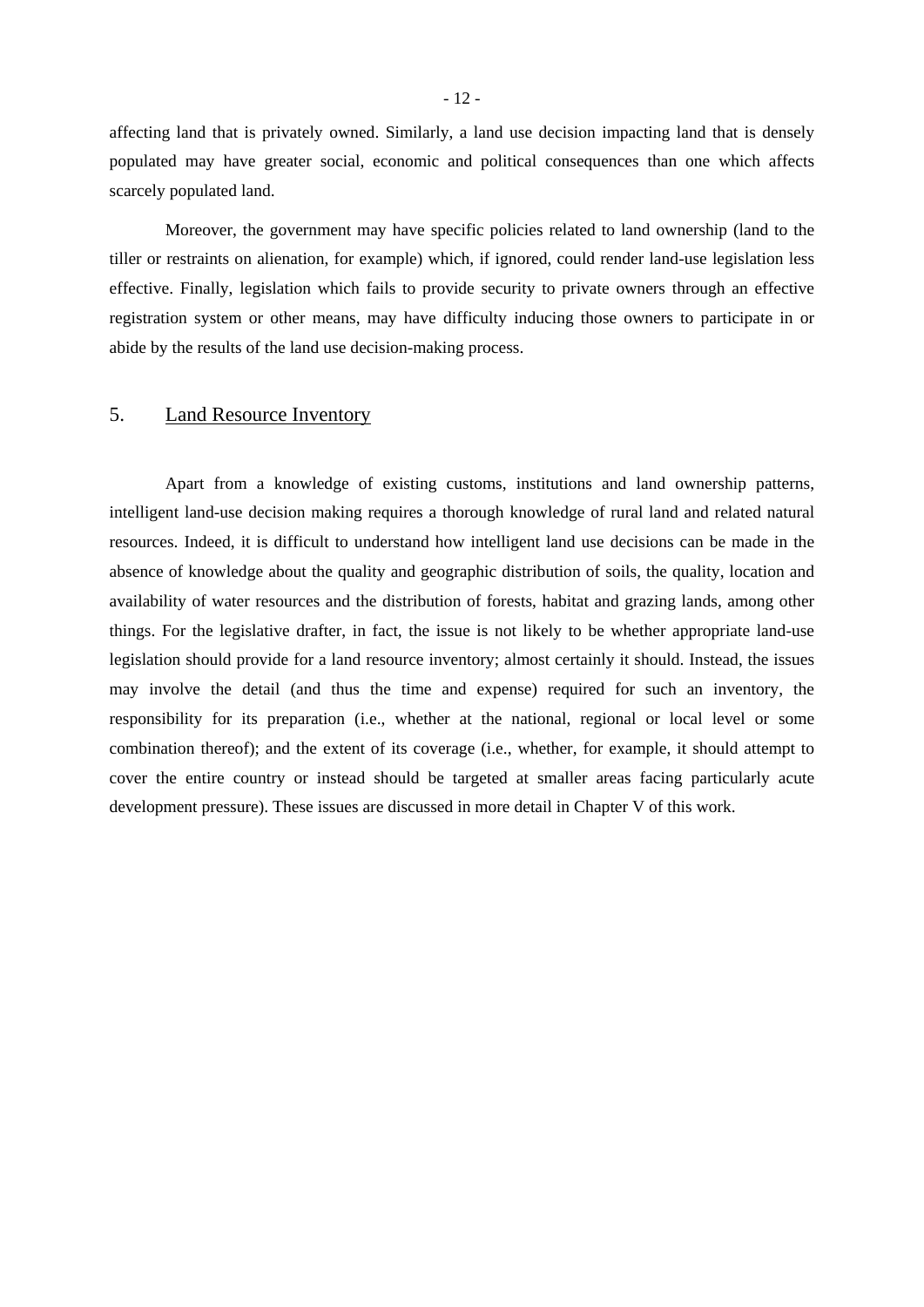affecting land that is privately owned. Similarly, a land use decision impacting land that is densely populated may have greater social, economic and political consequences than one which affects scarcely populated land.

Moreover, the government may have specific policies related to land ownership (land to the tiller or restraints on alienation, for example) which, if ignored, could render land-use legislation less effective. Finally, legislation which fails to provide security to private owners through an effective registration system or other means, may have difficulty inducing those owners to participate in or abide by the results of the land use decision-making process.

## 5. Land Resource Inventory

Apart from a knowledge of existing customs, institutions and land ownership patterns, intelligent land-use decision making requires a thorough knowledge of rural land and related natural resources. Indeed, it is difficult to understand how intelligent land use decisions can be made in the absence of knowledge about the quality and geographic distribution of soils, the quality, location and availability of water resources and the distribution of forests, habitat and grazing lands, among other things. For the legislative drafter, in fact, the issue is not likely to be whether appropriate land-use legislation should provide for a land resource inventory; almost certainly it should. Instead, the issues may involve the detail (and thus the time and expense) required for such an inventory, the responsibility for its preparation (i.e., whether at the national, regional or local level or some combination thereof); and the extent of its coverage (i.e., whether, for example, it should attempt to cover the entire country or instead should be targeted at smaller areas facing particularly acute development pressure). These issues are discussed in more detail in Chapter V of this work.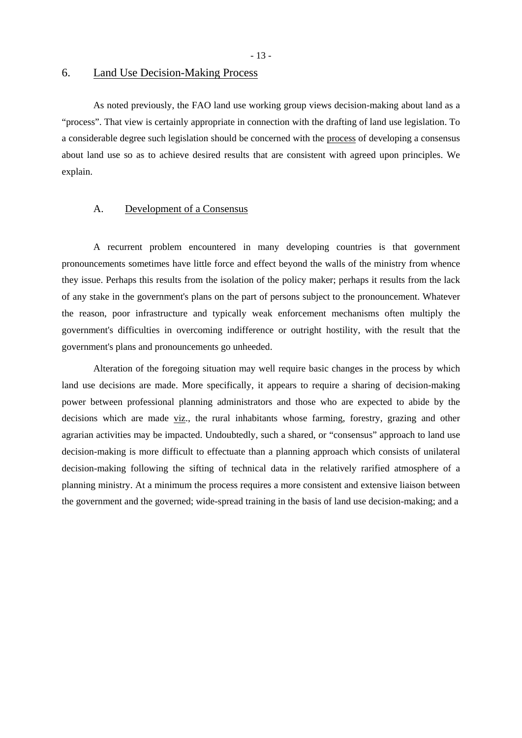## 6. Land Use Decision-Making Process

As noted previously, the FAO land use working group views decision-making about land as a "process". That view is certainly appropriate in connection with the drafting of land use legislation. To a considerable degree such legislation should be concerned with the process of developing a consensus about land use so as to achieve desired results that are consistent with agreed upon principles. We explain.

### A. Development of a Consensus

A recurrent problem encountered in many developing countries is that government pronouncements sometimes have little force and effect beyond the walls of the ministry from whence they issue. Perhaps this results from the isolation of the policy maker; perhaps it results from the lack of any stake in the government's plans on the part of persons subject to the pronouncement. Whatever the reason, poor infrastructure and typically weak enforcement mechanisms often multiply the government's difficulties in overcoming indifference or outright hostility, with the result that the government's plans and pronouncements go unheeded.

Alteration of the foregoing situation may well require basic changes in the process by which land use decisions are made. More specifically, it appears to require a sharing of decision-making power between professional planning administrators and those who are expected to abide by the decisions which are made viz., the rural inhabitants whose farming, forestry, grazing and other agrarian activities may be impacted. Undoubtedly, such a shared, or "consensus" approach to land use decision-making is more difficult to effectuate than a planning approach which consists of unilateral decision-making following the sifting of technical data in the relatively rarified atmosphere of a planning ministry. At a minimum the process requires a more consistent and extensive liaison between the government and the governed; wide-spread training in the basis of land use decision-making; and a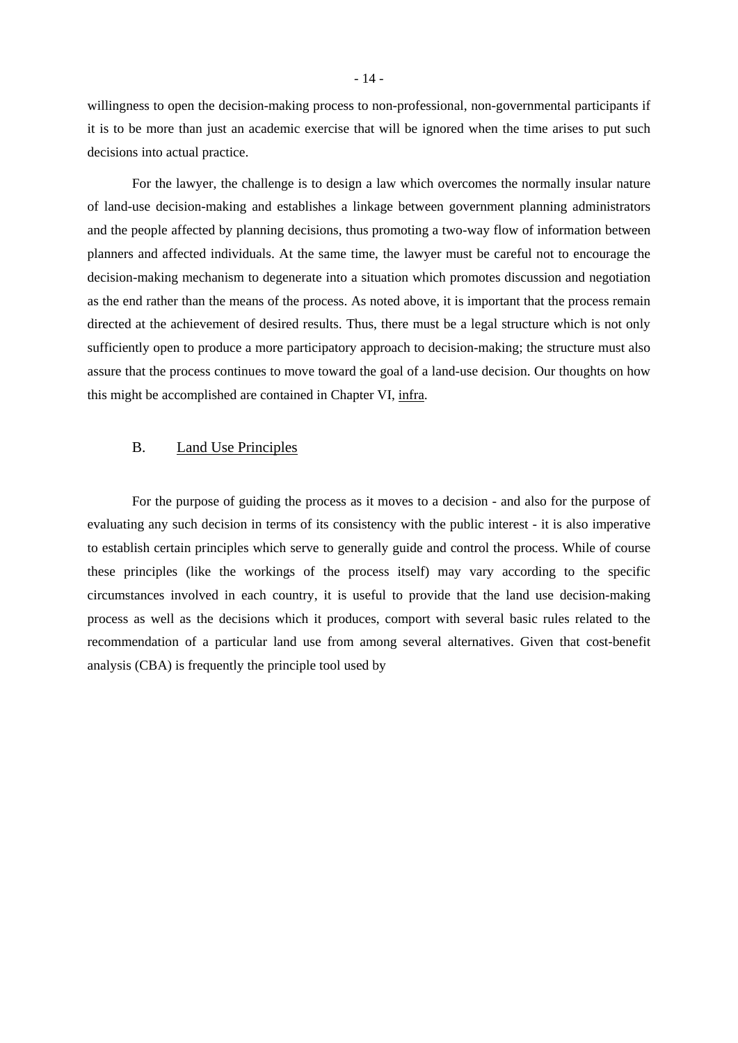willingness to open the decision-making process to non-professional, non-governmental participants if it is to be more than just an academic exercise that will be ignored when the time arises to put such decisions into actual practice.

For the lawyer, the challenge is to design a law which overcomes the normally insular nature of land-use decision-making and establishes a linkage between government planning administrators and the people affected by planning decisions, thus promoting a two-way flow of information between planners and affected individuals. At the same time, the lawyer must be careful not to encourage the decision-making mechanism to degenerate into a situation which promotes discussion and negotiation as the end rather than the means of the process. As noted above, it is important that the process remain directed at the achievement of desired results. Thus, there must be a legal structure which is not only sufficiently open to produce a more participatory approach to decision-making; the structure must also assure that the process continues to move toward the goal of a land-use decision. Our thoughts on how this might be accomplished are contained in Chapter VI, infra.

## B. Land Use Principles

For the purpose of guiding the process as it moves to a decision - and also for the purpose of evaluating any such decision in terms of its consistency with the public interest - it is also imperative to establish certain principles which serve to generally guide and control the process. While of course these principles (like the workings of the process itself) may vary according to the specific circumstances involved in each country, it is useful to provide that the land use decision-making process as well as the decisions which it produces, comport with several basic rules related to the recommendation of a particular land use from among several alternatives. Given that cost-benefit analysis (CBA) is frequently the principle tool used by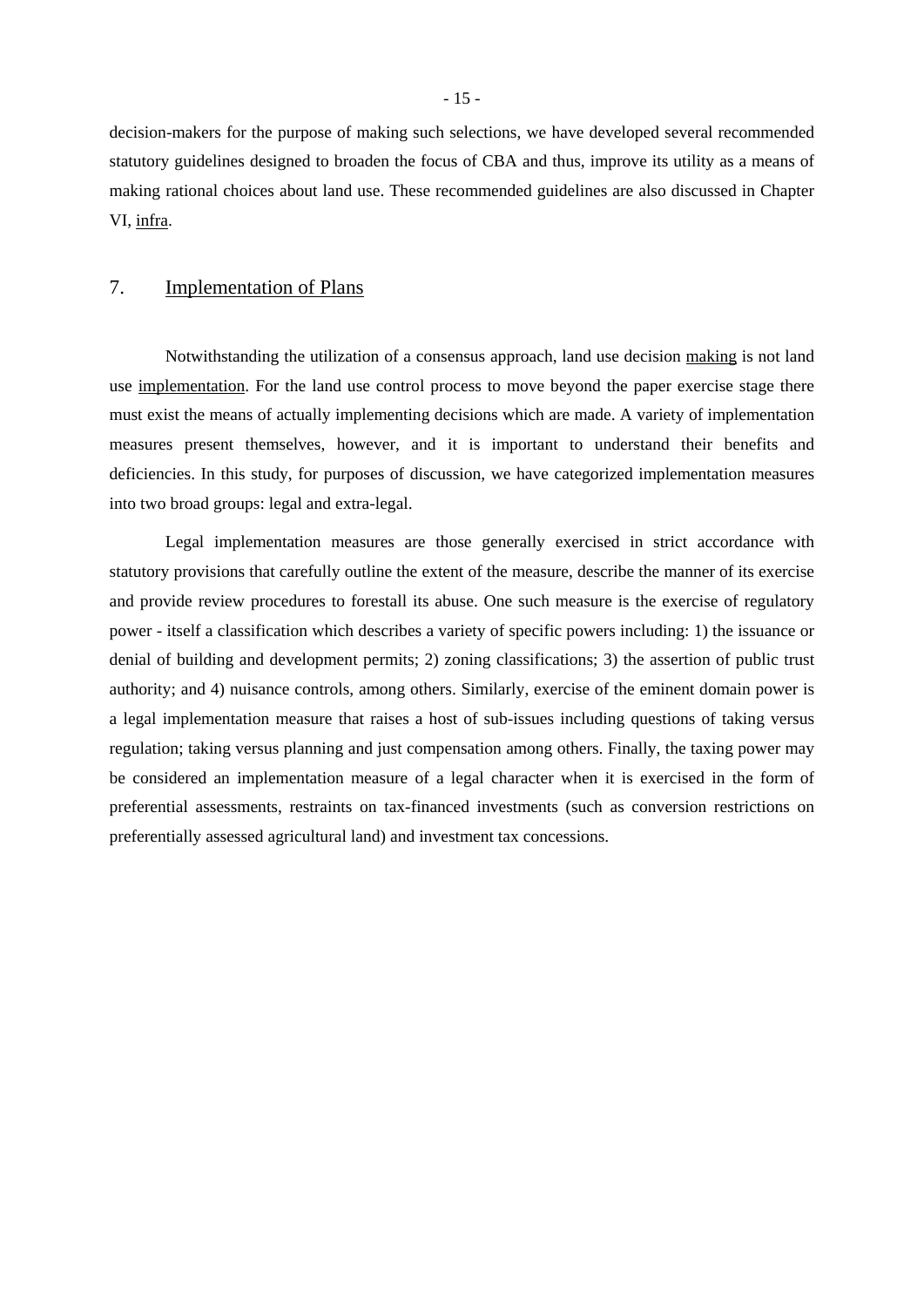decision-makers for the purpose of making such selections, we have developed several recommended statutory guidelines designed to broaden the focus of CBA and thus, improve its utility as a means of making rational choices about land use. These recommended guidelines are also discussed in Chapter VI, infra.

## 7. Implementation of Plans

Notwithstanding the utilization of a consensus approach, land use decision making is not land use implementation. For the land use control process to move beyond the paper exercise stage there must exist the means of actually implementing decisions which are made. A variety of implementation measures present themselves, however, and it is important to understand their benefits and deficiencies. In this study, for purposes of discussion, we have categorized implementation measures into two broad groups: legal and extra-legal.

Legal implementation measures are those generally exercised in strict accordance with statutory provisions that carefully outline the extent of the measure, describe the manner of its exercise and provide review procedures to forestall its abuse. One such measure is the exercise of regulatory power - itself a classification which describes a variety of specific powers including: 1) the issuance or denial of building and development permits; 2) zoning classifications; 3) the assertion of public trust authority; and 4) nuisance controls, among others. Similarly, exercise of the eminent domain power is a legal implementation measure that raises a host of sub-issues including questions of taking versus regulation; taking versus planning and just compensation among others. Finally, the taxing power may be considered an implementation measure of a legal character when it is exercised in the form of preferential assessments, restraints on tax-financed investments (such as conversion restrictions on preferentially assessed agricultural land) and investment tax concessions.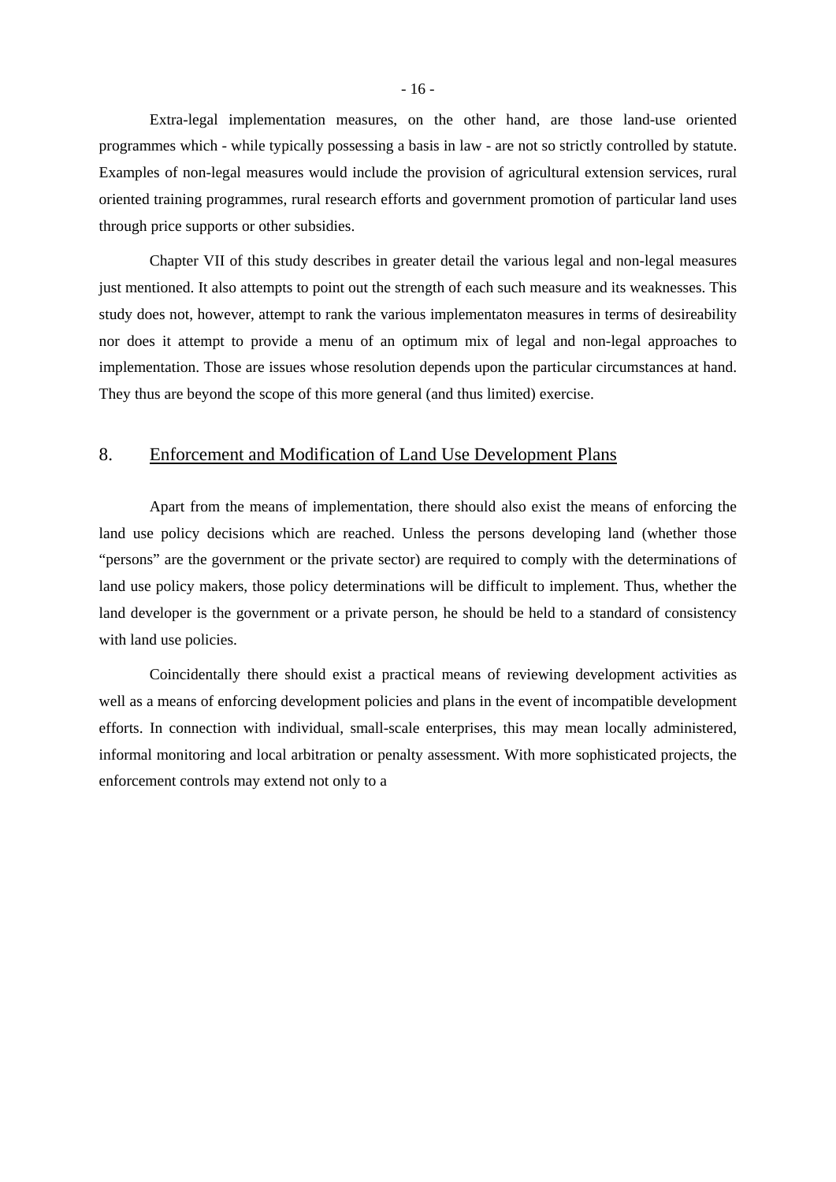Extra-legal implementation measures, on the other hand, are those land-use oriented programmes which - while typically possessing a basis in law - are not so strictly controlled by statute. Examples of non-legal measures would include the provision of agricultural extension services, rural oriented training programmes, rural research efforts and government promotion of particular land uses through price supports or other subsidies.

Chapter VII of this study describes in greater detail the various legal and non-legal measures just mentioned. It also attempts to point out the strength of each such measure and its weaknesses. This study does not, however, attempt to rank the various implementaton measures in terms of desireability nor does it attempt to provide a menu of an optimum mix of legal and non-legal approaches to implementation. Those are issues whose resolution depends upon the particular circumstances at hand. They thus are beyond the scope of this more general (and thus limited) exercise.

## 8. Enforcement and Modification of Land Use Development Plans

Apart from the means of implementation, there should also exist the means of enforcing the land use policy decisions which are reached. Unless the persons developing land (whether those "persons" are the government or the private sector) are required to comply with the determinations of land use policy makers, those policy determinations will be difficult to implement. Thus, whether the land developer is the government or a private person, he should be held to a standard of consistency with land use policies.

Coincidentally there should exist a practical means of reviewing development activities as well as a means of enforcing development policies and plans in the event of incompatible development efforts. In connection with individual, small-scale enterprises, this may mean locally administered, informal monitoring and local arbitration or penalty assessment. With more sophisticated projects, the enforcement controls may extend not only to a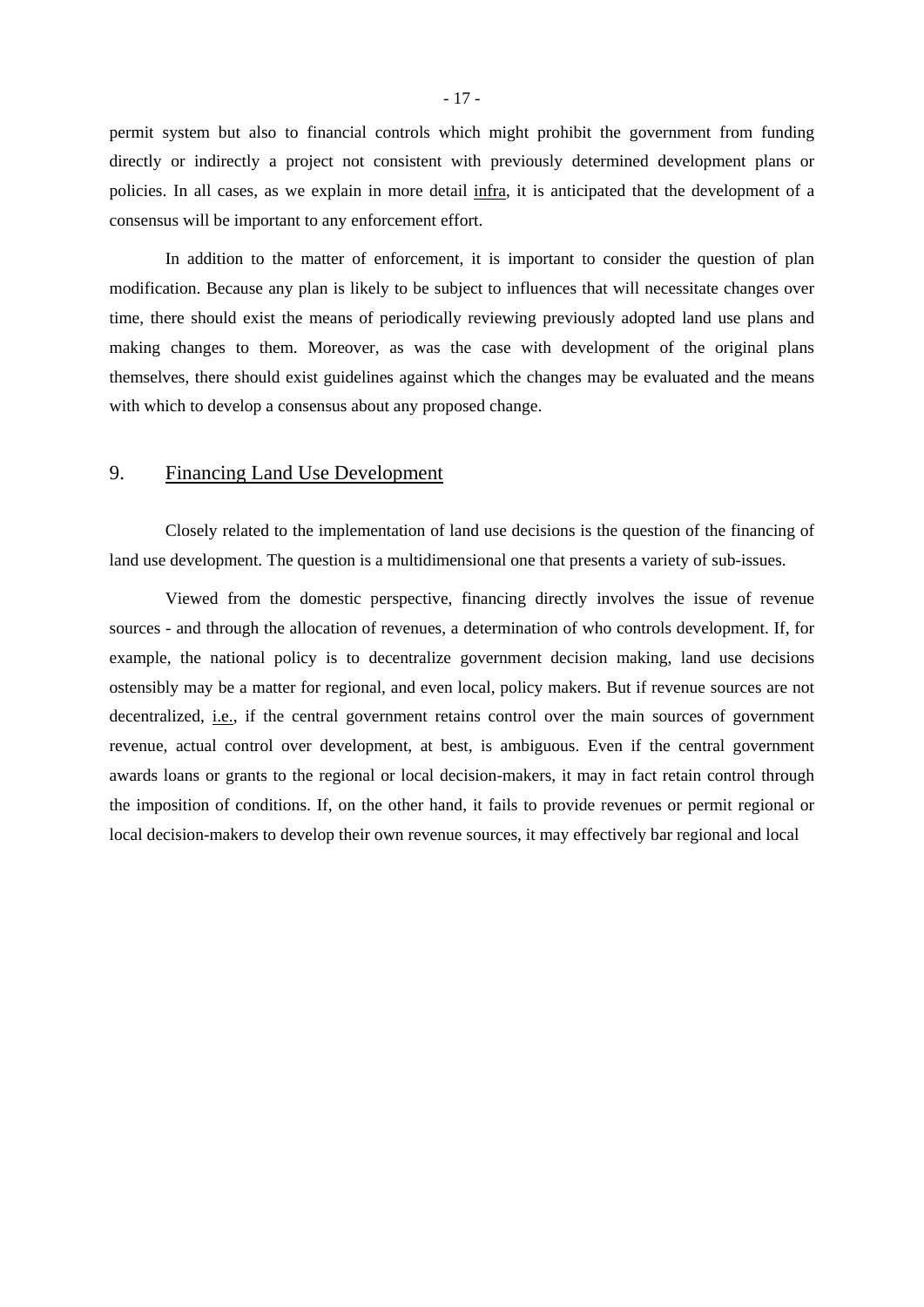permit system but also to financial controls which might prohibit the government from funding directly or indirectly a project not consistent with previously determined development plans or policies. In all cases, as we explain in more detail infra, it is anticipated that the development of a consensus will be important to any enforcement effort.

In addition to the matter of enforcement, it is important to consider the question of plan modification. Because any plan is likely to be subject to influences that will necessitate changes over time, there should exist the means of periodically reviewing previously adopted land use plans and making changes to them. Moreover, as was the case with development of the original plans themselves, there should exist guidelines against which the changes may be evaluated and the means with which to develop a consensus about any proposed change.

## 9. Financing Land Use Development

Closely related to the implementation of land use decisions is the question of the financing of land use development. The question is a multidimensional one that presents a variety of sub-issues.

Viewed from the domestic perspective, financing directly involves the issue of revenue sources - and through the allocation of revenues, a determination of who controls development. If, for example, the national policy is to decentralize government decision making, land use decisions ostensibly may be a matter for regional, and even local, policy makers. But if revenue sources are not decentralized, i.e., if the central government retains control over the main sources of government revenue, actual control over development, at best, is ambiguous. Even if the central government awards loans or grants to the regional or local decision-makers, it may in fact retain control through the imposition of conditions. If, on the other hand, it fails to provide revenues or permit regional or local decision-makers to develop their own revenue sources, it may effectively bar regional and local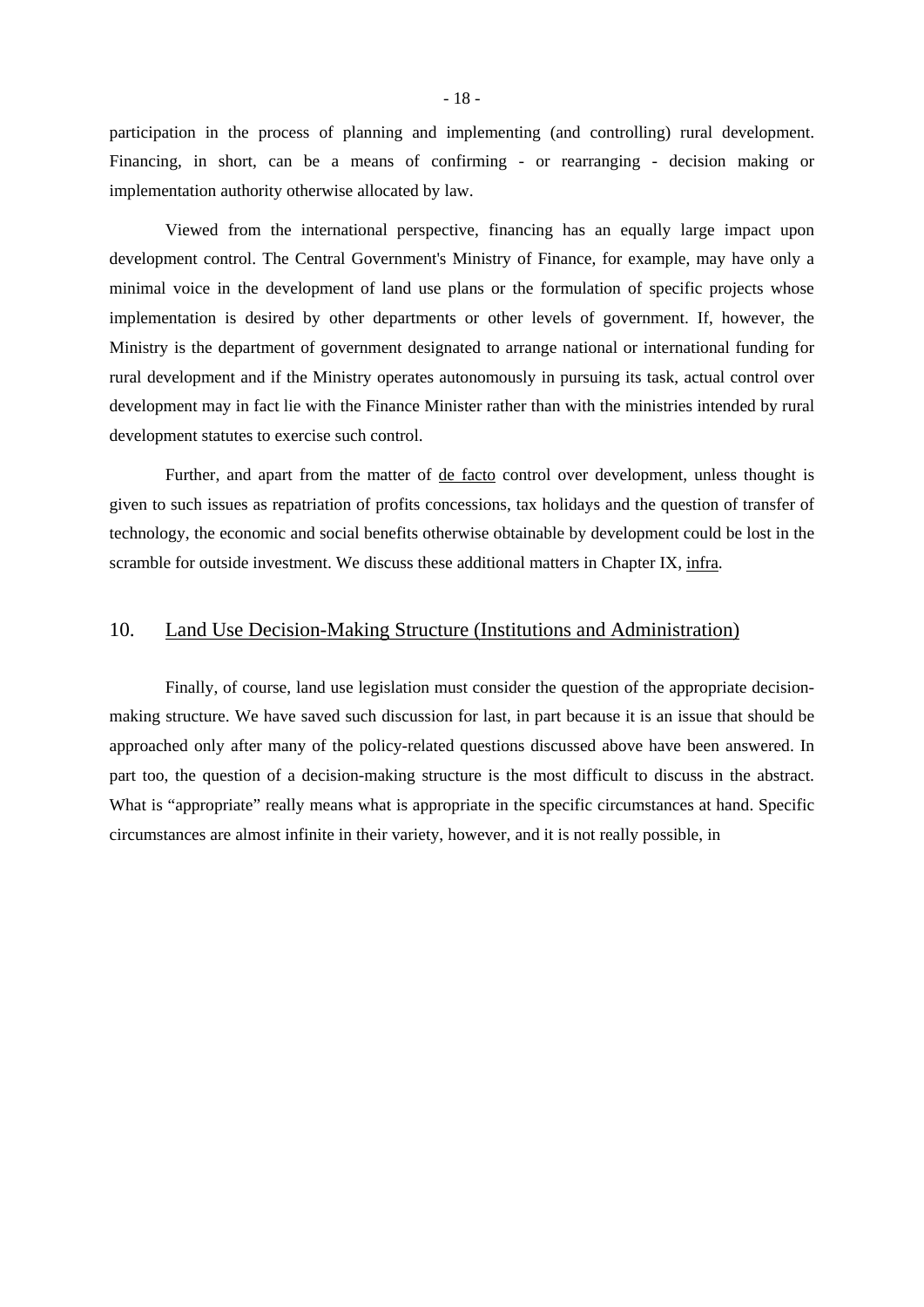participation in the process of planning and implementing (and controlling) rural development. Financing, in short, can be a means of confirming - or rearranging - decision making or implementation authority otherwise allocated by law.

Viewed from the international perspective, financing has an equally large impact upon development control. The Central Government's Ministry of Finance, for example, may have only a minimal voice in the development of land use plans or the formulation of specific projects whose implementation is desired by other departments or other levels of government. If, however, the Ministry is the department of government designated to arrange national or international funding for rural development and if the Ministry operates autonomously in pursuing its task, actual control over development may in fact lie with the Finance Minister rather than with the ministries intended by rural development statutes to exercise such control.

Further, and apart from the matter of de facto control over development, unless thought is given to such issues as repatriation of profits concessions, tax holidays and the question of transfer of technology, the economic and social benefits otherwise obtainable by development could be lost in the scramble for outside investment. We discuss these additional matters in Chapter IX, infra.

## 10. Land Use Decision-Making Structure (Institutions and Administration)

Finally, of course, land use legislation must consider the question of the appropriate decision-making structure. We have saved such discussion for last, in part because it is an issue that should be approached only after many of the policy-related questions discussed above have been answered. In part too, the question of a decision-making structure is the most difficult to discuss in the abstract. What is “appropriate” really means what is appropriate in the specific circumstances at hand. Specific circumstances are almost infinite in their variety, however, and it is not really possible, in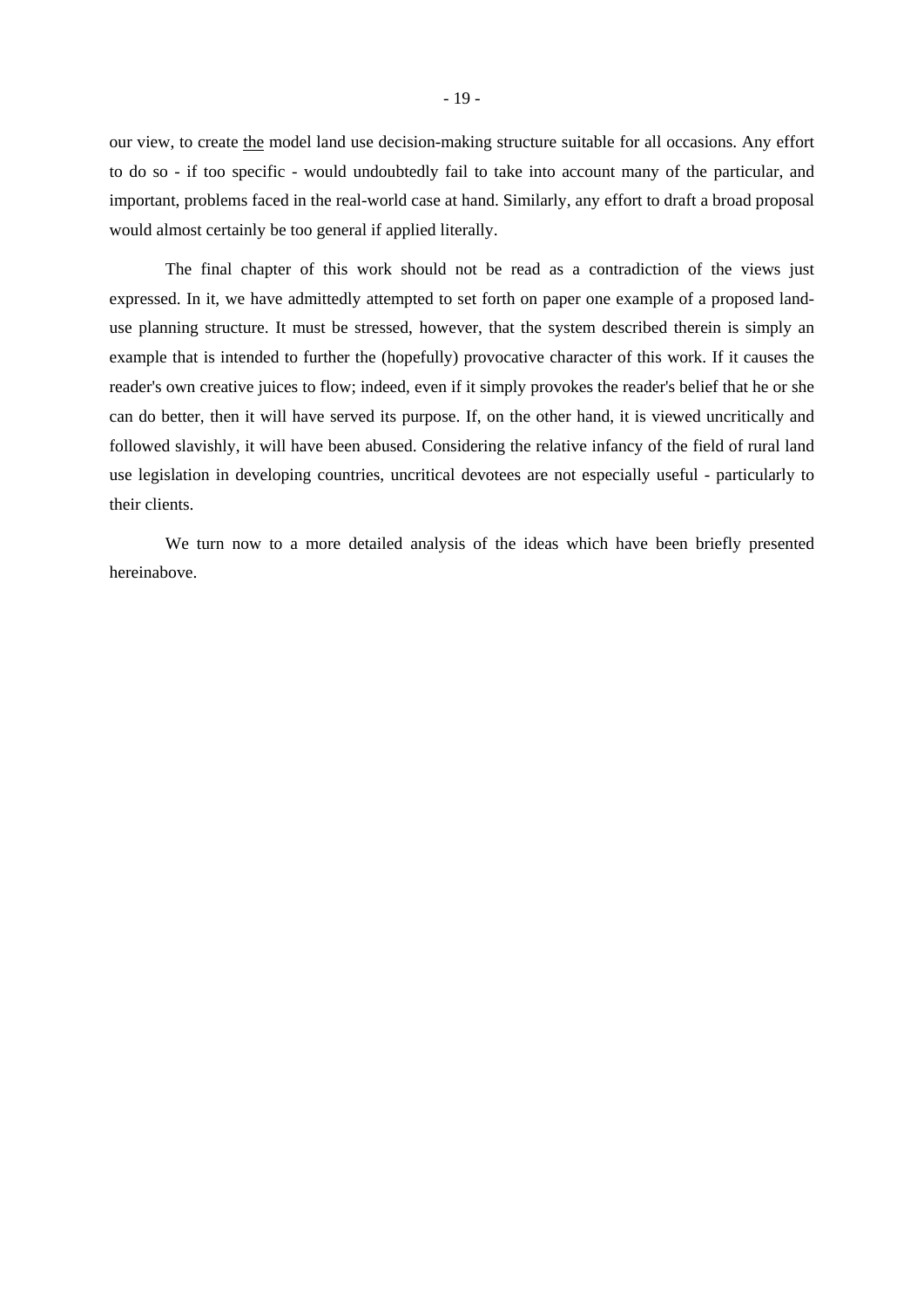our view, to create <u>the</u> model land use decision-making structure suitable for all occasions. Any effort to do so - if too specific - would undoubtedly fail to take into account many of the particular, and important, problems faced in the real-world case at hand. Similarly, any effort to draft a broad proposal would almost certainly be too general if applied literally.

The final chapter of this work should not be read as a contradiction of the views just expressed. In it, we have admittedly attempted to set forth on paper one example of a proposed land-use planning structure. It must be stressed, however, that the system described therein is simply an example that is intended to further the (hopefully) provocative character of this work. If it causes the reader's own creative juices to flow; indeed, even if it simply provokes the reader's belief that he or she can do better, then it will have served its purpose. If, on the other hand, it is viewed uncritically and followed slavishly, it will have been abused. Considering the relative infancy of the field of rural land use legislation in developing countries, uncritical devotees are not especially useful - particularly to their clients.

We turn now to a more detailed analysis of the ideas which have been briefly presented hereinabove.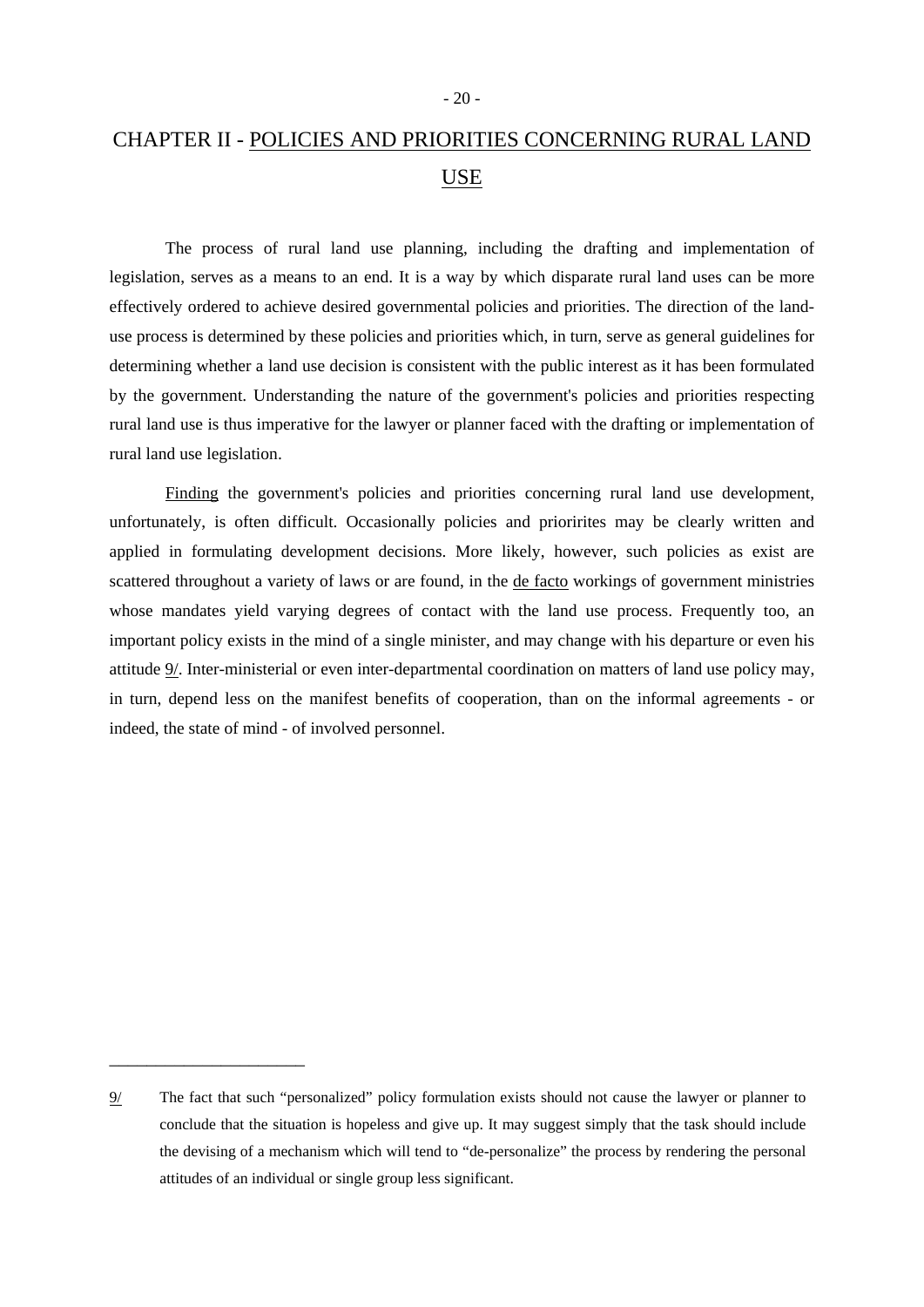# CHAPTER II - POLICIES AND PRIORITIES CONCERNING RURAL LAND USE

The process of rural land use planning, including the drafting and implementation of legislation, serves as a means to an end. It is a way by which disparate rural land uses can be more effectively ordered to achieve desired governmental policies and priorities. The direction of the land-use process is determined by these policies and priorities which, in turn, serve as general guidelines for determining whether a land use decision is consistent with the public interest as it has been formulated by the government. Understanding the nature of the government's policies and priorities respecting rural land use is thus imperative for the lawyer or planner faced with the drafting or implementation of rural land use legislation.

Finding the government's policies and priorities concerning rural land use development, unfortunately, is often difficult. Occasionally policies and prioririties may be clearly written and applied in formulating development decisions. More likely, however, such policies as exist are scattered throughout a variety of laws or are found, in the de facto workings of government ministries whose mandates yield varying degrees of contact with the land use process. Frequently too, an important policy exists in the mind of a single minister, and may change with his departure or even his attitude 9/. Inter-ministerial or even inter-departmental coordination on matters of land use policy may, in turn, depend less on the manifest benefits of cooperation, than on the informal agreements - or indeed, the state of mind - of involved personnel.

---

9/ The fact that such "personalized" policy formulation exists should not cause the lawyer or planner to conclude that the situation is hopeless and give up. It may suggest simply that the task should include the devising of a mechanism which will tend to "de-personalize" the process by rendering the personal attitudes of an individual or single group less significant.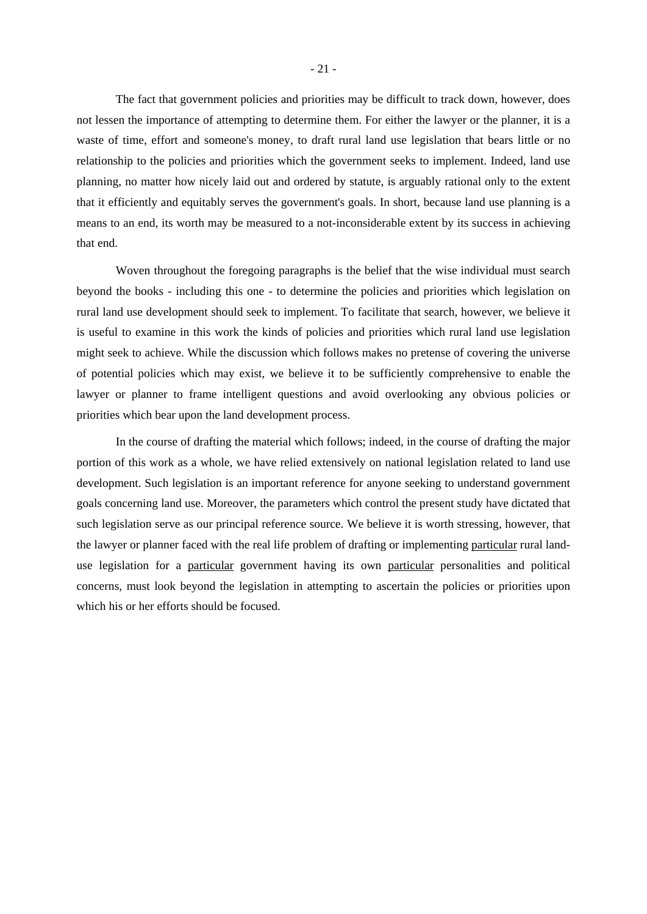The fact that government policies and priorities may be difficult to track down, however, does not lessen the importance of attempting to determine them. For either the lawyer or the planner, it is a waste of time, effort and someone's money, to draft rural land use legislation that bears little or no relationship to the policies and priorities which the government seeks to implement. Indeed, land use planning, no matter how nicely laid out and ordered by statute, is arguably rational only to the extent that it efficiently and equitably serves the government's goals. In short, because land use planning is a means to an end, its worth may be measured to a not-inconsiderable extent by its success in achieving that end.

Woven throughout the foregoing paragraphs is the belief that the wise individual must search beyond the books - including this one - to determine the policies and priorities which legislation on rural land use development should seek to implement. To facilitate that search, however, we believe it is useful to examine in this work the kinds of policies and priorities which rural land use legislation might seek to achieve. While the discussion which follows makes no pretense of covering the universe of potential policies which may exist, we believe it to be sufficiently comprehensive to enable the lawyer or planner to frame intelligent questions and avoid overlooking any obvious policies or priorities which bear upon the land development process.

In the course of drafting the material which follows; indeed, in the course of drafting the major portion of this work as a whole, we have relied extensively on national legislation related to land use development. Such legislation is an important reference for anyone seeking to understand government goals concerning land use. Moreover, the parameters which control the present study have dictated that such legislation serve as our principal reference source. We believe it is worth stressing, however, that the lawyer or planner faced with the real life problem of drafting or implementing <u>particular</u> rural land-use legislation for a <u>particular</u> government having its own <u>particular</u> personalities and political concerns, must look beyond the legislation in attempting to ascertain the policies or priorities upon which his or her efforts should be focused.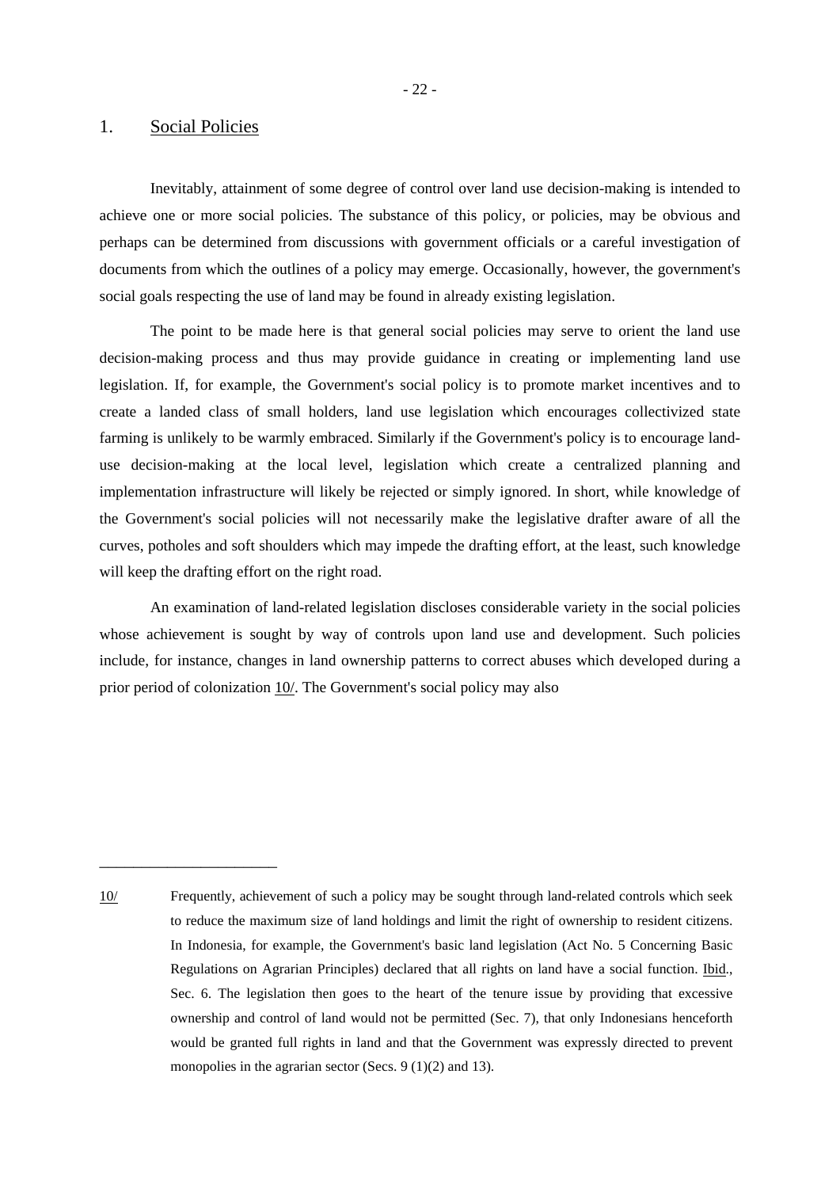## 1. Social Policies

Inevitably, attainment of some degree of control over land use decision-making is intended to achieve one or more social policies. The substance of this policy, or policies, may be obvious and perhaps can be determined from discussions with government officials or a careful investigation of documents from which the outlines of a policy may emerge. Occasionally, however, the government's social goals respecting the use of land may be found in already existing legislation.

The point to be made here is that general social policies may serve to orient the land use decision-making process and thus may provide guidance in creating or implementing land use legislation. If, for example, the Government's social policy is to promote market incentives and to create a landed class of small holders, land use legislation which encourages collectivized state farming is unlikely to be warmly embraced. Similarly if the Government's policy is to encourage land-use decision-making at the local level, legislation which create a centralized planning and implementation infrastructure will likely be rejected or simply ignored. In short, while knowledge of the Government's social policies will not necessarily make the legislative drafter aware of all the curves, potholes and soft shoulders which may impede the drafting effort, at the least, such knowledge will keep the drafting effort on the right road.

An examination of land-related legislation discloses considerable variety in the social policies whose achievement is sought by way of controls upon land use and development. Such policies include, for instance, changes in land ownership patterns to correct abuses which developed during a prior period of colonization 10/. The Government's social policy may also

---

10/ Frequently, achievement of such a policy may be sought through land-related controls which seek to reduce the maximum size of land holdings and limit the right of ownership to resident citizens. In Indonesia, for example, the Government's basic land legislation (Act No. 5 Concerning Basic Regulations on Agrarian Principles) declared that all rights on land have a social function. Ibid., Sec. 6. The legislation then goes to the heart of the tenure issue by providing that excessive ownership and control of land would not be permitted (Sec. 7), that only Indonesians henceforth would be granted full rights in land and that the Government was expressly directed to prevent monopolies in the agrarian sector (Secs. 9 (1)(2) and 13).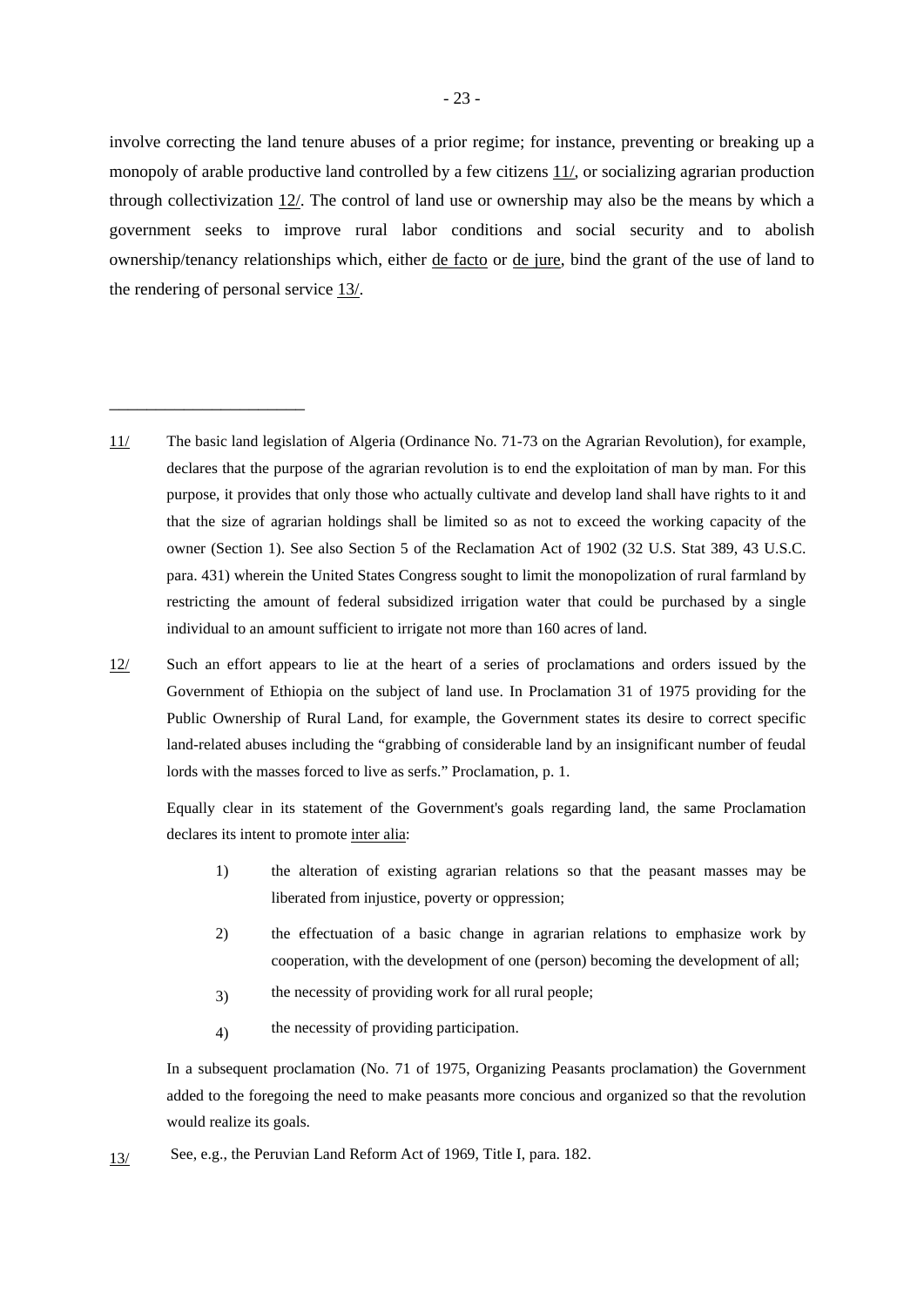involve correcting the land tenure abuses of a prior regime; for instance, preventing or breaking up a monopoly of arable productive land controlled by a few citizens 11/, or socializing agrarian production through collectivization 12/. The control of land use or ownership may also be the means by which a government seeks to improve rural labor conditions and social security and to abolish ownership/tenancy relationships which, either de facto or de jure, bind the grant of the use of land to the rendering of personal service 13/.

---

11/ The basic land legislation of Algeria (Ordinance No. 71-73 on the Agrarian Revolution), for example, declares that the purpose of the agrarian revolution is to end the exploitation of man by man. For this purpose, it provides that only those who actually cultivate and develop land shall have rights to it and that the size of agrarian holdings shall be limited so as not to exceed the working capacity of the owner (Section 1). See also Section 5 of the Reclamation Act of 1902 (32 U.S. Stat 389, 43 U.S.C. para. 431) wherein the United States Congress sought to limit the monopolization of rural farmland by restricting the amount of federal subsidized irrigation water that could be purchased by a single individual to an amount sufficient to irrigate not more than 160 acres of land.

12/ Such an effort appears to lie at the heart of a series of proclamations and orders issued by the Government of Ethiopia on the subject of land use. In Proclamation 31 of 1975 providing for the Public Ownership of Rural Land, for example, the Government states its desire to correct specific land-related abuses including the "grabbing of considerable land by an insignificant number of feudal lords with the masses forced to live as serfs." Proclamation, p. 1.

Equally clear in its statement of the Government's goals regarding land, the same Proclamation declares its intent to promote inter alia:

1) the alteration of existing agrarian relations so that the peasant masses may be liberated from injustice, poverty or oppression;

2) the effectuation of a basic change in agrarian relations to emphasize work by cooperation, with the development of one (person) becoming the development of all;

3) the necessity of providing work for all rural people;

4) the necessity of providing participation.

In a subsequent proclamation (No. 71 of 1975, Organizing Peasants proclamation) the Government added to the foregoing the need to make peasants more concious and organized so that the revolution would realize its goals.

13/ See, e.g., the Peruvian Land Reform Act of 1969, Title I, para. 182.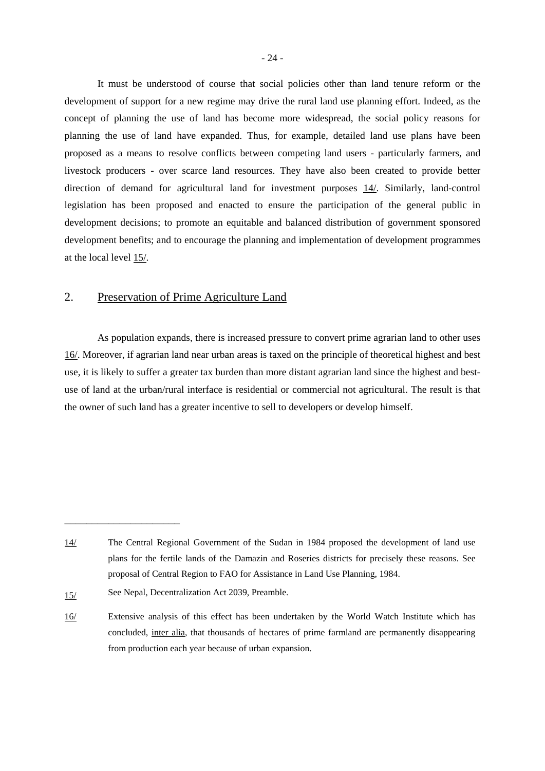It must be understood of course that social policies other than land tenure reform or the development of support for a new regime may drive the rural land use planning effort. Indeed, as the concept of planning the use of land has become more widespread, the social policy reasons for planning the use of land have expanded. Thus, for example, detailed land use plans have been proposed as a means to resolve conflicts between competing land users - particularly farmers, and livestock producers - over scarce land resources. They have also been created to provide better direction of demand for agricultural land for investment purposes 14/. Similarly, land-control legislation has been proposed and enacted to ensure the participation of the general public in development decisions; to promote an equitable and balanced distribution of government sponsored development benefits; and to encourage the planning and implementation of development programmes at the local level 15/.

## 2. Preservation of Prime Agriculture Land

As population expands, there is increased pressure to convert prime agrarian land to other uses 16/. Moreover, if agrarian land near urban areas is taxed on the principle of theoretical highest and best use, it is likely to suffer a greater tax burden than more distant agrarian land since the highest and best-use of land at the urban/rural interface is residential or commercial not agricultural. The result is that the owner of such land has a greater incentive to sell to developers or develop himself.

---

14/ The Central Regional Government of the Sudan in 1984 proposed the development of land use plans for the fertile lands of the Damazin and Roseries districts for precisely these reasons. See proposal of Central Region to FAO for Assistance in Land Use Planning, 1984.

15/ See Nepal, Decentralization Act 2039, Preamble.

16/ Extensive analysis of this effect has been undertaken by the World Watch Institute which has concluded, inter alia, that thousands of hectares of prime farmland are permanently disappearing from production each year because of urban expansion.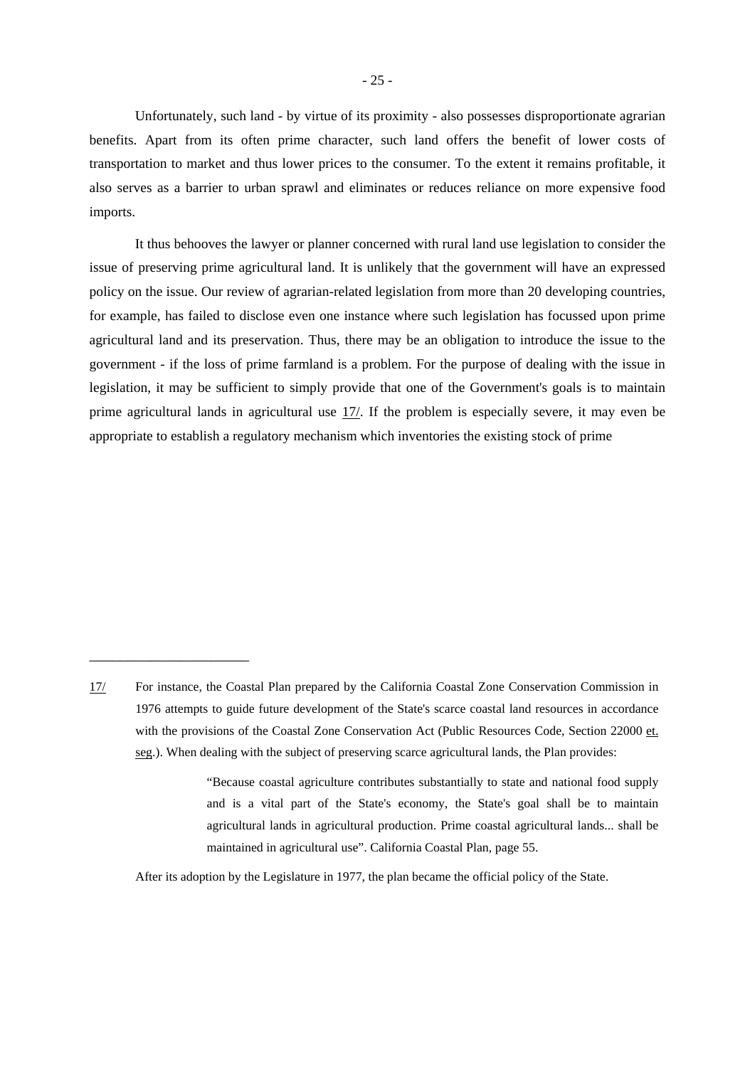Unfortunately, such land - by virtue of its proximity - also possesses disproportionate agrarian benefits. Apart from its often prime character, such land offers the benefit of lower costs of transportation to market and thus lower prices to the consumer. To the extent it remains profitable, it also serves as a barrier to urban sprawl and eliminates or reduces reliance on more expensive food imports.

It thus behooves the lawyer or planner concerned with rural land use legislation to consider the issue of preserving prime agricultural land. It is unlikely that the government will have an expressed policy on the issue. Our review of agrarian-related legislation from more than 20 developing countries, for example, has failed to disclose even one instance where such legislation has focussed upon prime agricultural land and its preservation. Thus, there may be an obligation to introduce the issue to the government - if the loss of prime farmland is a problem. For the purpose of dealing with the issue in legislation, it may be sufficient to simply provide that one of the Government's goals is to maintain prime agricultural lands in agricultural use 17/. If the problem is especially severe, it may even be appropriate to establish a regulatory mechanism which inventories the existing stock of prime

---

17/ For instance, the Coastal Plan prepared by the California Coastal Zone Conservation Commission in 1976 attempts to guide future development of the State's scarce coastal land resources in accordance with the provisions of the Coastal Zone Conservation Act (Public Resources Code, Section 22000 et. seg.). When dealing with the subject of preserving scarce agricultural lands, the Plan provides:

> "Because coastal agriculture contributes substantially to state and national food supply and is a vital part of the State's economy, the State's goal shall be to maintain agricultural lands in agricultural production. Prime coastal agricultural lands... shall be maintained in agricultural use". California Coastal Plan, page 55.

After its adoption by the Legislature in 1977, the plan became the official policy of the State.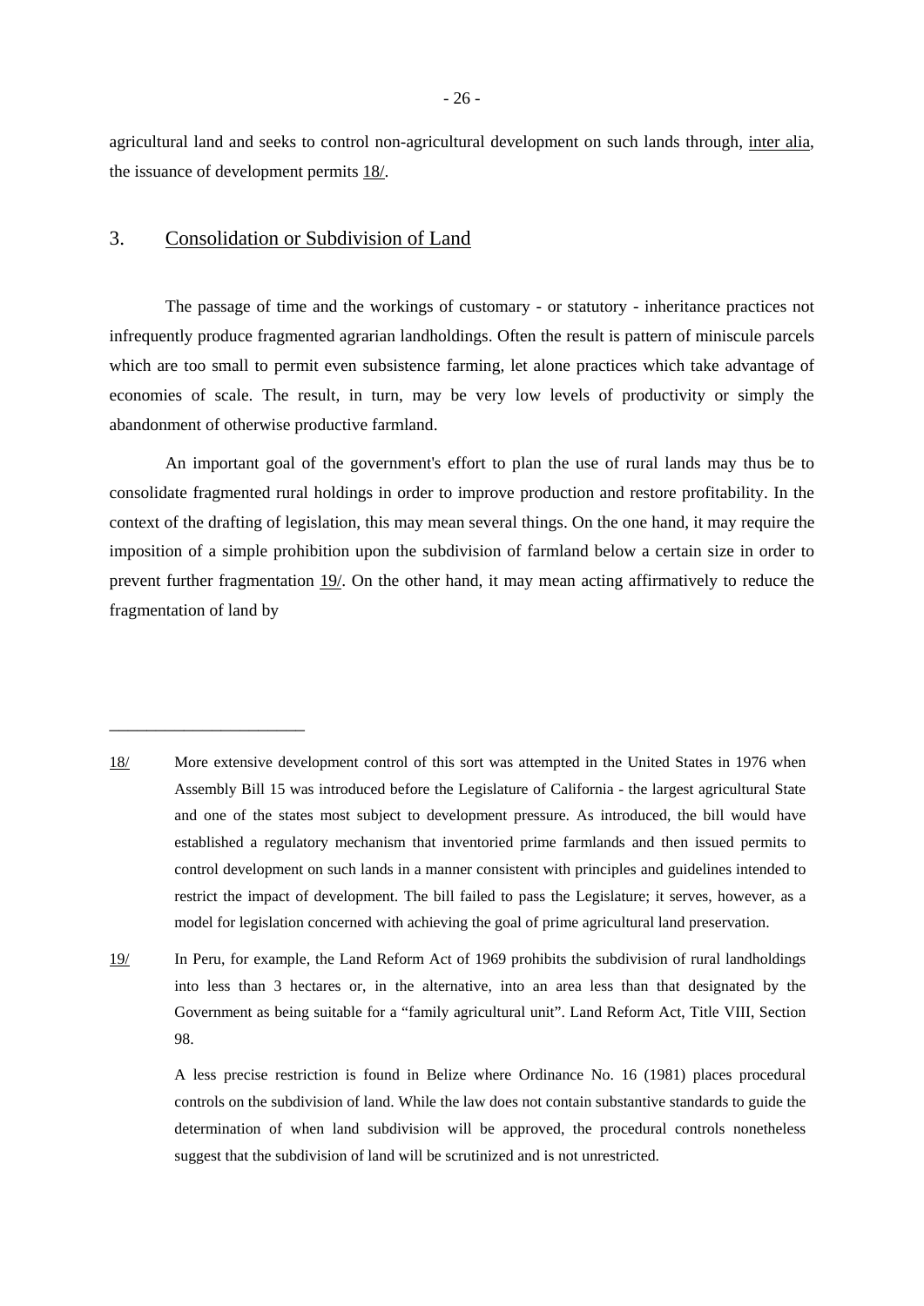agricultural land and seeks to control non-agricultural development on such lands through, inter alia, the issuance of development permits 18/.

## 3. Consolidation or Subdivision of Land

The passage of time and the workings of customary - or statutory - inheritance practices not infrequently produce fragmented agrarian landholdings. Often the result is pattern of miniscule parcels which are too small to permit even subsistence farming, let alone practices which take advantage of economies of scale. The result, in turn, may be very low levels of productivity or simply the abandonment of otherwise productive farmland.

An important goal of the government's effort to plan the use of rural lands may thus be to consolidate fragmented rural holdings in order to improve production and restore profitability. In the context of the drafting of legislation, this may mean several things. On the one hand, it may require the imposition of a simple prohibition upon the subdivision of farmland below a certain size in order to prevent further fragmentation 19/. On the other hand, it may mean acting affirmatively to reduce the fragmentation of land by

---

18/ More extensive development control of this sort was attempted in the United States in 1976 when Assembly Bill 15 was introduced before the Legislature of California - the largest agricultural State and one of the states most subject to development pressure. As introduced, the bill would have established a regulatory mechanism that inventoried prime farmlands and then issued permits to control development on such lands in a manner consistent with principles and guidelines intended to restrict the impact of development. The bill failed to pass the Legislature; it serves, however, as a model for legislation concerned with achieving the goal of prime agricultural land preservation.

19/ In Peru, for example, the Land Reform Act of 1969 prohibits the subdivision of rural landholdings into less than 3 hectares or, in the alternative, into an area less than that designated by the Government as being suitable for a "family agricultural unit". Land Reform Act, Title VIII, Section 98.

A less precise restriction is found in Belize where Ordinance No. 16 (1981) places procedural controls on the subdivision of land. While the law does not contain substantive standards to guide the determination of when land subdivision will be approved, the procedural controls nonetheless suggest that the subdivision of land will be scrutinized and is not unrestricted.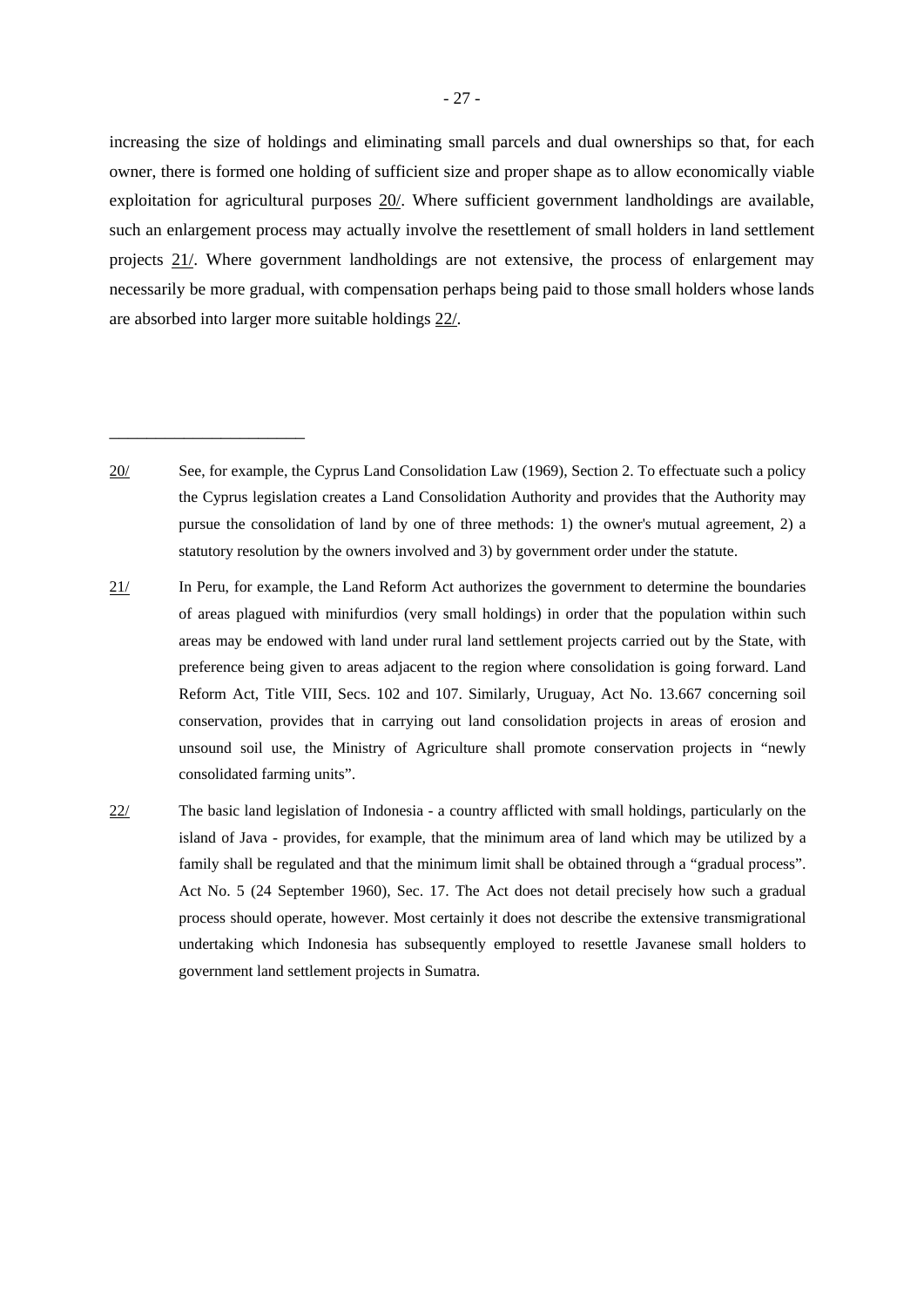increasing the size of holdings and eliminating small parcels and dual ownerships so that, for each owner, there is formed one holding of sufficient size and proper shape as to allow economically viable exploitation for agricultural purposes 20/. Where sufficient government landholdings are available, such an enlargement process may actually involve the resettlement of small holders in land settlement projects 21/. Where government landholdings are not extensive, the process of enlargement may necessarily be more gradual, with compensation perhaps being paid to those small holders whose lands are absorbed into larger more suitable holdings 22/.

---

20/ See, for example, the Cyprus Land Consolidation Law (1969), Section 2. To effectuate such a policy the Cyprus legislation creates a Land Consolidation Authority and provides that the Authority may pursue the consolidation of land by one of three methods: 1) the owner's mutual agreement, 2) a statutory resolution by the owners involved and 3) by government order under the statute.

21/ In Peru, for example, the Land Reform Act authorizes the government to determine the boundaries of areas plagued with minifurdios (very small holdings) in order that the population within such areas may be endowed with land under rural land settlement projects carried out by the State, with preference being given to areas adjacent to the region where consolidation is going forward. Land Reform Act, Title VIII, Secs. 102 and 107. Similarly, Uruguay, Act No. 13.667 concerning soil conservation, provides that in carrying out land consolidation projects in areas of erosion and unsound soil use, the Ministry of Agriculture shall promote conservation projects in "newly consolidated farming units".

22/ The basic land legislation of Indonesia - a country afflicted with small holdings, particularly on the island of Java - provides, for example, that the minimum area of land which may be utilized by a family shall be regulated and that the minimum limit shall be obtained through a "gradual process". Act No. 5 (24 September 1960), Sec. 17. The Act does not detail precisely how such a gradual process should operate, however. Most certainly it does not describe the extensive transmigrational undertaking which Indonesia has subsequently employed to resettle Javanese small holders to government land settlement projects in Sumatra.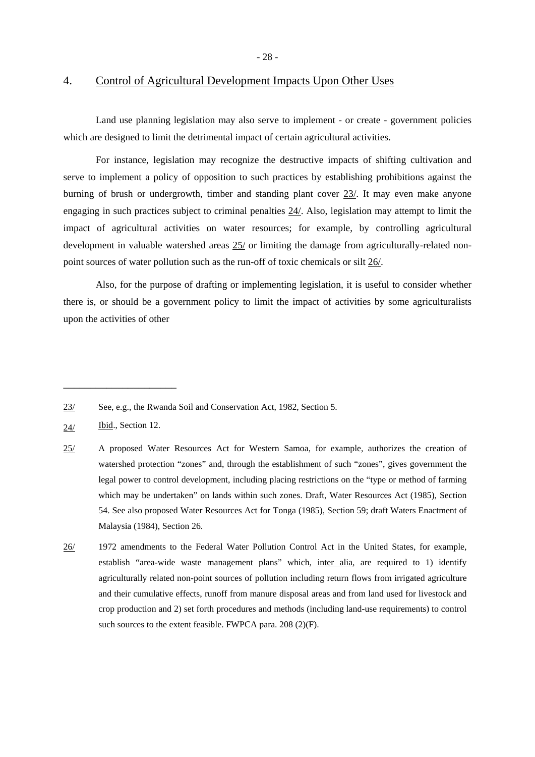## 4. Control of Agricultural Development Impacts Upon Other Uses

Land use planning legislation may also serve to implement - or create - government policies which are designed to limit the detrimental impact of certain agricultural activities.

For instance, legislation may recognize the destructive impacts of shifting cultivation and serve to implement a policy of opposition to such practices by establishing prohibitions against the burning of brush or undergrowth, timber and standing plant cover 23/. It may even make anyone engaging in such practices subject to criminal penalties 24/. Also, legislation may attempt to limit the impact of agricultural activities on water resources; for example, by controlling agricultural development in valuable watershed areas 25/ or limiting the damage from agriculturally-related non-point sources of water pollution such as the run-off of toxic chemicals or silt 26/.

Also, for the purpose of drafting or implementing legislation, it is useful to consider whether there is, or should be a government policy to limit the impact of activities by some agriculturalists upon the activities of other

---

23/ See, e.g., the Rwanda Soil and Conservation Act, 1982, Section 5.

24/ Ibid., Section 12.

25/ A proposed Water Resources Act for Western Samoa, for example, authorizes the creation of watershed protection "zones" and, through the establishment of such "zones", gives government the legal power to control development, including placing restrictions on the "type or method of farming which may be undertaken" on lands within such zones. Draft, Water Resources Act (1985), Section 54. See also proposed Water Resources Act for Tonga (1985), Section 59; draft Waters Enactment of Malaysia (1984), Section 26.

26/ 1972 amendments to the Federal Water Pollution Control Act in the United States, for example, establish "area-wide waste management plans" which, inter alia, are required to 1) identify agriculturally related non-point sources of pollution including return flows from irrigated agriculture and their cumulative effects, runoff from manure disposal areas and from land used for livestock and crop production and 2) set forth procedures and methods (including land-use requirements) to control such sources to the extent feasible. FWPCA para. 208 (2)(F).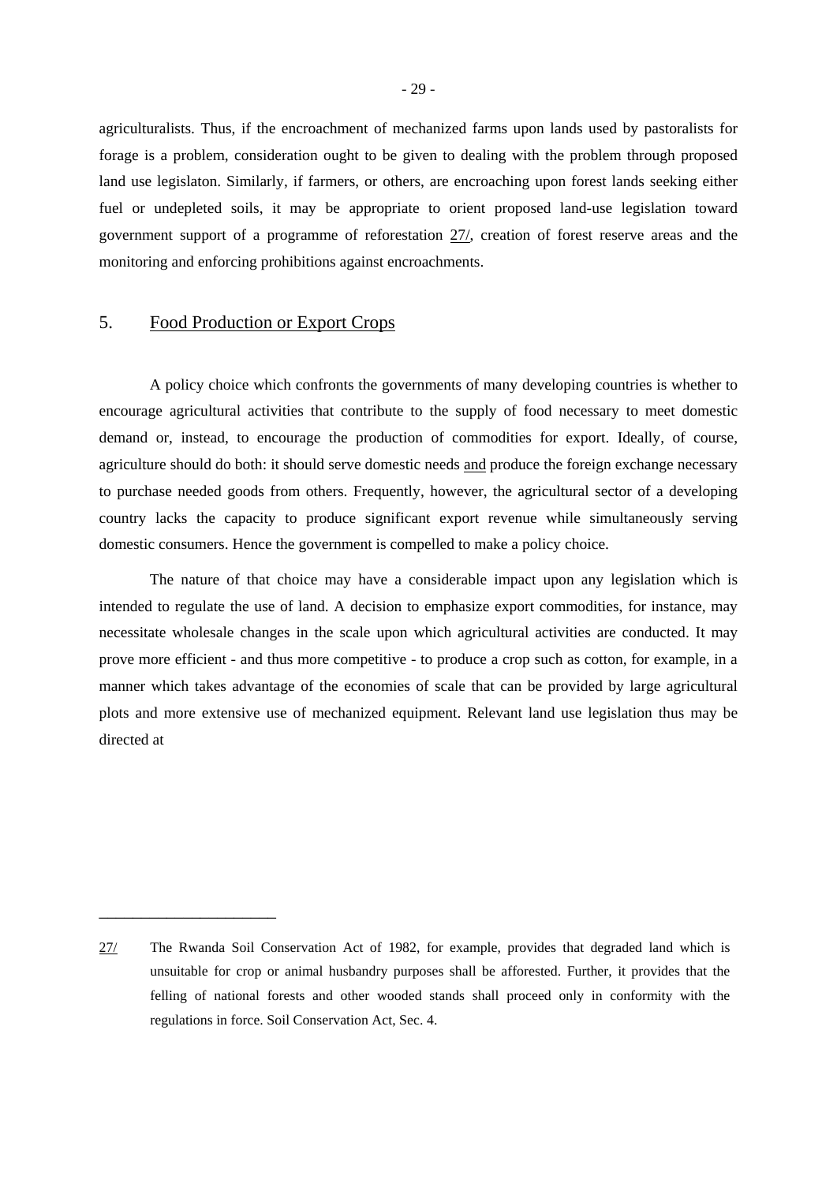agriculturalists. Thus, if the encroachment of mechanized farms upon lands used by pastoralists for forage is a problem, consideration ought to be given to dealing with the problem through proposed land use legislaton. Similarly, if farmers, or others, are encroaching upon forest lands seeking either fuel or undepleted soils, it may be appropriate to orient proposed land-use legislation toward government support of a programme of reforestation 27/, creation of forest reserve areas and the monitoring and enforcing prohibitions against encroachments.

## 5. Food Production or Export Crops

A policy choice which confronts the governments of many developing countries is whether to encourage agricultural activities that contribute to the supply of food necessary to meet domestic demand or, instead, to encourage the production of commodities for export. Ideally, of course, agriculture should do both: it should serve domestic needs and produce the foreign exchange necessary to purchase needed goods from others. Frequently, however, the agricultural sector of a developing country lacks the capacity to produce significant export revenue while simultaneously serving domestic consumers. Hence the government is compelled to make a policy choice.

The nature of that choice may have a considerable impact upon any legislation which is intended to regulate the use of land. A decision to emphasize export commodities, for instance, may necessitate wholesale changes in the scale upon which agricultural activities are conducted. It may prove more efficient - and thus more competitive - to produce a crop such as cotton, for example, in a manner which takes advantage of the economies of scale that can be provided by large agricultural plots and more extensive use of mechanized equipment. Relevant land use legislation thus may be directed at

---

27/ The Rwanda Soil Conservation Act of 1982, for example, provides that degraded land which is unsuitable for crop or animal husbandry purposes shall be afforested. Further, it provides that the felling of national forests and other wooded stands shall proceed only in conformity with the regulations in force. Soil Conservation Act, Sec. 4.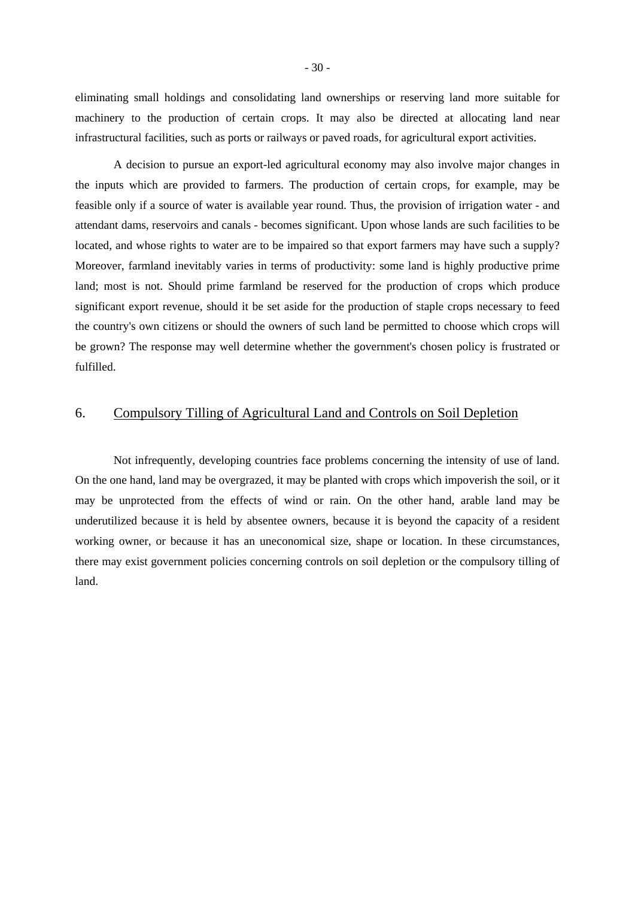eliminating small holdings and consolidating land ownerships or reserving land more suitable for machinery to the production of certain crops. It may also be directed at allocating land near infrastructural facilities, such as ports or railways or paved roads, for agricultural export activities.

A decision to pursue an export-led agricultural economy may also involve major changes in the inputs which are provided to farmers. The production of certain crops, for example, may be feasible only if a source of water is available year round. Thus, the provision of irrigation water - and attendant dams, reservoirs and canals - becomes significant. Upon whose lands are such facilities to be located, and whose rights to water are to be impaired so that export farmers may have such a supply? Moreover, farmland inevitably varies in terms of productivity: some land is highly productive prime land; most is not. Should prime farmland be reserved for the production of crops which produce significant export revenue, should it be set aside for the production of staple crops necessary to feed the country's own citizens or should the owners of such land be permitted to choose which crops will be grown? The response may well determine whether the government's chosen policy is frustrated or fulfilled.

## 6. Compulsory Tilling of Agricultural Land and Controls on Soil Depletion

Not infrequently, developing countries face problems concerning the intensity of use of land. On the one hand, land may be overgrazed, it may be planted with crops which impoverish the soil, or it may be unprotected from the effects of wind or rain. On the other hand, arable land may be underutilized because it is held by absentee owners, because it is beyond the capacity of a resident working owner, or because it has an uneconomical size, shape or location. In these circumstances, there may exist government policies concerning controls on soil depletion or the compulsory tilling of land.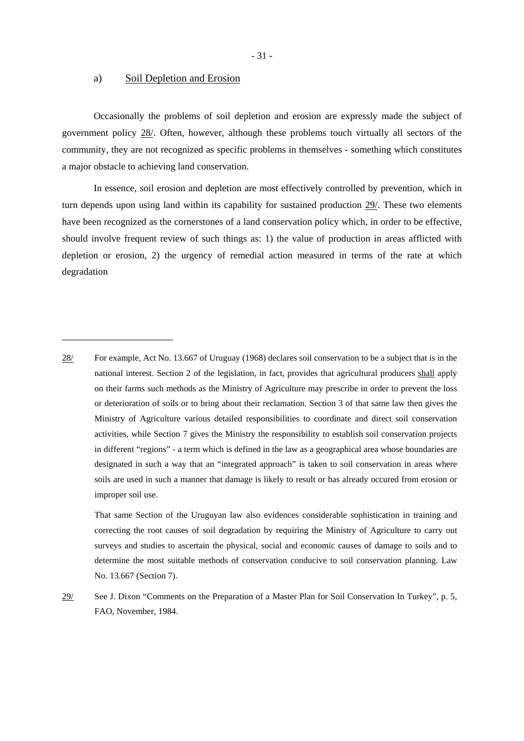### a) Soil Depletion and Erosion

Occasionally the problems of soil depletion and erosion are expressly made the subject of government policy 28/. Often, however, although these problems touch virtually all sectors of the community, they are not recognized as specific problems in themselves - something which constitutes a major obstacle to achieving land conservation.

In essence, soil erosion and depletion are most effectively controlled by prevention, which in turn depends upon using land within its capability for sustained production 29/. These two elements have been recognized as the cornerstones of a land conservation policy which, in order to be effective, should involve frequent review of such things as: 1) the value of production in areas afflicted with depletion or erosion, 2) the urgency of remedial action measured in terms of the rate at which degradation

---

28/ For example, Act No. 13.667 of Uruguay (1968) declares soil conservation to be a subject that is in the national interest. Section 2 of the legislation, in fact, provides that agricultural producers shall apply on their farms such methods as the Ministry of Agriculture may prescribe in order to prevent the loss or deterioration of soils or to bring about their reclamation. Section 3 of that same law then gives the Ministry of Agriculture various detailed responsibilities to coordinate and direct soil conservation activities, while Section 7 gives the Ministry the responsibility to establish soil conservation projects in different "regions" - a term which is defined in the law as a geographical area whose boundaries are designated in such a way that an "integrated approach" is taken to soil conservation in areas where soils are used in such a manner that damage is likely to result or has already occured from erosion or improper soil use.

That same Section of the Uruguyan law also evidences considerable sophistication in training and correcting the root causes of soil degradation by requiring the Ministry of Agriculture to carry out surveys and studies to ascertain the physical, social and economic causes of damage to soils and to determine the most suitable methods of conservation conducive to soil conservation planning. Law No. 13.667 (Section 7).

29/ See J. Dixon "Comments on the Preparation of a Master Plan for Soil Conservation In Turkey", p. 5, FAO, November, 1984.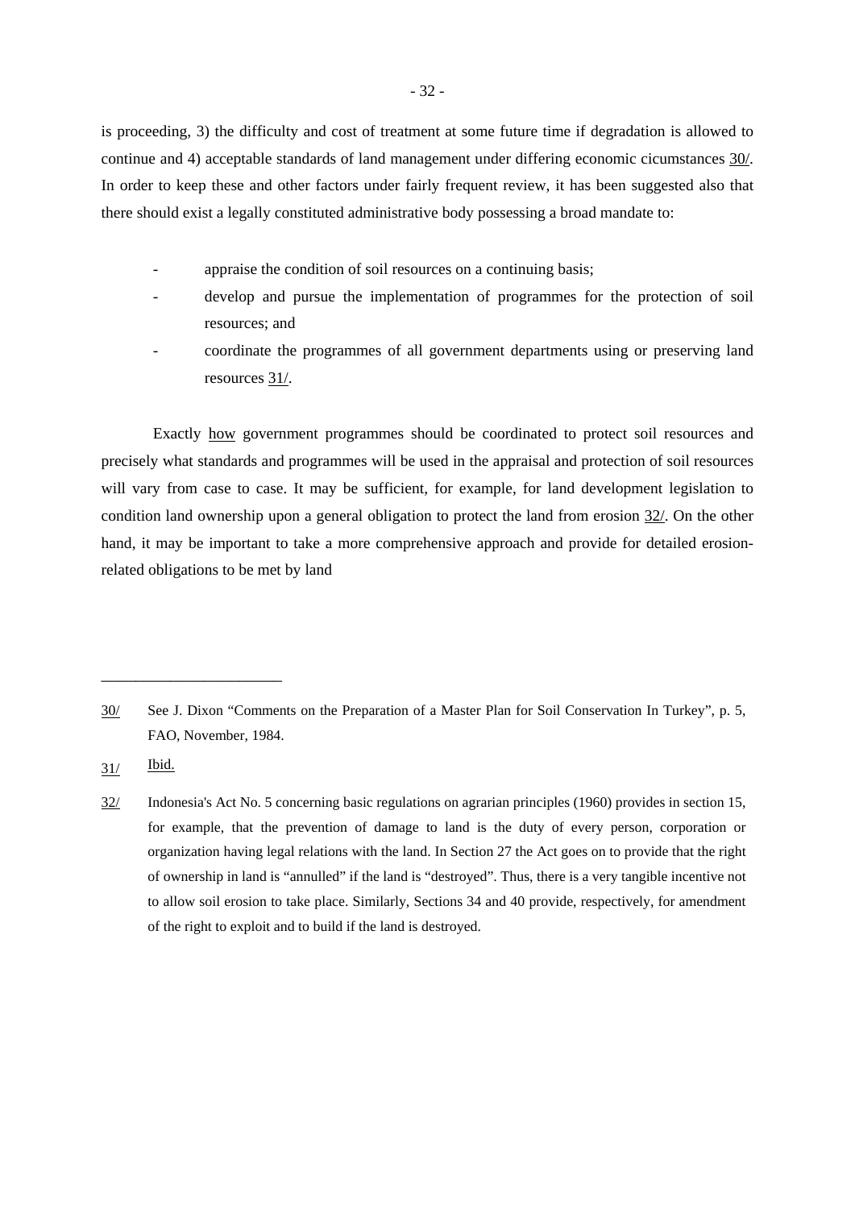is proceeding, 3) the difficulty and cost of treatment at some future time if degradation is allowed to continue and 4) acceptable standards of land management under differing economic cicumstances 30/. In order to keep these and other factors under fairly frequent review, it has been suggested also that there should exist a legally constituted administrative body possessing a broad mandate to:

- appraise the condition of soil resources on a continuing basis;
- develop and pursue the implementation of programmes for the protection of soil resources; and
- coordinate the programmes of all government departments using or preserving land resources 31/.

Exactly how government programmes should be coordinated to protect soil resources and precisely what standards and programmes will be used in the appraisal and protection of soil resources will vary from case to case. It may be sufficient, for example, for land development legislation to condition land ownership upon a general obligation to protect the land from erosion 32/. On the other hand, it may be important to take a more comprehensive approach and provide for detailed erosion-related obligations to be met by land

---

30/ See J. Dixon "Comments on the Preparation of a Master Plan for Soil Conservation In Turkey", p. 5, FAO, November, 1984.

31/ Ibid.

32/ Indonesia's Act No. 5 concerning basic regulations on agrarian principles (1960) provides in section 15, for example, that the prevention of damage to land is the duty of every person, corporation or organization having legal relations with the land. In Section 27 the Act goes on to provide that the right of ownership in land is "annulled" if the land is "destroyed". Thus, there is a very tangible incentive not to allow soil erosion to take place. Similarly, Sections 34 and 40 provide, respectively, for amendment of the right to exploit and to build if the land is destroyed.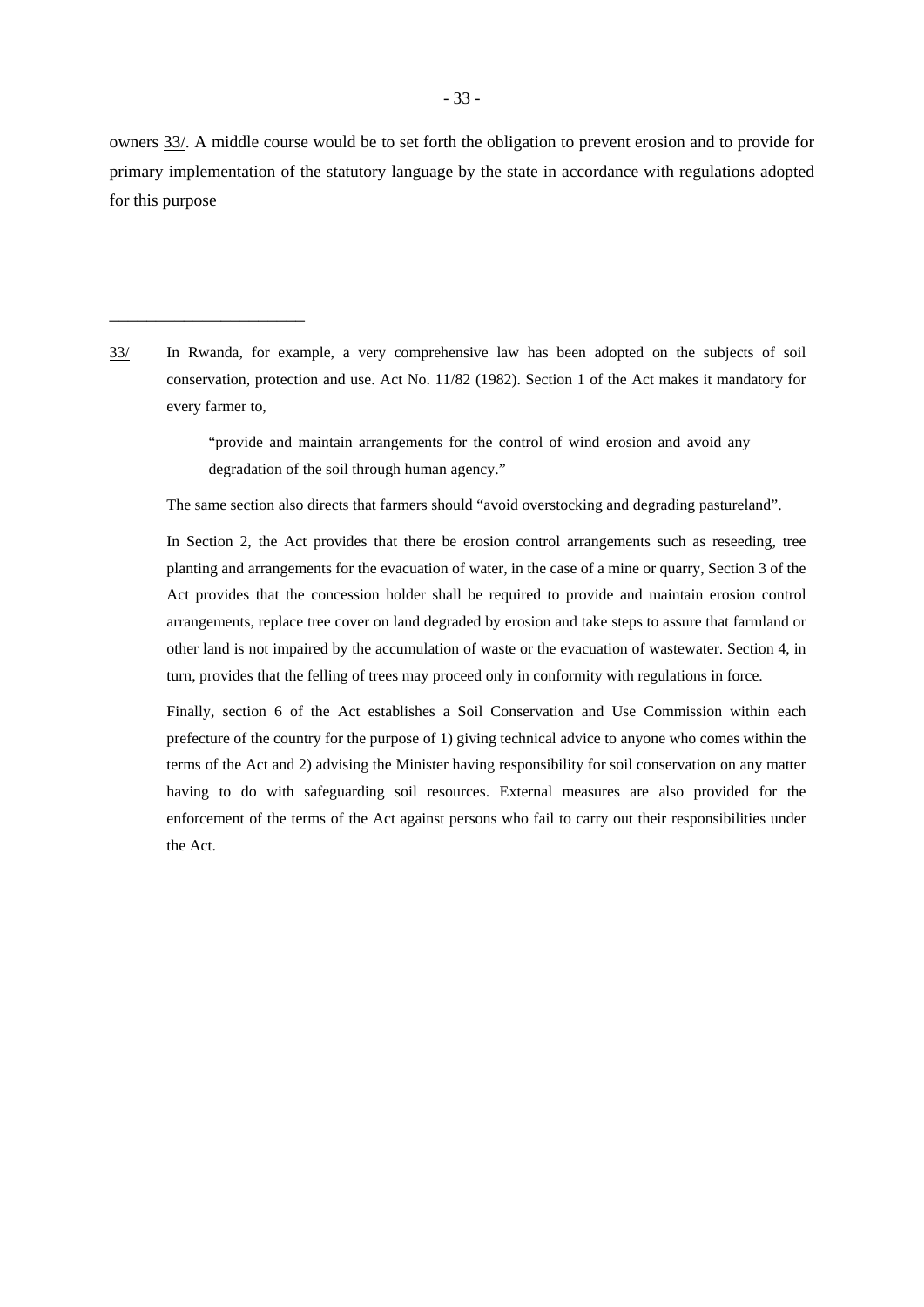owners 33/. A middle course would be to set forth the obligation to prevent erosion and to provide for primary implementation of the statutory language by the state in accordance with regulations adopted for this purpose

---

33/ In Rwanda, for example, a very comprehensive law has been adopted on the subjects of soil conservation, protection and use. Act No. 11/82 (1982). Section 1 of the Act makes it mandatory for every farmer to,

> "provide and maintain arrangements for the control of wind erosion and avoid any degradation of the soil through human agency."

The same section also directs that farmers should "avoid overstocking and degrading pastureland".

In Section 2, the Act provides that there be erosion control arrangements such as reseeding, tree planting and arrangements for the evacuation of water, in the case of a mine or quarry, Section 3 of the Act provides that the concession holder shall be required to provide and maintain erosion control arrangements, replace tree cover on land degraded by erosion and take steps to assure that farmland or other land is not impaired by the accumulation of waste or the evacuation of wastewater. Section 4, in turn, provides that the felling of trees may proceed only in conformity with regulations in force.

Finally, section 6 of the Act establishes a Soil Conservation and Use Commission within each prefecture of the country for the purpose of 1) giving technical advice to anyone who comes within the terms of the Act and 2) advising the Minister having responsibility for soil conservation on any matter having to do with safeguarding soil resources. External measures are also provided for the enforcement of the terms of the Act against persons who fail to carry out their responsibilities under the Act.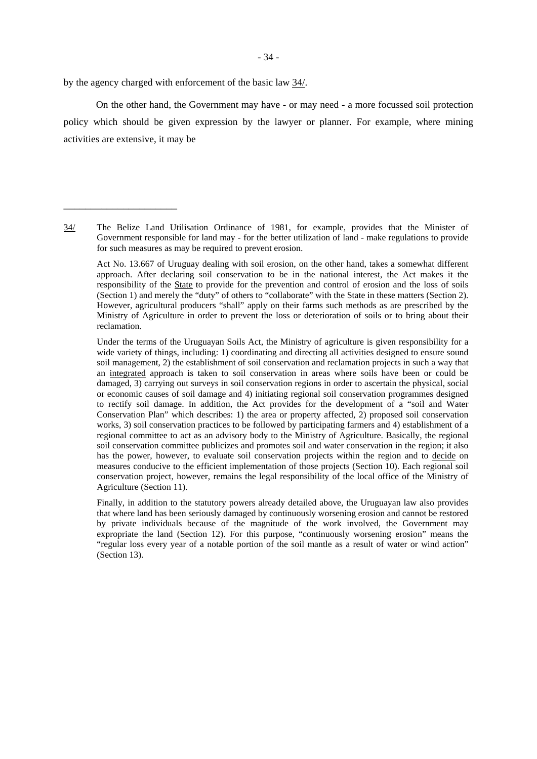by the agency charged with enforcement of the basic law 34/.

On the other hand, the Government may have - or may need - a more focussed soil protection policy which should be given expression by the lawyer or planner. For example, where mining activities are extensive, it may be

---

34/ The Belize Land Utilisation Ordinance of 1981, for example, provides that the Minister of Government responsible for land may - for the better utilization of land - make regulations to provide for such measures as may be required to prevent erosion.

Act No. 13.667 of Uruguay dealing with soil erosion, on the other hand, takes a somewhat different approach. After declaring soil conservation to be in the national interest, the Act makes it the responsibility of the State to provide for the prevention and control of erosion and the loss of soils (Section 1) and merely the "duty" of others to "collaborate" with the State in these matters (Section 2). However, agricultural producers "shall" apply on their farms such methods as are prescribed by the Ministry of Agriculture in order to prevent the loss or deterioration of soils or to bring about their reclamation.

Under the terms of the Uruguayan Soils Act, the Ministry of agriculture is given responsibility for a wide variety of things, including: 1) coordinating and directing all activities designed to ensure sound soil management, 2) the establishment of soil conservation and reclamation projects in such a way that an integrated approach is taken to soil conservation in areas where soils have been or could be damaged, 3) carrying out surveys in soil conservation regions in order to ascertain the physical, social or economic causes of soil damage and 4) initiating regional soil conservation programmes designed to rectify soil damage. In addition, the Act provides for the development of a "soil and Water Conservation Plan" which describes: 1) the area or property affected, 2) proposed soil conservation works, 3) soil conservation practices to be followed by participating farmers and 4) establishment of a regional committee to act as an advisory body to the Ministry of Agriculture. Basically, the regional soil conservation committee publicizes and promotes soil and water conservation in the region; it also has the power, however, to evaluate soil conservation projects within the region and to decide on measures conducive to the efficient implementation of those projects (Section 10). Each regional soil conservation project, however, remains the legal responsibility of the local office of the Ministry of Agriculture (Section 11).

Finally, in addition to the statutory powers already detailed above, the Uruguayan law also provides that where land has been seriously damaged by continuously worsening erosion and cannot be restored by private individuals because of the magnitude of the work involved, the Government may expropriate the land (Section 12). For this purpose, "continuously worsening erosion" means the "regular loss every year of a notable portion of the soil mantle as a result of water or wind action" (Section 13).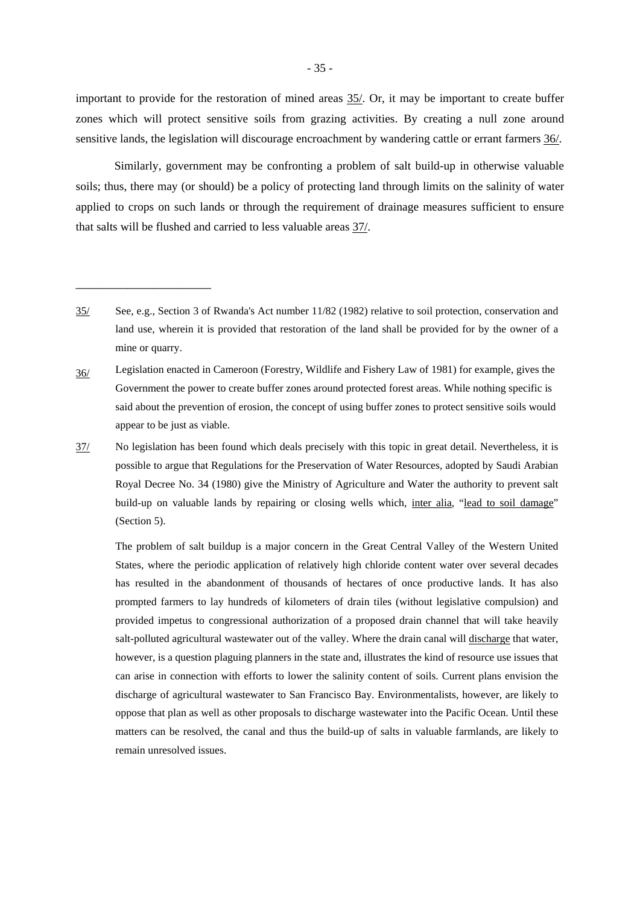important to provide for the restoration of mined areas 35/. Or, it may be important to create buffer zones which will protect sensitive soils from grazing activities. By creating a null zone around sensitive lands, the legislation will discourage encroachment by wandering cattle or errant farmers 36/.

Similarly, government may be confronting a problem of salt build-up in otherwise valuable soils; thus, there may (or should) be a policy of protecting land through limits on the salinity of water applied to crops on such lands or through the requirement of drainage measures sufficient to ensure that salts will be flushed and carried to less valuable areas 37/.

---

35/ See, e.g., Section 3 of Rwanda's Act number 11/82 (1982) relative to soil protection, conservation and land use, wherein it is provided that restoration of the land shall be provided for by the owner of a mine or quarry.

36/ Legislation enacted in Cameroon (Forestry, Wildlife and Fishery Law of 1981) for example, gives the Government the power to create buffer zones around protected forest areas. While nothing specific is said about the prevention of erosion, the concept of using buffer zones to protect sensitive soils would appear to be just as viable.

37/ No legislation has been found which deals precisely with this topic in great detail. Nevertheless, it is possible to argue that Regulations for the Preservation of Water Resources, adopted by Saudi Arabian Royal Decree No. 34 (1980) give the Ministry of Agriculture and Water the authority to prevent salt build-up on valuable lands by repairing or closing wells which, *inter alia*, "*lead to soil damage*" (Section 5).

The problem of salt buildup is a major concern in the Great Central Valley of the Western United States, where the periodic application of relatively high chloride content water over several decades has resulted in the abandonment of thousands of hectares of once productive lands. It has also prompted farmers to lay hundreds of kilometers of drain tiles (without legislative compulsion) and provided impetus to congressional authorization of a proposed drain channel that will take heavily salt-polluted agricultural wastewater out of the valley. Where the drain canal will *discharge* that water, however, is a question plaguing planners in the state and, illustrates the kind of resource use issues that can arise in connection with efforts to lower the salinity content of soils. Current plans envision the discharge of agricultural wastewater to San Francisco Bay. Environmentalists, however, are likely to oppose that plan as well as other proposals to discharge wastewater into the Pacific Ocean. Until these matters can be resolved, the canal and thus the build-up of salts in valuable farmlands, are likely to remain unresolved issues.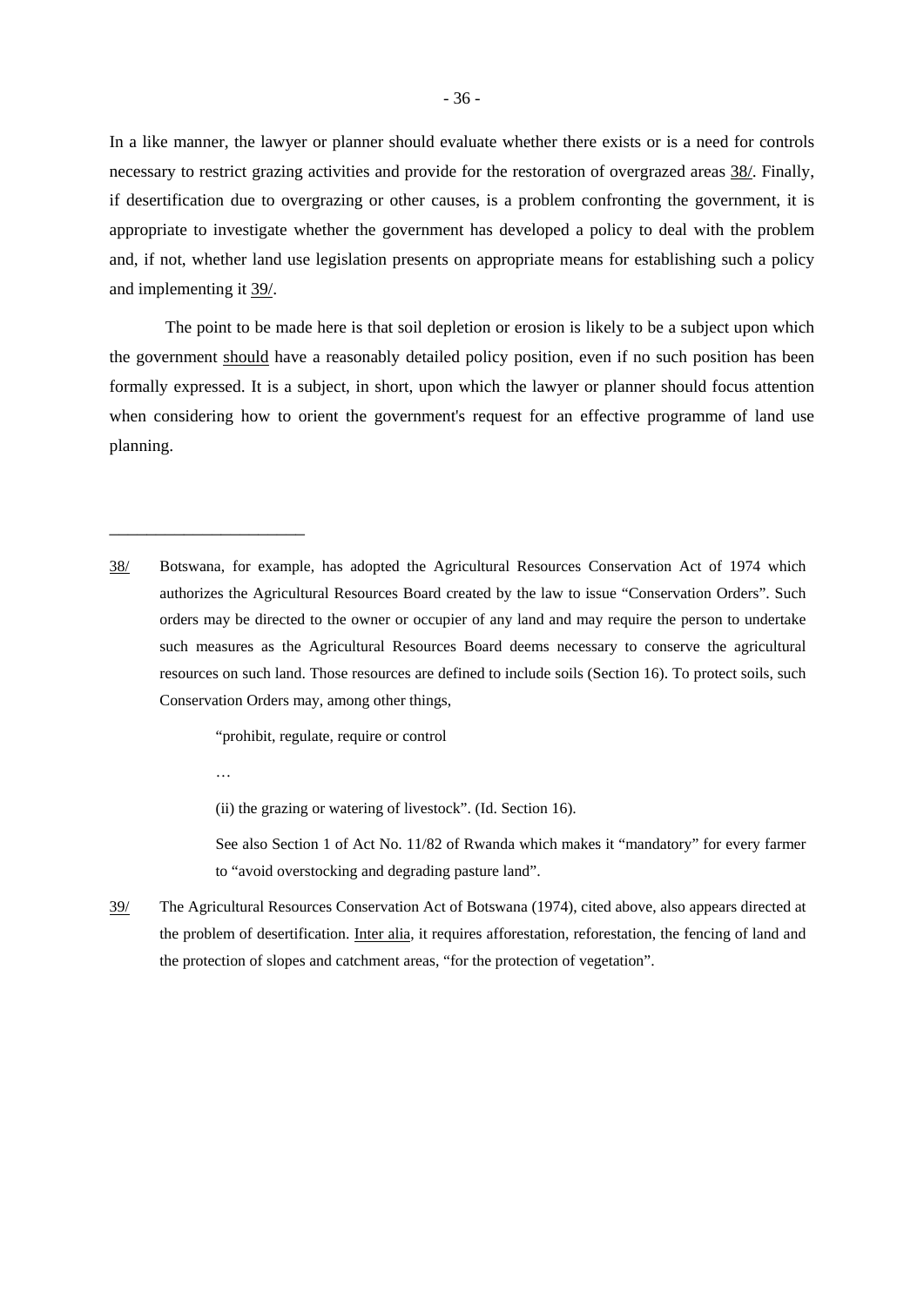In a like manner, the lawyer or planner should evaluate whether there exists or is a need for controls necessary to restrict grazing activities and provide for the restoration of overgrazed areas 38/. Finally, if desertification due to overgrazing or other causes, is a problem confronting the government, it is appropriate to investigate whether the government has developed a policy to deal with the problem and, if not, whether land use legislation presents on appropriate means for establishing such a policy and implementing it 39/.

The point to be made here is that soil depletion or erosion is likely to be a subject upon which the government should have a reasonably detailed policy position, even if no such position has been formally expressed. It is a subject, in short, upon which the lawyer or planner should focus attention when considering how to orient the government's request for an effective programme of land use planning.

---

38/ Botswana, for example, has adopted the Agricultural Resources Conservation Act of 1974 which authorizes the Agricultural Resources Board created by the law to issue "Conservation Orders". Such orders may be directed to the owner or occupier of any land and may require the person to undertake such measures as the Agricultural Resources Board deems necessary to conserve the agricultural resources on such land. Those resources are defined to include soils (Section 16). To protect soils, such Conservation Orders may, among other things,

> "prohibit, regulate, require or control
>
> …
>
> (ii) the grazing or watering of livestock". (Id. Section 16).

See also Section 1 of Act No. 11/82 of Rwanda which makes it "mandatory" for every farmer to "avoid overstocking and degrading pasture land".

39/ The Agricultural Resources Conservation Act of Botswana (1974), cited above, also appears directed at the problem of desertification. Inter alia, it requires afforestation, reforestation, the fencing of land and the protection of slopes and catchment areas, "for the protection of vegetation".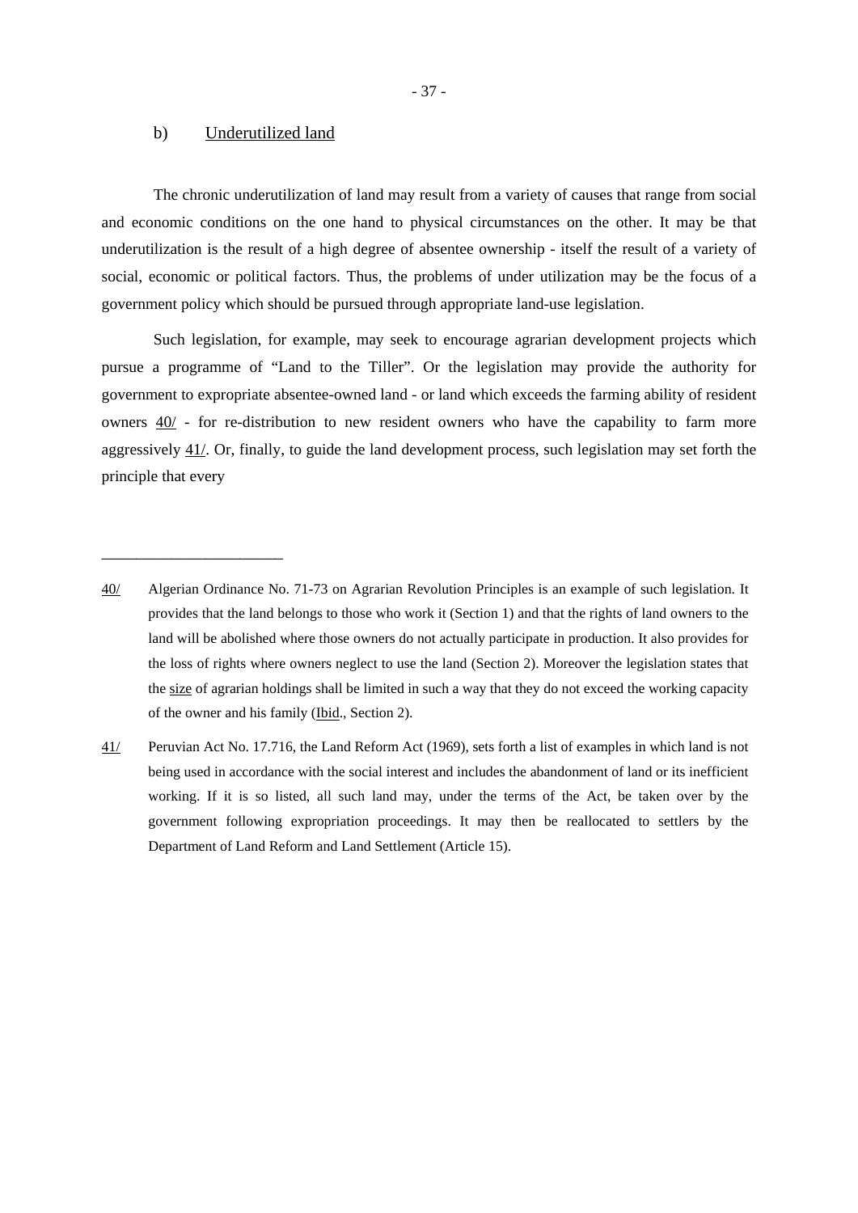b) Underutilized land

The chronic underutilization of land may result from a variety of causes that range from social and economic conditions on the one hand to physical circumstances on the other. It may be that underutilization is the result of a high degree of absentee ownership - itself the result of a variety of social, economic or political factors. Thus, the problems of under utilization may be the focus of a government policy which should be pursued through appropriate land-use legislation.

Such legislation, for example, may seek to encourage agrarian development projects which pursue a programme of "Land to the Tiller". Or the legislation may provide the authority for government to expropriate absentee-owned land - or land which exceeds the farming ability of resident owners 40/ - for re-distribution to new resident owners who have the capability to farm more aggressively 41/. Or, finally, to guide the land development process, such legislation may set forth the principle that every

---

40/ Algerian Ordinance No. 71-73 on Agrarian Revolution Principles is an example of such legislation. It provides that the land belongs to those who work it (Section 1) and that the rights of land owners to the land will be abolished where those owners do not actually participate in production. It also provides for the loss of rights where owners neglect to use the land (Section 2). Moreover the legislation states that the size of agrarian holdings shall be limited in such a way that they do not exceed the working capacity of the owner and his family (Ibid., Section 2).

41/ Peruvian Act No. 17.716, the Land Reform Act (1969), sets forth a list of examples in which land is not being used in accordance with the social interest and includes the abandonment of land or its inefficient working. If it is so listed, all such land may, under the terms of the Act, be taken over by the government following expropriation proceedings. It may then be reallocated to settlers by the Department of Land Reform and Land Settlement (Article 15).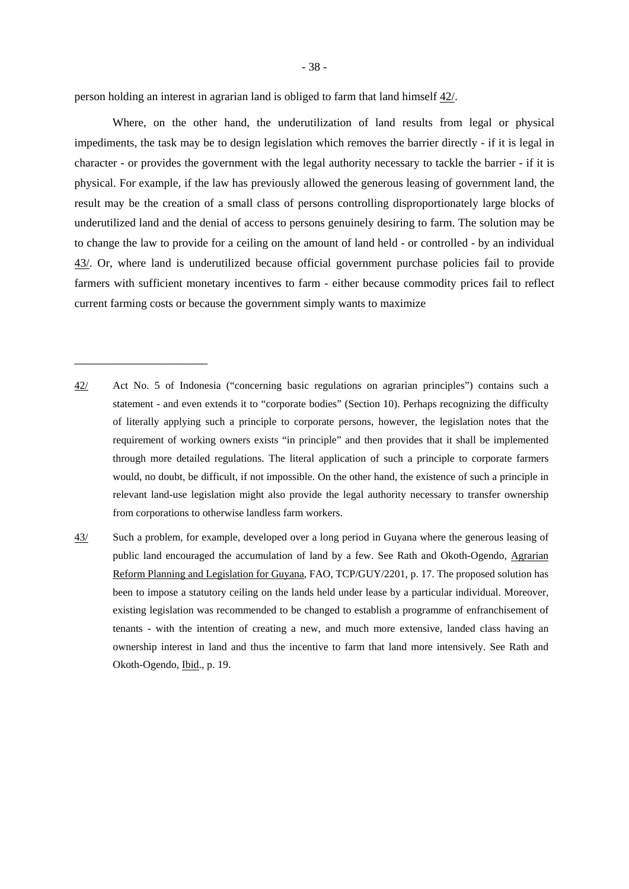person holding an interest in agrarian land is obliged to farm that land himself 42/.

Where, on the other hand, the underutilization of land results from legal or physical impediments, the task may be to design legislation which removes the barrier directly - if it is legal in character - or provides the government with the legal authority necessary to tackle the barrier - if it is physical. For example, if the law has previously allowed the generous leasing of government land, the result may be the creation of a small class of persons controlling disproportionately large blocks of underutilized land and the denial of access to persons genuinely desiring to farm. The solution may be to change the law to provide for a ceiling on the amount of land held - or controlled - by an individual 43/. Or, where land is underutilized because official government purchase policies fail to provide farmers with sufficient monetary incentives to farm - either because commodity prices fail to reflect current farming costs or because the government simply wants to maximize

---

42/ Act No. 5 of Indonesia ("concerning basic regulations on agrarian principles") contains such a statement - and even extends it to "corporate bodies" (Section 10). Perhaps recognizing the difficulty of literally applying such a principle to corporate persons, however, the legislation notes that the requirement of working owners exists "in principle" and then provides that it shall be implemented through more detailed regulations. The literal application of such a principle to corporate farmers would, no doubt, be difficult, if not impossible. On the other hand, the existence of such a principle in relevant land-use legislation might also provide the legal authority necessary to transfer ownership from corporations to otherwise landless farm workers.

43/ Such a problem, for example, developed over a long period in Guyana where the generous leasing of public land encouraged the accumulation of land by a few. See Rath and Okoth-Ogendo, Agrarian Reform Planning and Legislation for Guyana, FAO, TCP/GUY/2201, p. 17. The proposed solution has been to impose a statutory ceiling on the lands held under lease by a particular individual. Moreover, existing legislation was recommended to be changed to establish a programme of enfranchisement of tenants - with the intention of creating a new, and much more extensive, landed class having an ownership interest in land and thus the incentive to farm that land more intensively. See Rath and Okoth-Ogendo, Ibid., p. 19.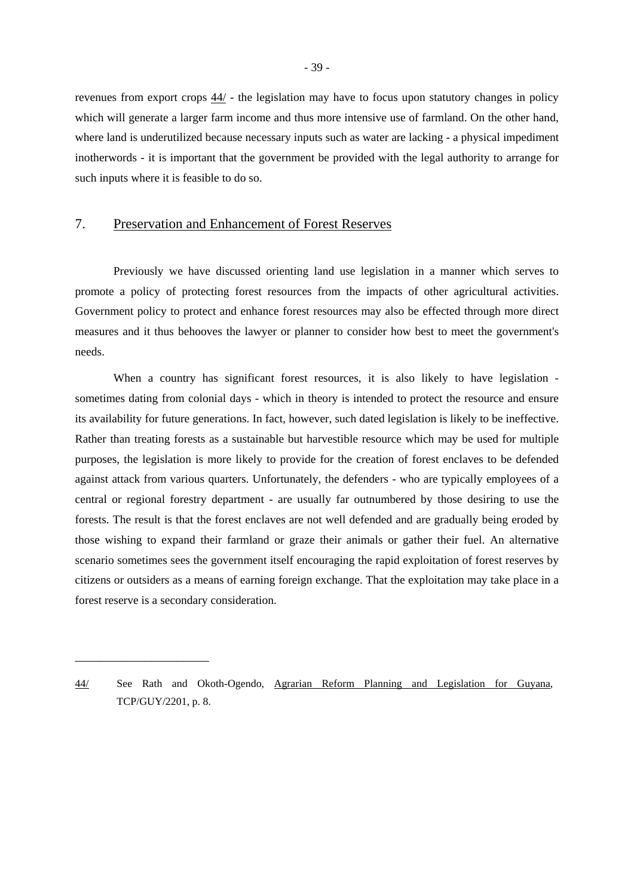revenues from export crops 44/ - the legislation may have to focus upon statutory changes in policy which will generate a larger farm income and thus more intensive use of farmland. On the other hand, where land is underutilized because necessary inputs such as water are lacking - a physical impediment inotherwords - it is important that the government be provided with the legal authority to arrange for such inputs where it is feasible to do so.

## 7. Preservation and Enhancement of Forest Reserves

Previously we have discussed orienting land use legislation in a manner which serves to promote a policy of protecting forest resources from the impacts of other agricultural activities. Government policy to protect and enhance forest resources may also be effected through more direct measures and it thus behooves the lawyer or planner to consider how best to meet the government's needs.

When a country has significant forest resources, it is also likely to have legislation - sometimes dating from colonial days - which in theory is intended to protect the resource and ensure its availability for future generations. In fact, however, such dated legislation is likely to be ineffective. Rather than treating forests as a sustainable but harvestible resource which may be used for multiple purposes, the legislation is more likely to provide for the creation of forest enclaves to be defended against attack from various quarters. Unfortunately, the defenders - who are typically employees of a central or regional forestry department - are usually far outnumbered by those desiring to use the forests. The result is that the forest enclaves are not well defended and are gradually being eroded by those wishing to expand their farmland or graze their animals or gather their fuel. An alternative scenario sometimes sees the government itself encouraging the rapid exploitation of forest reserves by citizens or outsiders as a means of earning foreign exchange. That the exploitation may take place in a forest reserve is a secondary consideration.

---

44/ See Rath and Okoth-Ogendo, Agrarian Reform Planning and Legislation for Guyana, TCP/GUY/2201, p. 8.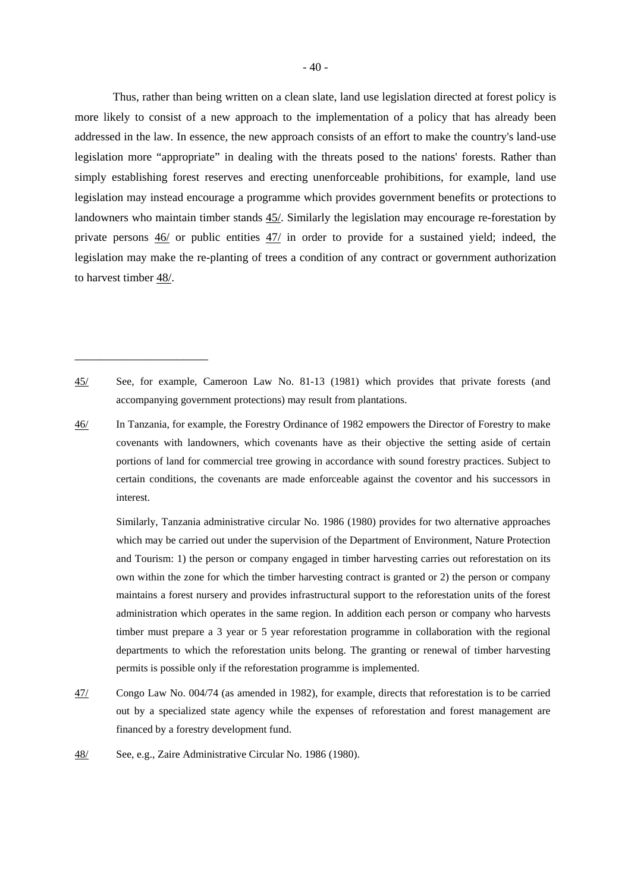Thus, rather than being written on a clean slate, land use legislation directed at forest policy is more likely to consist of a new approach to the implementation of a policy that has already been addressed in the law. In essence, the new approach consists of an effort to make the country's land-use legislation more "appropriate" in dealing with the threats posed to the nations' forests. Rather than simply establishing forest reserves and erecting unenforceable prohibitions, for example, land use legislation may instead encourage a programme which provides government benefits or protections to landowners who maintain timber stands 45/. Similarly the legislation may encourage re-forestation by private persons 46/ or public entities 47/ in order to provide for a sustained yield; indeed, the legislation may make the re-planting of trees a condition of any contract or government authorization to harvest timber 48/.

---

45/ See, for example, Cameroon Law No. 81-13 (1981) which provides that private forests (and accompanying government protections) may result from plantations.

46/ In Tanzania, for example, the Forestry Ordinance of 1982 empowers the Director of Forestry to make covenants with landowners, which covenants have as their objective the setting aside of certain portions of land for commercial tree growing in accordance with sound forestry practices. Subject to certain conditions, the covenants are made enforceable against the coventor and his successors in interest.

Similarly, Tanzania administrative circular No. 1986 (1980) provides for two alternative approaches which may be carried out under the supervision of the Department of Environment, Nature Protection and Tourism: 1) the person or company engaged in timber harvesting carries out reforestation on its own within the zone for which the timber harvesting contract is granted or 2) the person or company maintains a forest nursery and provides infrastructural support to the reforestation units of the forest administration which operates in the same region. In addition each person or company who harvests timber must prepare a 3 year or 5 year reforestation programme in collaboration with the regional departments to which the reforestation units belong. The granting or renewal of timber harvesting permits is possible only if the reforestation programme is implemented.

47/ Congo Law No. 004/74 (as amended in 1982), for example, directs that reforestation is to be carried out by a specialized state agency while the expenses of reforestation and forest management are financed by a forestry development fund.

48/ See, e.g., Zaire Administrative Circular No. 1986 (1980).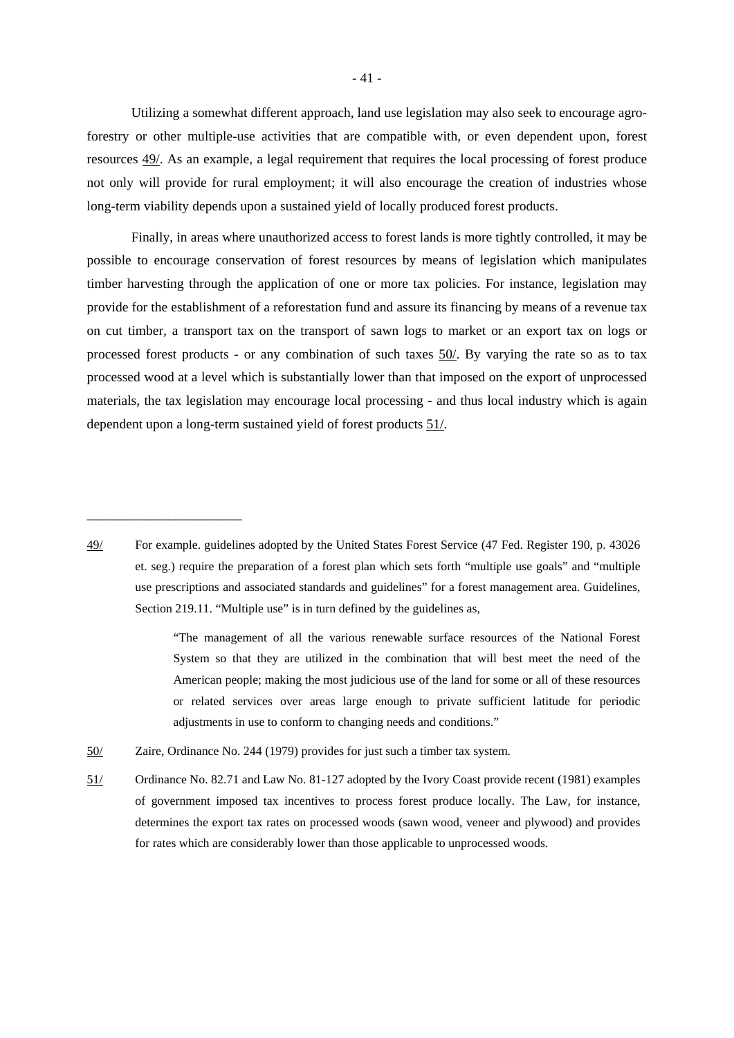Utilizing a somewhat different approach, land use legislation may also seek to encourage agro-forestry or other multiple-use activities that are compatible with, or even dependent upon, forest resources 49/. As an example, a legal requirement that requires the local processing of forest produce not only will provide for rural employment; it will also encourage the creation of industries whose long-term viability depends upon a sustained yield of locally produced forest products.

Finally, in areas where unauthorized access to forest lands is more tightly controlled, it may be possible to encourage conservation of forest resources by means of legislation which manipulates timber harvesting through the application of one or more tax policies. For instance, legislation may provide for the establishment of a reforestation fund and assure its financing by means of a revenue tax on cut timber, a transport tax on the transport of sawn logs to market or an export tax on logs or processed forest products - or any combination of such taxes 50/. By varying the rate so as to tax processed wood at a level which is substantially lower than that imposed on the export of unprocessed materials, the tax legislation may encourage local processing - and thus local industry which is again dependent upon a long-term sustained yield of forest products 51/.

---

49/ For example. guidelines adopted by the United States Forest Service (47 Fed. Register 190, p. 43026 et. seg.) require the preparation of a forest plan which sets forth "multiple use goals" and "multiple use prescriptions and associated standards and guidelines" for a forest management area. Guidelines, Section 219.11. "Multiple use" is in turn defined by the guidelines as,

> "The management of all the various renewable surface resources of the National Forest System so that they are utilized in the combination that will best meet the need of the American people; making the most judicious use of the land for some or all of these resources or related services over areas large enough to private sufficient latitude for periodic adjustments in use to conform to changing needs and conditions."

50/ Zaire, Ordinance No. 244 (1979) provides for just such a timber tax system.

51/ Ordinance No. 82.71 and Law No. 81-127 adopted by the Ivory Coast provide recent (1981) examples of government imposed tax incentives to process forest produce locally. The Law, for instance, determines the export tax rates on processed woods (sawn wood, veneer and plywood) and provides for rates which are considerably lower than those applicable to unprocessed woods.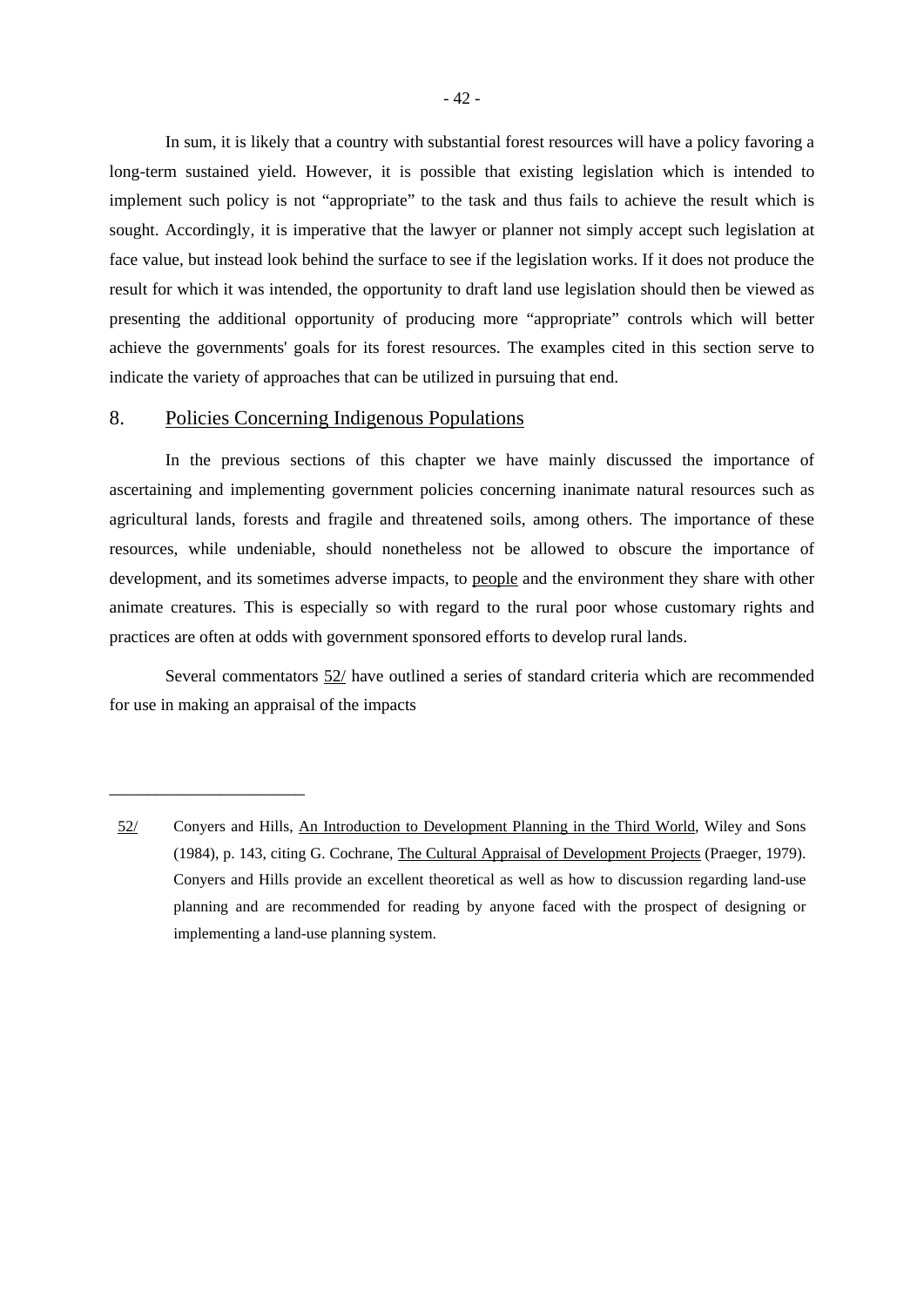In sum, it is likely that a country with substantial forest resources will have a policy favoring a long-term sustained yield. However, it is possible that existing legislation which is intended to implement such policy is not “appropriate” to the task and thus fails to achieve the result which is sought. Accordingly, it is imperative that the lawyer or planner not simply accept such legislation at face value, but instead look behind the surface to see if the legislation works. If it does not produce the result for which it was intended, the opportunity to draft land use legislation should then be viewed as presenting the additional opportunity of producing more “appropriate” controls which will better achieve the governments' goals for its forest resources. The examples cited in this section serve to indicate the variety of approaches that can be utilized in pursuing that end.

## 8. Policies Concerning Indigenous Populations

In the previous sections of this chapter we have mainly discussed the importance of ascertaining and implementing government policies concerning inanimate natural resources such as agricultural lands, forests and fragile and threatened soils, among others. The importance of these resources, while undeniable, should nonetheless not be allowed to obscure the importance of development, and its sometimes adverse impacts, to people and the environment they share with other animate creatures. This is especially so with regard to the rural poor whose customary rights and practices are often at odds with government sponsored efforts to develop rural lands.

Several commentators 52/ have outlined a series of standard criteria which are recommended for use in making an appraisal of the impacts

---

52/ Conyers and Hills, An Introduction to Development Planning in the Third World, Wiley and Sons (1984), p. 143, citing G. Cochrane, The Cultural Appraisal of Development Projects (Praeger, 1979). Conyers and Hills provide an excellent theoretical as well as how to discussion regarding land-use planning and are recommended for reading by anyone faced with the prospect of designing or implementing a land-use planning system.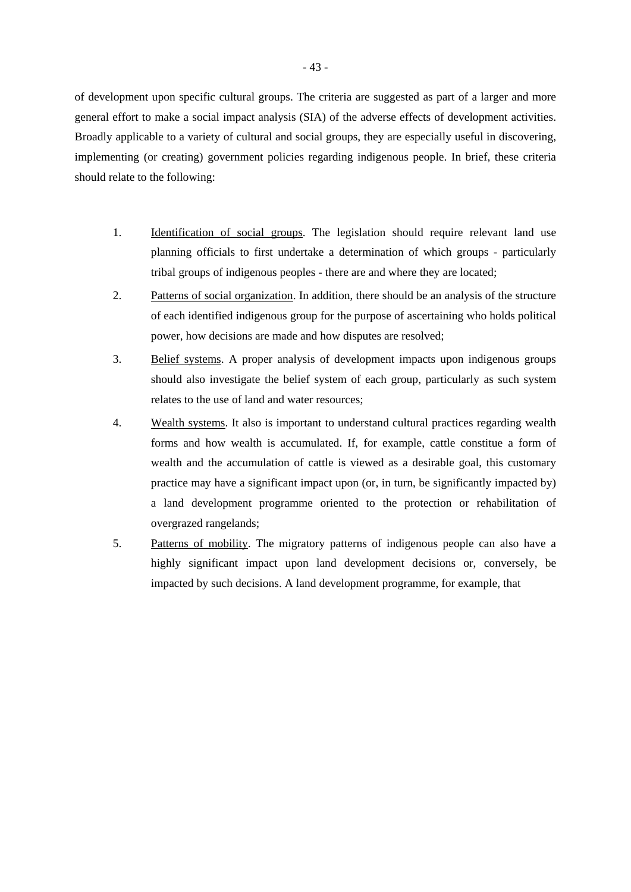of development upon specific cultural groups. The criteria are suggested as part of a larger and more general effort to make a social impact analysis (SIA) of the adverse effects of development activities. Broadly applicable to a variety of cultural and social groups, they are especially useful in discovering, implementing (or creating) government policies regarding indigenous people. In brief, these criteria should relate to the following:

1. Identification of social groups. The legislation should require relevant land use planning officials to first undertake a determination of which groups - particularly tribal groups of indigenous peoples - there are and where they are located;

2. Patterns of social organization. In addition, there should be an analysis of the structure of each identified indigenous group for the purpose of ascertaining who holds political power, how decisions are made and how disputes are resolved;

3. Belief systems. A proper analysis of development impacts upon indigenous groups should also investigate the belief system of each group, particularly as such system relates to the use of land and water resources;

4. Wealth systems. It also is important to understand cultural practices regarding wealth forms and how wealth is accumulated. If, for example, cattle constitue a form of wealth and the accumulation of cattle is viewed as a desirable goal, this customary practice may have a significant impact upon (or, in turn, be significantly impacted by) a land development programme oriented to the protection or rehabilitation of overgrazed rangelands;

5. Patterns of mobility. The migratory patterns of indigenous people can also have a highly significant impact upon land development decisions or, conversely, be impacted by such decisions. A land development programme, for example, that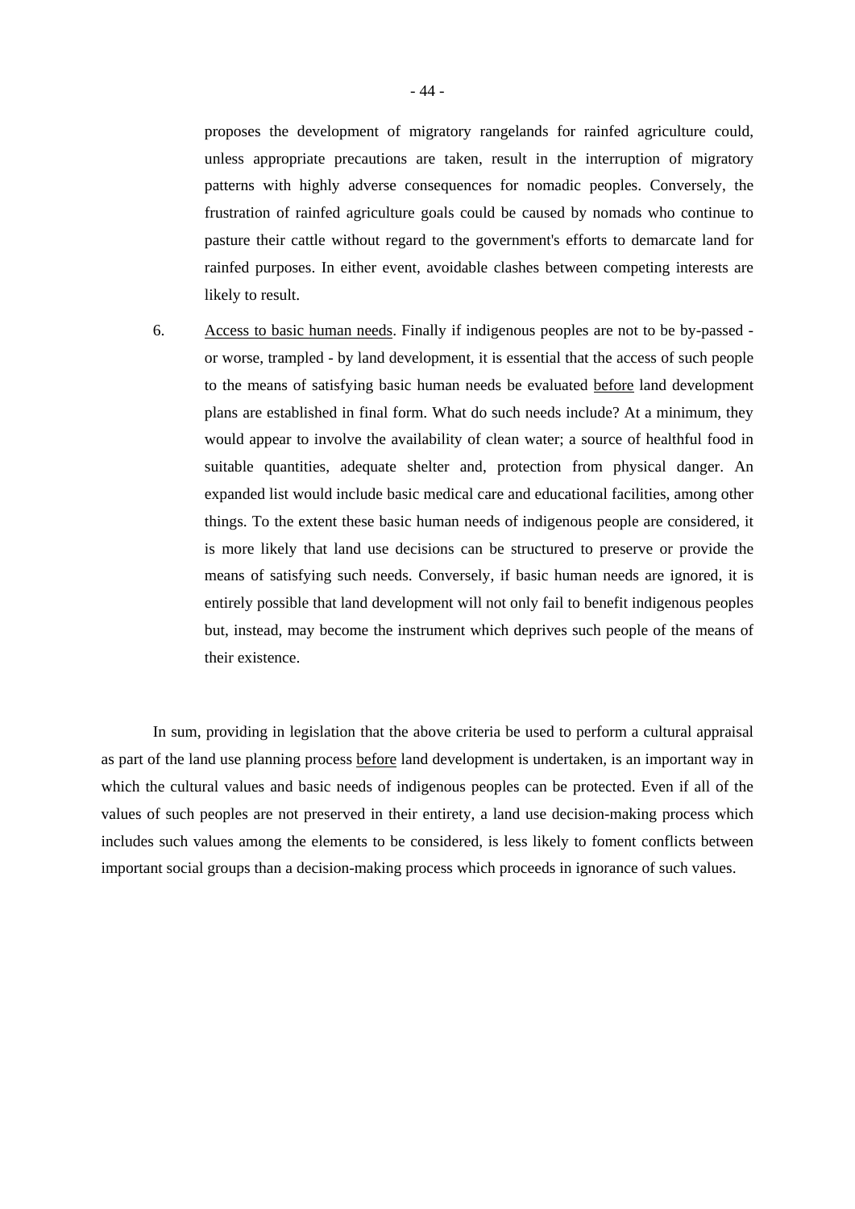proposes the development of migratory rangelands for rainfed agriculture could, unless appropriate precautions are taken, result in the interruption of migratory patterns with highly adverse consequences for nomadic peoples. Conversely, the frustration of rainfed agriculture goals could be caused by nomads who continue to pasture their cattle without regard to the government's efforts to demarcate land for rainfed purposes. In either event, avoidable clashes between competing interests are likely to result.

6. <u>Access to basic human needs</u>. Finally if indigenous peoples are not to be by-passed - or worse, trampled - by land development, it is essential that the access of such people to the means of satisfying basic human needs be evaluated <u>before</u> land development plans are established in final form. What do such needs include? At a minimum, they would appear to involve the availability of clean water; a source of healthful food in suitable quantities, adequate shelter and, protection from physical danger. An expanded list would include basic medical care and educational facilities, among other things. To the extent these basic human needs of indigenous people are considered, it is more likely that land use decisions can be structured to preserve or provide the means of satisfying such needs. Conversely, if basic human needs are ignored, it is entirely possible that land development will not only fail to benefit indigenous peoples but, instead, may become the instrument which deprives such people of the means of their existence.

In sum, providing in legislation that the above criteria be used to perform a cultural appraisal as part of the land use planning process <u>before</u> land development is undertaken, is an important way in which the cultural values and basic needs of indigenous peoples can be protected. Even if all of the values of such peoples are not preserved in their entirety, a land use decision-making process which includes such values among the elements to be considered, is less likely to foment conflicts between important social groups than a decision-making process which proceeds in ignorance of such values.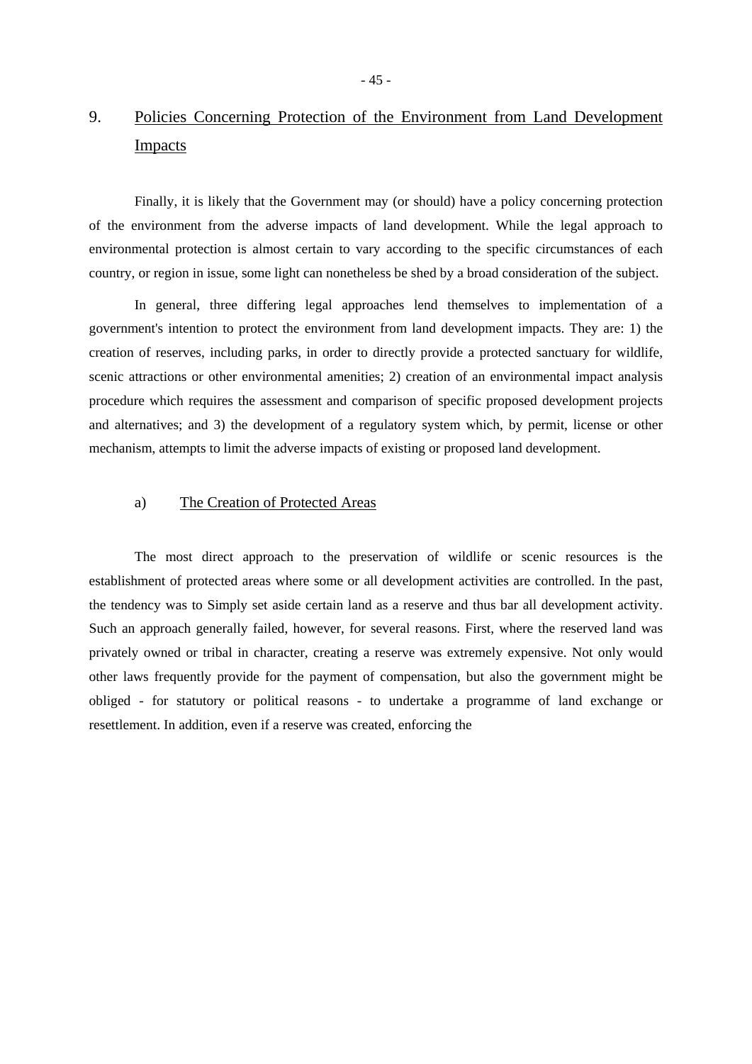## 9. Policies Concerning Protection of the Environment from Land Development Impacts

Finally, it is likely that the Government may (or should) have a policy concerning protection of the environment from the adverse impacts of land development. While the legal approach to environmental protection is almost certain to vary according to the specific circumstances of each country, or region in issue, some light can nonetheless be shed by a broad consideration of the subject.

In general, three differing legal approaches lend themselves to implementation of a government's intention to protect the environment from land development impacts. They are: 1) the creation of reserves, including parks, in order to directly provide a protected sanctuary for wildlife, scenic attractions or other environmental amenities; 2) creation of an environmental impact analysis procedure which requires the assessment and comparison of specific proposed development projects and alternatives; and 3) the development of a regulatory system which, by permit, license or other mechanism, attempts to limit the adverse impacts of existing or proposed land development.

### a) The Creation of Protected Areas

The most direct approach to the preservation of wildlife or scenic resources is the establishment of protected areas where some or all development activities are controlled. In the past, the tendency was to Simply set aside certain land as a reserve and thus bar all development activity. Such an approach generally failed, however, for several reasons. First, where the reserved land was privately owned or tribal in character, creating a reserve was extremely expensive. Not only would other laws frequently provide for the payment of compensation, but also the government might be obliged - for statutory or political reasons - to undertake a programme of land exchange or resettlement. In addition, even if a reserve was created, enforcing the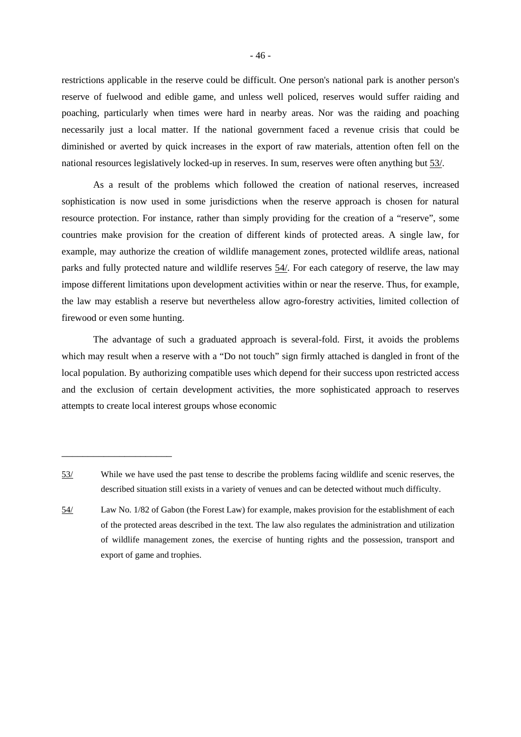restrictions applicable in the reserve could be difficult. One person's national park is another person's reserve of fuelwood and edible game, and unless well policed, reserves would suffer raiding and poaching, particularly when times were hard in nearby areas. Nor was the raiding and poaching necessarily just a local matter. If the national government faced a revenue crisis that could be diminished or averted by quick increases in the export of raw materials, attention often fell on the national resources legislatively locked-up in reserves. In sum, reserves were often anything but 53/.

As a result of the problems which followed the creation of national reserves, increased sophistication is now used in some jurisdictions when the reserve approach is chosen for natural resource protection. For instance, rather than simply providing for the creation of a "reserve", some countries make provision for the creation of different kinds of protected areas. A single law, for example, may authorize the creation of wildlife management zones, protected wildlife areas, national parks and fully protected nature and wildlife reserves 54/. For each category of reserve, the law may impose different limitations upon development activities within or near the reserve. Thus, for example, the law may establish a reserve but nevertheless allow agro-forestry activities, limited collection of firewood or even some hunting.

The advantage of such a graduated approach is several-fold. First, it avoids the problems which may result when a reserve with a "Do not touch" sign firmly attached is dangled in front of the local population. By authorizing compatible uses which depend for their success upon restricted access and the exclusion of certain development activities, the more sophisticated approach to reserves attempts to create local interest groups whose economic

---

53/ While we have used the past tense to describe the problems facing wildlife and scenic reserves, the described situation still exists in a variety of venues and can be detected without much difficulty.

54/ Law No. 1/82 of Gabon (the Forest Law) for example, makes provision for the establishment of each of the protected areas described in the text. The law also regulates the administration and utilization of wildlife management zones, the exercise of hunting rights and the possession, transport and export of game and trophies.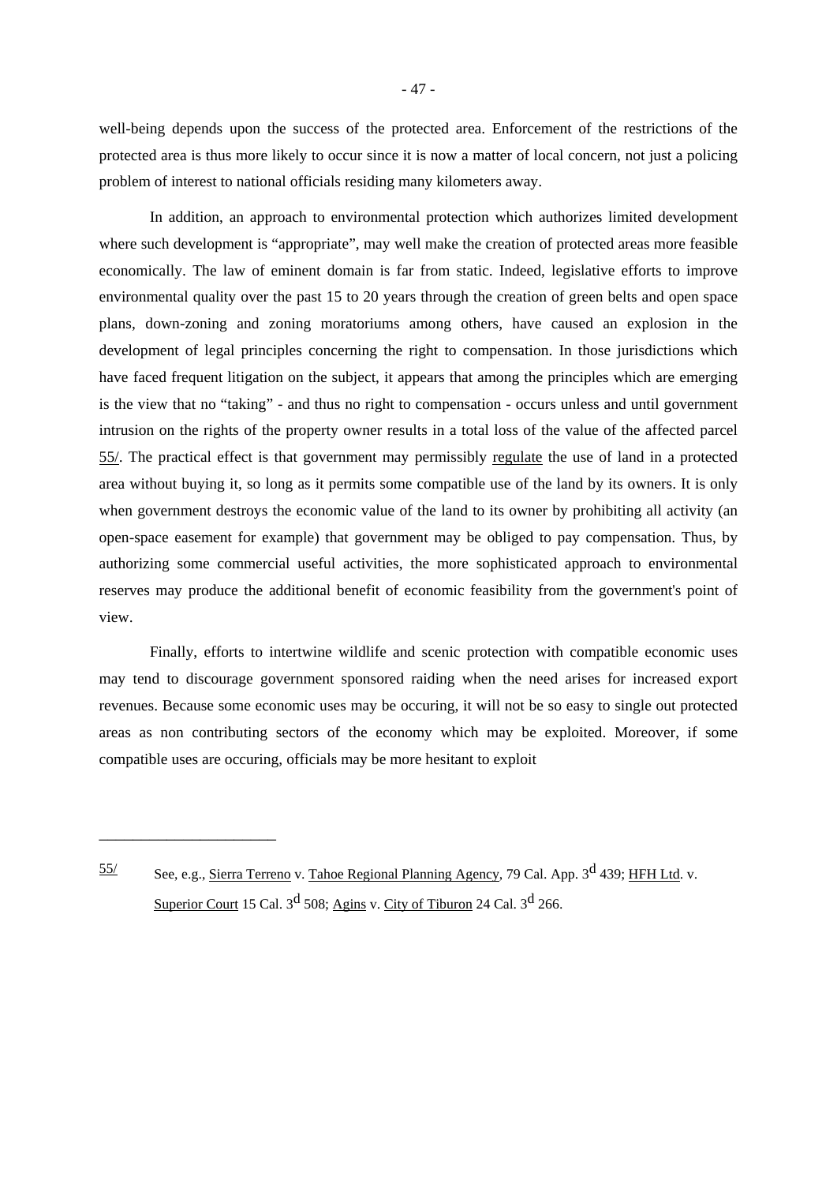well-being depends upon the success of the protected area. Enforcement of the restrictions of the protected area is thus more likely to occur since it is now a matter of local concern, not just a policing problem of interest to national officials residing many kilometers away.

In addition, an approach to environmental protection which authorizes limited development where such development is "appropriate", may well make the creation of protected areas more feasible economically. The law of eminent domain is far from static. Indeed, legislative efforts to improve environmental quality over the past 15 to 20 years through the creation of green belts and open space plans, down-zoning and zoning moratoriums among others, have caused an explosion in the development of legal principles concerning the right to compensation. In those jurisdictions which have faced frequent litigation on the subject, it appears that among the principles which are emerging is the view that no "taking" - and thus no right to compensation - occurs unless and until government intrusion on the rights of the property owner results in a total loss of the value of the affected parcel 55/. The practical effect is that government may permissibly regulate the use of land in a protected area without buying it, so long as it permits some compatible use of the land by its owners. It is only when government destroys the economic value of the land to its owner by prohibiting all activity (an open-space easement for example) that government may be obliged to pay compensation. Thus, by authorizing some commercial useful activities, the more sophisticated approach to environmental reserves may produce the additional benefit of economic feasibility from the government's point of view.

Finally, efforts to intertwine wildlife and scenic protection with compatible economic uses may tend to discourage government sponsored raiding when the need arises for increased export revenues. Because some economic uses may be occuring, it will not be so easy to single out protected areas as non contributing sectors of the economy which may be exploited. Moreover, if some compatible uses are occuring, officials may be more hesitant to exploit

---

55/ See, e.g., Sierra Terreno v. Tahoe Regional Planning Agency, 79 Cal. App. 3d 439; HFH Ltd. v. Superior Court 15 Cal. 3d 508; Agins v. City of Tiburon 24 Cal. 3d 266.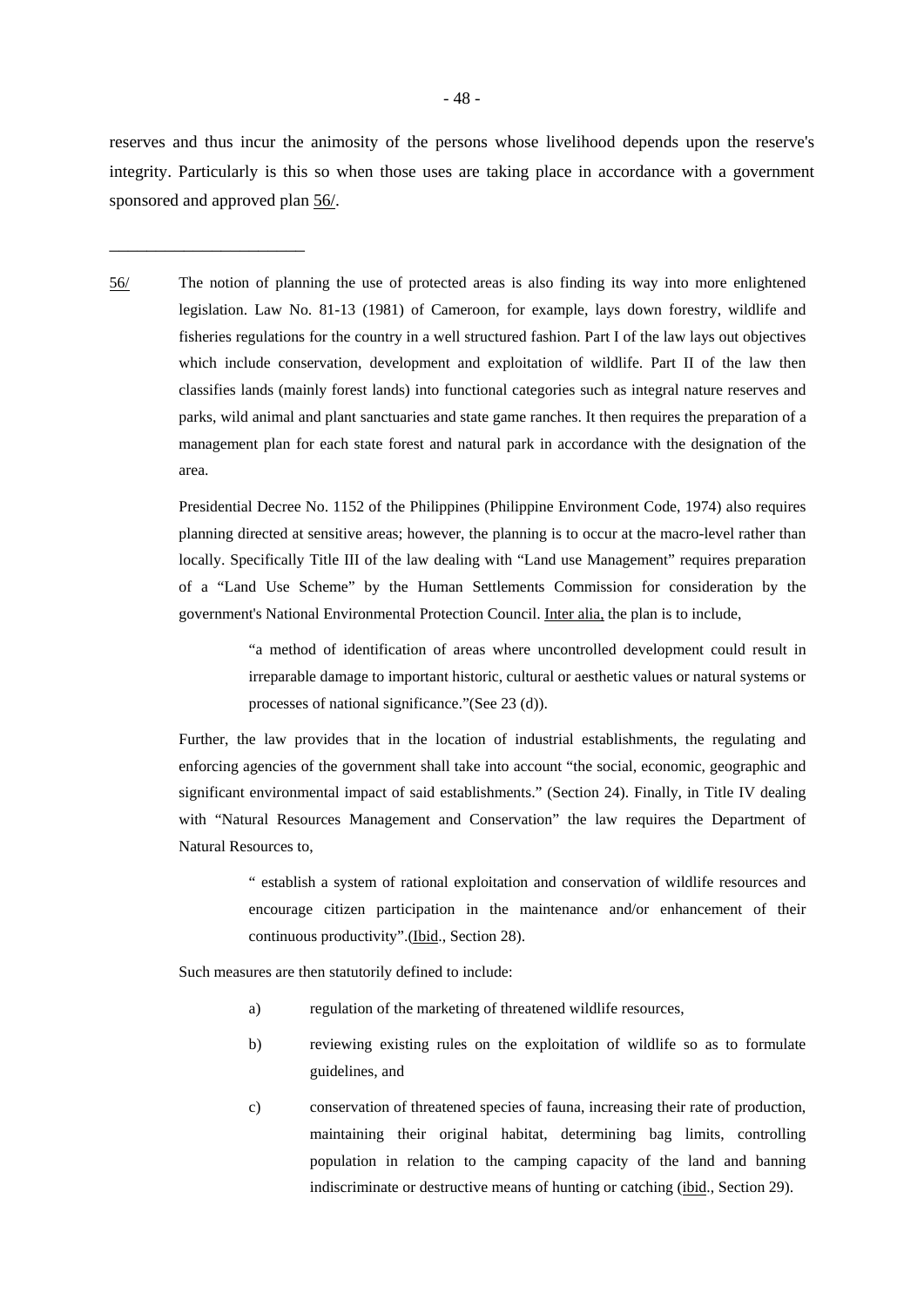reserves and thus incur the animosity of the persons whose livelihood depends upon the reserve's integrity. Particularly is this so when those uses are taking place in accordance with a government sponsored and approved plan 56/.

---

56/ The notion of planning the use of protected areas is also finding its way into more enlightened legislation. Law No. 81-13 (1981) of Cameroon, for example, lays down forestry, wildlife and fisheries regulations for the country in a well structured fashion. Part I of the law lays out objectives which include conservation, development and exploitation of wildlife. Part II of the law then classifies lands (mainly forest lands) into functional categories such as integral nature reserves and parks, wild animal and plant sanctuaries and state game ranches. It then requires the preparation of a management plan for each state forest and natural park in accordance with the designation of the area.

Presidential Decree No. 1152 of the Philippines (Philippine Environment Code, 1974) also requires planning directed at sensitive areas; however, the planning is to occur at the macro-level rather than locally. Specifically Title III of the law dealing with "Land use Management" requires preparation of a "Land Use Scheme" by the Human Settlements Commission for consideration by the government's National Environmental Protection Council. Inter alia, the plan is to include,

> "a method of identification of areas where uncontrolled development could result in irreparable damage to important historic, cultural or aesthetic values or natural systems or processes of national significance."(See 23 (d)).

Further, the law provides that in the location of industrial establishments, the regulating and enforcing agencies of the government shall take into account "the social, economic, geographic and significant environmental impact of said establishments." (Section 24). Finally, in Title IV dealing with "Natural Resources Management and Conservation" the law requires the Department of Natural Resources to,

> " establish a system of rational exploitation and conservation of wildlife resources and encourage citizen participation in the maintenance and/or enhancement of their continuous productivity".(Ibid., Section 28).

Such measures are then statutorily defined to include:

a) regulation of the marketing of threatened wildlife resources,

b) reviewing existing rules on the exploitation of wildlife so as to formulate guidelines, and

c) conservation of threatened species of fauna, increasing their rate of production, maintaining their original habitat, determining bag limits, controlling population in relation to the camping capacity of the land and banning indiscriminate or destructive means of hunting or catching (ibid., Section 29).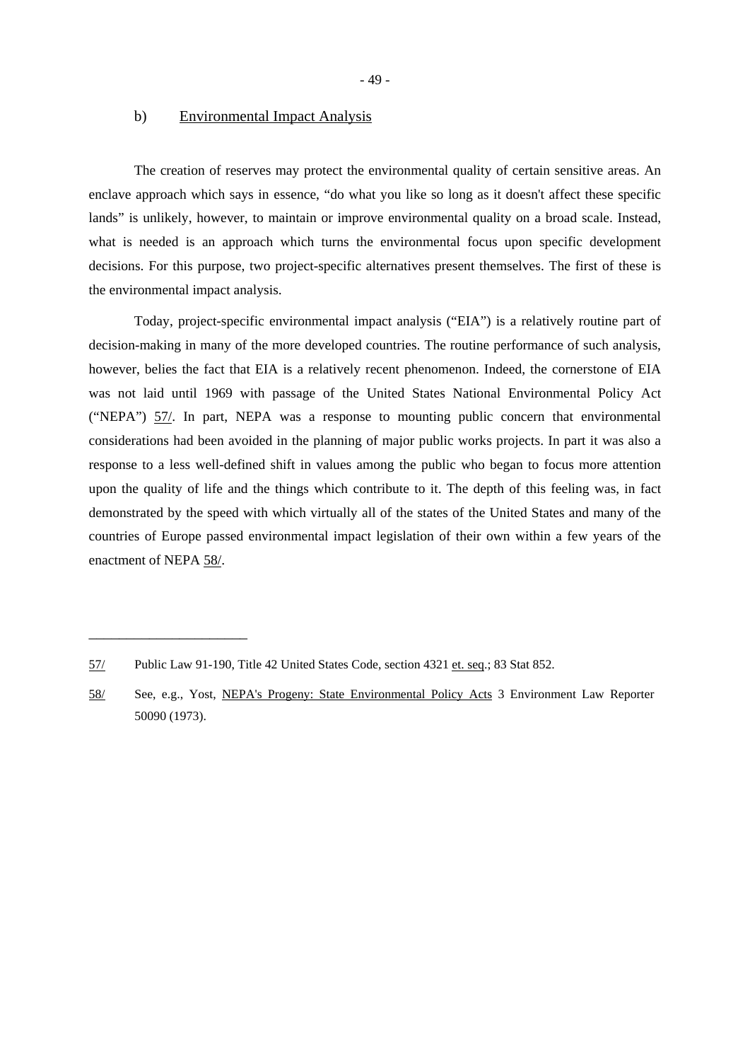### b) Environmental Impact Analysis

The creation of reserves may protect the environmental quality of certain sensitive areas. An enclave approach which says in essence, "do what you like so long as it doesn't affect these specific lands" is unlikely, however, to maintain or improve environmental quality on a broad scale. Instead, what is needed is an approach which turns the environmental focus upon specific development decisions. For this purpose, two project-specific alternatives present themselves. The first of these is the environmental impact analysis.

Today, project-specific environmental impact analysis ("EIA") is a relatively routine part of decision-making in many of the more developed countries. The routine performance of such analysis, however, belies the fact that EIA is a relatively recent phenomenon. Indeed, the cornerstone of EIA was not laid until 1969 with passage of the United States National Environmental Policy Act ("NEPA") 57/. In part, NEPA was a response to mounting public concern that environmental considerations had been avoided in the planning of major public works projects. In part it was also a response to a less well-defined shift in values among the public who began to focus more attention upon the quality of life and the things which contribute to it. The depth of this feeling was, in fact demonstrated by the speed with which virtually all of the states of the United States and many of the countries of Europe passed environmental impact legislation of their own within a few years of the enactment of NEPA 58/.

---

57/ Public Law 91-190, Title 42 United States Code, section 4321 et. seq.; 83 Stat 852.

58/ See, e.g., Yost, NEPA's Progeny: State Environmental Policy Acts 3 Environment Law Reporter 50090 (1973).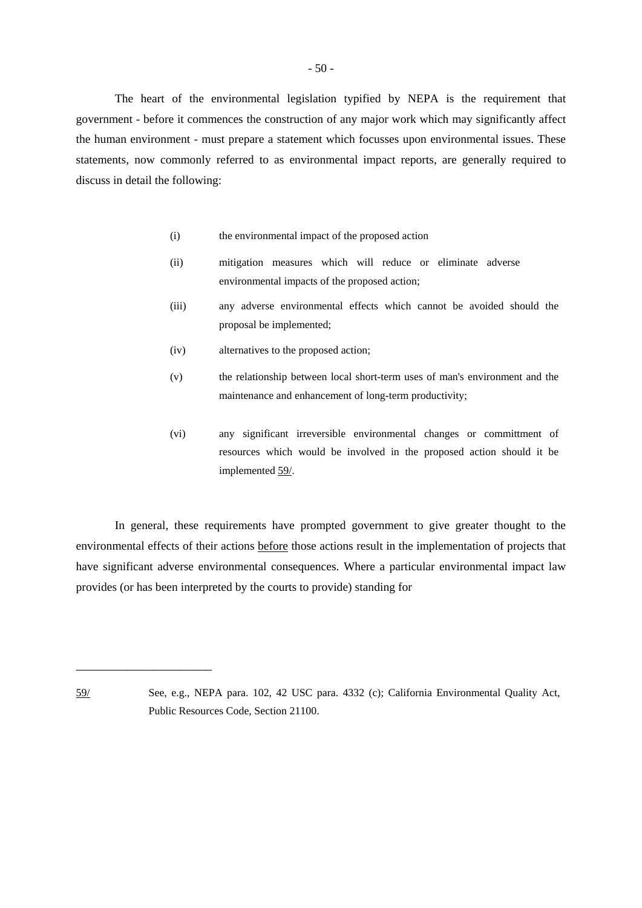The heart of the environmental legislation typified by NEPA is the requirement that government - before it commences the construction of any major work which may significantly affect the human environment - must prepare a statement which focusses upon environmental issues. These statements, now commonly referred to as environmental impact reports, are generally required to discuss in detail the following:

(i) the environmental impact of the proposed action

(ii) mitigation measures which will reduce or eliminate adverse environmental impacts of the proposed action;

(iii) any adverse environmental effects which cannot be avoided should the proposal be implemented;

(iv) alternatives to the proposed action;

(v) the relationship between local short-term uses of man's environment and the maintenance and enhancement of long-term productivity;

(vi) any significant irreversible environmental changes or committment of resources which would be involved in the proposed action should it be implemented 59/.

In general, these requirements have prompted government to give greater thought to the environmental effects of their actions before those actions result in the implementation of projects that have significant adverse environmental consequences. Where a particular environmental impact law provides (or has been interpreted by the courts to provide) standing for

---

59/ See, e.g., NEPA para. 102, 42 USC para. 4332 (c); California Environmental Quality Act, Public Resources Code, Section 21100.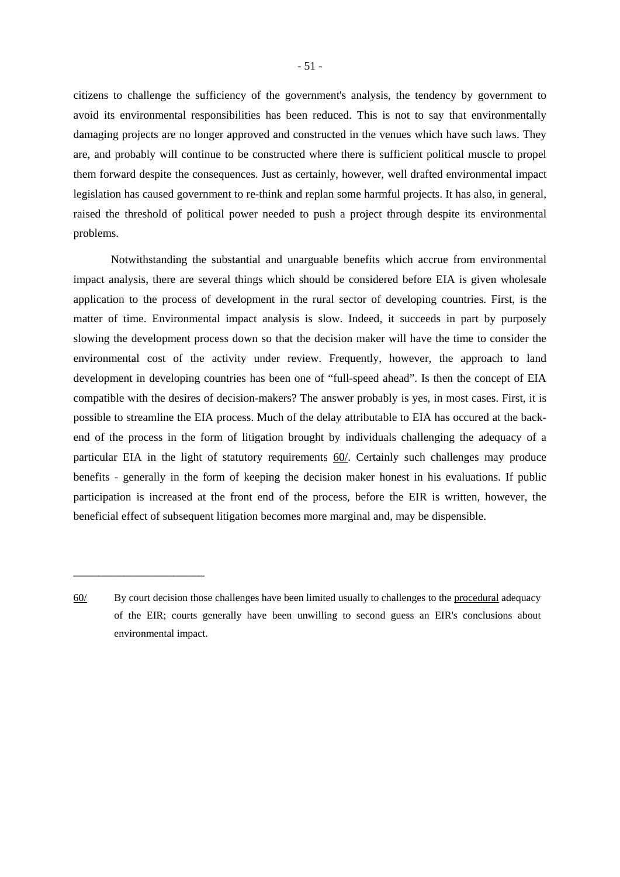citizens to challenge the sufficiency of the government's analysis, the tendency by government to avoid its environmental responsibilities has been reduced. This is not to say that environmentally damaging projects are no longer approved and constructed in the venues which have such laws. They are, and probably will continue to be constructed where there is sufficient political muscle to propel them forward despite the consequences. Just as certainly, however, well drafted environmental impact legislation has caused government to re-think and replan some harmful projects. It has also, in general, raised the threshold of political power needed to push a project through despite its environmental problems.

Notwithstanding the substantial and unarguable benefits which accrue from environmental impact analysis, there are several things which should be considered before EIA is given wholesale application to the process of development in the rural sector of developing countries. First, is the matter of time. Environmental impact analysis is slow. Indeed, it succeeds in part by purposely slowing the development process down so that the decision maker will have the time to consider the environmental cost of the activity under review. Frequently, however, the approach to land development in developing countries has been one of "full-speed ahead". Is then the concept of EIA compatible with the desires of decision-makers? The answer probably is yes, in most cases. First, it is possible to streamline the EIA process. Much of the delay attributable to EIA has occured at the back-end of the process in the form of litigation brought by individuals challenging the adequacy of a particular EIA in the light of statutory requirements 60/. Certainly such challenges may produce benefits - generally in the form of keeping the decision maker honest in his evaluations. If public participation is increased at the front end of the process, before the EIR is written, however, the beneficial effect of subsequent litigation becomes more marginal and, may be dispensible.

---

60/ By court decision those challenges have been limited usually to challenges to the procedural adequacy of the EIR; courts generally have been unwilling to second guess an EIR's conclusions about environmental impact.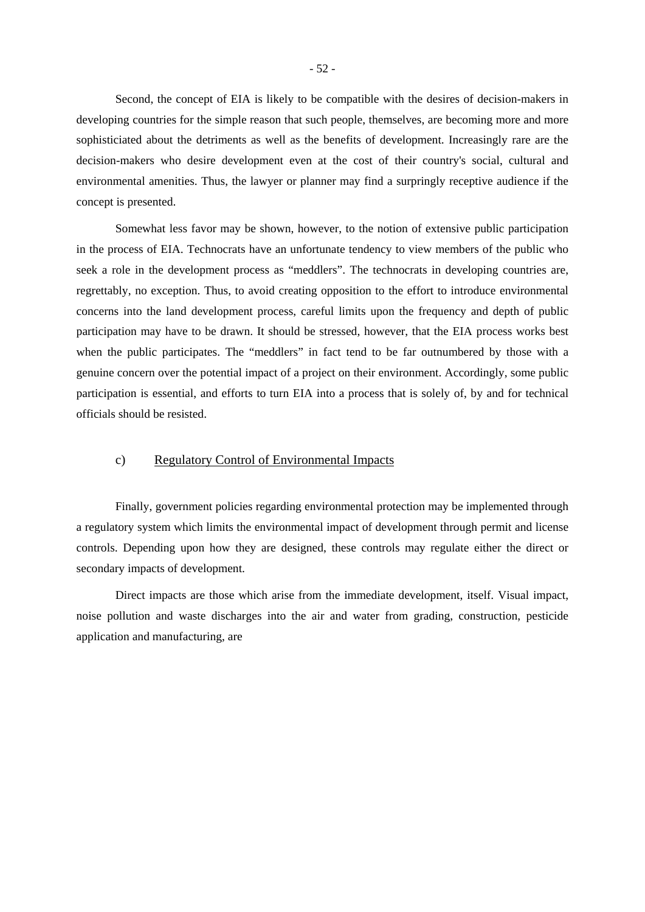Second, the concept of EIA is likely to be compatible with the desires of decision-makers in developing countries for the simple reason that such people, themselves, are becoming more and more sophisticiated about the detriments as well as the benefits of development. Increasingly rare are the decision-makers who desire development even at the cost of their country's social, cultural and environmental amenities. Thus, the lawyer or planner may find a surpringly receptive audience if the concept is presented.

Somewhat less favor may be shown, however, to the notion of extensive public participation in the process of EIA. Technocrats have an unfortunate tendency to view members of the public who seek a role in the development process as "meddlers". The technocrats in developing countries are, regrettably, no exception. Thus, to avoid creating opposition to the effort to introduce environmental concerns into the land development process, careful limits upon the frequency and depth of public participation may have to be drawn. It should be stressed, however, that the EIA process works best when the public participates. The "meddlers" in fact tend to be far outnumbered by those with a genuine concern over the potential impact of a project on their environment. Accordingly, some public participation is essential, and efforts to turn EIA into a process that is solely of, by and for technical officials should be resisted.

### c) Regulatory Control of Environmental Impacts

Finally, government policies regarding environmental protection may be implemented through a regulatory system which limits the environmental impact of development through permit and license controls. Depending upon how they are designed, these controls may regulate either the direct or secondary impacts of development.

Direct impacts are those which arise from the immediate development, itself. Visual impact, noise pollution and waste discharges into the air and water from grading, construction, pesticide application and manufacturing, are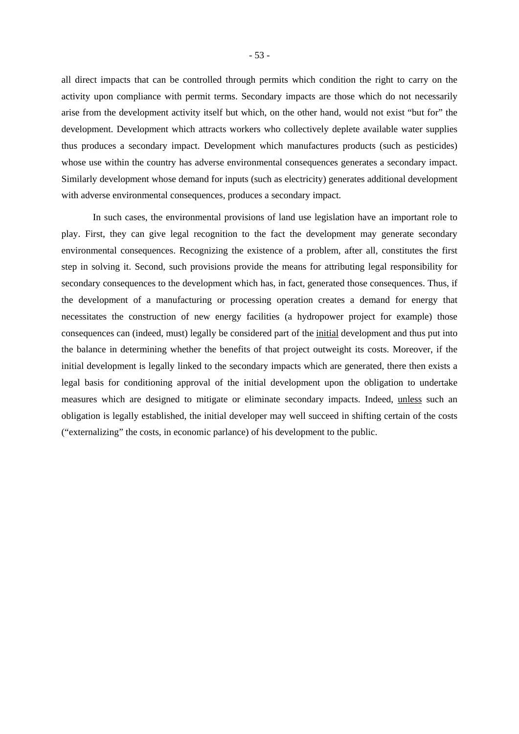all direct impacts that can be controlled through permits which condition the right to carry on the activity upon compliance with permit terms. Secondary impacts are those which do not necessarily arise from the development activity itself but which, on the other hand, would not exist "but for" the development. Development which attracts workers who collectively deplete available water supplies thus produces a secondary impact. Development which manufactures products (such as pesticides) whose use within the country has adverse environmental consequences generates a secondary impact. Similarly development whose demand for inputs (such as electricity) generates additional development with adverse environmental consequences, produces a secondary impact.

In such cases, the environmental provisions of land use legislation have an important role to play. First, they can give legal recognition to the fact the development may generate secondary environmental consequences. Recognizing the existence of a problem, after all, constitutes the first step in solving it. Second, such provisions provide the means for attributing legal responsibility for secondary consequences to the development which has, in fact, generated those consequences. Thus, if the development of a manufacturing or processing operation creates a demand for energy that necessitates the construction of new energy facilities (a hydropower project for example) those consequences can (indeed, must) legally be considered part of the initial development and thus put into the balance in determining whether the benefits of that project outweight its costs. Moreover, if the initial development is legally linked to the secondary impacts which are generated, there then exists a legal basis for conditioning approval of the initial development upon the obligation to undertake measures which are designed to mitigate or eliminate secondary impacts. Indeed, unless such an obligation is legally established, the initial developer may well succeed in shifting certain of the costs ("externalizing" the costs, in economic parlance) of his development to the public.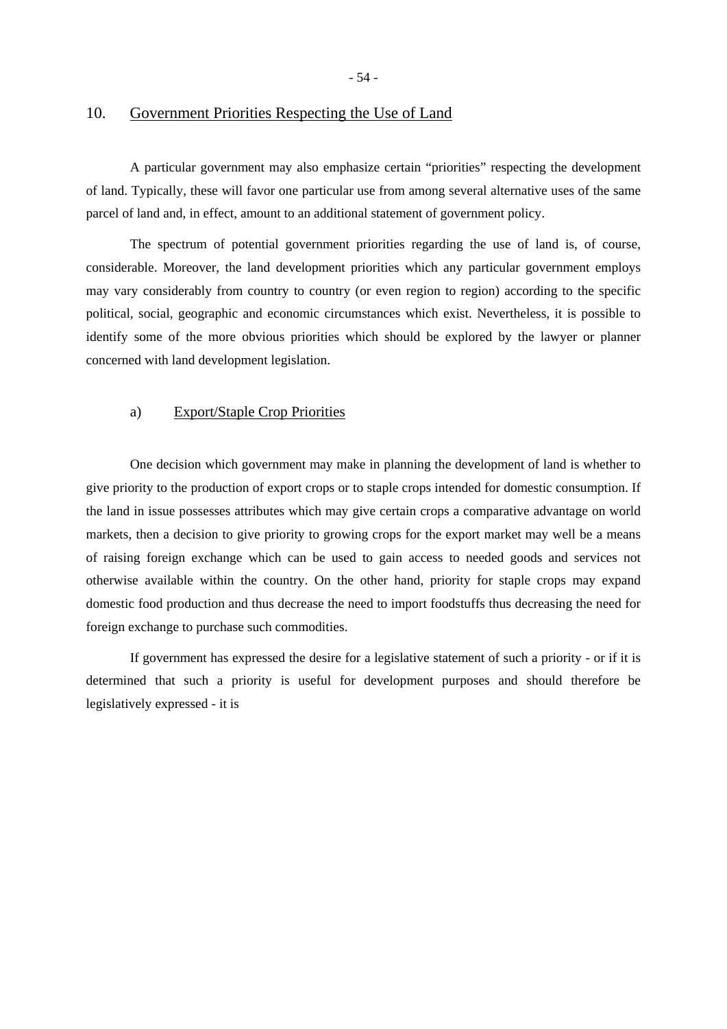## 10. Government Priorities Respecting the Use of Land

A particular government may also emphasize certain “priorities” respecting the development of land. Typically, these will favor one particular use from among several alternative uses of the same parcel of land and, in effect, amount to an additional statement of government policy.

The spectrum of potential government priorities regarding the use of land is, of course, considerable. Moreover, the land development priorities which any particular government employs may vary considerably from country to country (or even region to region) according to the specific political, social, geographic and economic circumstances which exist. Nevertheless, it is possible to identify some of the more obvious priorities which should be explored by the lawyer or planner concerned with land development legislation.

### a) Export/Staple Crop Priorities

One decision which government may make in planning the development of land is whether to give priority to the production of export crops or to staple crops intended for domestic consumption. If the land in issue possesses attributes which may give certain crops a comparative advantage on world markets, then a decision to give priority to growing crops for the export market may well be a means of raising foreign exchange which can be used to gain access to needed goods and services not otherwise available within the country. On the other hand, priority for staple crops may expand domestic food production and thus decrease the need to import foodstuffs thus decreasing the need for foreign exchange to purchase such commodities.

If government has expressed the desire for a legislative statement of such a priority - or if it is determined that such a priority is useful for development purposes and should therefore be legislatively expressed - it is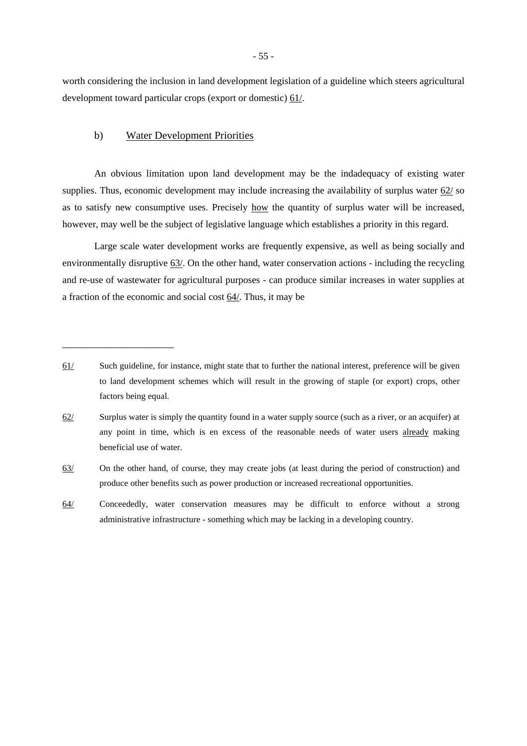worth considering the inclusion in land development legislation of a guideline which steers agricultural development toward particular crops (export or domestic) 61/.

### b) Water Development Priorities

An obvious limitation upon land development may be the indadequacy of existing water supplies. Thus, economic development may include increasing the availability of surplus water 62/ so as to satisfy new consumptive uses. Precisely how the quantity of surplus water will be increased, however, may well be the subject of legislative language which establishes a priority in this regard.

Large scale water development works are frequently expensive, as well as being socially and environmentally disruptive 63/. On the other hand, water conservation actions - including the recycling and re-use of wastewater for agricultural purposes - can produce similar increases in water supplies at a fraction of the economic and social cost 64/. Thus, it may be

---

61/ Such guideline, for instance, might state that to further the national interest, preference will be given to land development schemes which will result in the growing of staple (or export) crops, other factors being equal.

62/ Surplus water is simply the quantity found in a water supply source (such as a river, or an acquifer) at any point in time, which is en excess of the reasonable needs of water users already making beneficial use of water.

63/ On the other hand, of course, they may create jobs (at least during the period of construction) and produce other benefits such as power production or increased recreational opportunities.

64/ Conceededly, water conservation measures may be difficult to enforce without a strong administrative infrastructure - something which may be lacking in a developing country.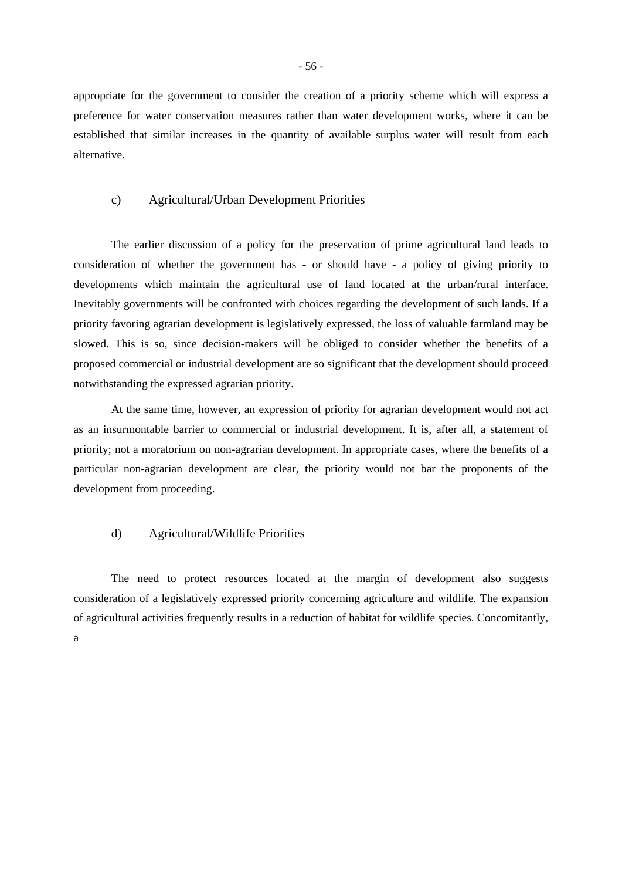appropriate for the government to consider the creation of a priority scheme which will express a preference for water conservation measures rather than water development works, where it can be established that similar increases in the quantity of available surplus water will result from each alternative.

### c) Agricultural/Urban Development Priorities

The earlier discussion of a policy for the preservation of prime agricultural land leads to consideration of whether the government has - or should have - a policy of giving priority to developments which maintain the agricultural use of land located at the urban/rural interface. Inevitably governments will be confronted with choices regarding the development of such lands. If a priority favoring agrarian development is legislatively expressed, the loss of valuable farmland may be slowed. This is so, since decision-makers will be obliged to consider whether the benefits of a proposed commercial or industrial development are so significant that the development should proceed notwithstanding the expressed agrarian priority.

At the same time, however, an expression of priority for agrarian development would not act as an insurmontable barrier to commercial or industrial development. It is, after all, a statement of priority; not a moratorium on non-agrarian development. In appropriate cases, where the benefits of a particular non-agrarian development are clear, the priority would not bar the proponents of the development from proceeding.

### d) Agricultural/Wildlife Priorities

The need to protect resources located at the margin of development also suggests consideration of a legislatively expressed priority concerning agriculture and wildlife. The expansion of agricultural activities frequently results in a reduction of habitat for wildlife species. Concomitantly, a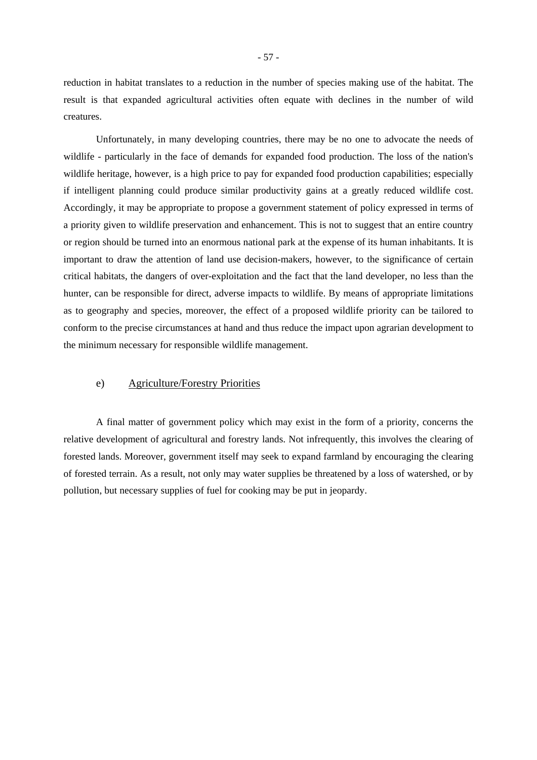reduction in habitat translates to a reduction in the number of species making use of the habitat. The result is that expanded agricultural activities often equate with declines in the number of wild creatures.

Unfortunately, in many developing countries, there may be no one to advocate the needs of wildlife - particularly in the face of demands for expanded food production. The loss of the nation's wildlife heritage, however, is a high price to pay for expanded food production capabilities; especially if intelligent planning could produce similar productivity gains at a greatly reduced wildlife cost. Accordingly, it may be appropriate to propose a government statement of policy expressed in terms of a priority given to wildlife preservation and enhancement. This is not to suggest that an entire country or region should be turned into an enormous national park at the expense of its human inhabitants. It is important to draw the attention of land use decision-makers, however, to the significance of certain critical habitats, the dangers of over-exploitation and the fact that the land developer, no less than the hunter, can be responsible for direct, adverse impacts to wildlife. By means of appropriate limitations as to geography and species, moreover, the effect of a proposed wildlife priority can be tailored to conform to the precise circumstances at hand and thus reduce the impact upon agrarian development to the minimum necessary for responsible wildlife management.

e) Agriculture/Forestry Priorities

A final matter of government policy which may exist in the form of a priority, concerns the relative development of agricultural and forestry lands. Not infrequently, this involves the clearing of forested lands. Moreover, government itself may seek to expand farmland by encouraging the clearing of forested terrain. As a result, not only may water supplies be threatened by a loss of watershed, or by pollution, but necessary supplies of fuel for cooking may be put in jeopardy.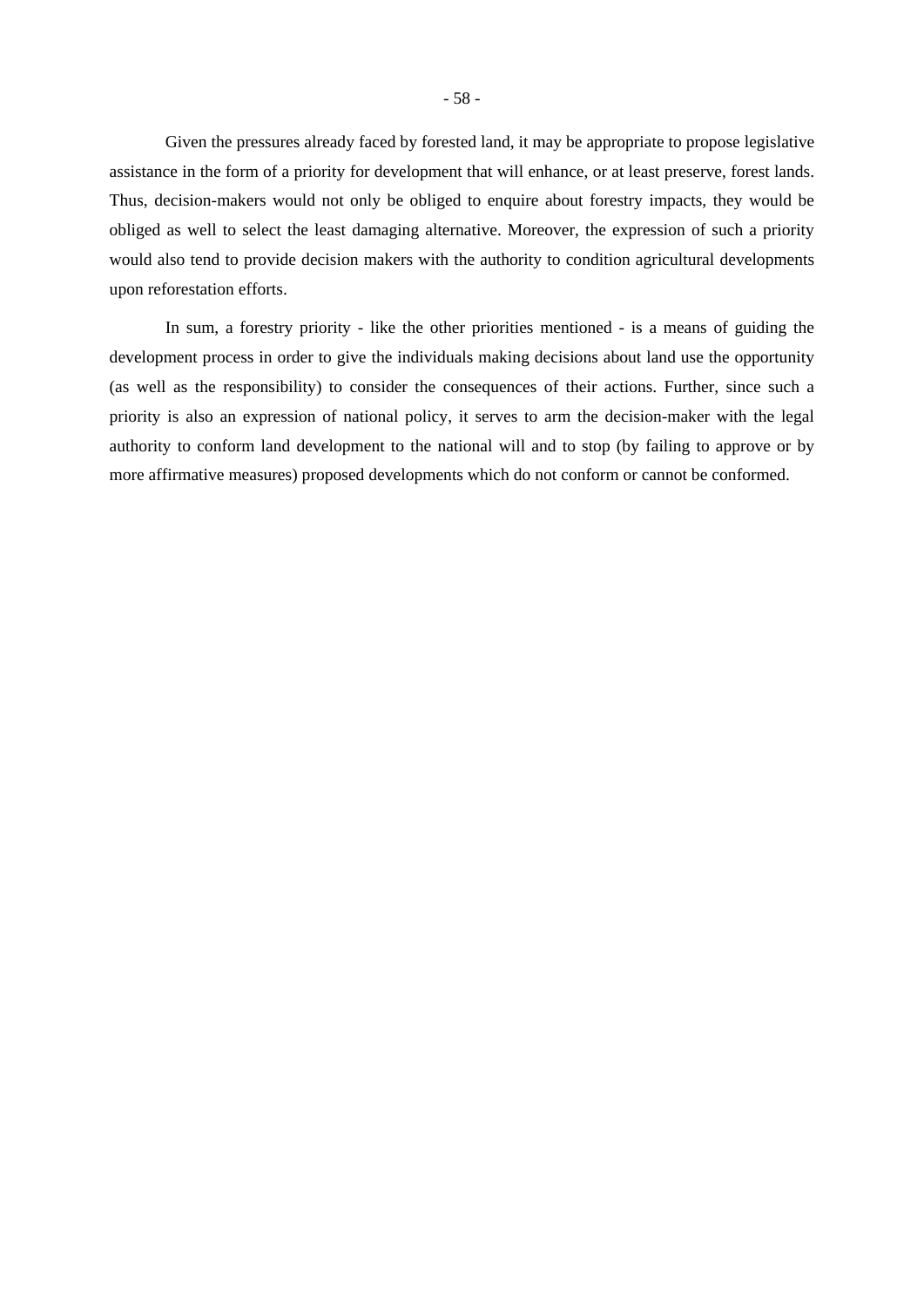Given the pressures already faced by forested land, it may be appropriate to propose legislative assistance in the form of a priority for development that will enhance, or at least preserve, forest lands. Thus, decision-makers would not only be obliged to enquire about forestry impacts, they would be obliged as well to select the least damaging alternative. Moreover, the expression of such a priority would also tend to provide decision makers with the authority to condition agricultural developments upon reforestation efforts.

In sum, a forestry priority - like the other priorities mentioned - is a means of guiding the development process in order to give the individuals making decisions about land use the opportunity (as well as the responsibility) to consider the consequences of their actions. Further, since such a priority is also an expression of national policy, it serves to arm the decision-maker with the legal authority to conform land development to the national will and to stop (by failing to approve or by more affirmative measures) proposed developments which do not conform or cannot be conformed.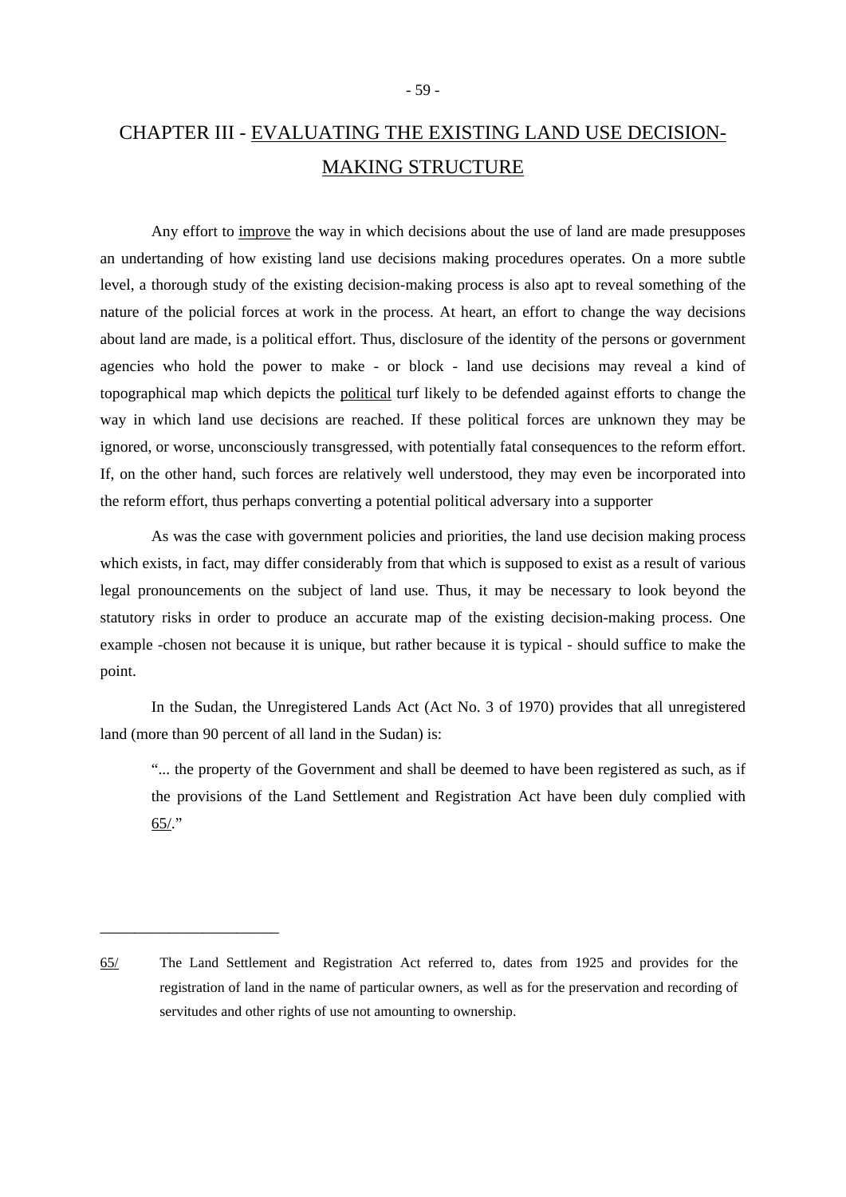# CHAPTER III - EVALUATING THE EXISTING LAND USE DECISION-MAKING STRUCTURE

Any effort to improve the way in which decisions about the use of land are made presupposes an undertanding of how existing land use decisions making procedures operates. On a more subtle level, a thorough study of the existing decision-making process is also apt to reveal something of the nature of the policial forces at work in the process. At heart, an effort to change the way decisions about land are made, is a political effort. Thus, disclosure of the identity of the persons or government agencies who hold the power to make - or block - land use decisions may reveal a kind of topographical map which depicts the political turf likely to be defended against efforts to change the way in which land use decisions are reached. If these political forces are unknown they may be ignored, or worse, unconsciously transgressed, with potentially fatal consequences to the reform effort. If, on the other hand, such forces are relatively well understood, they may even be incorporated into the reform effort, thus perhaps converting a potential political adversary into a supporter

As was the case with government policies and priorities, the land use decision making process which exists, in fact, may differ considerably from that which is supposed to exist as a result of various legal pronouncements on the subject of land use. Thus, it may be necessary to look beyond the statutory risks in order to produce an accurate map of the existing decision-making process. One example -chosen not because it is unique, but rather because it is typical - should suffice to make the point.

In the Sudan, the Unregistered Lands Act (Act No. 3 of 1970) provides that all unregistered land (more than 90 percent of all land in the Sudan) is:

> "... the property of the Government and shall be deemed to have been registered as such, as if the provisions of the Land Settlement and Registration Act have been duly complied with 65/."

---

65/ The Land Settlement and Registration Act referred to, dates from 1925 and provides for the registration of land in the name of particular owners, as well as for the preservation and recording of servitudes and other rights of use not amounting to ownership.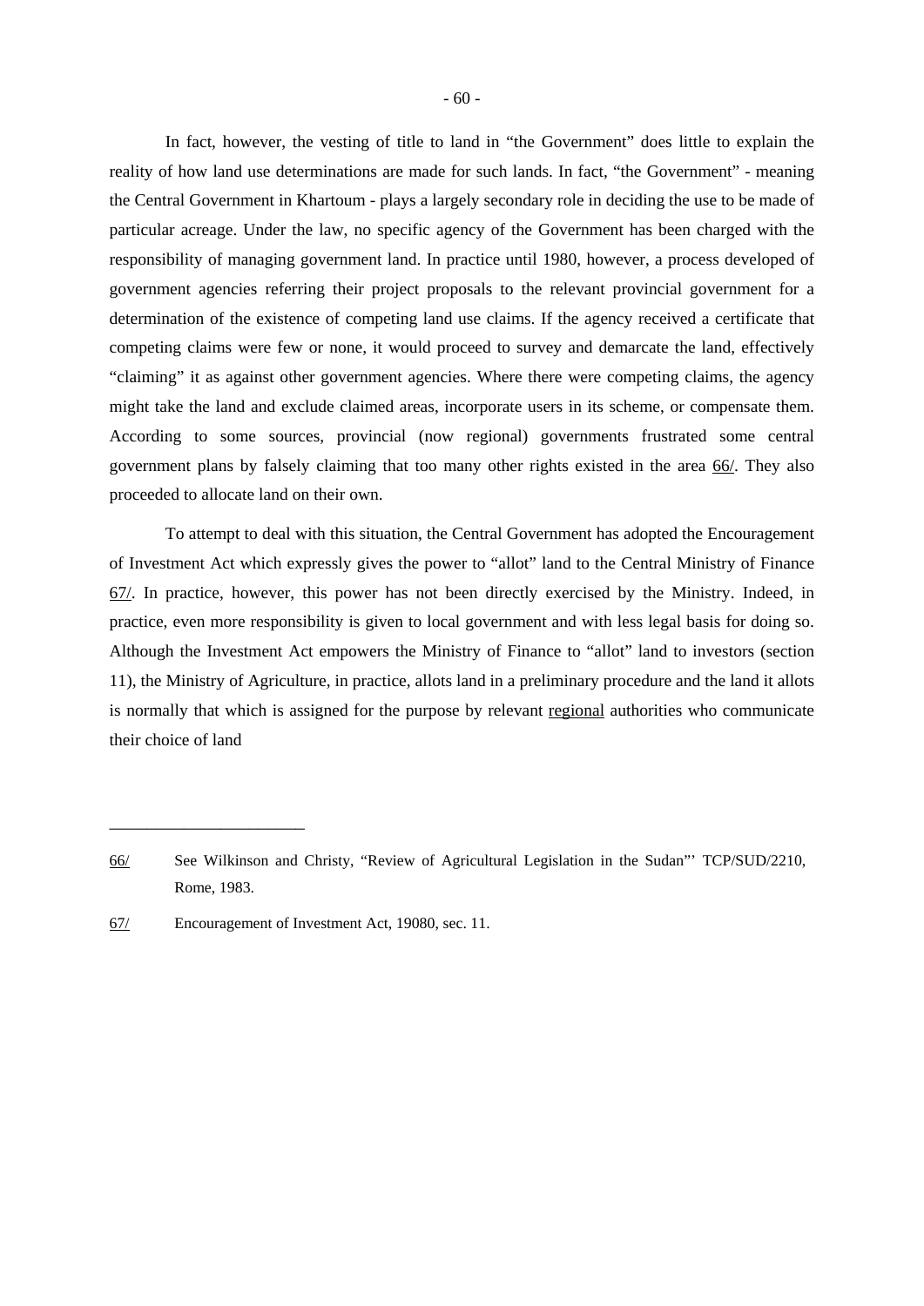In fact, however, the vesting of title to land in "the Government" does little to explain the reality of how land use determinations are made for such lands. In fact, "the Government" - meaning the Central Government in Khartoum - plays a largely secondary role in deciding the use to be made of particular acreage. Under the law, no specific agency of the Government has been charged with the responsibility of managing government land. In practice until 1980, however, a process developed of government agencies referring their project proposals to the relevant provincial government for a determination of the existence of competing land use claims. If the agency received a certificate that competing claims were few or none, it would proceed to survey and demarcate the land, effectively "claiming" it as against other government agencies. Where there were competing claims, the agency might take the land and exclude claimed areas, incorporate users in its scheme, or compensate them. According to some sources, provincial (now regional) governments frustrated some central government plans by falsely claiming that too many other rights existed in the area 66/. They also proceeded to allocate land on their own.

To attempt to deal with this situation, the Central Government has adopted the Encouragement of Investment Act which expressly gives the power to "allot" land to the Central Ministry of Finance 67/. In practice, however, this power has not been directly exercised by the Ministry. Indeed, in practice, even more responsibility is given to local government and with less legal basis for doing so. Although the Investment Act empowers the Ministry of Finance to "allot" land to investors (section 11), the Ministry of Agriculture, in practice, allots land in a preliminary procedure and the land it allots is normally that which is assigned for the purpose by relevant regional authorities who communicate their choice of land

---

66/ See Wilkinson and Christy, "Review of Agricultural Legislation in the Sudan"' TCP/SUD/2210, Rome, 1983.

67/ Encouragement of Investment Act, 19080, sec. 11.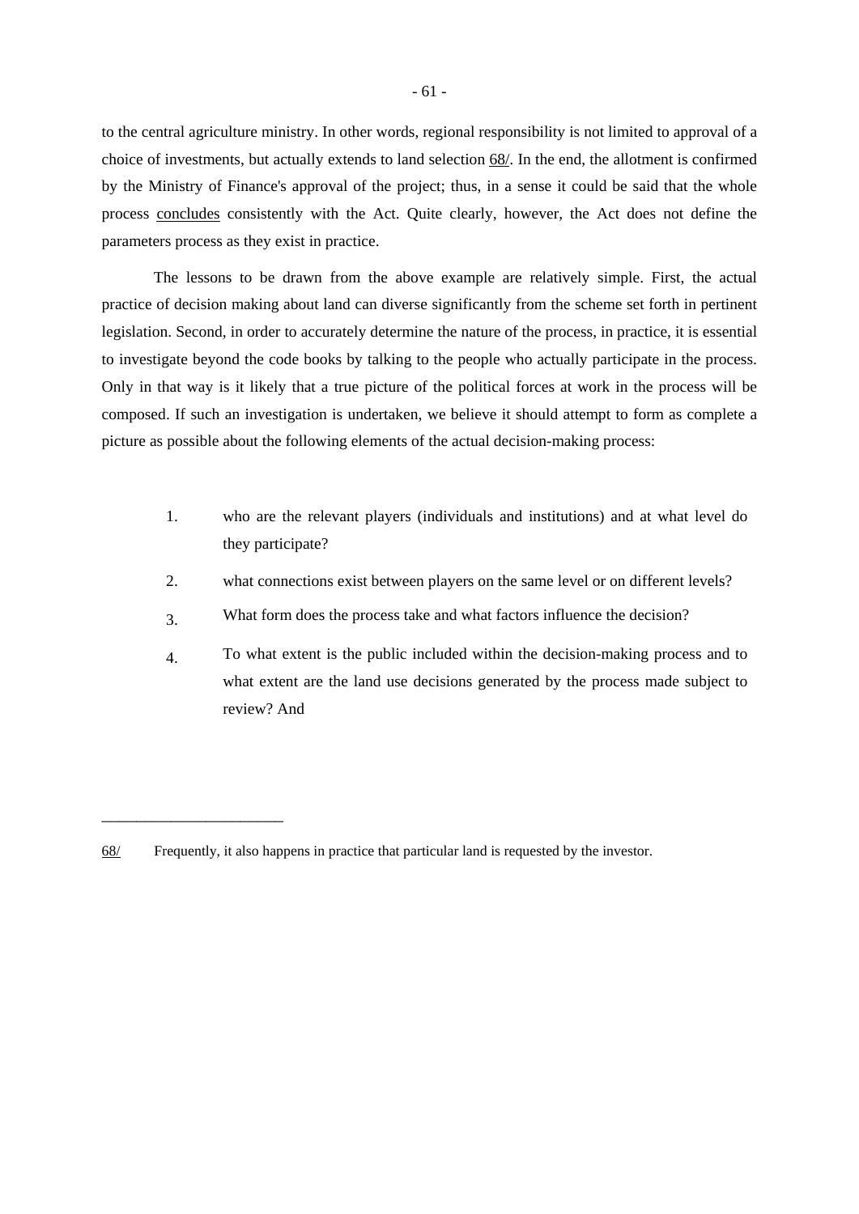to the central agriculture ministry. In other words, regional responsibility is not limited to approval of a choice of investments, but actually extends to land selection 68/. In the end, the allotment is confirmed by the Ministry of Finance's approval of the project; thus, in a sense it could be said that the whole process concludes consistently with the Act. Quite clearly, however, the Act does not define the parameters process as they exist in practice.

The lessons to be drawn from the above example are relatively simple. First, the actual practice of decision making about land can diverse significantly from the scheme set forth in pertinent legislation. Second, in order to accurately determine the nature of the process, in practice, it is essential to investigate beyond the code books by talking to the people who actually participate in the process. Only in that way is it likely that a true picture of the political forces at work in the process will be composed. If such an investigation is undertaken, we believe it should attempt to form as complete a picture as possible about the following elements of the actual decision-making process:

1. who are the relevant players (individuals and institutions) and at what level do they participate?
2. what connections exist between players on the same level or on different levels?
3. What form does the process take and what factors influence the decision?
4. To what extent is the public included within the decision-making process and to what extent are the land use decisions generated by the process made subject to review? And

---

68/ Frequently, it also happens in practice that particular land is requested by the investor.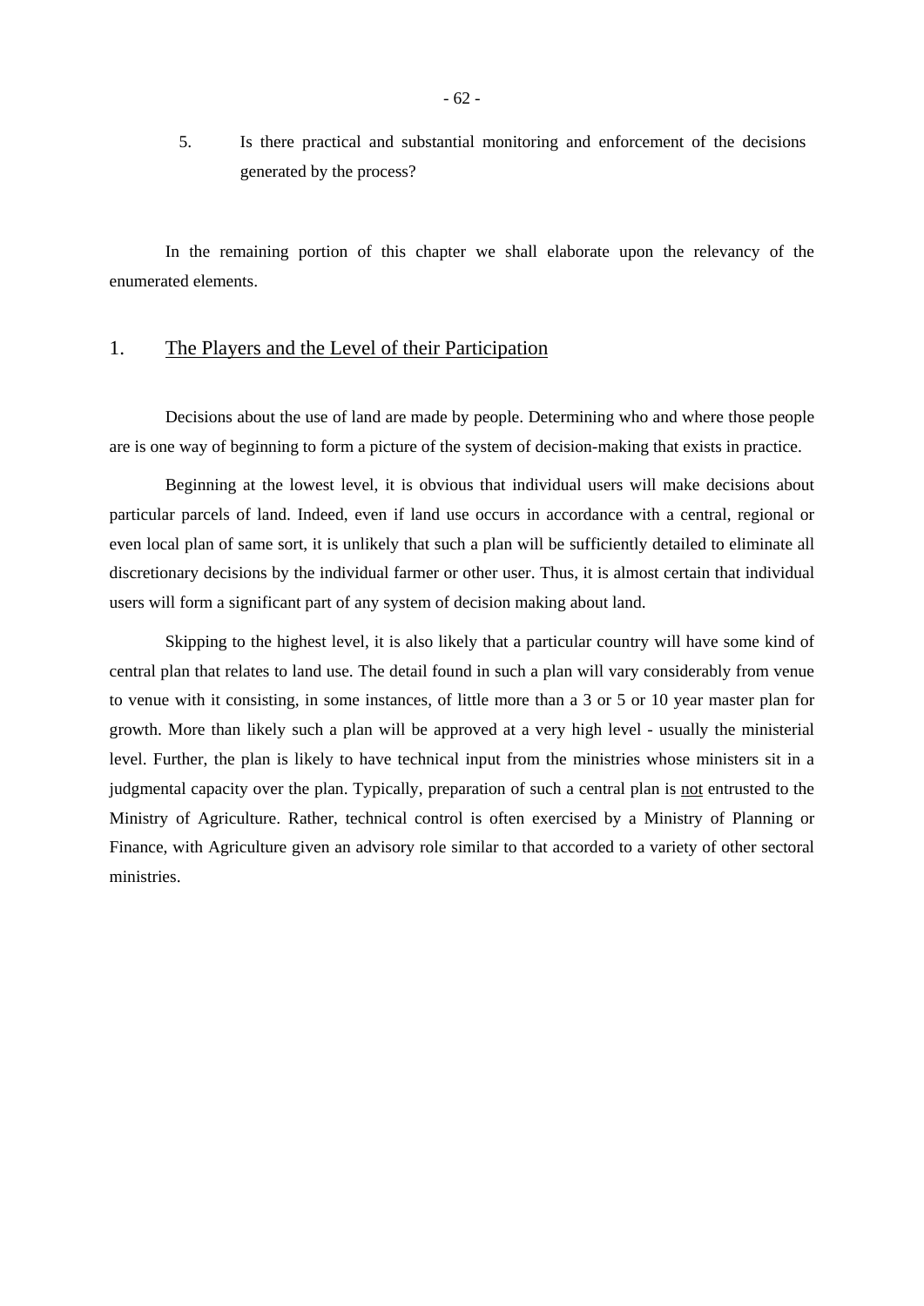5. Is there practical and substantial monitoring and enforcement of the decisions generated by the process?

In the remaining portion of this chapter we shall elaborate upon the relevancy of the enumerated elements.

## 1. The Players and the Level of their Participation

Decisions about the use of land are made by people. Determining who and where those people are is one way of beginning to form a picture of the system of decision-making that exists in practice.

Beginning at the lowest level, it is obvious that individual users will make decisions about particular parcels of land. Indeed, even if land use occurs in accordance with a central, regional or even local plan of same sort, it is unlikely that such a plan will be sufficiently detailed to eliminate all discretionary decisions by the individual farmer or other user. Thus, it is almost certain that individual users will form a significant part of any system of decision making about land.

Skipping to the highest level, it is also likely that a particular country will have some kind of central plan that relates to land use. The detail found in such a plan will vary considerably from venue to venue with it consisting, in some instances, of little more than a 3 or 5 or 10 year master plan for growth. More than likely such a plan will be approved at a very high level - usually the ministerial level. Further, the plan is likely to have technical input from the ministries whose ministers sit in a judgmental capacity over the plan. Typically, preparation of such a central plan is not entrusted to the Ministry of Agriculture. Rather, technical control is often exercised by a Ministry of Planning or Finance, with Agriculture given an advisory role similar to that accorded to a variety of other sectoral ministries.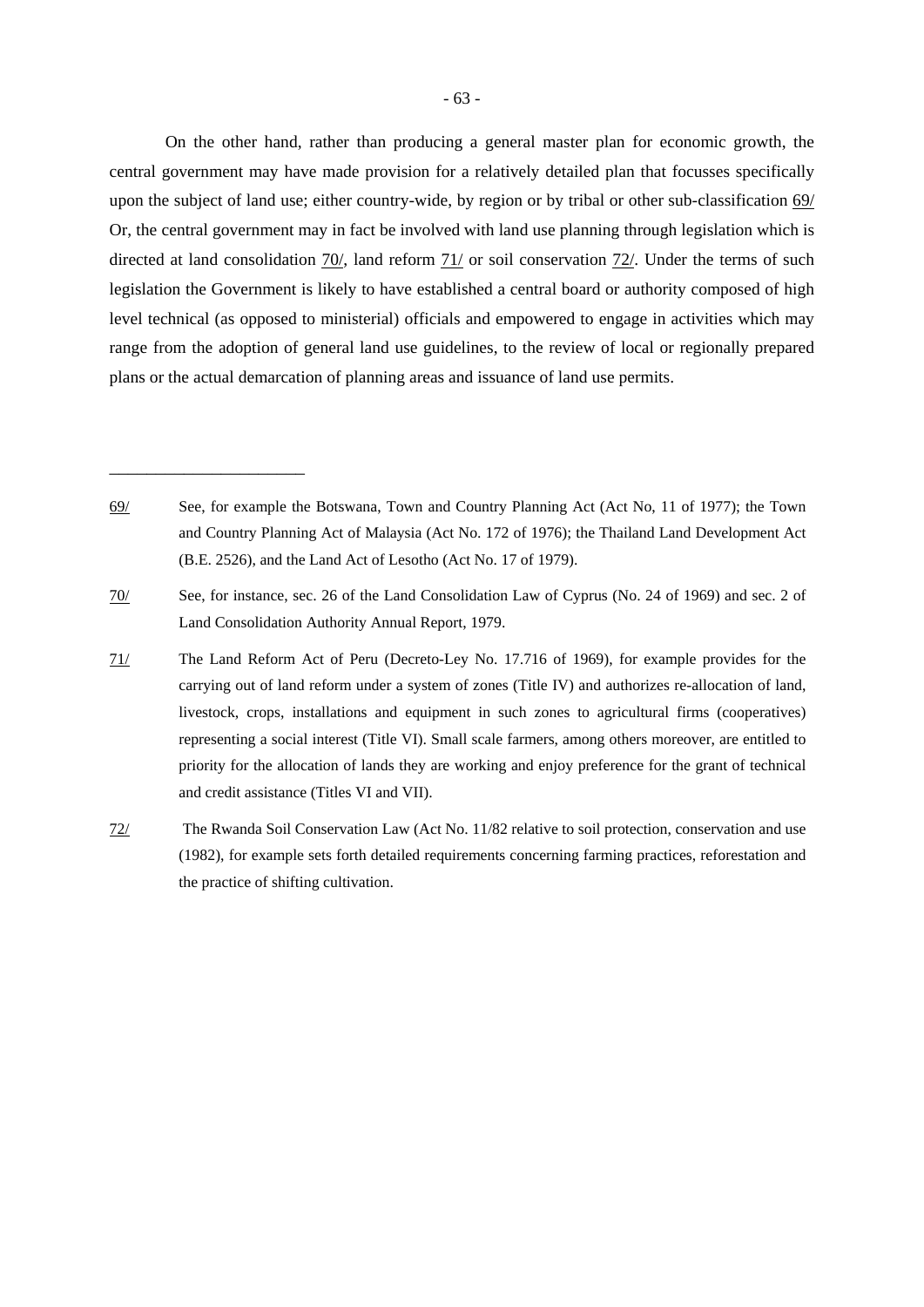On the other hand, rather than producing a general master plan for economic growth, the central government may have made provision for a relatively detailed plan that focusses specifically upon the subject of land use; either country-wide, by region or by tribal or other sub-classification 69/ Or, the central government may in fact be involved with land use planning through legislation which is directed at land consolidation 70/, land reform 71/ or soil conservation 72/. Under the terms of such legislation the Government is likely to have established a central board or authority composed of high level technical (as opposed to ministerial) officials and empowered to engage in activities which may range from the adoption of general land use guidelines, to the review of local or regionally prepared plans or the actual demarcation of planning areas and issuance of land use permits.

---

69/ See, for example the Botswana, Town and Country Planning Act (Act No, 11 of 1977); the Town and Country Planning Act of Malaysia (Act No. 172 of 1976); the Thailand Land Development Act (B.E. 2526), and the Land Act of Lesotho (Act No. 17 of 1979).

70/ See, for instance, sec. 26 of the Land Consolidation Law of Cyprus (No. 24 of 1969) and sec. 2 of Land Consolidation Authority Annual Report, 1979.

71/ The Land Reform Act of Peru (Decreto-Ley No. 17.716 of 1969), for example provides for the carrying out of land reform under a system of zones (Title IV) and authorizes re-allocation of land, livestock, crops, installations and equipment in such zones to agricultural firms (cooperatives) representing a social interest (Title VI). Small scale farmers, among others moreover, are entitled to priority for the allocation of lands they are working and enjoy preference for the grant of technical and credit assistance (Titles VI and VII).

72/ The Rwanda Soil Conservation Law (Act No. 11/82 relative to soil protection, conservation and use (1982), for example sets forth detailed requirements concerning farming practices, reforestation and the practice of shifting cultivation.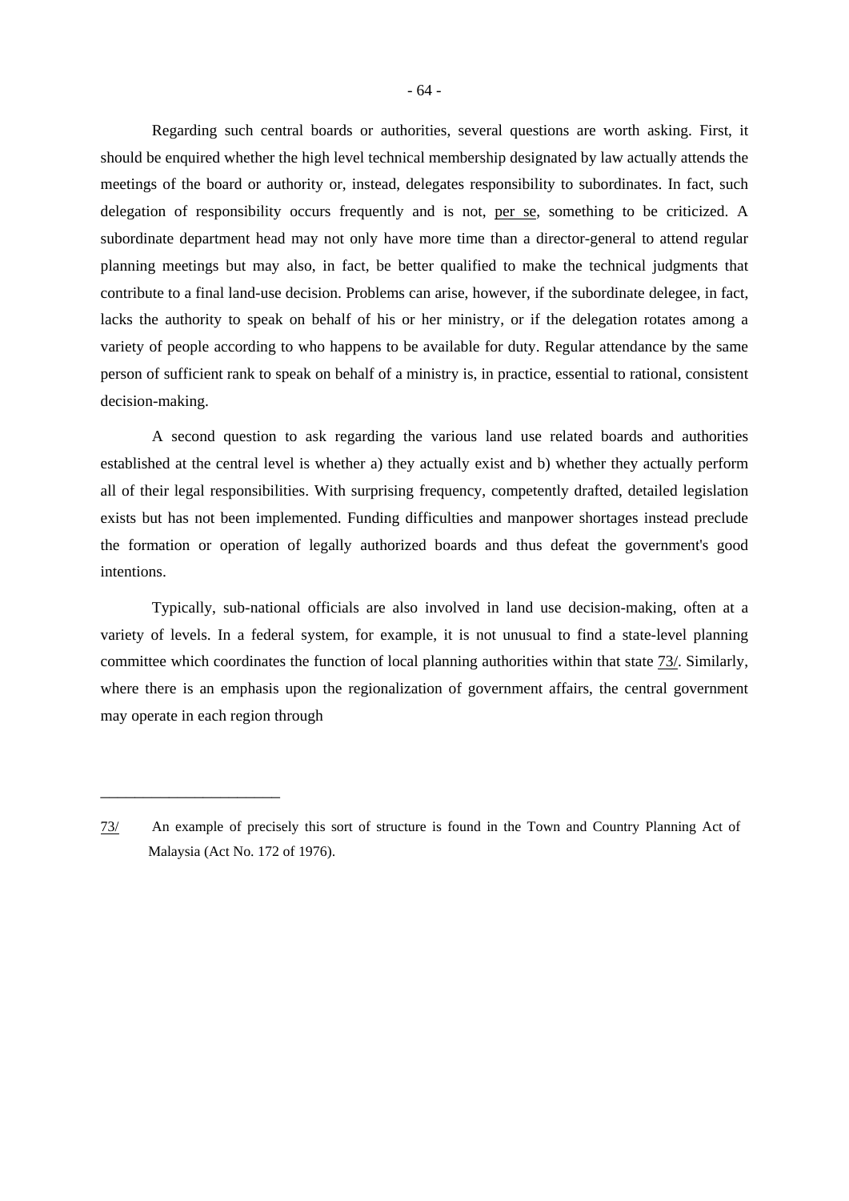Regarding such central boards or authorities, several questions are worth asking. First, it should be enquired whether the high level technical membership designated by law actually attends the meetings of the board or authority or, instead, delegates responsibility to subordinates. In fact, such delegation of responsibility occurs frequently and is not, per se, something to be criticized. A subordinate department head may not only have more time than a director-general to attend regular planning meetings but may also, in fact, be better qualified to make the technical judgments that contribute to a final land-use decision. Problems can arise, however, if the subordinate delegee, in fact, lacks the authority to speak on behalf of his or her ministry, or if the delegation rotates among a variety of people according to who happens to be available for duty. Regular attendance by the same person of sufficient rank to speak on behalf of a ministry is, in practice, essential to rational, consistent decision-making.

A second question to ask regarding the various land use related boards and authorities established at the central level is whether a) they actually exist and b) whether they actually perform all of their legal responsibilities. With surprising frequency, competently drafted, detailed legislation exists but has not been implemented. Funding difficulties and manpower shortages instead preclude the formation or operation of legally authorized boards and thus defeat the government's good intentions.

Typically, sub-national officials are also involved in land use decision-making, often at a variety of levels. In a federal system, for example, it is not unusual to find a state-level planning committee which coordinates the function of local planning authorities within that state 73/. Similarly, where there is an emphasis upon the regionalization of government affairs, the central government may operate in each region through

---

73/ An example of precisely this sort of structure is found in the Town and Country Planning Act of Malaysia (Act No. 172 of 1976).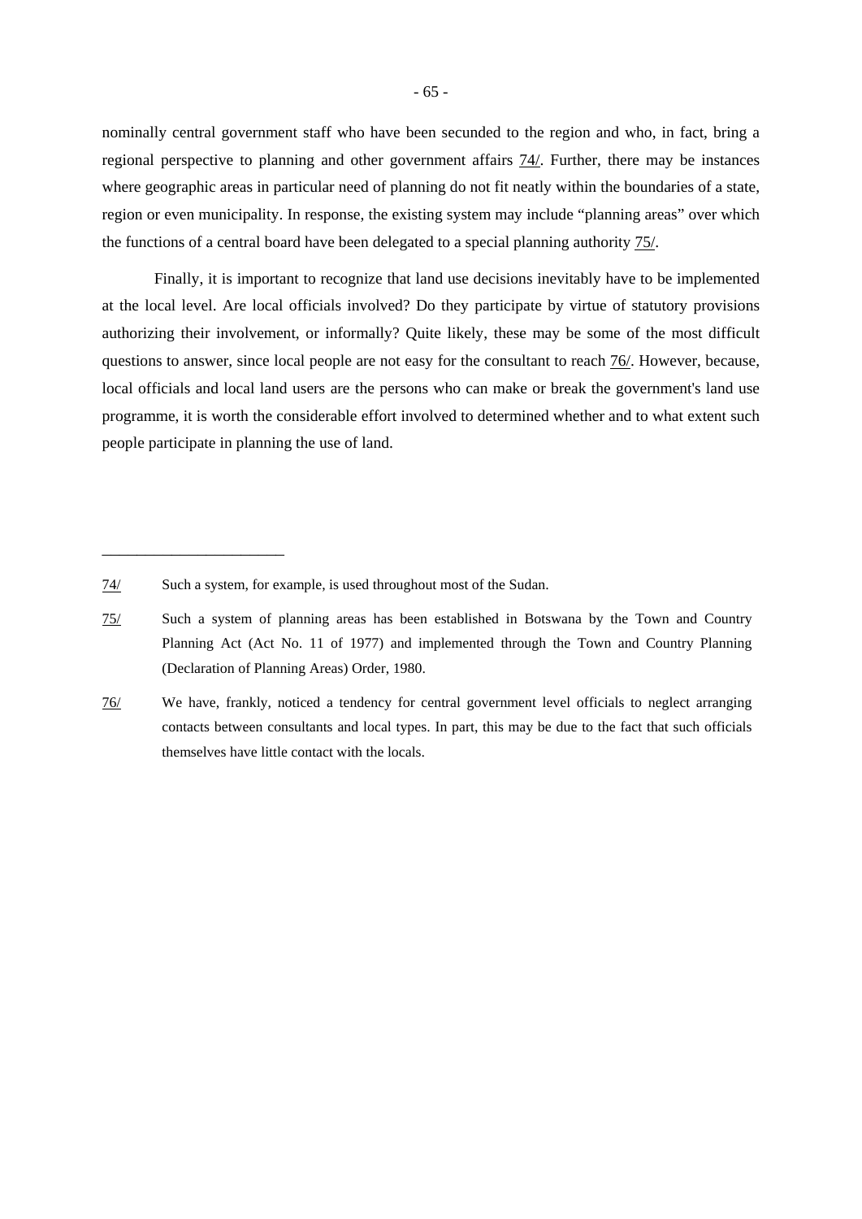nominally central government staff who have been secunded to the region and who, in fact, bring a regional perspective to planning and other government affairs 74/. Further, there may be instances where geographic areas in particular need of planning do not fit neatly within the boundaries of a state, region or even municipality. In response, the existing system may include "planning areas" over which the functions of a central board have been delegated to a special planning authority 75/.

Finally, it is important to recognize that land use decisions inevitably have to be implemented at the local level. Are local officials involved? Do they participate by virtue of statutory provisions authorizing their involvement, or informally? Quite likely, these may be some of the most difficult questions to answer, since local people are not easy for the consultant to reach 76/. However, because, local officials and local land users are the persons who can make or break the government's land use programme, it is worth the considerable effort involved to determined whether and to what extent such people participate in planning the use of land.

---

74/ Such a system, for example, is used throughout most of the Sudan.

75/ Such a system of planning areas has been established in Botswana by the Town and Country Planning Act (Act No. 11 of 1977) and implemented through the Town and Country Planning (Declaration of Planning Areas) Order, 1980.

76/ We have, frankly, noticed a tendency for central government level officials to neglect arranging contacts between consultants and local types. In part, this may be due to the fact that such officials themselves have little contact with the locals.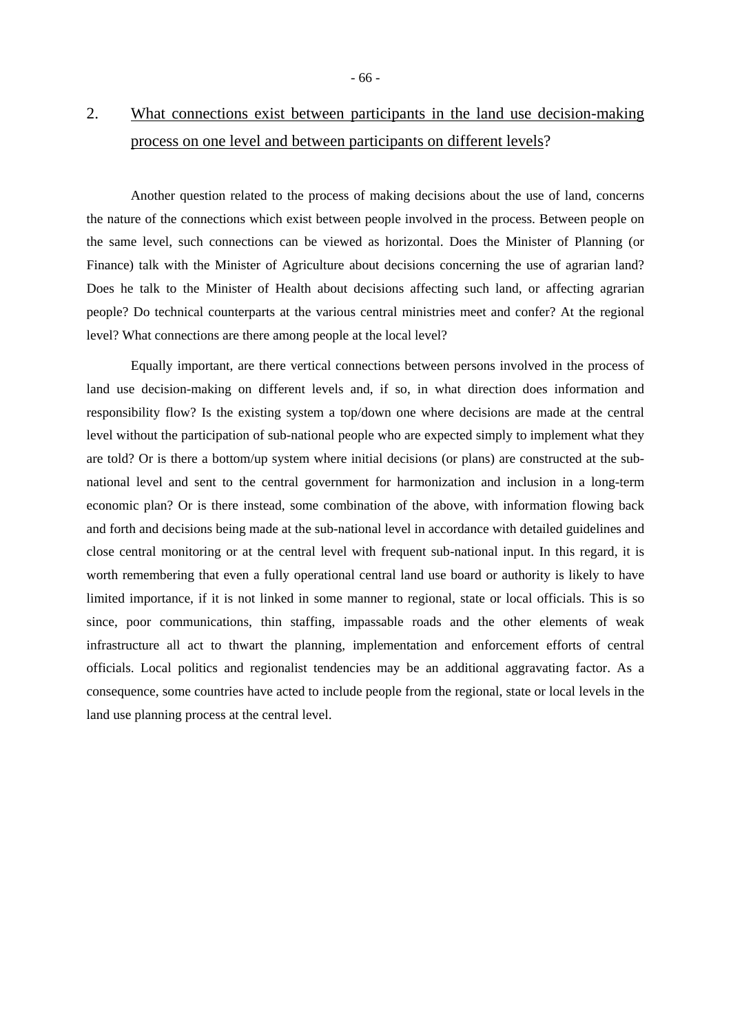## 2. What connections exist between participants in the land use decision-making process on one level and between participants on different levels?

Another question related to the process of making decisions about the use of land, concerns the nature of the connections which exist between people involved in the process. Between people on the same level, such connections can be viewed as horizontal. Does the Minister of Planning (or Finance) talk with the Minister of Agriculture about decisions concerning the use of agrarian land? Does he talk to the Minister of Health about decisions affecting such land, or affecting agrarian people? Do technical counterparts at the various central ministries meet and confer? At the regional level? What connections are there among people at the local level?

Equally important, are there vertical connections between persons involved in the process of land use decision-making on different levels and, if so, in what direction does information and responsibility flow? Is the existing system a top/down one where decisions are made at the central level without the participation of sub-national people who are expected simply to implement what they are told? Or is there a bottom/up system where initial decisions (or plans) are constructed at the sub-national level and sent to the central government for harmonization and inclusion in a long-term economic plan? Or is there instead, some combination of the above, with information flowing back and forth and decisions being made at the sub-national level in accordance with detailed guidelines and close central monitoring or at the central level with frequent sub-national input. In this regard, it is worth remembering that even a fully operational central land use board or authority is likely to have limited importance, if it is not linked in some manner to regional, state or local officials. This is so since, poor communications, thin staffing, impassable roads and the other elements of weak infrastructure all act to thwart the planning, implementation and enforcement efforts of central officials. Local politics and regionalist tendencies may be an additional aggravating factor. As a consequence, some countries have acted to include people from the regional, state or local levels in the land use planning process at the central level.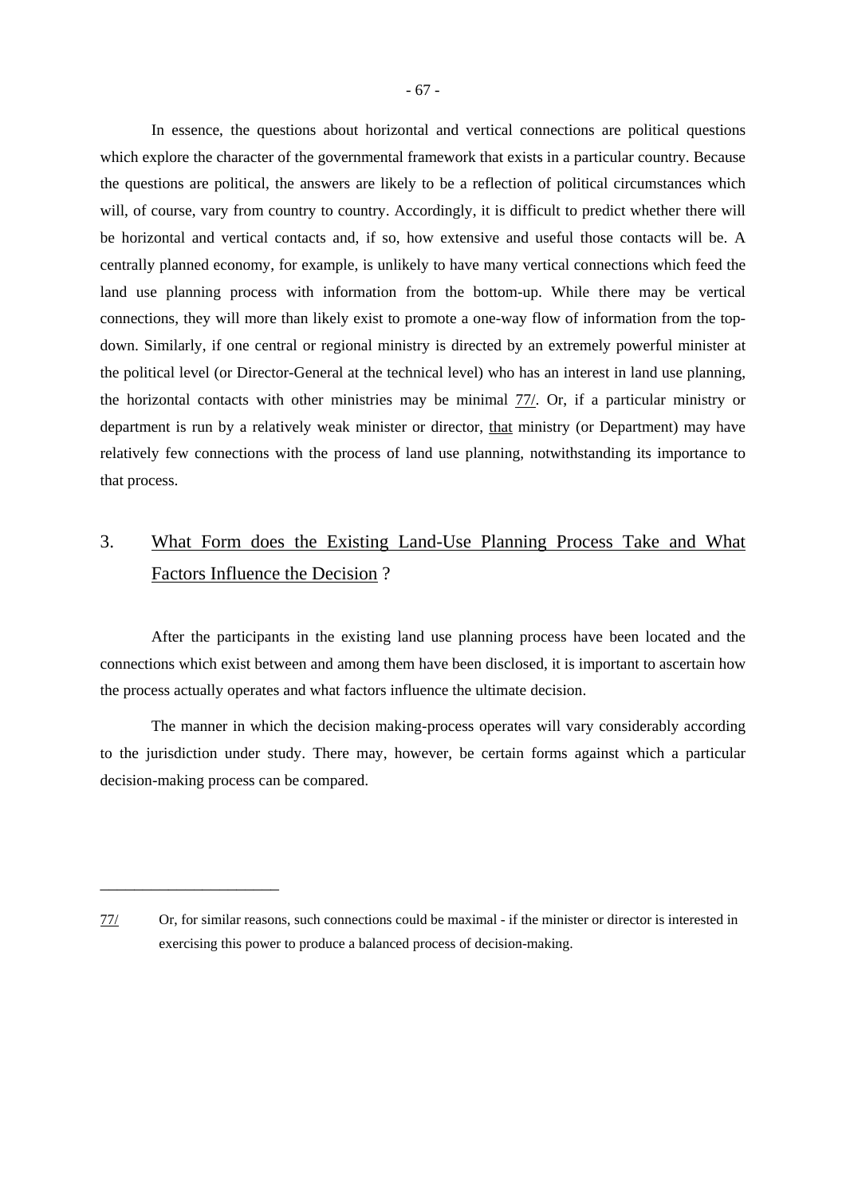In essence, the questions about horizontal and vertical connections are political questions which explore the character of the governmental framework that exists in a particular country. Because the questions are political, the answers are likely to be a reflection of political circumstances which will, of course, vary from country to country. Accordingly, it is difficult to predict whether there will be horizontal and vertical contacts and, if so, how extensive and useful those contacts will be. A centrally planned economy, for example, is unlikely to have many vertical connections which feed the land use planning process with information from the bottom-up. While there may be vertical connections, they will more than likely exist to promote a one-way flow of information from the top-down. Similarly, if one central or regional ministry is directed by an extremely powerful minister at the political level (or Director-General at the technical level) who has an interest in land use planning, the horizontal contacts with other ministries may be minimal 77/. Or, if a particular ministry or department is run by a relatively weak minister or director, that ministry (or Department) may have relatively few connections with the process of land use planning, notwithstanding its importance to that process.

## 3. What Form does the Existing Land-Use Planning Process Take and What Factors Influence the Decision ?

After the participants in the existing land use planning process have been located and the connections which exist between and among them have been disclosed, it is important to ascertain how the process actually operates and what factors influence the ultimate decision.

The manner in which the decision making-process operates will vary considerably according to the jurisdiction under study. There may, however, be certain forms against which a particular decision-making process can be compared.

---

77/ Or, for similar reasons, such connections could be maximal - if the minister or director is interested in exercising this power to produce a balanced process of decision-making.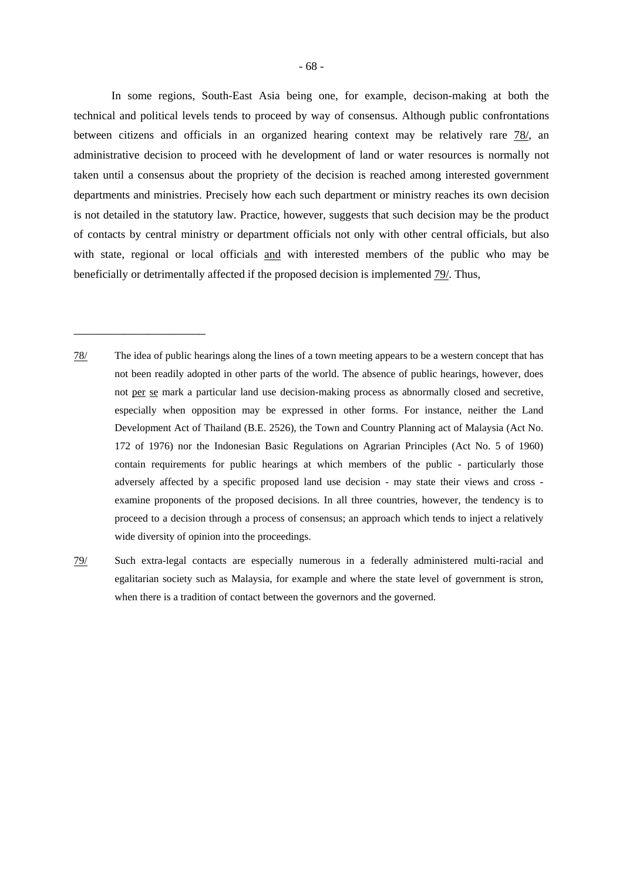In some regions, South-East Asia being one, for example, decison-making at both the technical and political levels tends to proceed by way of consensus. Although public confrontations between citizens and officials in an organized hearing context may be relatively rare 78/, an administrative decision to proceed with he development of land or water resources is normally not taken until a consensus about the propriety of the decision is reached among interested government departments and ministries. Precisely how each such department or ministry reaches its own decision is not detailed in the statutory law. Practice, however, suggests that such decision may be the product of contacts by central ministry or department officials not only with other central officials, but also with state, regional or local officials and with interested members of the public who may be beneficially or detrimentally affected if the proposed decision is implemented 79/. Thus,

---

78/ The idea of public hearings along the lines of a town meeting appears to be a western concept that has not been readily adopted in other parts of the world. The absence of public hearings, however, does not per se mark a particular land use decision-making process as abnormally closed and secretive, especially when opposition may be expressed in other forms. For instance, neither the Land Development Act of Thailand (B.E. 2526), the Town and Country Planning act of Malaysia (Act No. 172 of 1976) nor the Indonesian Basic Regulations on Agrarian Principles (Act No. 5 of 1960) contain requirements for public hearings at which members of the public - particularly those adversely affected by a specific proposed land use decision - may state their views and cross - examine proponents of the proposed decisions. In all three countries, however, the tendency is to proceed to a decision through a process of consensus; an approach which tends to inject a relatively wide diversity of opinion into the proceedings.

79/ Such extra-legal contacts are especially numerous in a federally administered multi-racial and egalitarian society such as Malaysia, for example and where the state level of government is stron, when there is a tradition of contact between the governors and the governed.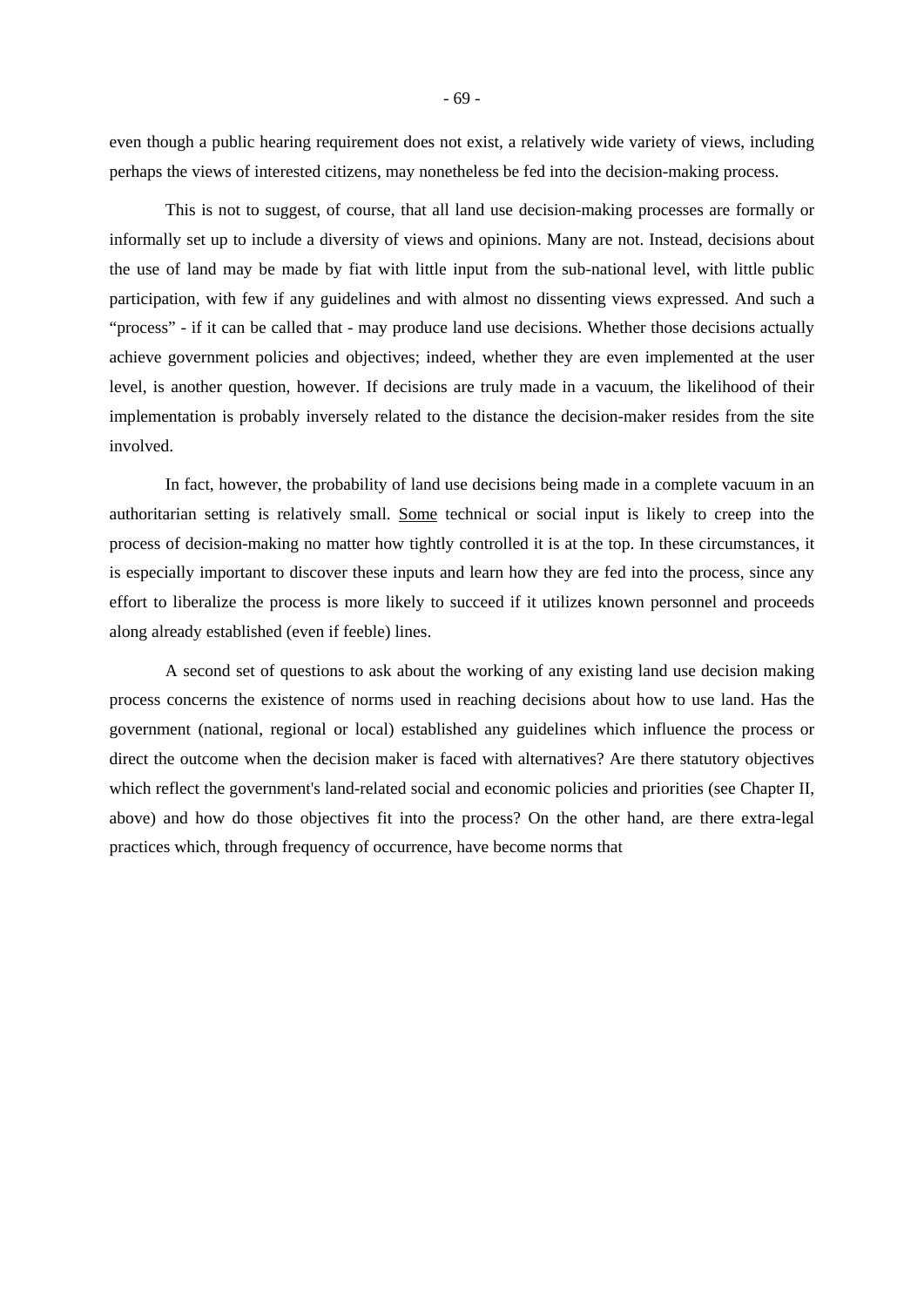even though a public hearing requirement does not exist, a relatively wide variety of views, including perhaps the views of interested citizens, may nonetheless be fed into the decision-making process.

This is not to suggest, of course, that all land use decision-making processes are formally or informally set up to include a diversity of views and opinions. Many are not. Instead, decisions about the use of land may be made by fiat with little input from the sub-national level, with little public participation, with few if any guidelines and with almost no dissenting views expressed. And such a "process" - if it can be called that - may produce land use decisions. Whether those decisions actually achieve government policies and objectives; indeed, whether they are even implemented at the user level, is another question, however. If decisions are truly made in a vacuum, the likelihood of their implementation is probably inversely related to the distance the decision-maker resides from the site involved.

In fact, however, the probability of land use decisions being made in a complete vacuum in an authoritarian setting is relatively small. <u>Some</u> technical or social input is likely to creep into the process of decision-making no matter how tightly controlled it is at the top. In these circumstances, it is especially important to discover these inputs and learn how they are fed into the process, since any effort to liberalize the process is more likely to succeed if it utilizes known personnel and proceeds along already established (even if feeble) lines.

A second set of questions to ask about the working of any existing land use decision making process concerns the existence of norms used in reaching decisions about how to use land. Has the government (national, regional or local) established any guidelines which influence the process or direct the outcome when the decision maker is faced with alternatives? Are there statutory objectives which reflect the government's land-related social and economic policies and priorities (see Chapter II, above) and how do those objectives fit into the process? On the other hand, are there extra-legal practices which, through frequency of occurrence, have become norms that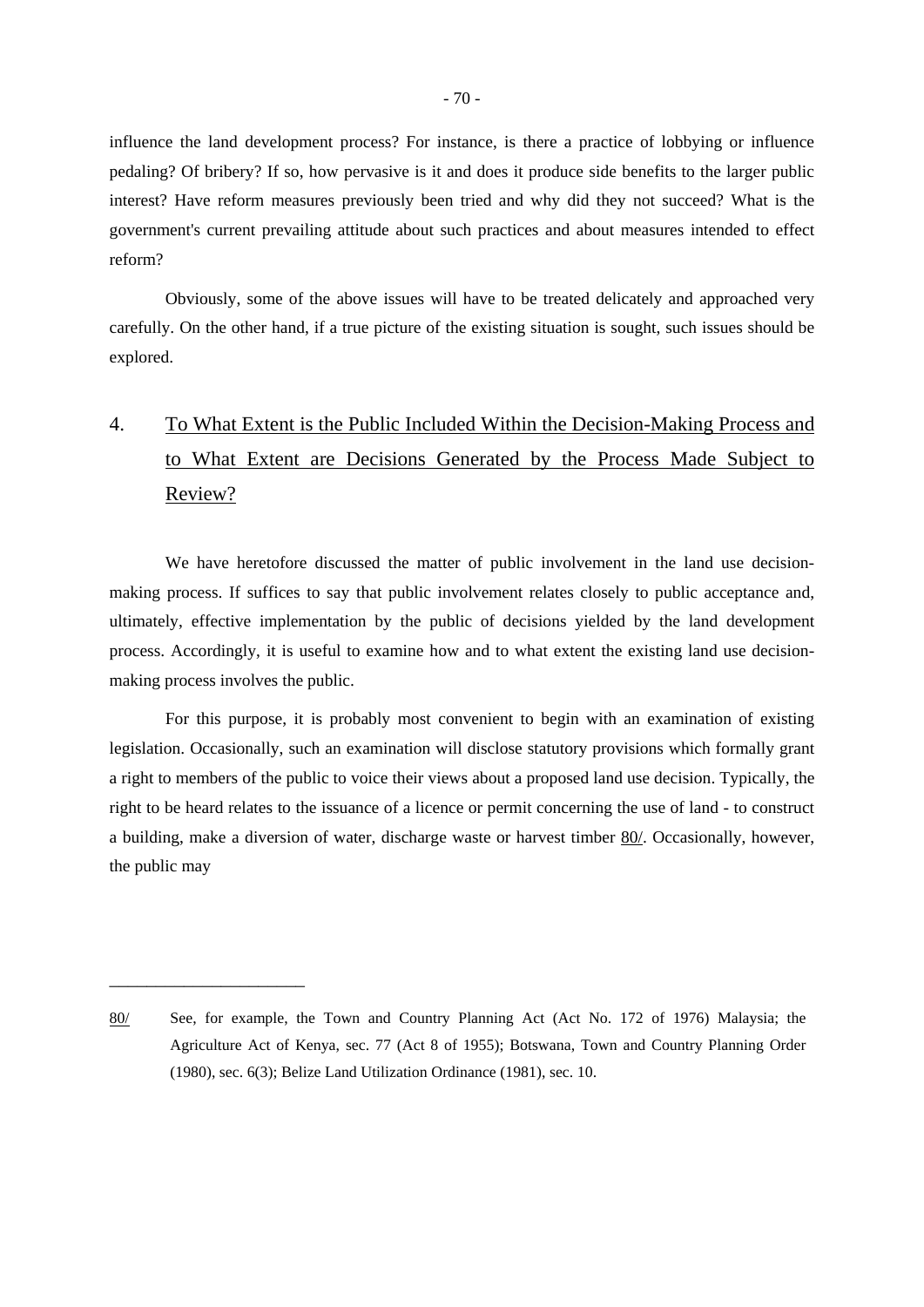influence the land development process? For instance, is there a practice of lobbying or influence pedaling? Of bribery? If so, how pervasive is it and does it produce side benefits to the larger public interest? Have reform measures previously been tried and why did they not succeed? What is the government's current prevailing attitude about such practices and about measures intended to effect reform?

Obviously, some of the above issues will have to be treated delicately and approached very carefully. On the other hand, if a true picture of the existing situation is sought, such issues should be explored.

## 4. To What Extent is the Public Included Within the Decision-Making Process and to What Extent are Decisions Generated by the Process Made Subject to Review?

We have heretofore discussed the matter of public involvement in the land use decision-making process. If suffices to say that public involvement relates closely to public acceptance and, ultimately, effective implementation by the public of decisions yielded by the land development process. Accordingly, it is useful to examine how and to what extent the existing land use decision-making process involves the public.

For this purpose, it is probably most convenient to begin with an examination of existing legislation. Occasionally, such an examination will disclose statutory provisions which formally grant a right to members of the public to voice their views about a proposed land use decision. Typically, the right to be heard relates to the issuance of a licence or permit concerning the use of land - to construct a building, make a diversion of water, discharge waste or harvest timber 80/. Occasionally, however, the public may

---

80/ See, for example, the Town and Country Planning Act (Act No. 172 of 1976) Malaysia; the Agriculture Act of Kenya, sec. 77 (Act 8 of 1955); Botswana, Town and Country Planning Order (1980), sec. 6(3); Belize Land Utilization Ordinance (1981), sec. 10.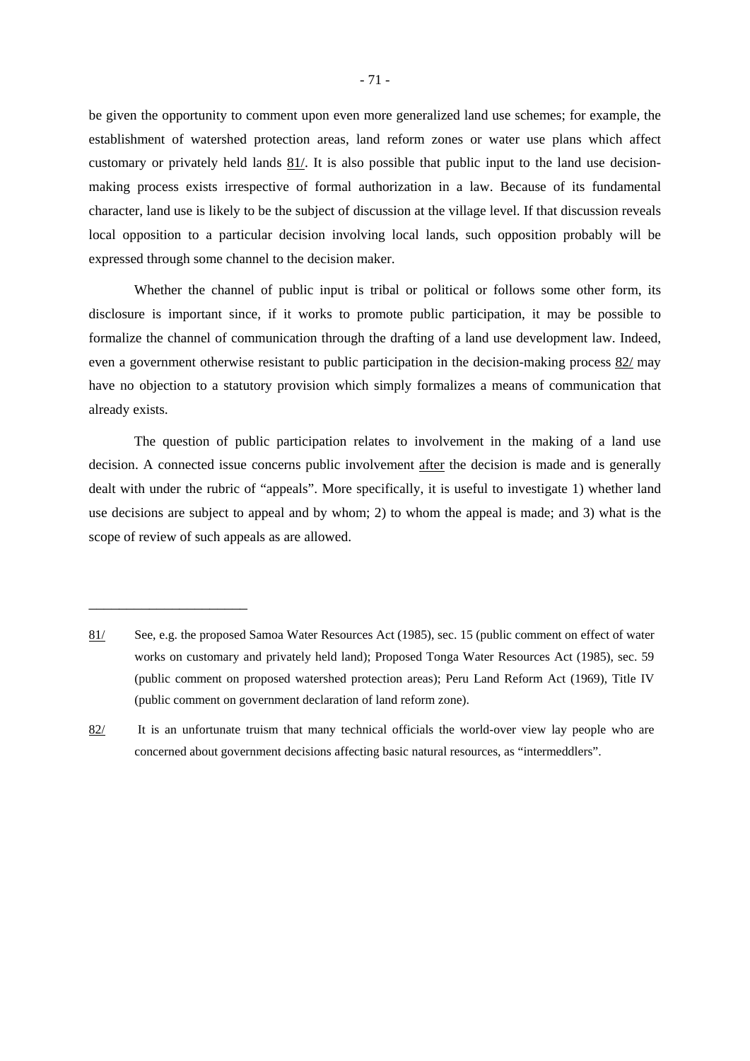be given the opportunity to comment upon even more generalized land use schemes; for example, the establishment of watershed protection areas, land reform zones or water use plans which affect customary or privately held lands 81/. It is also possible that public input to the land use decision-making process exists irrespective of formal authorization in a law. Because of its fundamental character, land use is likely to be the subject of discussion at the village level. If that discussion reveals local opposition to a particular decision involving local lands, such opposition probably will be expressed through some channel to the decision maker.

Whether the channel of public input is tribal or political or follows some other form, its disclosure is important since, if it works to promote public participation, it may be possible to formalize the channel of communication through the drafting of a land use development law. Indeed, even a government otherwise resistant to public participation in the decision-making process 82/ may have no objection to a statutory provision which simply formalizes a means of communication that already exists.

The question of public participation relates to involvement in the making of a land use decision. A connected issue concerns public involvement after the decision is made and is generally dealt with under the rubric of "appeals". More specifically, it is useful to investigate 1) whether land use decisions are subject to appeal and by whom; 2) to whom the appeal is made; and 3) what is the scope of review of such appeals as are allowed.

---

81/ See, e.g. the proposed Samoa Water Resources Act (1985), sec. 15 (public comment on effect of water works on customary and privately held land); Proposed Tonga Water Resources Act (1985), sec. 59 (public comment on proposed watershed protection areas); Peru Land Reform Act (1969), Title IV (public comment on government declaration of land reform zone).

82/ It is an unfortunate truism that many technical officials the world-over view lay people who are concerned about government decisions affecting basic natural resources, as "intermeddlers".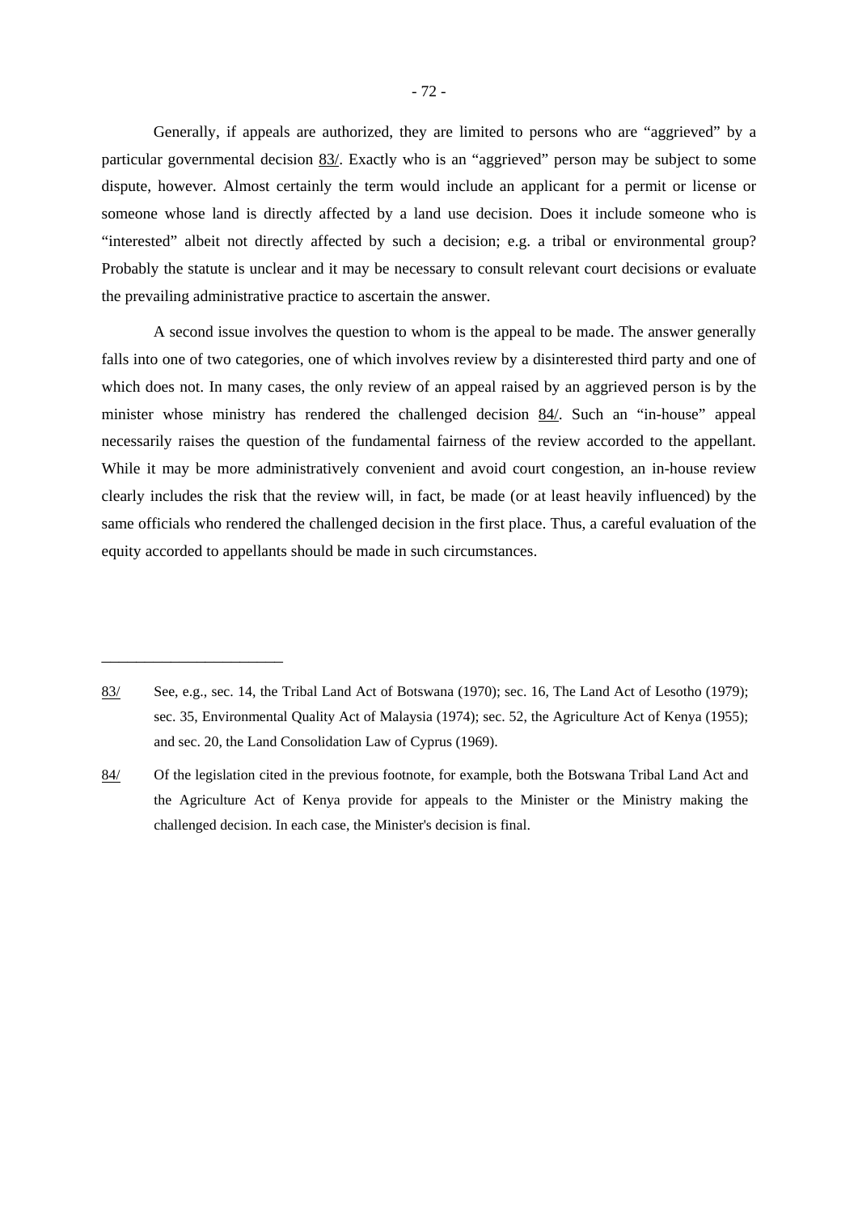Generally, if appeals are authorized, they are limited to persons who are "aggrieved" by a particular governmental decision 83/. Exactly who is an "aggrieved" person may be subject to some dispute, however. Almost certainly the term would include an applicant for a permit or license or someone whose land is directly affected by a land use decision. Does it include someone who is "interested" albeit not directly affected by such a decision; e.g. a tribal or environmental group? Probably the statute is unclear and it may be necessary to consult relevant court decisions or evaluate the prevailing administrative practice to ascertain the answer.

A second issue involves the question to whom is the appeal to be made. The answer generally falls into one of two categories, one of which involves review by a disinterested third party and one of which does not. In many cases, the only review of an appeal raised by an aggrieved person is by the minister whose ministry has rendered the challenged decision 84/. Such an "in-house" appeal necessarily raises the question of the fundamental fairness of the review accorded to the appellant. While it may be more administratively convenient and avoid court congestion, an in-house review clearly includes the risk that the review will, in fact, be made (or at least heavily influenced) by the same officials who rendered the challenged decision in the first place. Thus, a careful evaluation of the equity accorded to appellants should be made in such circumstances.

---

83/ See, e.g., sec. 14, the Tribal Land Act of Botswana (1970); sec. 16, The Land Act of Lesotho (1979); sec. 35, Environmental Quality Act of Malaysia (1974); sec. 52, the Agriculture Act of Kenya (1955); and sec. 20, the Land Consolidation Law of Cyprus (1969).

84/ Of the legislation cited in the previous footnote, for example, both the Botswana Tribal Land Act and the Agriculture Act of Kenya provide for appeals to the Minister or the Ministry making the challenged decision. In each case, the Minister's decision is final.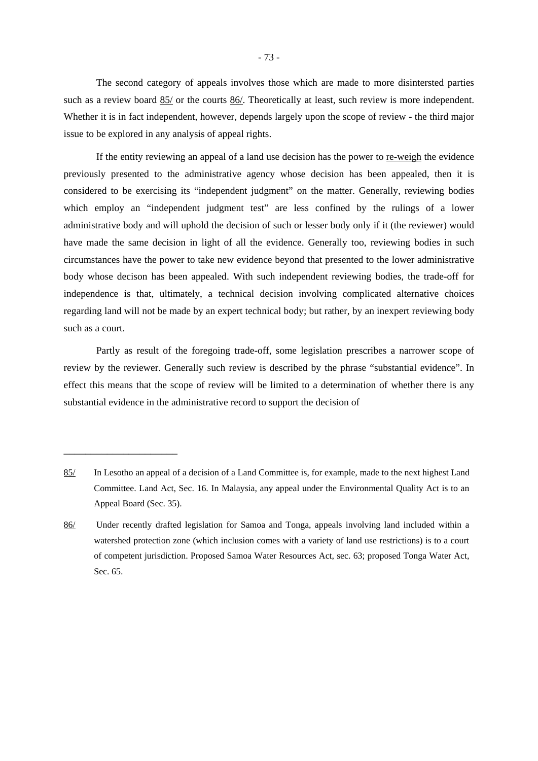The second category of appeals involves those which are made to more disintersted parties such as a review board 85/ or the courts 86/. Theoretically at least, such review is more independent. Whether it is in fact independent, however, depends largely upon the scope of review - the third major issue to be explored in any analysis of appeal rights.

If the entity reviewing an appeal of a land use decision has the power to re-weigh the evidence previously presented to the administrative agency whose decision has been appealed, then it is considered to be exercising its "independent judgment" on the matter. Generally, reviewing bodies which employ an "independent judgment test" are less confined by the rulings of a lower administrative body and will uphold the decision of such or lesser body only if it (the reviewer) would have made the same decision in light of all the evidence. Generally too, reviewing bodies in such circumstances have the power to take new evidence beyond that presented to the lower administrative body whose decison has been appealed. With such independent reviewing bodies, the trade-off for independence is that, ultimately, a technical decision involving complicated alternative choices regarding land will not be made by an expert technical body; but rather, by an inexpert reviewing body such as a court.

Partly as result of the foregoing trade-off, some legislation prescribes a narrower scope of review by the reviewer. Generally such review is described by the phrase "substantial evidence". In effect this means that the scope of review will be limited to a determination of whether there is any substantial evidence in the administrative record to support the decision of

---

85/ In Lesotho an appeal of a decision of a Land Committee is, for example, made to the next highest Land Committee. Land Act, Sec. 16. In Malaysia, any appeal under the Environmental Quality Act is to an Appeal Board (Sec. 35).

86/ Under recently drafted legislation for Samoa and Tonga, appeals involving land included within a watershed protection zone (which inclusion comes with a variety of land use restrictions) is to a court of competent jurisdiction. Proposed Samoa Water Resources Act, sec. 63; proposed Tonga Water Act, Sec. 65.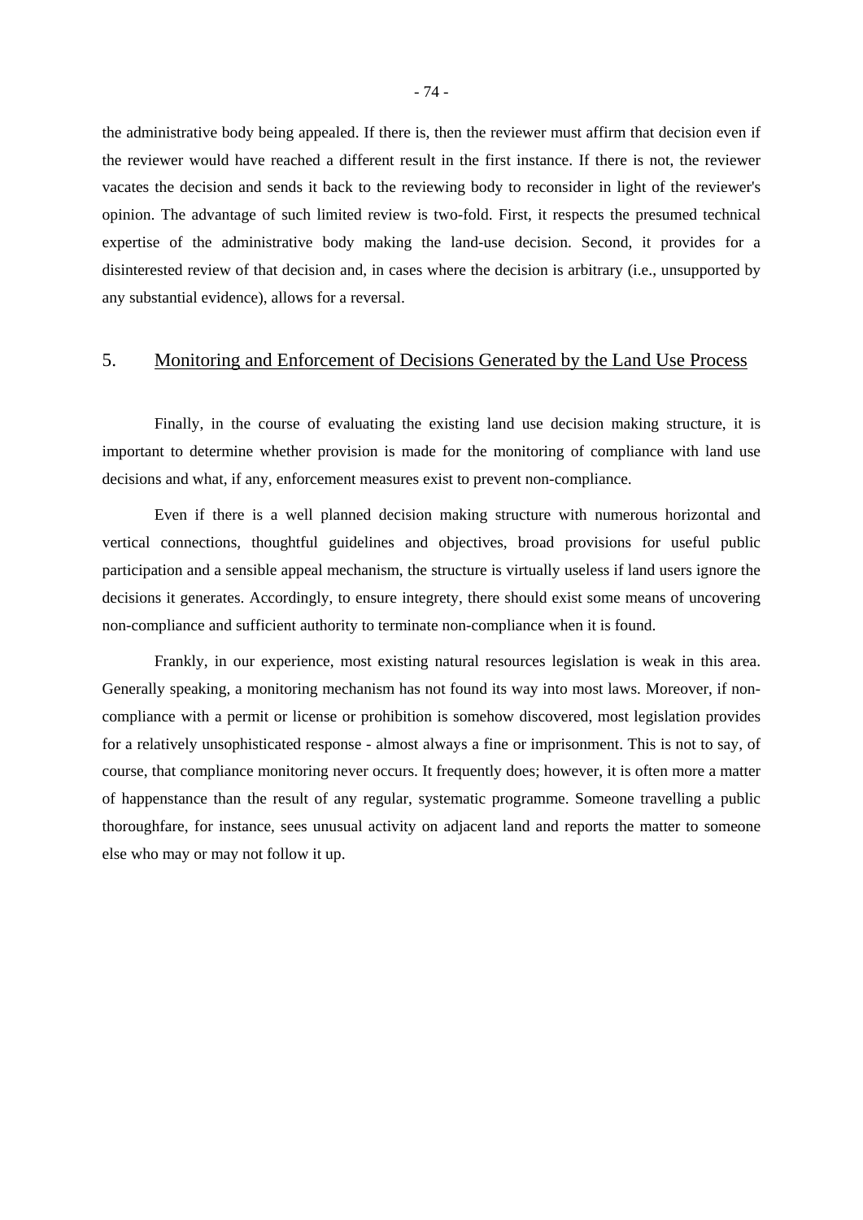the administrative body being appealed. If there is, then the reviewer must affirm that decision even if the reviewer would have reached a different result in the first instance. If there is not, the reviewer vacates the decision and sends it back to the reviewing body to reconsider in light of the reviewer's opinion. The advantage of such limited review is two-fold. First, it respects the presumed technical expertise of the administrative body making the land-use decision. Second, it provides for a disinterested review of that decision and, in cases where the decision is arbitrary (i.e., unsupported by any substantial evidence), allows for a reversal.

## 5. Monitoring and Enforcement of Decisions Generated by the Land Use Process

Finally, in the course of evaluating the existing land use decision making structure, it is important to determine whether provision is made for the monitoring of compliance with land use decisions and what, if any, enforcement measures exist to prevent non-compliance.

Even if there is a well planned decision making structure with numerous horizontal and vertical connections, thoughtful guidelines and objectives, broad provisions for useful public participation and a sensible appeal mechanism, the structure is virtually useless if land users ignore the decisions it generates. Accordingly, to ensure integrety, there should exist some means of uncovering non-compliance and sufficient authority to terminate non-compliance when it is found.

Frankly, in our experience, most existing natural resources legislation is weak in this area. Generally speaking, a monitoring mechanism has not found its way into most laws. Moreover, if non-compliance with a permit or license or prohibition is somehow discovered, most legislation provides for a relatively unsophisticated response - almost always a fine or imprisonment. This is not to say, of course, that compliance monitoring never occurs. It frequently does; however, it is often more a matter of happenstance than the result of any regular, systematic programme. Someone travelling a public thoroughfare, for instance, sees unusual activity on adjacent land and reports the matter to someone else who may or may not follow it up.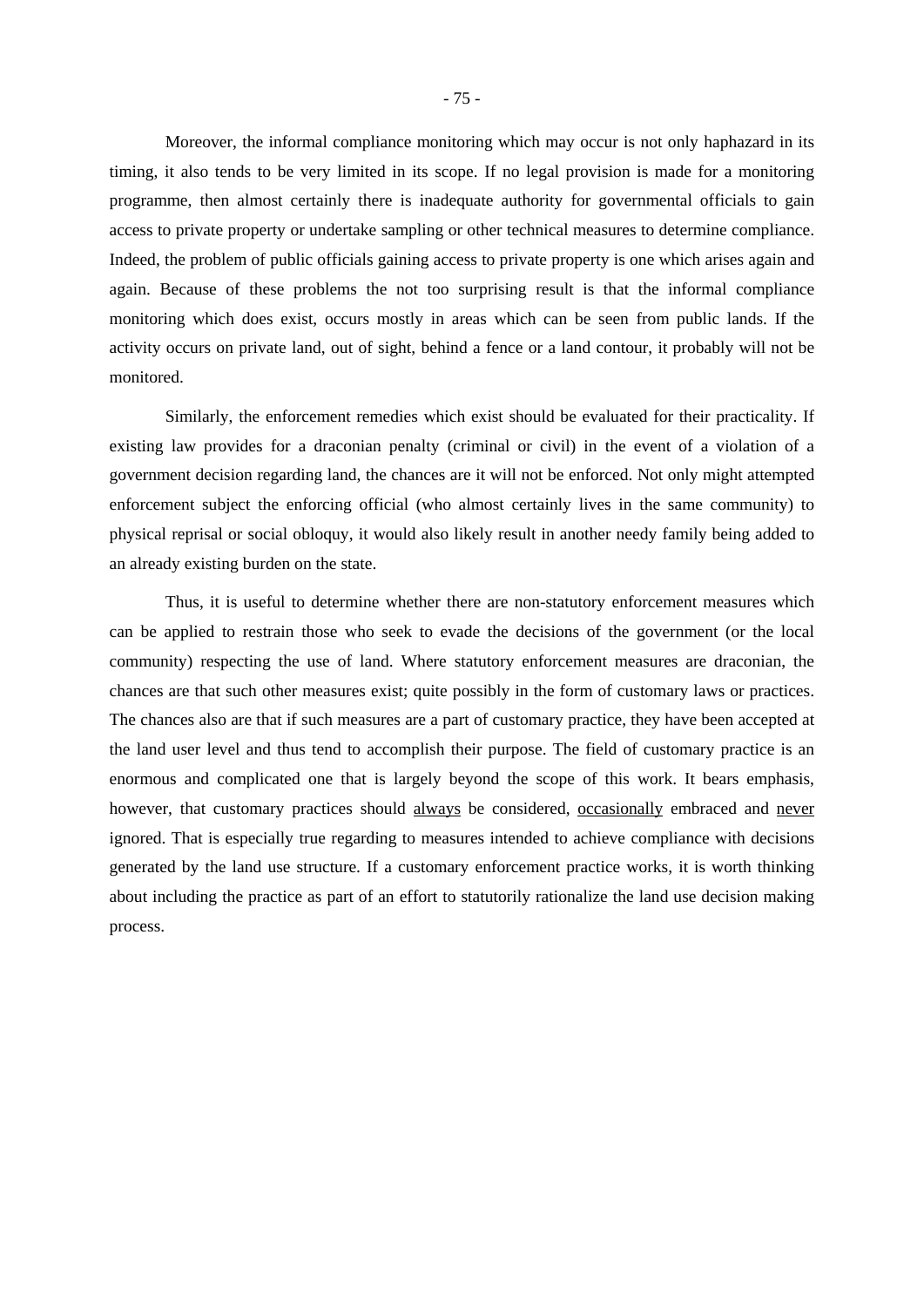Moreover, the informal compliance monitoring which may occur is not only haphazard in its timing, it also tends to be very limited in its scope. If no legal provision is made for a monitoring programme, then almost certainly there is inadequate authority for governmental officials to gain access to private property or undertake sampling or other technical measures to determine compliance. Indeed, the problem of public officials gaining access to private property is one which arises again and again. Because of these problems the not too surprising result is that the informal compliance monitoring which does exist, occurs mostly in areas which can be seen from public lands. If the activity occurs on private land, out of sight, behind a fence or a land contour, it probably will not be monitored.

Similarly, the enforcement remedies which exist should be evaluated for their practicality. If existing law provides for a draconian penalty (criminal or civil) in the event of a violation of a government decision regarding land, the chances are it will not be enforced. Not only might attempted enforcement subject the enforcing official (who almost certainly lives in the same community) to physical reprisal or social obloquy, it would also likely result in another needy family being added to an already existing burden on the state.

Thus, it is useful to determine whether there are non-statutory enforcement measures which can be applied to restrain those who seek to evade the decisions of the government (or the local community) respecting the use of land. Where statutory enforcement measures are draconian, the chances are that such other measures exist; quite possibly in the form of customary laws or practices. The chances also are that if such measures are a part of customary practice, they have been accepted at the land user level and thus tend to accomplish their purpose. The field of customary practice is an enormous and complicated one that is largely beyond the scope of this work. It bears emphasis, however, that customary practices should <u>always</u> be considered, <u>occasionally</u> embraced and <u>never</u> ignored. That is especially true regarding to measures intended to achieve compliance with decisions generated by the land use structure. If a customary enforcement practice works, it is worth thinking about including the practice as part of an effort to statutorily rationalize the land use decision making process.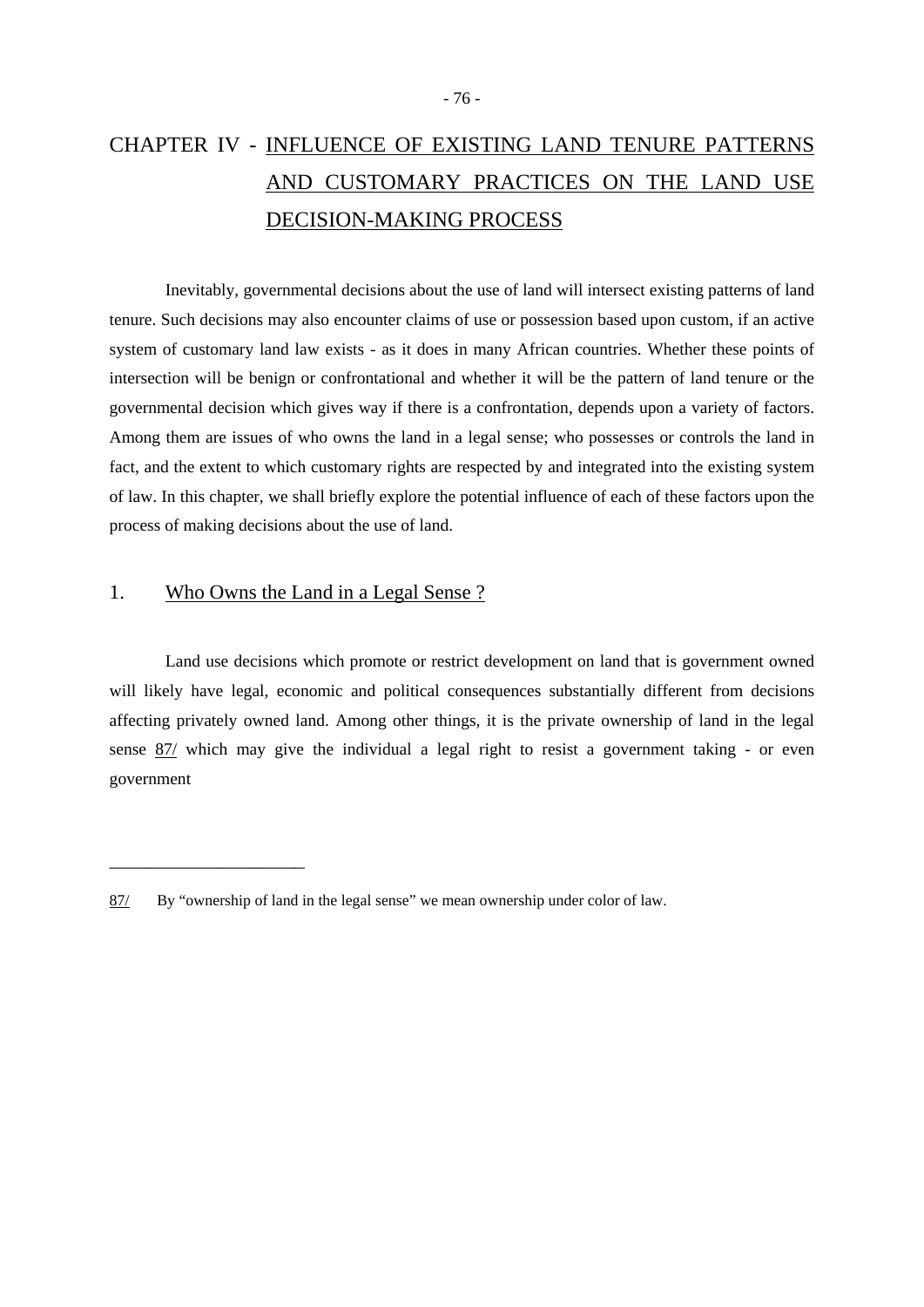# CHAPTER IV - INFLUENCE OF EXISTING LAND TENURE PATTERNS AND CUSTOMARY PRACTICES ON THE LAND USE DECISION-MAKING PROCESS

Inevitably, governmental decisions about the use of land will intersect existing patterns of land tenure. Such decisions may also encounter claims of use or possession based upon custom, if an active system of customary land law exists - as it does in many African countries. Whether these points of intersection will be benign or confrontational and whether it will be the pattern of land tenure or the governmental decision which gives way if there is a confrontation, depends upon a variety of factors. Among them are issues of who owns the land in a legal sense; who possesses or controls the land in fact, and the extent to which customary rights are respected by and integrated into the existing system of law. In this chapter, we shall briefly explore the potential influence of each of these factors upon the process of making decisions about the use of land.

## 1. Who Owns the Land in a Legal Sense ?

Land use decisions which promote or restrict development on land that is government owned will likely have legal, economic and political consequences substantially different from decisions affecting privately owned land. Among other things, it is the private ownership of land in the legal sense 87/ which may give the individual a legal right to resist a government taking - or even government

---

87/ By “ownership of land in the legal sense” we mean ownership under color of law.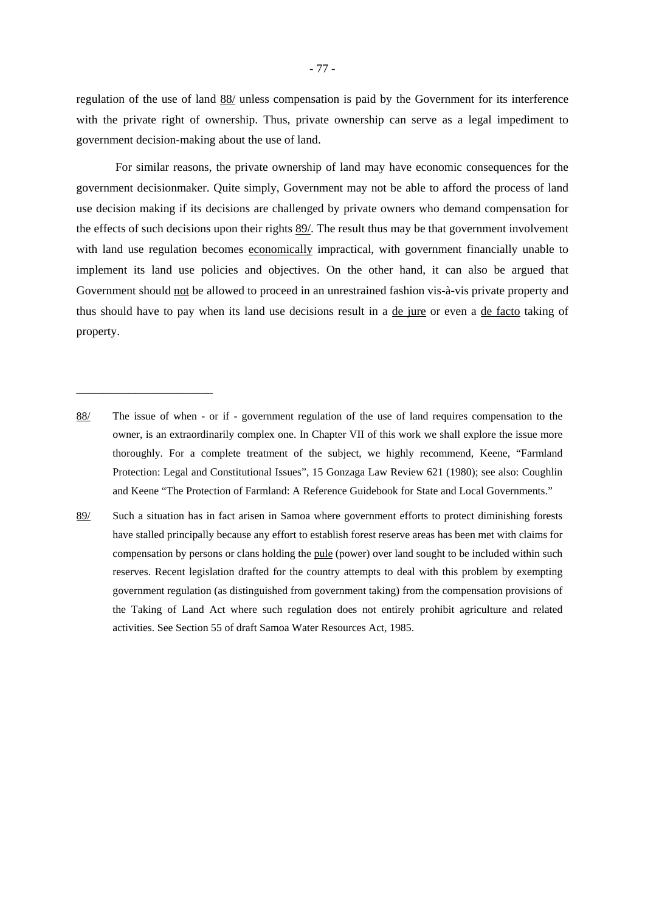regulation of the use of land 88/ unless compensation is paid by the Government for its interference with the private right of ownership. Thus, private ownership can serve as a legal impediment to government decision-making about the use of land.

For similar reasons, the private ownership of land may have economic consequences for the government decisionmaker. Quite simply, Government may not be able to afford the process of land use decision making if its decisions are challenged by private owners who demand compensation for the effects of such decisions upon their rights 89/. The result thus may be that government involvement with land use regulation becomes economically impractical, with government financially unable to implement its land use policies and objectives. On the other hand, it can also be argued that Government should not be allowed to proceed in an unrestrained fashion vis-à-vis private property and thus should have to pay when its land use decisions result in a de jure or even a de facto taking of property.

---

88/ The issue of when - or if - government regulation of the use of land requires compensation to the owner, is an extraordinarily complex one. In Chapter VII of this work we shall explore the issue more thoroughly. For a complete treatment of the subject, we highly recommend, Keene, "Farmland Protection: Legal and Constitutional Issues", 15 Gonzaga Law Review 621 (1980); see also: Coughlin and Keene "The Protection of Farmland: A Reference Guidebook for State and Local Governments."

89/ Such a situation has in fact arisen in Samoa where government efforts to protect diminishing forests have stalled principally because any effort to establish forest reserve areas has been met with claims for compensation by persons or clans holding the pule (power) over land sought to be included within such reserves. Recent legislation drafted for the country attempts to deal with this problem by exempting government regulation (as distinguished from government taking) from the compensation provisions of the Taking of Land Act where such regulation does not entirely prohibit agriculture and related activities. See Section 55 of draft Samoa Water Resources Act, 1985.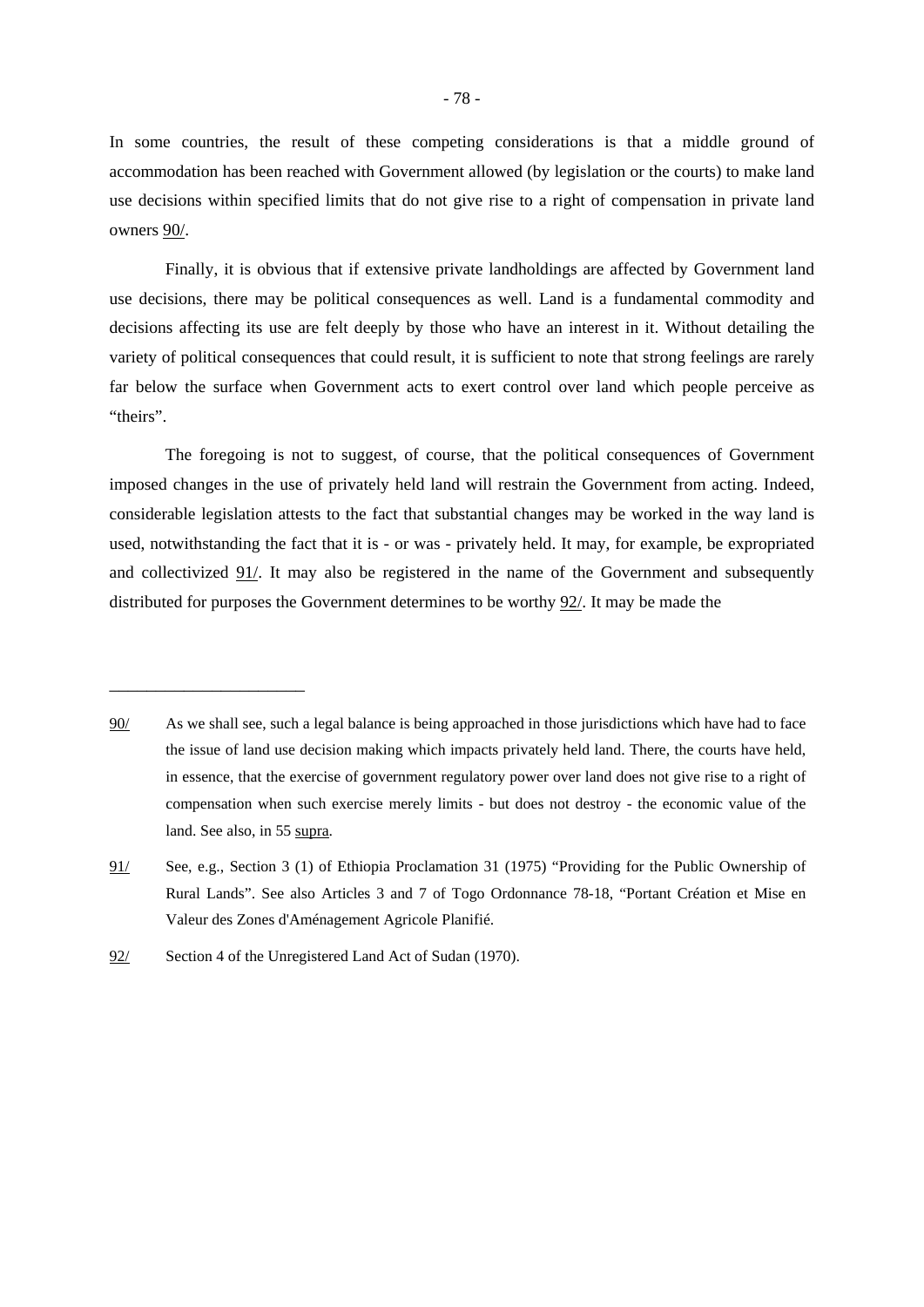In some countries, the result of these competing considerations is that a middle ground of accommodation has been reached with Government allowed (by legislation or the courts) to make land use decisions within specified limits that do not give rise to a right of compensation in private land owners 90/.

Finally, it is obvious that if extensive private landholdings are affected by Government land use decisions, there may be political consequences as well. Land is a fundamental commodity and decisions affecting its use are felt deeply by those who have an interest in it. Without detailing the variety of political consequences that could result, it is sufficient to note that strong feelings are rarely far below the surface when Government acts to exert control over land which people perceive as "theirs".

The foregoing is not to suggest, of course, that the political consequences of Government imposed changes in the use of privately held land will restrain the Government from acting. Indeed, considerable legislation attests to the fact that substantial changes may be worked in the way land is used, notwithstanding the fact that it is - or was - privately held. It may, for example, be expropriated and collectivized 91/. It may also be registered in the name of the Government and subsequently distributed for purposes the Government determines to be worthy 92/. It may be made the

---

90/ As we shall see, such a legal balance is being approached in those jurisdictions which have had to face the issue of land use decision making which impacts privately held land. There, the courts have held, in essence, that the exercise of government regulatory power over land does not give rise to a right of compensation when such exercise merely limits - but does not destroy - the economic value of the land. See also, in 55 supra.

91/ See, e.g., Section 3 (1) of Ethiopia Proclamation 31 (1975) "Providing for the Public Ownership of Rural Lands". See also Articles 3 and 7 of Togo Ordonnance 78-18, "Portant Création et Mise en Valeur des Zones d'Aménagement Agricole Planifié.

92/ Section 4 of the Unregistered Land Act of Sudan (1970).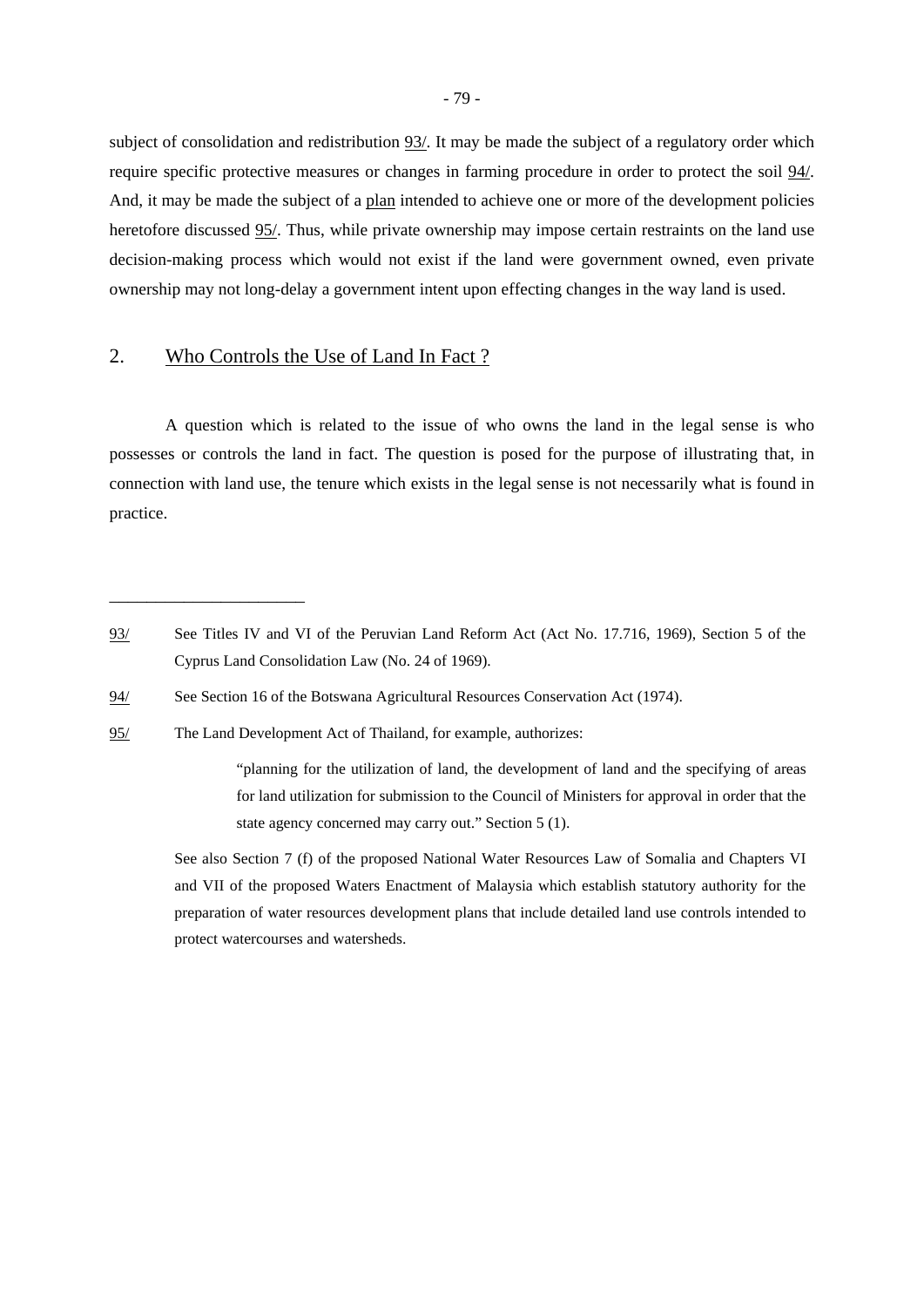subject of consolidation and redistribution 93/. It may be made the subject of a regulatory order which require specific protective measures or changes in farming procedure in order to protect the soil 94/. And, it may be made the subject of a plan intended to achieve one or more of the development policies heretofore discussed 95/. Thus, while private ownership may impose certain restraints on the land use decision-making process which would not exist if the land were government owned, even private ownership may not long-delay a government intent upon effecting changes in the way land is used.

## 2. Who Controls the Use of Land In Fact ?

A question which is related to the issue of who owns the land in the legal sense is who possesses or controls the land in fact. The question is posed for the purpose of illustrating that, in connection with land use, the tenure which exists in the legal sense is not necessarily what is found in practice.

---

93/ See Titles IV and VI of the Peruvian Land Reform Act (Act No. 17.716, 1969), Section 5 of the Cyprus Land Consolidation Law (No. 24 of 1969).

94/ See Section 16 of the Botswana Agricultural Resources Conservation Act (1974).

95/ The Land Development Act of Thailand, for example, authorizes:

> "planning for the utilization of land, the development of land and the specifying of areas for land utilization for submission to the Council of Ministers for approval in order that the state agency concerned may carry out." Section 5 (1).

See also Section 7 (f) of the proposed National Water Resources Law of Somalia and Chapters VI and VII of the proposed Waters Enactment of Malaysia which establish statutory authority for the preparation of water resources development plans that include detailed land use controls intended to protect watercourses and watersheds.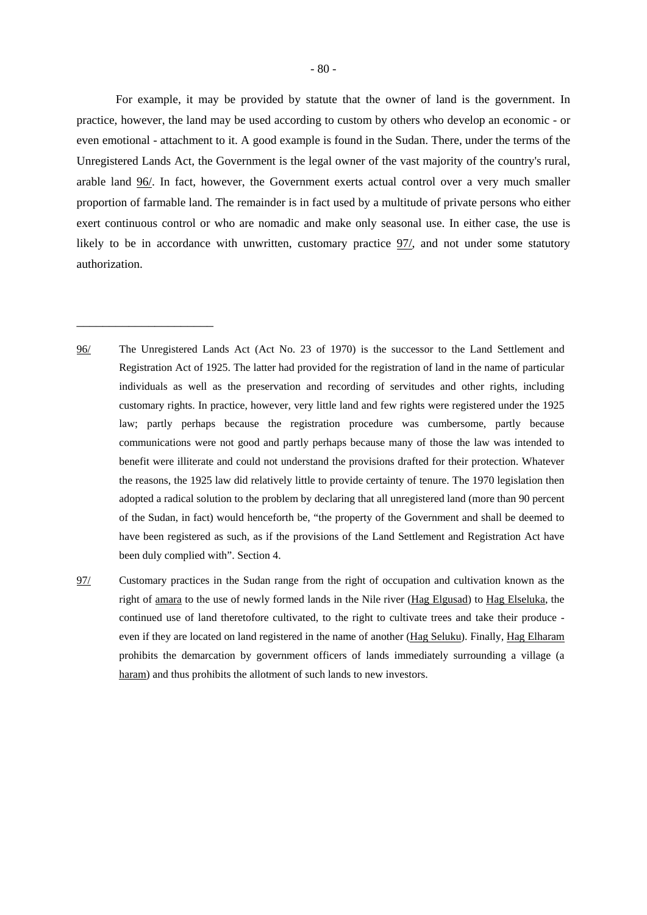For example, it may be provided by statute that the owner of land is the government. In practice, however, the land may be used according to custom by others who develop an economic - or even emotional - attachment to it. A good example is found in the Sudan. There, under the terms of the Unregistered Lands Act, the Government is the legal owner of the vast majority of the country's rural, arable land 96/. In fact, however, the Government exerts actual control over a very much smaller proportion of farmable land. The remainder is in fact used by a multitude of private persons who either exert continuous control or who are nomadic and make only seasonal use. In either case, the use is likely to be in accordance with unwritten, customary practice 97/, and not under some statutory authorization.

---

96/ The Unregistered Lands Act (Act No. 23 of 1970) is the successor to the Land Settlement and Registration Act of 1925. The latter had provided for the registration of land in the name of particular individuals as well as the preservation and recording of servitudes and other rights, including customary rights. In practice, however, very little land and few rights were registered under the 1925 law; partly perhaps because the registration procedure was cumbersome, partly because communications were not good and partly perhaps because many of those the law was intended to benefit were illiterate and could not understand the provisions drafted for their protection. Whatever the reasons, the 1925 law did relatively little to provide certainty of tenure. The 1970 legislation then adopted a radical solution to the problem by declaring that all unregistered land (more than 90 percent of the Sudan, in fact) would henceforth be, "the property of the Government and shall be deemed to have been registered as such, as if the provisions of the Land Settlement and Registration Act have been duly complied with". Section 4.

97/ Customary practices in the Sudan range from the right of occupation and cultivation known as the right of amara to the use of newly formed lands in the Nile river (Hag Elgusad) to Hag Elseluka, the continued use of land theretofore cultivated, to the right to cultivate trees and take their produce - even if they are located on land registered in the name of another (Hag Seluku). Finally, Hag Elharam prohibits the demarcation by government officers of lands immediately surrounding a village (a haram) and thus prohibits the allotment of such lands to new investors.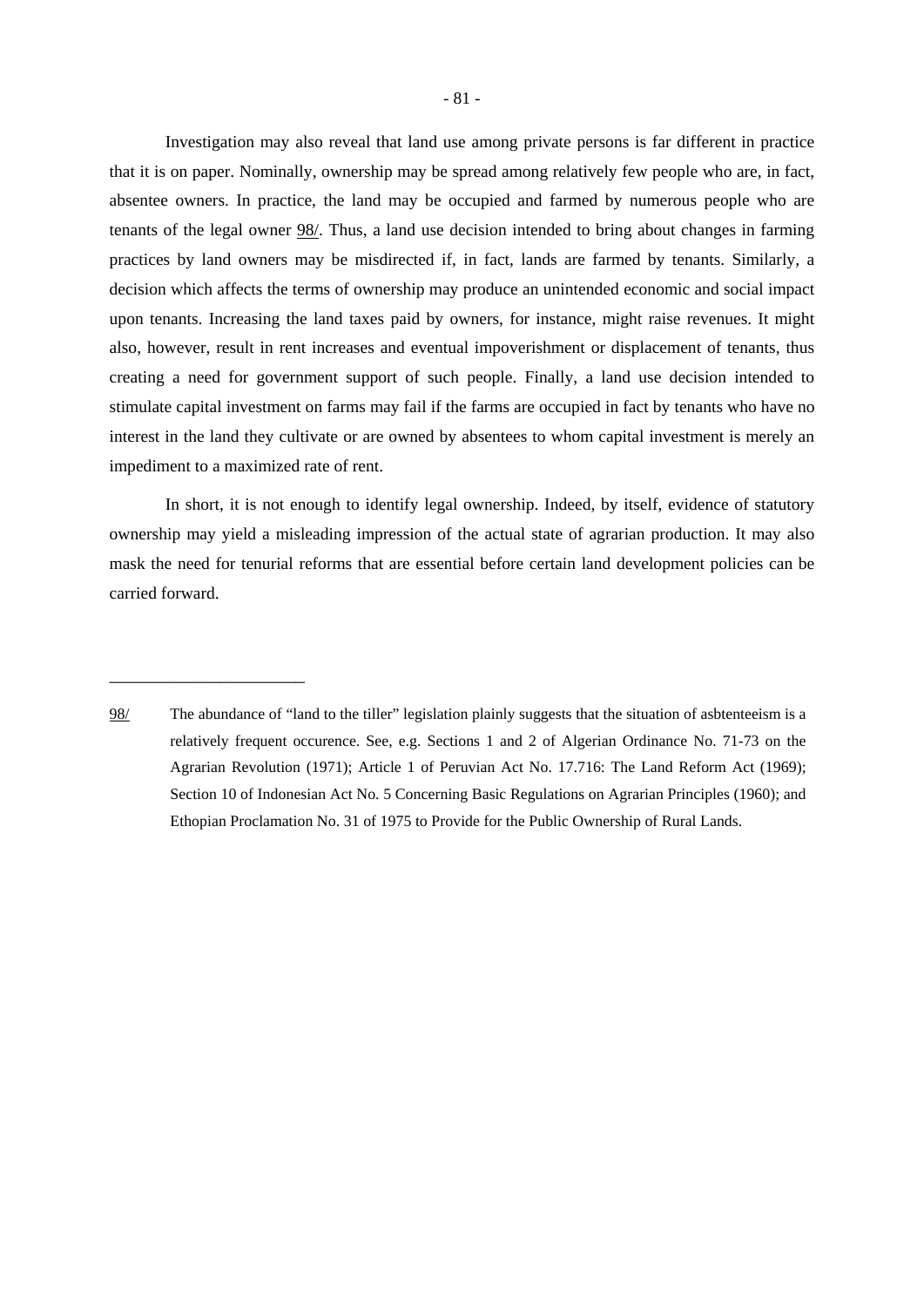Investigation may also reveal that land use among private persons is far different in practice that it is on paper. Nominally, ownership may be spread among relatively few people who are, in fact, absentee owners. In practice, the land may be occupied and farmed by numerous people who are tenants of the legal owner 98/. Thus, a land use decision intended to bring about changes in farming practices by land owners may be misdirected if, in fact, lands are farmed by tenants. Similarly, a decision which affects the terms of ownership may produce an unintended economic and social impact upon tenants. Increasing the land taxes paid by owners, for instance, might raise revenues. It might also, however, result in rent increases and eventual impoverishment or displacement of tenants, thus creating a need for government support of such people. Finally, a land use decision intended to stimulate capital investment on farms may fail if the farms are occupied in fact by tenants who have no interest in the land they cultivate or are owned by absentees to whom capital investment is merely an impediment to a maximized rate of rent.

In short, it is not enough to identify legal ownership. Indeed, by itself, evidence of statutory ownership may yield a misleading impression of the actual state of agrarian production. It may also mask the need for tenurial reforms that are essential before certain land development policies can be carried forward.

---

98/ The abundance of "land to the tiller" legislation plainly suggests that the situation of asbtenteeism is a relatively frequent occurence. See, e.g. Sections 1 and 2 of Algerian Ordinance No. 71-73 on the Agrarian Revolution (1971); Article 1 of Peruvian Act No. 17.716: The Land Reform Act (1969); Section 10 of Indonesian Act No. 5 Concerning Basic Regulations on Agrarian Principles (1960); and Ethopian Proclamation No. 31 of 1975 to Provide for the Public Ownership of Rural Lands.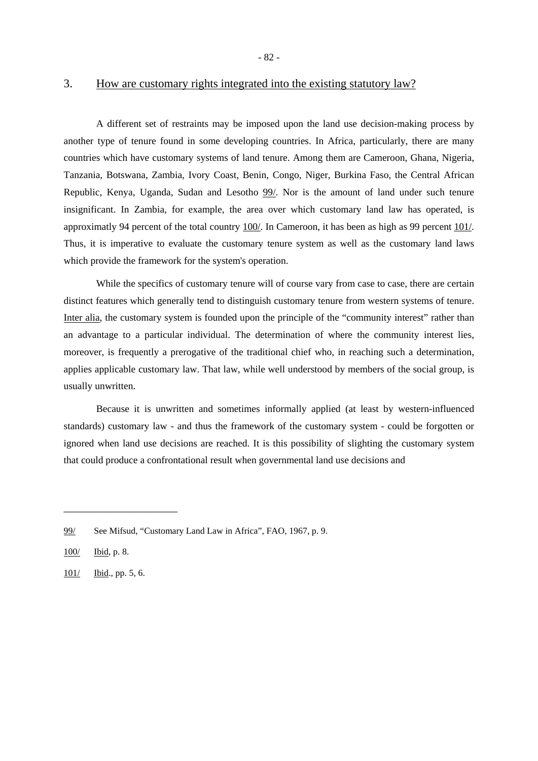## 3. How are customary rights integrated into the existing statutory law?

A different set of restraints may be imposed upon the land use decision-making process by another type of tenure found in some developing countries. In Africa, particularly, there are many countries which have customary systems of land tenure. Among them are Cameroon, Ghana, Nigeria, Tanzania, Botswana, Zambia, Ivory Coast, Benin, Congo, Niger, Burkina Faso, the Central African Republic, Kenya, Uganda, Sudan and Lesotho 99/. Nor is the amount of land under such tenure insignificant. In Zambia, for example, the area over which customary land law has operated, is approximatly 94 percent of the total country 100/. In Cameroon, it has been as high as 99 percent 101/. Thus, it is imperative to evaluate the customary tenure system as well as the customary land laws which provide the framework for the system's operation.

While the specifics of customary tenure will of course vary from case to case, there are certain distinct features which generally tend to distinguish customary tenure from western systems of tenure. Inter alia, the customary system is founded upon the principle of the "community interest" rather than an advantage to a particular individual. The determination of where the community interest lies, moreover, is frequently a prerogative of the traditional chief who, in reaching such a determination, applies applicable customary law. That law, while well understood by members of the social group, is usually unwritten.

Because it is unwritten and sometimes informally applied (at least by western-influenced standards) customary law - and thus the framework of the customary system - could be forgotten or ignored when land use decisions are reached. It is this possibility of slighting the customary system that could produce a confrontational result when governmental land use decisions and

---

99/ See Mifsud, "Customary Land Law in Africa", FAO, 1967, p. 9.

100/ Ibid, p. 8.

101/ Ibid., pp. 5, 6.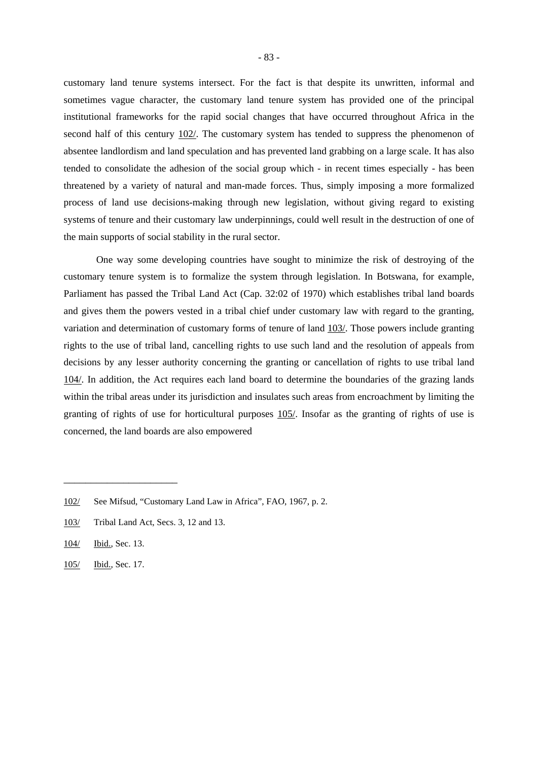customary land tenure systems intersect. For the fact is that despite its unwritten, informal and sometimes vague character, the customary land tenure system has provided one of the principal institutional frameworks for the rapid social changes that have occurred throughout Africa in the second half of this century 102/. The customary system has tended to suppress the phenomenon of absentee landlordism and land speculation and has prevented land grabbing on a large scale. It has also tended to consolidate the adhesion of the social group which - in recent times especially - has been threatened by a variety of natural and man-made forces. Thus, simply imposing a more formalized process of land use decisions-making through new legislation, without giving regard to existing systems of tenure and their customary law underpinnings, could well result in the destruction of one of the main supports of social stability in the rural sector.

One way some developing countries have sought to minimize the risk of destroying of the customary tenure system is to formalize the system through legislation. In Botswana, for example, Parliament has passed the Tribal Land Act (Cap. 32:02 of 1970) which establishes tribal land boards and gives them the powers vested in a tribal chief under customary law with regard to the granting, variation and determination of customary forms of tenure of land 103/. Those powers include granting rights to the use of tribal land, cancelling rights to use such land and the resolution of appeals from decisions by any lesser authority concerning the granting or cancellation of rights to use tribal land 104/. In addition, the Act requires each land board to determine the boundaries of the grazing lands within the tribal areas under its jurisdiction and insulates such areas from encroachment by limiting the granting of rights of use for horticultural purposes 105/. Insofar as the granting of rights of use is concerned, the land boards are also empowered

---

102/ See Mifsud, "Customary Land Law in Africa", FAO, 1967, p. 2.

103/ Tribal Land Act, Secs. 3, 12 and 13.

104/ Ibid., Sec. 13.

105/ Ibid., Sec. 17.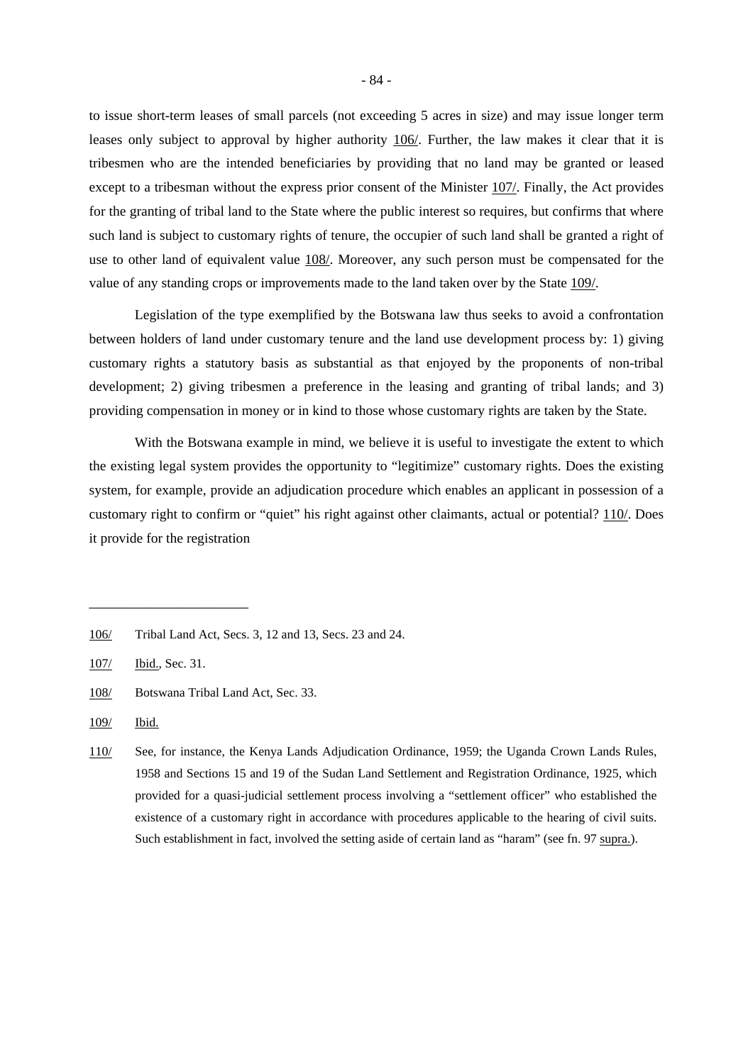to issue short-term leases of small parcels (not exceeding 5 acres in size) and may issue longer term leases only subject to approval by higher authority 106/. Further, the law makes it clear that it is tribesmen who are the intended beneficiaries by providing that no land may be granted or leased except to a tribesman without the express prior consent of the Minister 107/. Finally, the Act provides for the granting of tribal land to the State where the public interest so requires, but confirms that where such land is subject to customary rights of tenure, the occupier of such land shall be granted a right of use to other land of equivalent value 108/. Moreover, any such person must be compensated for the value of any standing crops or improvements made to the land taken over by the State 109/.

Legislation of the type exemplified by the Botswana law thus seeks to avoid a confrontation between holders of land under customary tenure and the land use development process by: 1) giving customary rights a statutory basis as substantial as that enjoyed by the proponents of non-tribal development; 2) giving tribesmen a preference in the leasing and granting of tribal lands; and 3) providing compensation in money or in kind to those whose customary rights are taken by the State.

With the Botswana example in mind, we believe it is useful to investigate the extent to which the existing legal system provides the opportunity to "legitimize" customary rights. Does the existing system, for example, provide an adjudication procedure which enables an applicant in possession of a customary right to confirm or "quiet" his right against other claimants, actual or potential? 110/. Does it provide for the registration

---

106/ Tribal Land Act, Secs. 3, 12 and 13, Secs. 23 and 24.

107/ Ibid., Sec. 31.

108/ Botswana Tribal Land Act, Sec. 33.

109/ Ibid.

110/ See, for instance, the Kenya Lands Adjudication Ordinance, 1959; the Uganda Crown Lands Rules, 1958 and Sections 15 and 19 of the Sudan Land Settlement and Registration Ordinance, 1925, which provided for a quasi-judicial settlement process involving a "settlement officer" who established the existence of a customary right in accordance with procedures applicable to the hearing of civil suits. Such establishment in fact, involved the setting aside of certain land as "haram" (see fn. 97 supra.).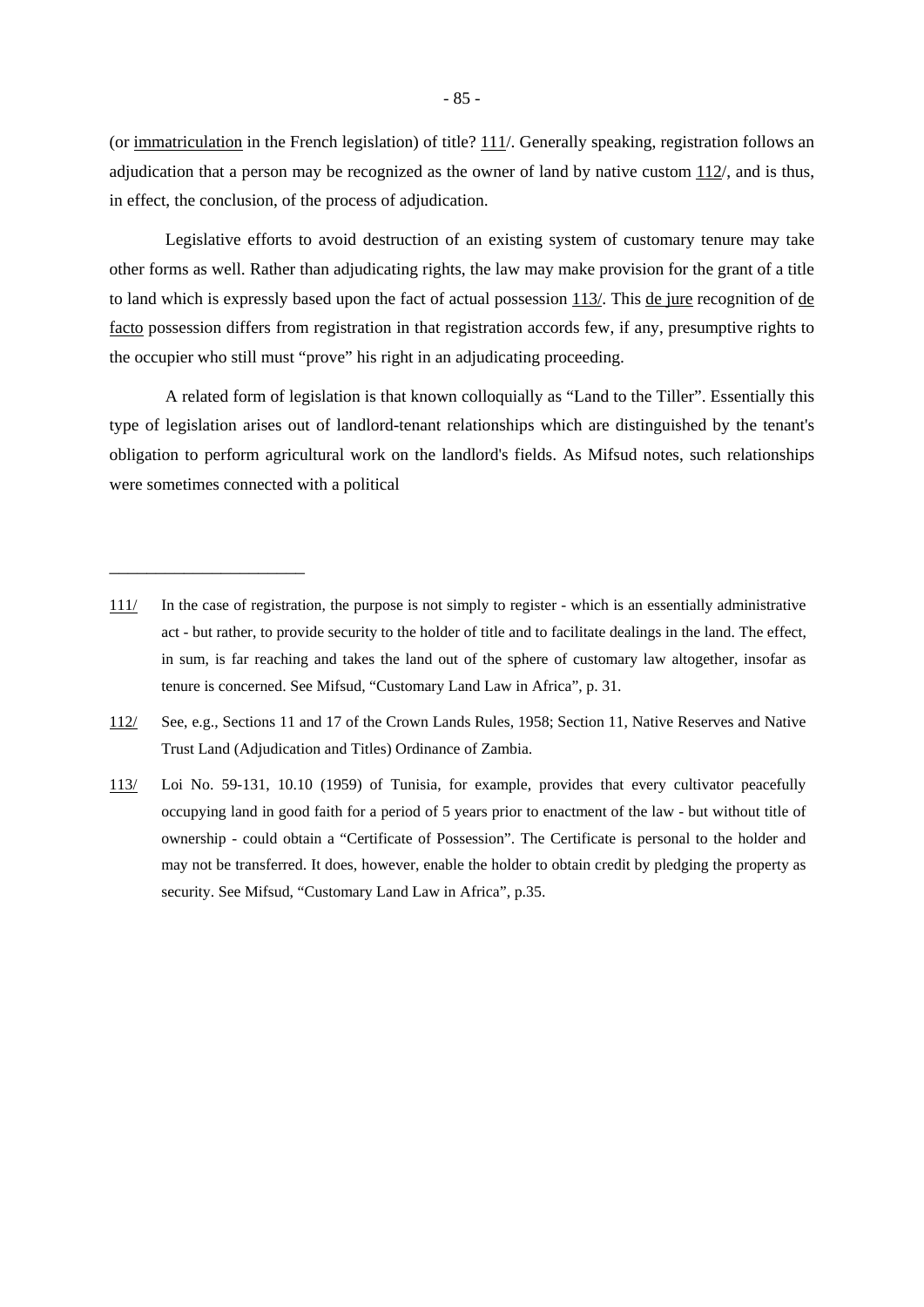(or immatriculation in the French legislation) of title? 111/. Generally speaking, registration follows an adjudication that a person may be recognized as the owner of land by native custom 112/, and is thus, in effect, the conclusion, of the process of adjudication.

Legislative efforts to avoid destruction of an existing system of customary tenure may take other forms as well. Rather than adjudicating rights, the law may make provision for the grant of a title to land which is expressly based upon the fact of actual possession 113/. This de jure recognition of de facto possession differs from registration in that registration accords few, if any, presumptive rights to the occupier who still must "prove" his right in an adjudicating proceeding.

A related form of legislation is that known colloquially as "Land to the Tiller". Essentially this type of legislation arises out of landlord-tenant relationships which are distinguished by the tenant's obligation to perform agricultural work on the landlord's fields. As Mifsud notes, such relationships were sometimes connected with a political

---

111/ In the case of registration, the purpose is not simply to register - which is an essentially administrative act - but rather, to provide security to the holder of title and to facilitate dealings in the land. The effect, in sum, is far reaching and takes the land out of the sphere of customary law altogether, insofar as tenure is concerned. See Mifsud, "Customary Land Law in Africa", p. 31.

112/ See, e.g., Sections 11 and 17 of the Crown Lands Rules, 1958; Section 11, Native Reserves and Native Trust Land (Adjudication and Titles) Ordinance of Zambia.

113/ Loi No. 59-131, 10.10 (1959) of Tunisia, for example, provides that every cultivator peacefully occupying land in good faith for a period of 5 years prior to enactment of the law - but without title of ownership - could obtain a "Certificate of Possession". The Certificate is personal to the holder and may not be transferred. It does, however, enable the holder to obtain credit by pledging the property as security. See Mifsud, "Customary Land Law in Africa", p.35.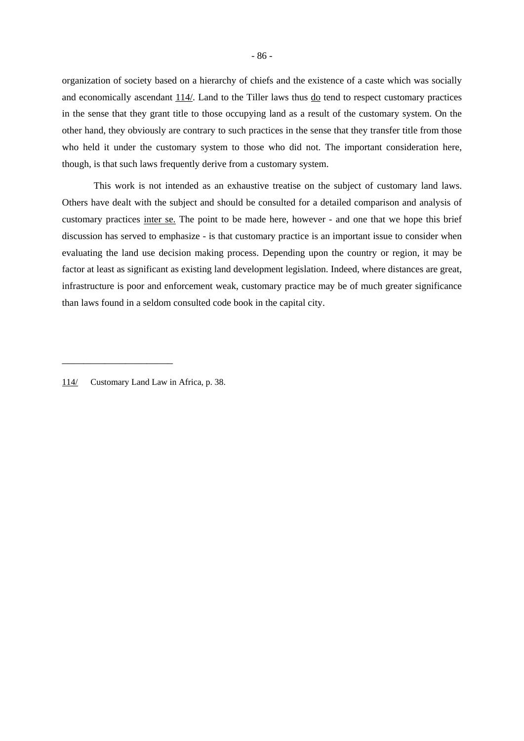organization of society based on a hierarchy of chiefs and the existence of a caste which was socially and economically ascendant 114/. Land to the Tiller laws thus do tend to respect customary practices in the sense that they grant title to those occupying land as a result of the customary system. On the other hand, they obviously are contrary to such practices in the sense that they transfer title from those who held it under the customary system to those who did not. The important consideration here, though, is that such laws frequently derive from a customary system.

This work is not intended as an exhaustive treatise on the subject of customary land laws. Others have dealt with the subject and should be consulted for a detailed comparison and analysis of customary practices inter se. The point to be made here, however - and one that we hope this brief discussion has served to emphasize - is that customary practice is an important issue to consider when evaluating the land use decision making process. Depending upon the country or region, it may be factor at least as significant as existing land development legislation. Indeed, where distances are great, infrastructure is poor and enforcement weak, customary practice may be of much greater significance than laws found in a seldom consulted code book in the capital city.

---

114/ Customary Land Law in Africa, p. 38.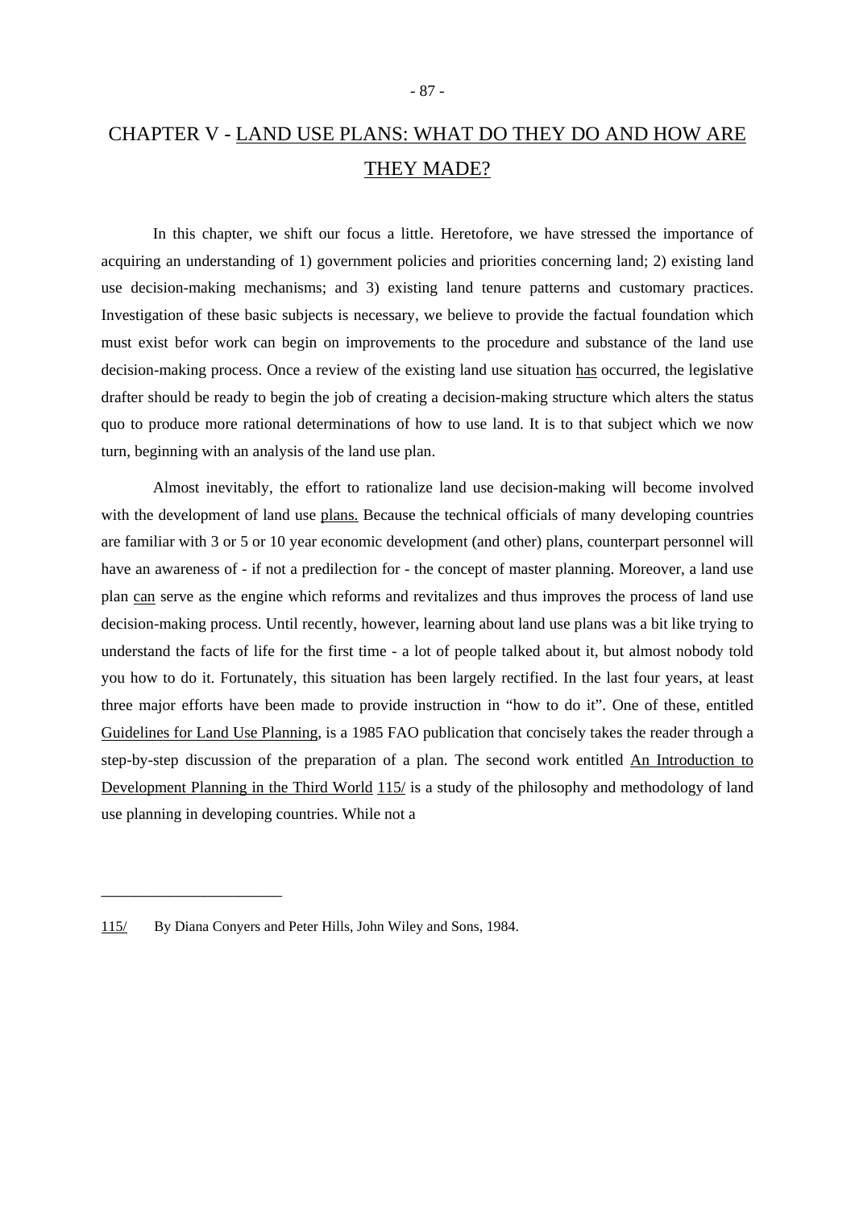# CHAPTER V - LAND USE PLANS: WHAT DO THEY DO AND HOW ARE THEY MADE?

In this chapter, we shift our focus a little. Heretofore, we have stressed the importance of acquiring an understanding of 1) government policies and priorities concerning land; 2) existing land use decision-making mechanisms; and 3) existing land tenure patterns and customary practices. Investigation of these basic subjects is necessary, we believe to provide the factual foundation which must exist befor work can begin on improvements to the procedure and substance of the land use decision-making process. Once a review of the existing land use situation has occurred, the legislative drafter should be ready to begin the job of creating a decision-making structure which alters the status quo to produce more rational determinations of how to use land. It is to that subject which we now turn, beginning with an analysis of the land use plan.

Almost inevitably, the effort to rationalize land use decision-making will become involved with the development of land use plans. Because the technical officials of many developing countries are familiar with 3 or 5 or 10 year economic development (and other) plans, counterpart personnel will have an awareness of - if not a predilection for - the concept of master planning. Moreover, a land use plan can serve as the engine which reforms and revitalizes and thus improves the process of land use decision-making process. Until recently, however, learning about land use plans was a bit like trying to understand the facts of life for the first time - a lot of people talked about it, but almost nobody told you how to do it. Fortunately, this situation has been largely rectified. In the last four years, at least three major efforts have been made to provide instruction in "how to do it". One of these, entitled Guidelines for Land Use Planning, is a 1985 FAO publication that concisely takes the reader through a step-by-step discussion of the preparation of a plan. The second work entitled An Introduction to Development Planning in the Third World 115/ is a study of the philosophy and methodology of land use planning in developing countries. While not a

---

115/ By Diana Conyers and Peter Hills, John Wiley and Sons, 1984.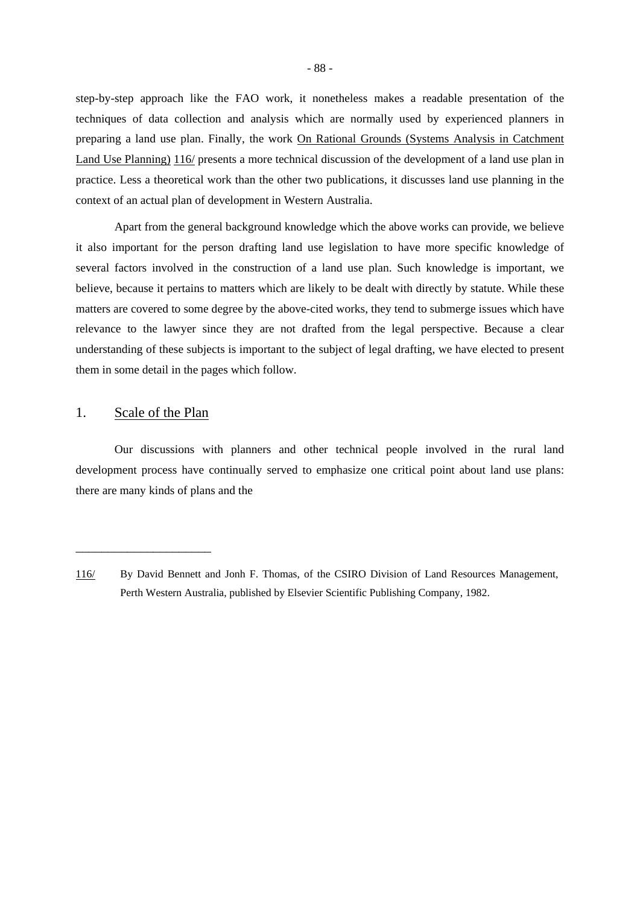step-by-step approach like the FAO work, it nonetheless makes a readable presentation of the techniques of data collection and analysis which are normally used by experienced planners in preparing a land use plan. Finally, the work On Rational Grounds (Systems Analysis in Catchment Land Use Planning) 116/ presents a more technical discussion of the development of a land use plan in practice. Less a theoretical work than the other two publications, it discusses land use planning in the context of an actual plan of development in Western Australia.

Apart from the general background knowledge which the above works can provide, we believe it also important for the person drafting land use legislation to have more specific knowledge of several factors involved in the construction of a land use plan. Such knowledge is important, we believe, because it pertains to matters which are likely to be dealt with directly by statute. While these matters are covered to some degree by the above-cited works, they tend to submerge issues which have relevance to the lawyer since they are not drafted from the legal perspective. Because a clear understanding of these subjects is important to the subject of legal drafting, we have elected to present them in some detail in the pages which follow.

## 1. Scale of the Plan

Our discussions with planners and other technical people involved in the rural land development process have continually served to emphasize one critical point about land use plans: there are many kinds of plans and the

---

116/ By David Bennett and Jonh F. Thomas, of the CSIRO Division of Land Resources Management, Perth Western Australia, published by Elsevier Scientific Publishing Company, 1982.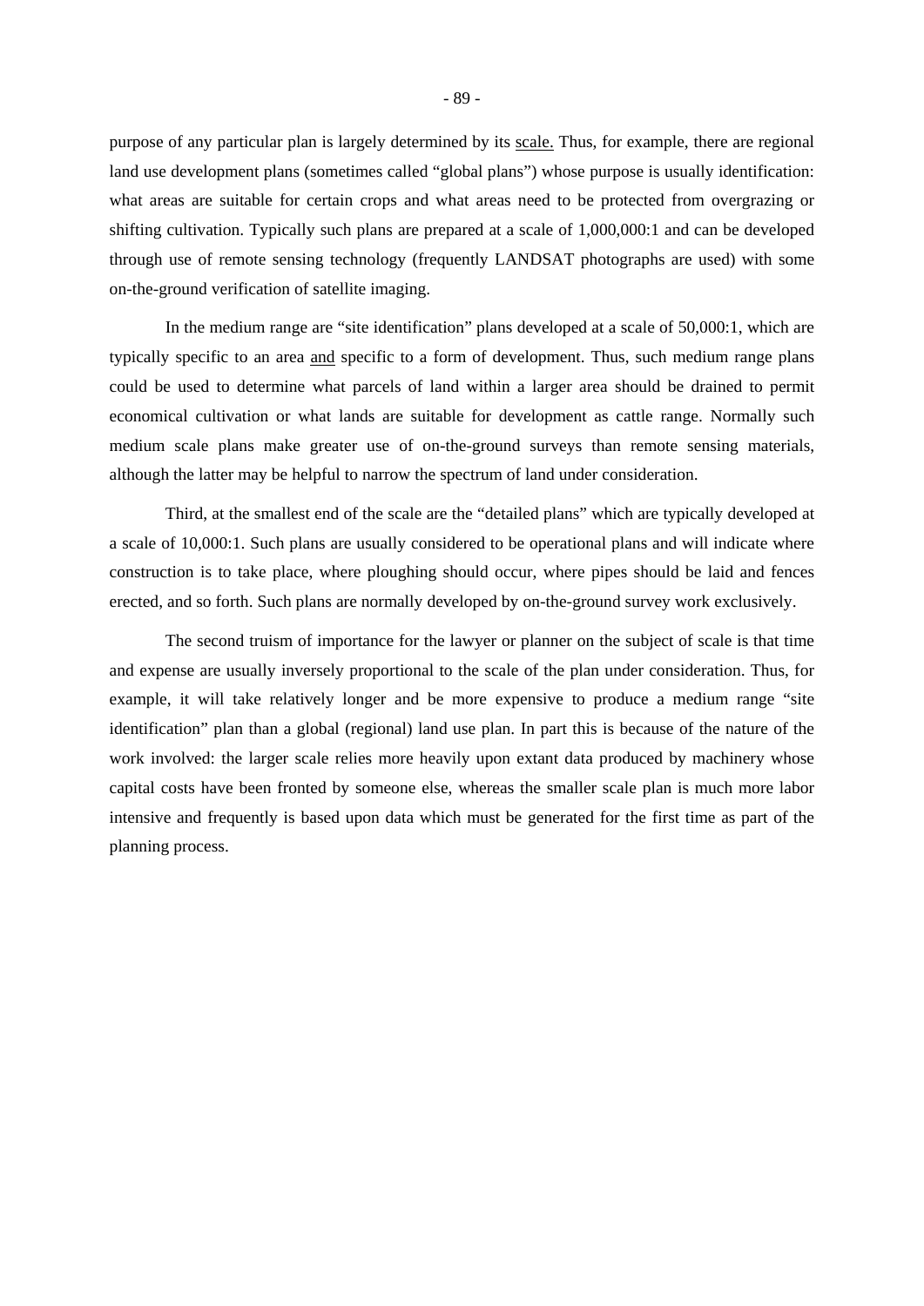purpose of any particular plan is largely determined by its <u>scale.</u> Thus, for example, there are regional land use development plans (sometimes called "global plans") whose purpose is usually identification: what areas are suitable for certain crops and what areas need to be protected from overgrazing or shifting cultivation. Typically such plans are prepared at a scale of 1,000,000:1 and can be developed through use of remote sensing technology (frequently LANDSAT photographs are used) with some on-the-ground verification of satellite imaging.

In the medium range are "site identification" plans developed at a scale of 50,000:1, which are typically specific to an area <u>and</u> specific to a form of development. Thus, such medium range plans could be used to determine what parcels of land within a larger area should be drained to permit economical cultivation or what lands are suitable for development as cattle range. Normally such medium scale plans make greater use of on-the-ground surveys than remote sensing materials, although the latter may be helpful to narrow the spectrum of land under consideration.

Third, at the smallest end of the scale are the "detailed plans" which are typically developed at a scale of 10,000:1. Such plans are usually considered to be operational plans and will indicate where construction is to take place, where ploughing should occur, where pipes should be laid and fences erected, and so forth. Such plans are normally developed by on-the-ground survey work exclusively.

The second truism of importance for the lawyer or planner on the subject of scale is that time and expense are usually inversely proportional to the scale of the plan under consideration. Thus, for example, it will take relatively longer and be more expensive to produce a medium range "site identification" plan than a global (regional) land use plan. In part this is because of the nature of the work involved: the larger scale relies more heavily upon extant data produced by machinery whose capital costs have been fronted by someone else, whereas the smaller scale plan is much more labor intensive and frequently is based upon data which must be generated for the first time as part of the planning process.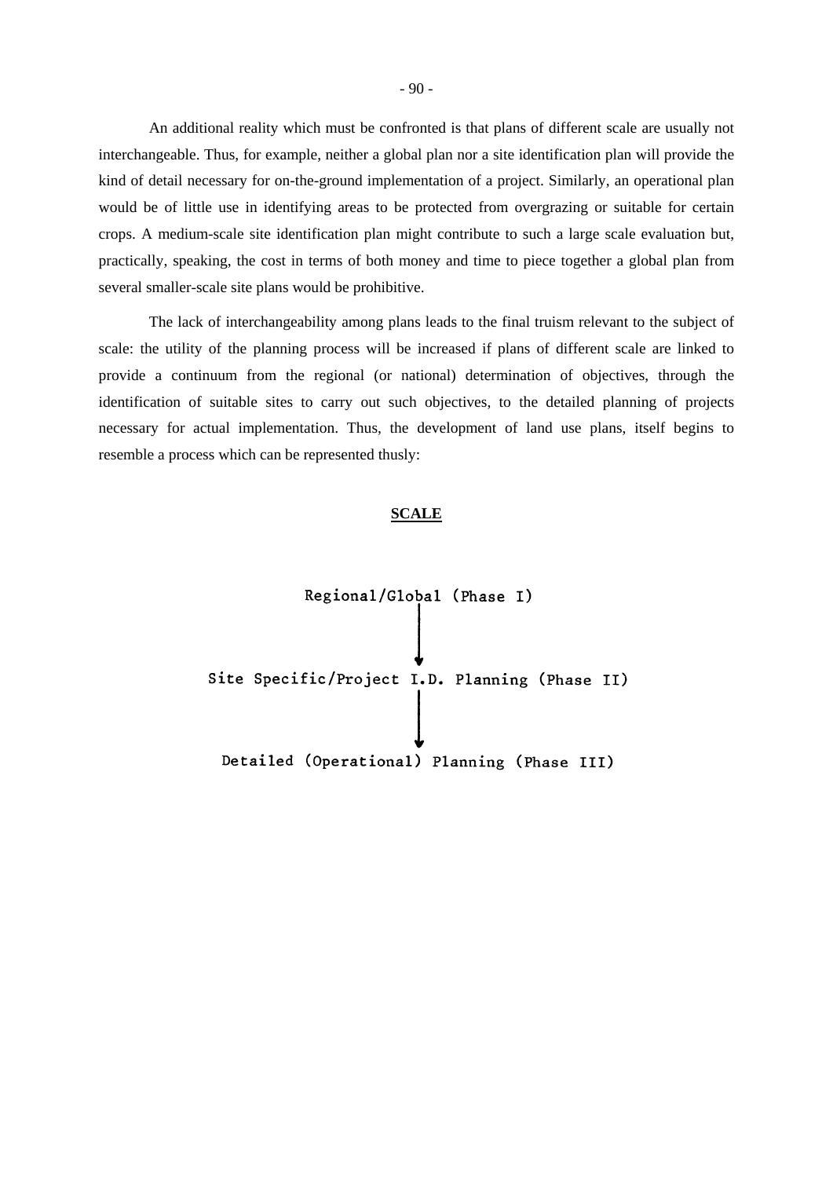An additional reality which must be confronted is that plans of different scale are usually not interchangeable. Thus, for example, neither a global plan nor a site identification plan will provide the kind of detail necessary for on-the-ground implementation of a project. Similarly, an operational plan would be of little use in identifying areas to be protected from overgrazing or suitable for certain crops. A medium-scale site identification plan might contribute to such a large scale evaluation but, practically, speaking, the cost in terms of both money and time to piece together a global plan from several smaller-scale site plans would be prohibitive.

The lack of interchangeability among plans leads to the final truism relevant to the subject of scale: the utility of the planning process will be increased if plans of different scale are linked to provide a continuum from the regional (or national) determination of objectives, through the identification of suitable sites to carry out such objectives, to the detailed planning of projects necessary for actual implementation. Thus, the development of land use plans, itself begins to resemble a process which can be represented thusly:

**SCALE**

Regional/Global (Phase I)

↓

Site Specific/Project I.D. Planning (Phase II)

↓

Detailed (Operational) Planning (Phase III)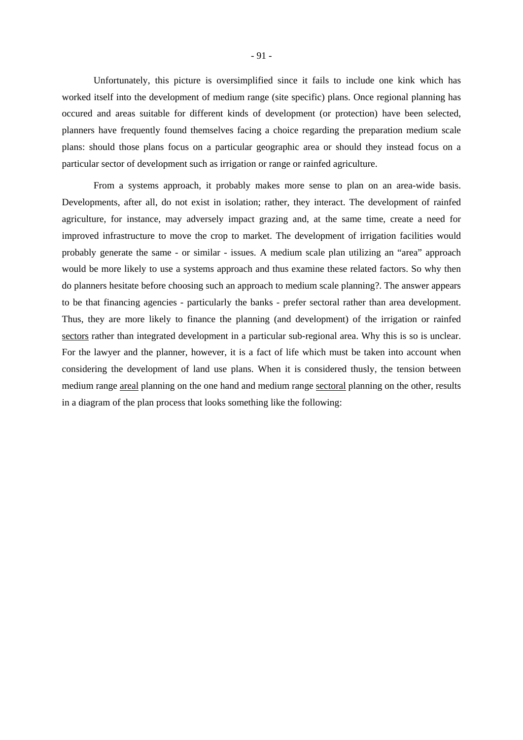Unfortunately, this picture is oversimplified since it fails to include one kink which has worked itself into the development of medium range (site specific) plans. Once regional planning has occured and areas suitable for different kinds of development (or protection) have been selected, planners have frequently found themselves facing a choice regarding the preparation medium scale plans: should those plans focus on a particular geographic area or should they instead focus on a particular sector of development such as irrigation or range or rainfed agriculture.

From a systems approach, it probably makes more sense to plan on an area-wide basis. Developments, after all, do not exist in isolation; rather, they interact. The development of rainfed agriculture, for instance, may adversely impact grazing and, at the same time, create a need for improved infrastructure to move the crop to market. The development of irrigation facilities would probably generate the same - or similar - issues. A medium scale plan utilizing an "area" approach would be more likely to use a systems approach and thus examine these related factors. So why then do planners hesitate before choosing such an approach to medium scale planning?. The answer appears to be that financing agencies - particularly the banks - prefer sectoral rather than area development. Thus, they are more likely to finance the planning (and development) of the irrigation or rainfed <u>sectors</u> rather than integrated development in a particular sub-regional area. Why this is so is unclear. For the lawyer and the planner, however, it is a fact of life which must be taken into account when considering the development of land use plans. When it is considered thusly, the tension between medium range <u>areal</u> planning on the one hand and medium range <u>sectoral</u> planning on the other, results in a diagram of the plan process that looks something like the following: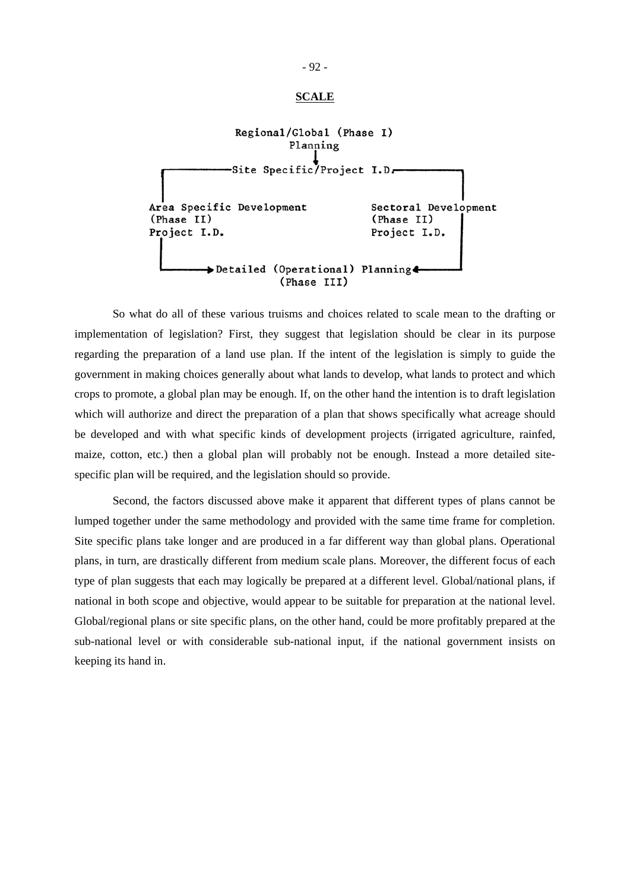**SCALE**

```
                    Regional/Global (Phase I)
                           Planning
                              |
           ┌──────────Site Specific/Project I.D.──────────┐
           |                                              |
Area Specific Development                  Sectoral Development
(Phase II)                                 (Phase II)
Project I.D.                               Project I.D.
           |                                              |
           └──────► Detailed (Operational) Planning ◄─────┘
                          (Phase III)
```

So what do all of these various truisms and choices related to scale mean to the drafting or implementation of legislation? First, they suggest that legislation should be clear in its purpose regarding the preparation of a land use plan. If the intent of the legislation is simply to guide the government in making choices generally about what lands to develop, what lands to protect and which crops to promote, a global plan may be enough. If, on the other hand the intention is to draft legislation which will authorize and direct the preparation of a plan that shows specifically what acreage should be developed and with what specific kinds of development projects (irrigated agriculture, rainfed, maize, cotton, etc.) then a global plan will probably not be enough. Instead a more detailed site-specific plan will be required, and the legislation should so provide.

Second, the factors discussed above make it apparent that different types of plans cannot be lumped together under the same methodology and provided with the same time frame for completion. Site specific plans take longer and are produced in a far different way than global plans. Operational plans, in turn, are drastically different from medium scale plans. Moreover, the different focus of each type of plan suggests that each may logically be prepared at a different level. Global/national plans, if national in both scope and objective, would appear to be suitable for preparation at the national level. Global/regional plans or site specific plans, on the other hand, could be more profitably prepared at the sub-national level or with considerable sub-national input, if the national government insists on keeping its hand in.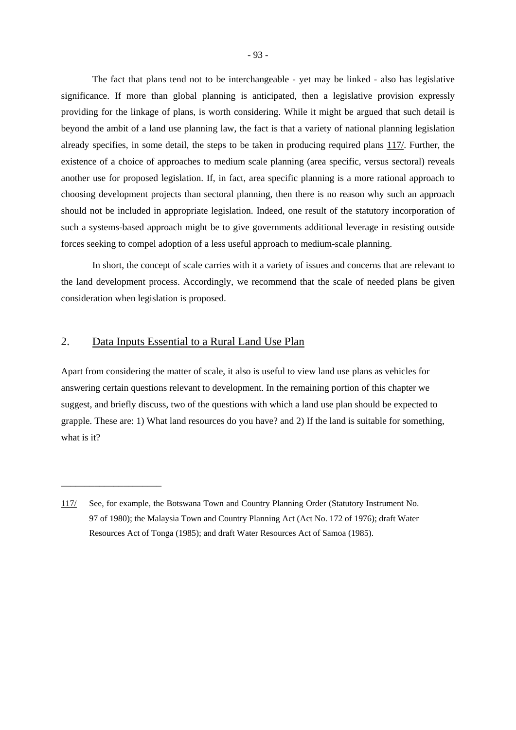The fact that plans tend not to be interchangeable - yet may be linked - also has legislative significance. If more than global planning is anticipated, then a legislative provision expressly providing for the linkage of plans, is worth considering. While it might be argued that such detail is beyond the ambit of a land use planning law, the fact is that a variety of national planning legislation already specifies, in some detail, the steps to be taken in producing required plans 117/. Further, the existence of a choice of approaches to medium scale planning (area specific, versus sectoral) reveals another use for proposed legislation. If, in fact, area specific planning is a more rational approach to choosing development projects than sectoral planning, then there is no reason why such an approach should not be included in appropriate legislation. Indeed, one result of the statutory incorporation of such a systems-based approach might be to give governments additional leverage in resisting outside forces seeking to compel adoption of a less useful approach to medium-scale planning.

In short, the concept of scale carries with it a variety of issues and concerns that are relevant to the land development process. Accordingly, we recommend that the scale of needed plans be given consideration when legislation is proposed.

## 2. Data Inputs Essential to a Rural Land Use Plan

Apart from considering the matter of scale, it also is useful to view land use plans as vehicles for answering certain questions relevant to development. In the remaining portion of this chapter we suggest, and briefly discuss, two of the questions with which a land use plan should be expected to grapple. These are: 1) What land resources do you have? and 2) If the land is suitable for something, what is it?

---

117/ See, for example, the Botswana Town and Country Planning Order (Statutory Instrument No. 97 of 1980); the Malaysia Town and Country Planning Act (Act No. 172 of 1976); draft Water Resources Act of Tonga (1985); and draft Water Resources Act of Samoa (1985).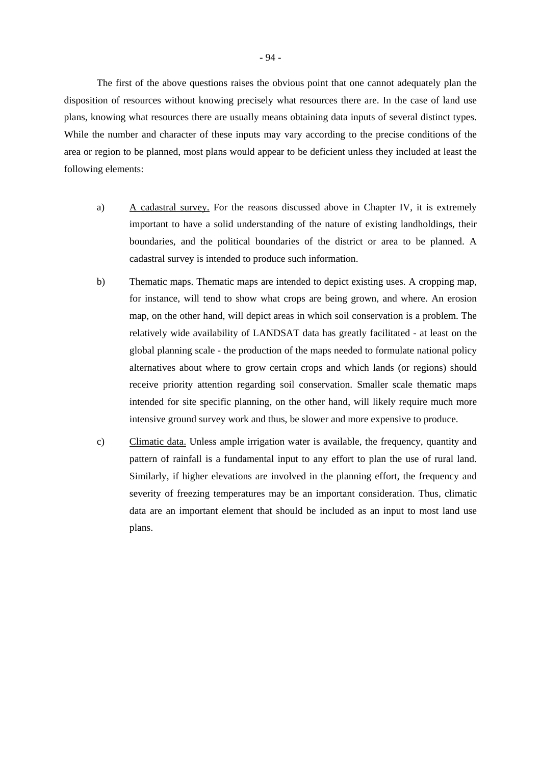The first of the above questions raises the obvious point that one cannot adequately plan the disposition of resources without knowing precisely what resources there are. In the case of land use plans, knowing what resources there are usually means obtaining data inputs of several distinct types. While the number and character of these inputs may vary according to the precise conditions of the area or region to be planned, most plans would appear to be deficient unless they included at least the following elements:

a) <u>A cadastral survey.</u> For the reasons discussed above in Chapter IV, it is extremely important to have a solid understanding of the nature of existing landholdings, their boundaries, and the political boundaries of the district or area to be planned. A cadastral survey is intended to produce such information.

b) <u>Thematic maps.</u> Thematic maps are intended to depict <u>existing</u> uses. A cropping map, for instance, will tend to show what crops are being grown, and where. An erosion map, on the other hand, will depict areas in which soil conservation is a problem. The relatively wide availability of LANDSAT data has greatly facilitated - at least on the global planning scale - the production of the maps needed to formulate national policy alternatives about where to grow certain crops and which lands (or regions) should receive priority attention regarding soil conservation. Smaller scale thematic maps intended for site specific planning, on the other hand, will likely require much more intensive ground survey work and thus, be slower and more expensive to produce.

c) <u>Climatic data.</u> Unless ample irrigation water is available, the frequency, quantity and pattern of rainfall is a fundamental input to any effort to plan the use of rural land. Similarly, if higher elevations are involved in the planning effort, the frequency and severity of freezing temperatures may be an important consideration. Thus, climatic data are an important element that should be included as an input to most land use plans.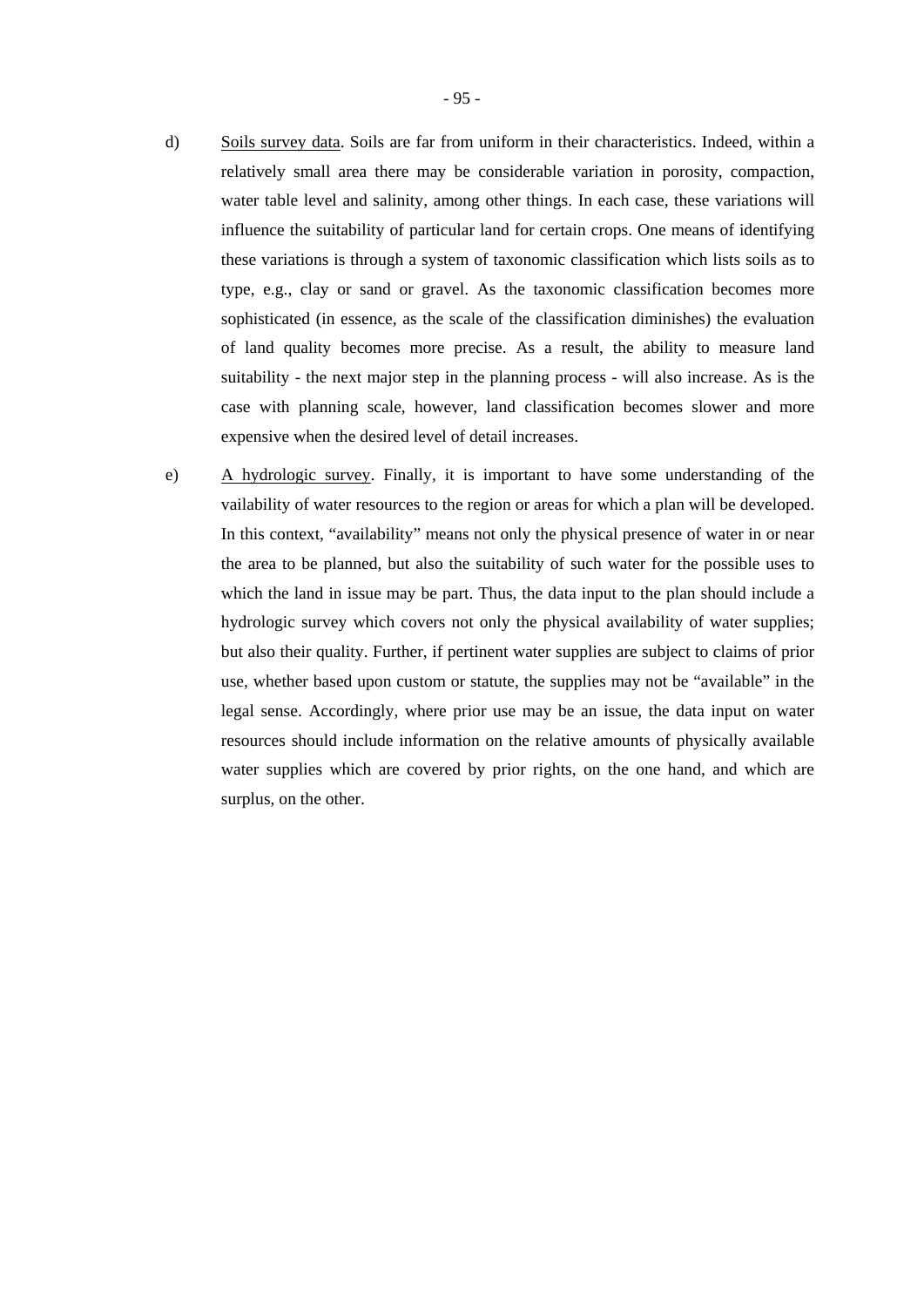d) Soils survey data. Soils are far from uniform in their characteristics. Indeed, within a relatively small area there may be considerable variation in porosity, compaction, water table level and salinity, among other things. In each case, these variations will influence the suitability of particular land for certain crops. One means of identifying these variations is through a system of taxonomic classification which lists soils as to type, e.g., clay or sand or gravel. As the taxonomic classification becomes more sophisticated (in essence, as the scale of the classification diminishes) the evaluation of land quality becomes more precise. As a result, the ability to measure land suitability - the next major step in the planning process - will also increase. As is the case with planning scale, however, land classification becomes slower and more expensive when the desired level of detail increases.

e) A hydrologic survey. Finally, it is important to have some understanding of the vailability of water resources to the region or areas for which a plan will be developed. In this context, "availability" means not only the physical presence of water in or near the area to be planned, but also the suitability of such water for the possible uses to which the land in issue may be part. Thus, the data input to the plan should include a hydrologic survey which covers not only the physical availability of water supplies; but also their quality. Further, if pertinent water supplies are subject to claims of prior use, whether based upon custom or statute, the supplies may not be "available" in the legal sense. Accordingly, where prior use may be an issue, the data input on water resources should include information on the relative amounts of physically available water supplies which are covered by prior rights, on the one hand, and which are surplus, on the other.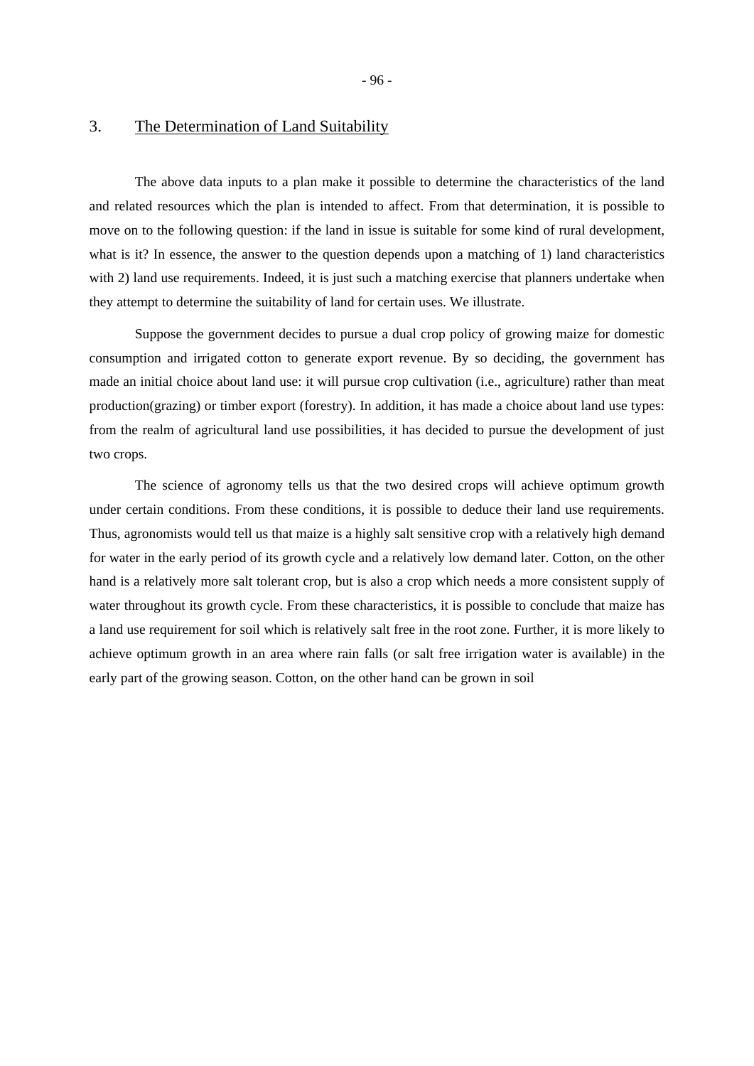## 3. The Determination of Land Suitability

The above data inputs to a plan make it possible to determine the characteristics of the land and related resources which the plan is intended to affect. From that determination, it is possible to move on to the following question: if the land in issue is suitable for some kind of rural development, what is it? In essence, the answer to the question depends upon a matching of 1) land characteristics with 2) land use requirements. Indeed, it is just such a matching exercise that planners undertake when they attempt to determine the suitability of land for certain uses. We illustrate.

Suppose the government decides to pursue a dual crop policy of growing maize for domestic consumption and irrigated cotton to generate export revenue. By so deciding, the government has made an initial choice about land use: it will pursue crop cultivation (i.e., agriculture) rather than meat production(grazing) or timber export (forestry). In addition, it has made a choice about land use types: from the realm of agricultural land use possibilities, it has decided to pursue the development of just two crops.

The science of agronomy tells us that the two desired crops will achieve optimum growth under certain conditions. From these conditions, it is possible to deduce their land use requirements. Thus, agronomists would tell us that maize is a highly salt sensitive crop with a relatively high demand for water in the early period of its growth cycle and a relatively low demand later. Cotton, on the other hand is a relatively more salt tolerant crop, but is also a crop which needs a more consistent supply of water throughout its growth cycle. From these characteristics, it is possible to conclude that maize has a land use requirement for soil which is relatively salt free in the root zone. Further, it is more likely to achieve optimum growth in an area where rain falls (or salt free irrigation water is available) in the early part of the growing season. Cotton, on the other hand can be grown in soil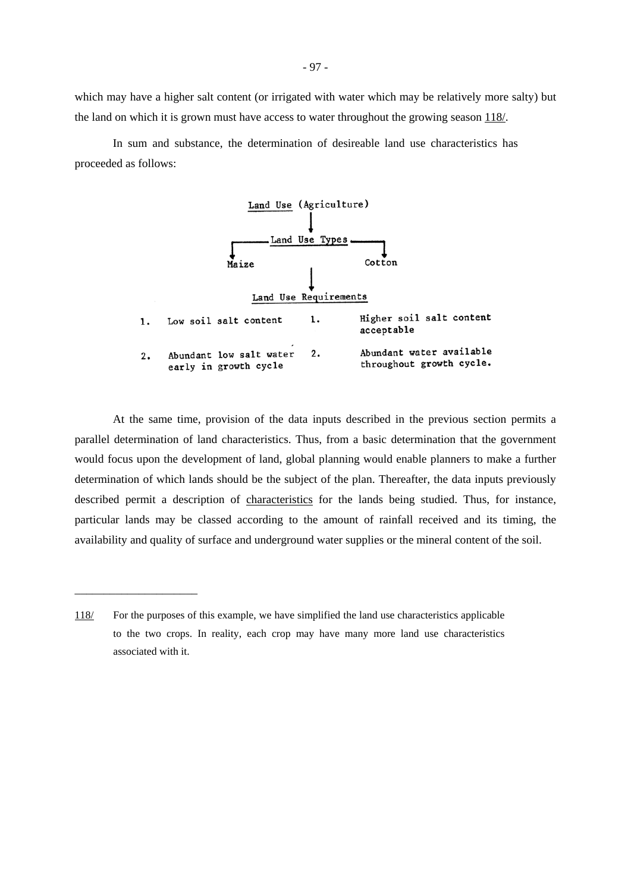which may have a higher salt content (or irrigated with water which may be relatively more salty) but the land on which it is grown must have access to water throughout the growing season 118/.

In sum and substance, the determination of desireable land use characteristics has proceeded as follows:

Land Use (Agriculture)

↓

Land Use Types

| Maize | | Cotton |
|---|---|---|

↓

Land Use Requirements

| | Maize | | Cotton |
|---|---|---|---|
| 1. | Low soil salt content | 1. | Higher soil salt content acceptable |
| 2. | Abundant low salt water early in growth cycle | 2. | Abundant water available throughout growth cycle. |

At the same time, provision of the data inputs described in the previous section permits a parallel determination of land characteristics. Thus, from a basic determination that the government would focus upon the development of land, global planning would enable planners to make a further determination of which lands should be the subject of the plan. Thereafter, the data inputs previously described permit a description of characteristics for the lands being studied. Thus, for instance, particular lands may be classed according to the amount of rainfall received and its timing, the availability and quality of surface and underground water supplies or the mineral content of the soil.

---

118/ For the purposes of this example, we have simplified the land use characteristics applicable to the two crops. In reality, each crop may have many more land use characteristics associated with it.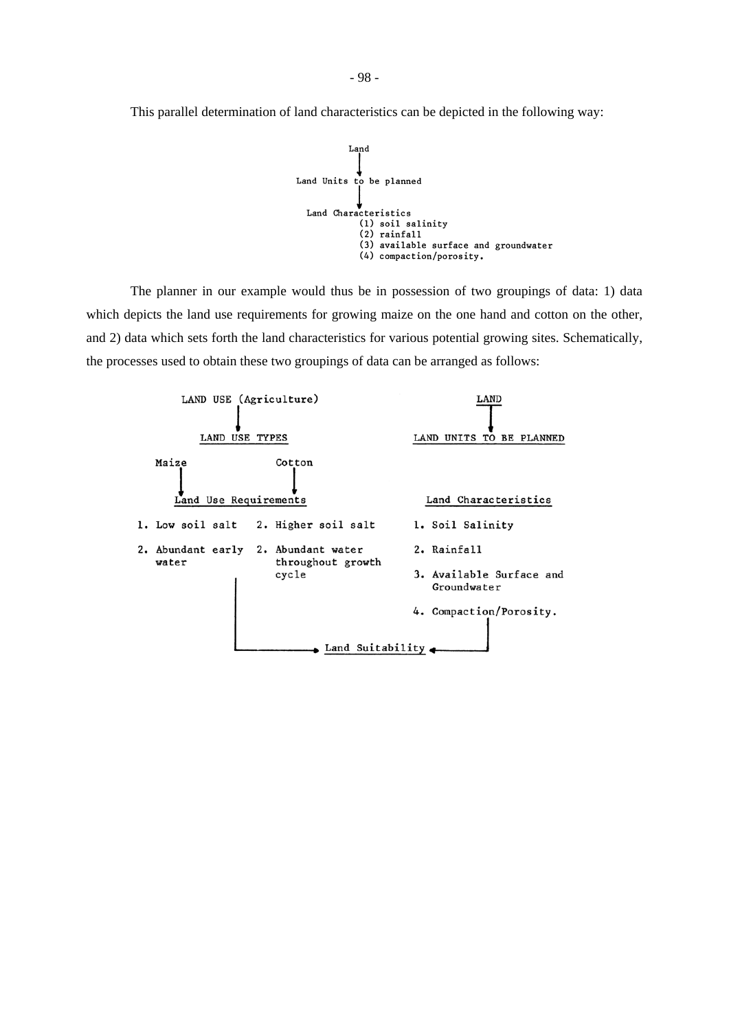This parallel determination of land characteristics can be depicted in the following way:

```
                    Land
                     |
                     v
          Land Units to be planned
                     |
                     v
            Land Characteristics
                   (1) soil salinity
                   (2) rainfall
                   (3) available surface and groundwater
                   (4) compaction/porosity.
```

The planner in our example would thus be in possession of two groupings of data: 1) data which depicts the land use requirements for growing maize on the one hand and cotton on the other, and 2) data which sets forth the land characteristics for various potential growing sites. Schematically, the processes used to obtain these two groupings of data can be arranged as follows:

```
          LAND USE (Agriculture)                        LAND
                  |                                       |
                  v                                       v
            LAND USE TYPES                     LAND UNITS TO BE PLANNED

    Maize                  Cotton
      |                      |
      v                      v
         Land Use Requirements                 Land Characteristics

1. Low soil salt     2. Higher soil salt       1. Soil Salinity

2. Abundant early    2. Abundant water         2. Rainfall
   water                throughout growth
                        cycle                  3. Available Surface and
              |                                   Groundwater

              |                                4. Compaction/Porosity.
              |                                          |
              |                                          |
              +------------> Land Suitability <----------+
```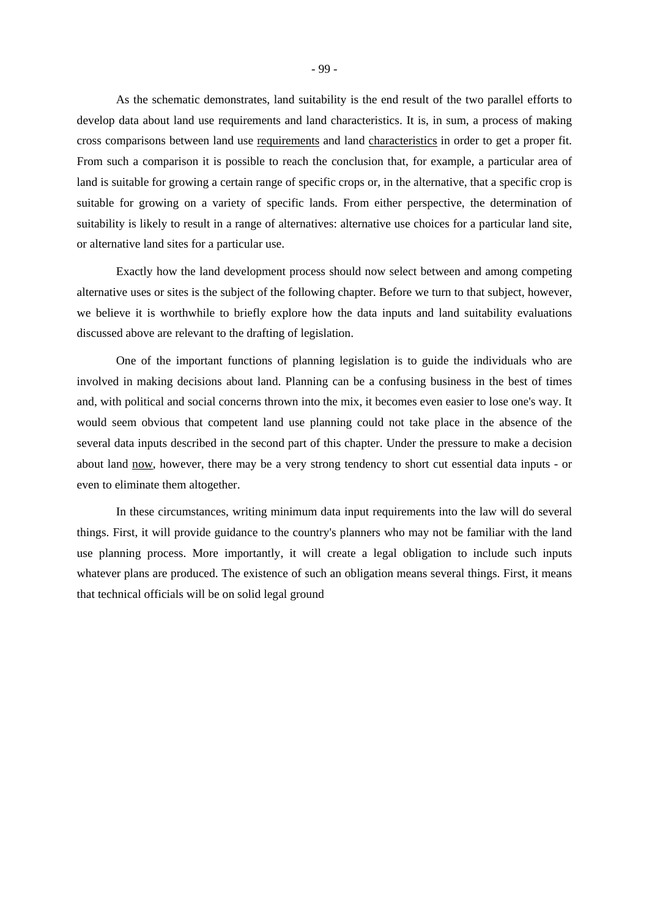As the schematic demonstrates, land suitability is the end result of the two parallel efforts to develop data about land use requirements and land characteristics. It is, in sum, a process of making cross comparisons between land use <u>requirements</u> and land <u>characteristics</u> in order to get a proper fit. From such a comparison it is possible to reach the conclusion that, for example, a particular area of land is suitable for growing a certain range of specific crops or, in the alternative, that a specific crop is suitable for growing on a variety of specific lands. From either perspective, the determination of suitability is likely to result in a range of alternatives: alternative use choices for a particular land site, or alternative land sites for a particular use.

Exactly how the land development process should now select between and among competing alternative uses or sites is the subject of the following chapter. Before we turn to that subject, however, we believe it is worthwhile to briefly explore how the data inputs and land suitability evaluations discussed above are relevant to the drafting of legislation.

One of the important functions of planning legislation is to guide the individuals who are involved in making decisions about land. Planning can be a confusing business in the best of times and, with political and social concerns thrown into the mix, it becomes even easier to lose one's way. It would seem obvious that competent land use planning could not take place in the absence of the several data inputs described in the second part of this chapter. Under the pressure to make a decision about land <u>now</u>, however, there may be a very strong tendency to short cut essential data inputs - or even to eliminate them altogether.

In these circumstances, writing minimum data input requirements into the law will do several things. First, it will provide guidance to the country's planners who may not be familiar with the land use planning process. More importantly, it will create a legal obligation to include such inputs whatever plans are produced. The existence of such an obligation means several things. First, it means that technical officials will be on solid legal ground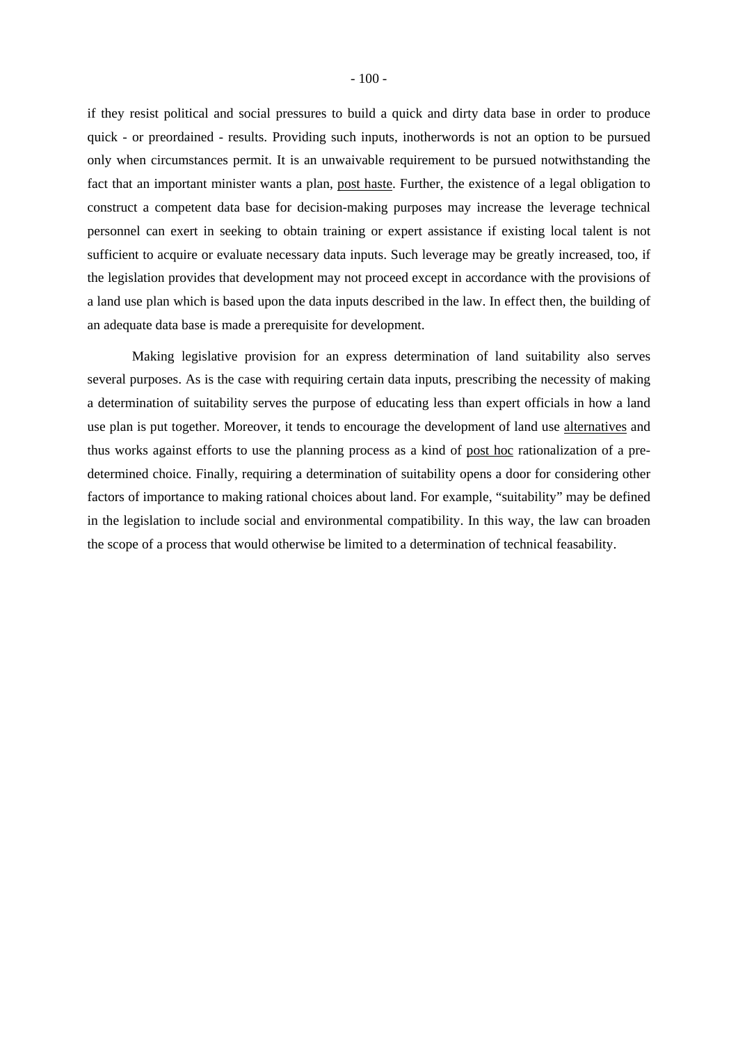if they resist political and social pressures to build a quick and dirty data base in order to produce quick - or preordained - results. Providing such inputs, inotherwords is not an option to be pursued only when circumstances permit. It is an unwaivable requirement to be pursued notwithstanding the fact that an important minister wants a plan, <u>post haste</u>. Further, the existence of a legal obligation to construct a competent data base for decision-making purposes may increase the leverage technical personnel can exert in seeking to obtain training or expert assistance if existing local talent is not sufficient to acquire or evaluate necessary data inputs. Such leverage may be greatly increased, too, if the legislation provides that development may not proceed except in accordance with the provisions of a land use plan which is based upon the data inputs described in the law. In effect then, the building of an adequate data base is made a prerequisite for development.

Making legislative provision for an express determination of land suitability also serves several purposes. As is the case with requiring certain data inputs, prescribing the necessity of making a determination of suitability serves the purpose of educating less than expert officials in how a land use plan is put together. Moreover, it tends to encourage the development of land use <u>alternatives</u> and thus works against efforts to use the planning process as a kind of <u>post hoc</u> rationalization of a pre-determined choice. Finally, requiring a determination of suitability opens a door for considering other factors of importance to making rational choices about land. For example, "suitability" may be defined in the legislation to include social and environmental compatibility. In this way, the law can broaden the scope of a process that would otherwise be limited to a determination of technical feasability.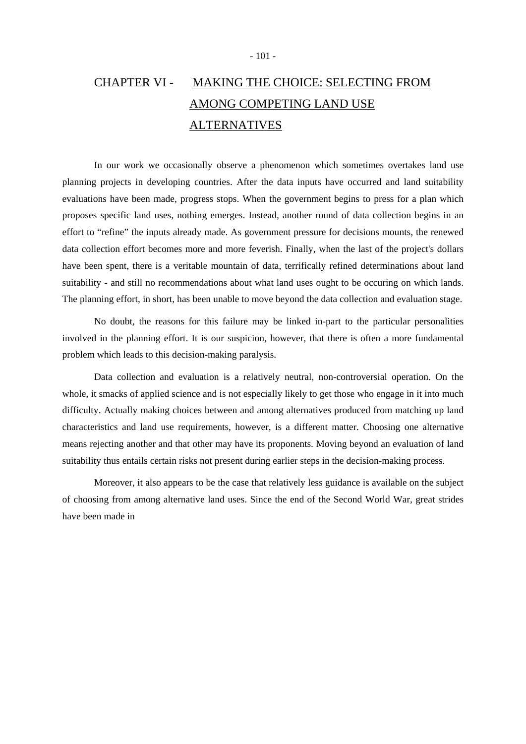# CHAPTER VI - MAKING THE CHOICE: SELECTING FROM AMONG COMPETING LAND USE ALTERNATIVES

In our work we occasionally observe a phenomenon which sometimes overtakes land use planning projects in developing countries. After the data inputs have occurred and land suitability evaluations have been made, progress stops. When the government begins to press for a plan which proposes specific land uses, nothing emerges. Instead, another round of data collection begins in an effort to "refine" the inputs already made. As government pressure for decisions mounts, the renewed data collection effort becomes more and more feverish. Finally, when the last of the project's dollars have been spent, there is a veritable mountain of data, terrifically refined determinations about land suitability - and still no recommendations about what land uses ought to be occuring on which lands. The planning effort, in short, has been unable to move beyond the data collection and evaluation stage.

No doubt, the reasons for this failure may be linked in-part to the particular personalities involved in the planning effort. It is our suspicion, however, that there is often a more fundamental problem which leads to this decision-making paralysis.

Data collection and evaluation is a relatively neutral, non-controversial operation. On the whole, it smacks of applied science and is not especially likely to get those who engage in it into much difficulty. Actually making choices between and among alternatives produced from matching up land characteristics and land use requirements, however, is a different matter. Choosing one alternative means rejecting another and that other may have its proponents. Moving beyond an evaluation of land suitability thus entails certain risks not present during earlier steps in the decision-making process.

Moreover, it also appears to be the case that relatively less guidance is available on the subject of choosing from among alternative land uses. Since the end of the Second World War, great strides have been made in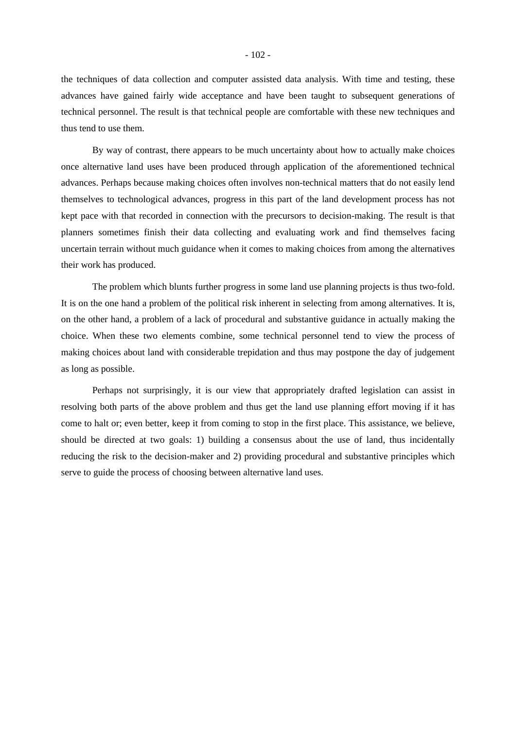the techniques of data collection and computer assisted data analysis. With time and testing, these advances have gained fairly wide acceptance and have been taught to subsequent generations of technical personnel. The result is that technical people are comfortable with these new techniques and thus tend to use them.

By way of contrast, there appears to be much uncertainty about how to actually make choices once alternative land uses have been produced through application of the aforementioned technical advances. Perhaps because making choices often involves non-technical matters that do not easily lend themselves to technological advances, progress in this part of the land development process has not kept pace with that recorded in connection with the precursors to decision-making. The result is that planners sometimes finish their data collecting and evaluating work and find themselves facing uncertain terrain without much guidance when it comes to making choices from among the alternatives their work has produced.

The problem which blunts further progress in some land use planning projects is thus two-fold. It is on the one hand a problem of the political risk inherent in selecting from among alternatives. It is, on the other hand, a problem of a lack of procedural and substantive guidance in actually making the choice. When these two elements combine, some technical personnel tend to view the process of making choices about land with considerable trepidation and thus may postpone the day of judgement as long as possible.

Perhaps not surprisingly, it is our view that appropriately drafted legislation can assist in resolving both parts of the above problem and thus get the land use planning effort moving if it has come to halt or; even better, keep it from coming to stop in the first place. This assistance, we believe, should be directed at two goals: 1) building a consensus about the use of land, thus incidentally reducing the risk to the decision-maker and 2) providing procedural and substantive principles which serve to guide the process of choosing between alternative land uses.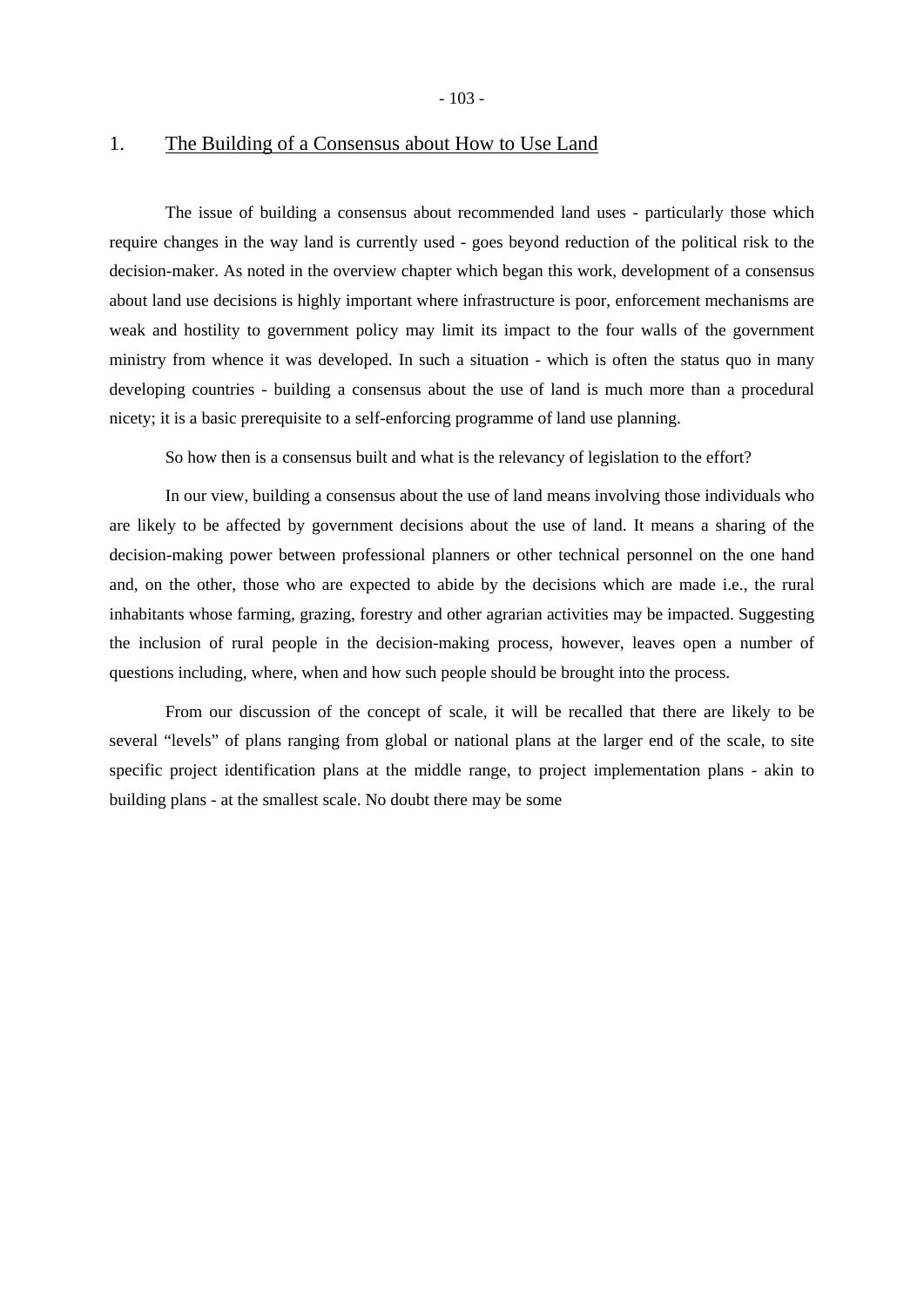## 1. The Building of a Consensus about How to Use Land

The issue of building a consensus about recommended land uses - particularly those which require changes in the way land is currently used - goes beyond reduction of the political risk to the decision-maker. As noted in the overview chapter which began this work, development of a consensus about land use decisions is highly important where infrastructure is poor, enforcement mechanisms are weak and hostility to government policy may limit its impact to the four walls of the government ministry from whence it was developed. In such a situation - which is often the status quo in many developing countries - building a consensus about the use of land is much more than a procedural nicety; it is a basic prerequisite to a self-enforcing programme of land use planning.

So how then is a consensus built and what is the relevancy of legislation to the effort?

In our view, building a consensus about the use of land means involving those individuals who are likely to be affected by government decisions about the use of land. It means a sharing of the decision-making power between professional planners or other technical personnel on the one hand and, on the other, those who are expected to abide by the decisions which are made i.e., the rural inhabitants whose farming, grazing, forestry and other agrarian activities may be impacted. Suggesting the inclusion of rural people in the decision-making process, however, leaves open a number of questions including, where, when and how such people should be brought into the process.

From our discussion of the concept of scale, it will be recalled that there are likely to be several "levels" of plans ranging from global or national plans at the larger end of the scale, to site specific project identification plans at the middle range, to project implementation plans - akin to building plans - at the smallest scale. No doubt there may be some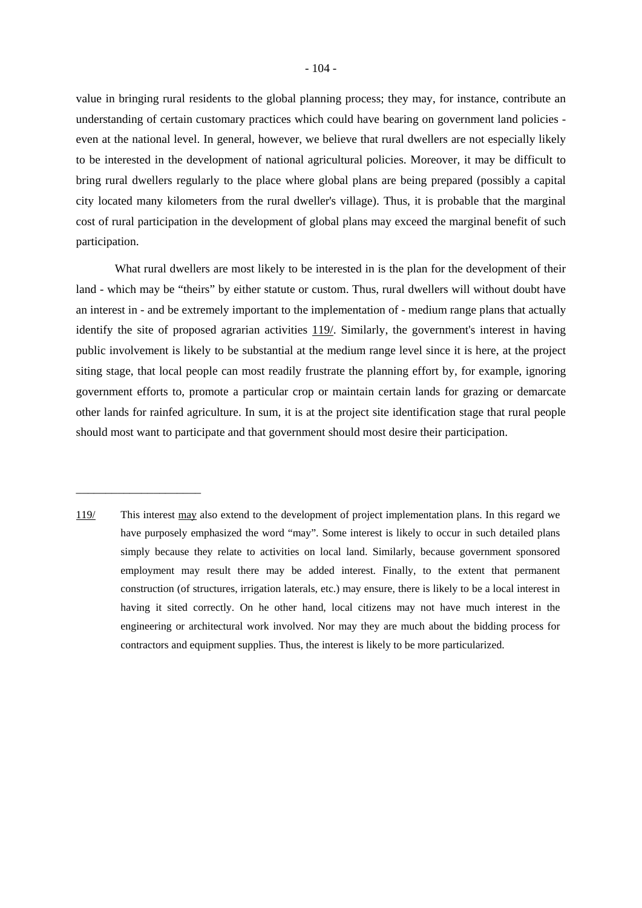value in bringing rural residents to the global planning process; they may, for instance, contribute an understanding of certain customary practices which could have bearing on government land policies - even at the national level. In general, however, we believe that rural dwellers are not especially likely to be interested in the development of national agricultural policies. Moreover, it may be difficult to bring rural dwellers regularly to the place where global plans are being prepared (possibly a capital city located many kilometers from the rural dweller's village). Thus, it is probable that the marginal cost of rural participation in the development of global plans may exceed the marginal benefit of such participation.

What rural dwellers are most likely to be interested in is the plan for the development of their land - which may be "theirs" by either statute or custom. Thus, rural dwellers will without doubt have an interest in - and be extremely important to the implementation of - medium range plans that actually identify the site of proposed agrarian activities 119/. Similarly, the government's interest in having public involvement is likely to be substantial at the medium range level since it is here, at the project siting stage, that local people can most readily frustrate the planning effort by, for example, ignoring government efforts to, promote a particular crop or maintain certain lands for grazing or demarcate other lands for rainfed agriculture. In sum, it is at the project site identification stage that rural people should most want to participate and that government should most desire their participation.

---

119/ This interest may also extend to the development of project implementation plans. In this regard we have purposely emphasized the word "may". Some interest is likely to occur in such detailed plans simply because they relate to activities on local land. Similarly, because government sponsored employment may result there may be added interest. Finally, to the extent that permanent construction (of structures, irrigation laterals, etc.) may ensure, there is likely to be a local interest in having it sited correctly. On he other hand, local citizens may not have much interest in the engineering or architectural work involved. Nor may they are much about the bidding process for contractors and equipment supplies. Thus, the interest is likely to be more particularized.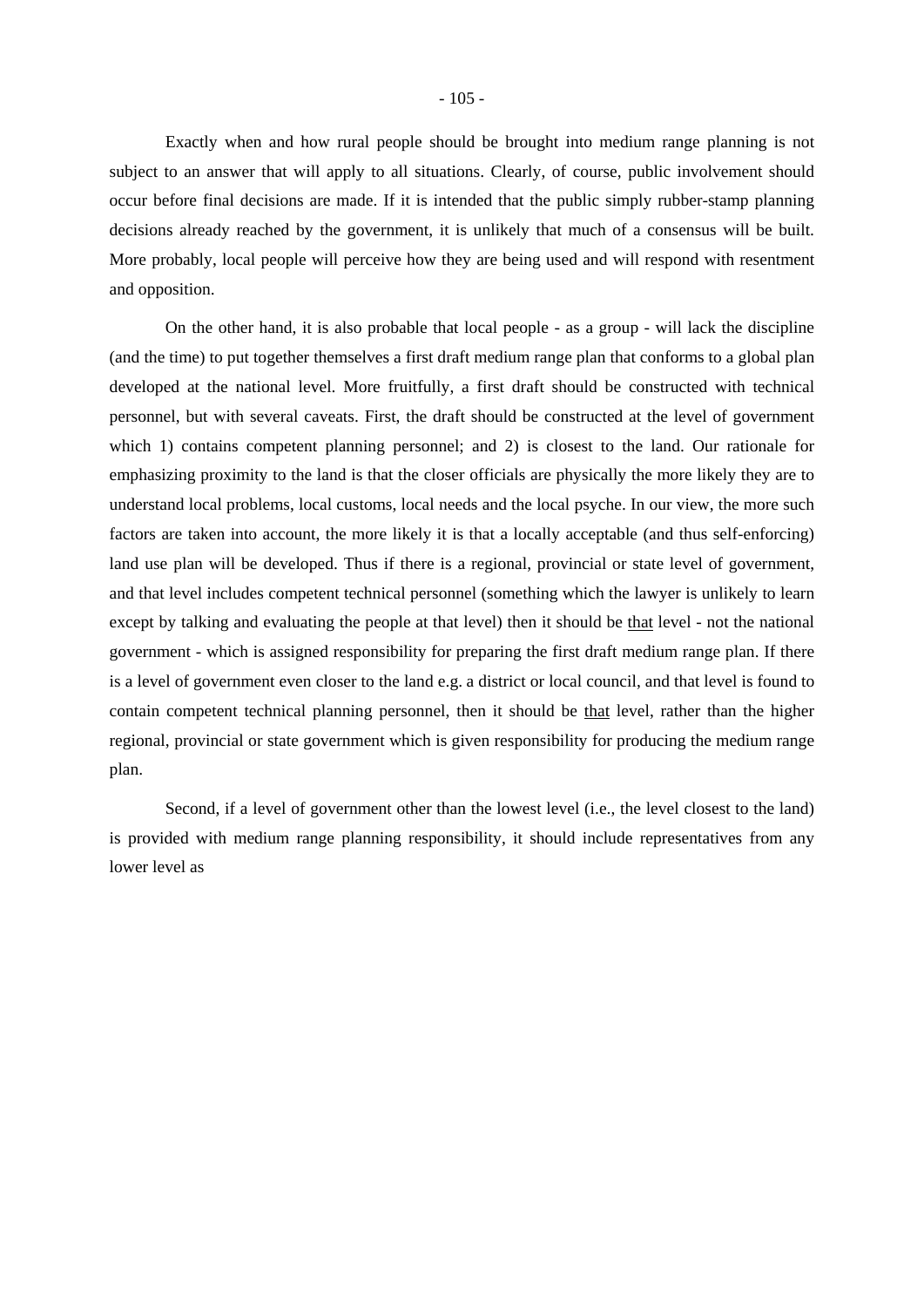Exactly when and how rural people should be brought into medium range planning is not subject to an answer that will apply to all situations. Clearly, of course, public involvement should occur before final decisions are made. If it is intended that the public simply rubber-stamp planning decisions already reached by the government, it is unlikely that much of a consensus will be built. More probably, local people will perceive how they are being used and will respond with resentment and opposition.

On the other hand, it is also probable that local people - as a group - will lack the discipline (and the time) to put together themselves a first draft medium range plan that conforms to a global plan developed at the national level. More fruitfully, a first draft should be constructed with technical personnel, but with several caveats. First, the draft should be constructed at the level of government which 1) contains competent planning personnel; and 2) is closest to the land. Our rationale for emphasizing proximity to the land is that the closer officials are physically the more likely they are to understand local problems, local customs, local needs and the local psyche. In our view, the more such factors are taken into account, the more likely it is that a locally acceptable (and thus self-enforcing) land use plan will be developed. Thus if there is a regional, provincial or state level of government, and that level includes competent technical personnel (something which the lawyer is unlikely to learn except by talking and evaluating the people at that level) then it should be <u>that</u> level - not the national government - which is assigned responsibility for preparing the first draft medium range plan. If there is a level of government even closer to the land e.g. a district or local council, and that level is found to contain competent technical planning personnel, then it should be <u>that</u> level, rather than the higher regional, provincial or state government which is given responsibility for producing the medium range plan.

Second, if a level of government other than the lowest level (i.e., the level closest to the land) is provided with medium range planning responsibility, it should include representatives from any lower level as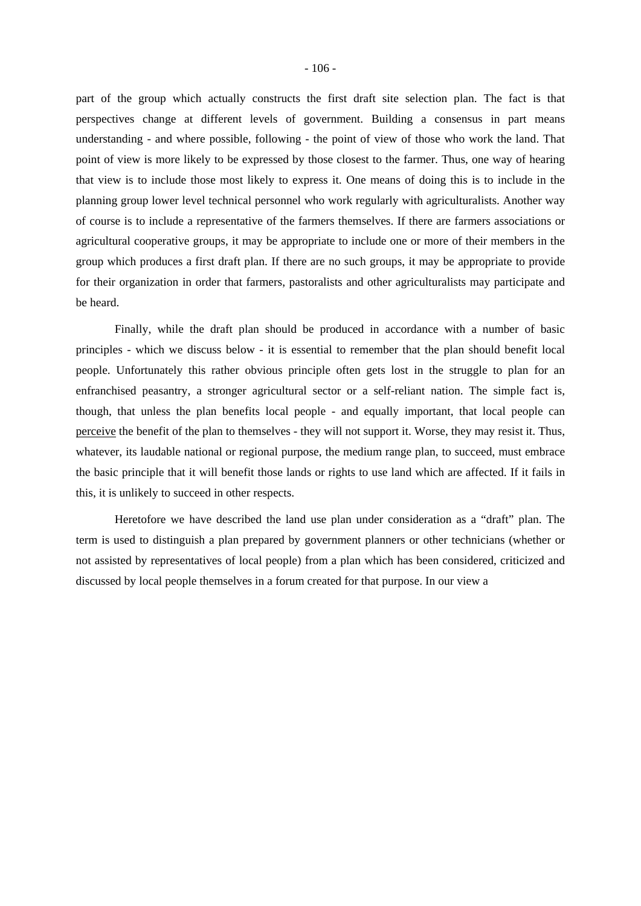part of the group which actually constructs the first draft site selection plan. The fact is that perspectives change at different levels of government. Building a consensus in part means understanding - and where possible, following - the point of view of those who work the land. That point of view is more likely to be expressed by those closest to the farmer. Thus, one way of hearing that view is to include those most likely to express it. One means of doing this is to include in the planning group lower level technical personnel who work regularly with agriculturalists. Another way of course is to include a representative of the farmers themselves. If there are farmers associations or agricultural cooperative groups, it may be appropriate to include one or more of their members in the group which produces a first draft plan. If there are no such groups, it may be appropriate to provide for their organization in order that farmers, pastoralists and other agriculturalists may participate and be heard.

Finally, while the draft plan should be produced in accordance with a number of basic principles - which we discuss below - it is essential to remember that the plan should benefit local people. Unfortunately this rather obvious principle often gets lost in the struggle to plan for an enfranchised peasantry, a stronger agricultural sector or a self-reliant nation. The simple fact is, though, that unless the plan benefits local people - and equally important, that local people can <u>perceive</u> the benefit of the plan to themselves - they will not support it. Worse, they may resist it. Thus, whatever, its laudable national or regional purpose, the medium range plan, to succeed, must embrace the basic principle that it will benefit those lands or rights to use land which are affected. If it fails in this, it is unlikely to succeed in other respects.

Heretofore we have described the land use plan under consideration as a “draft” plan. The term is used to distinguish a plan prepared by government planners or other technicians (whether or not assisted by representatives of local people) from a plan which has been considered, criticized and discussed by local people themselves in a forum created for that purpose. In our view a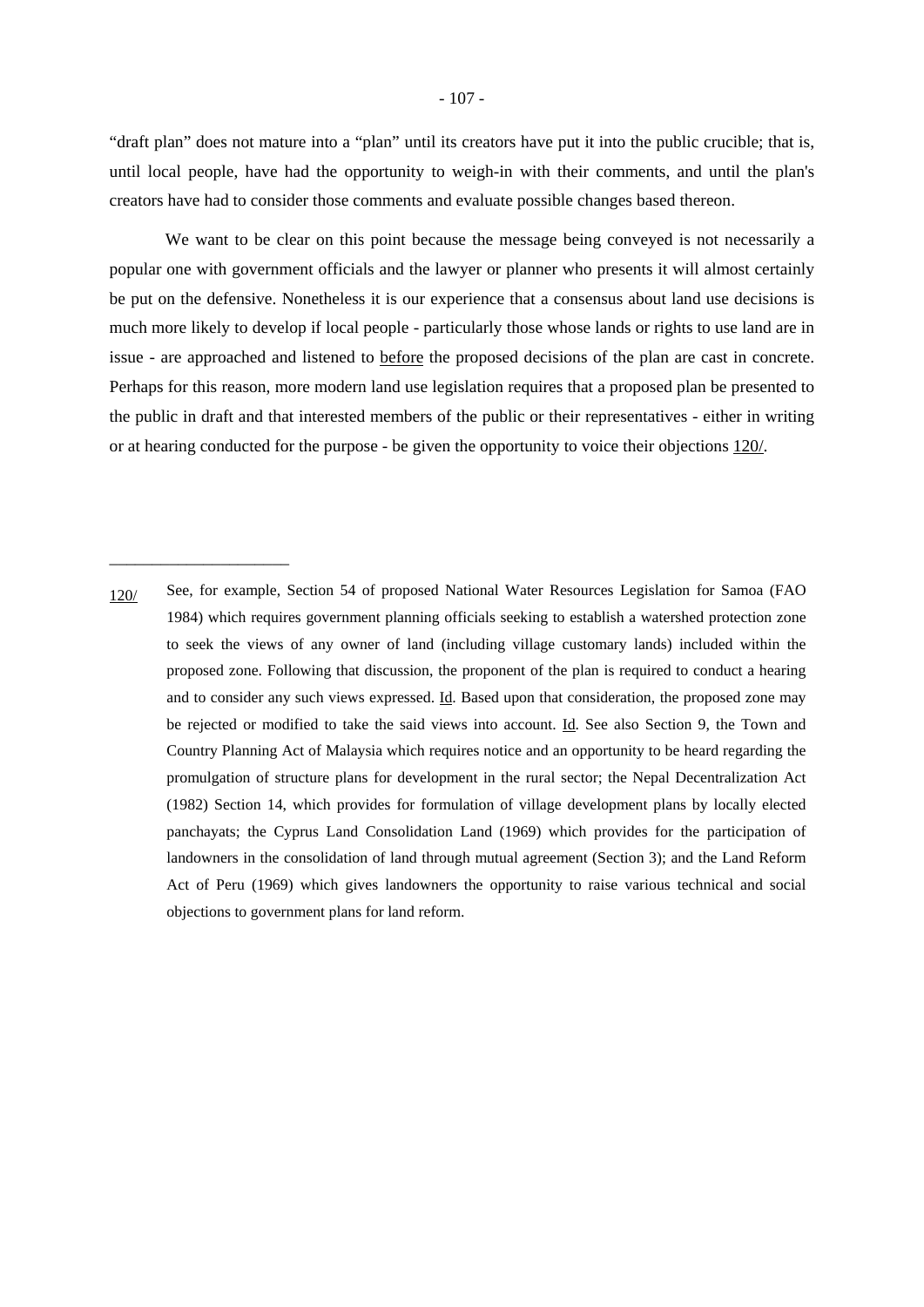"draft plan" does not mature into a "plan" until its creators have put it into the public crucible; that is, until local people, have had the opportunity to weigh-in with their comments, and until the plan's creators have had to consider those comments and evaluate possible changes based thereon.

We want to be clear on this point because the message being conveyed is not necessarily a popular one with government officials and the lawyer or planner who presents it will almost certainly be put on the defensive. Nonetheless it is our experience that a consensus about land use decisions is much more likely to develop if local people - particularly those whose lands or rights to use land are in issue - are approached and listened to <u>before</u> the proposed decisions of the plan are cast in concrete. Perhaps for this reason, more modern land use legislation requires that a proposed plan be presented to the public in draft and that interested members of the public or their representatives - either in writing or at hearing conducted for the purpose - be given the opportunity to voice their objections <u>120/</u>.

---

<u>120/</u> See, for example, Section 54 of proposed National Water Resources Legislation for Samoa (FAO 1984) which requires government planning officials seeking to establish a watershed protection zone to seek the views of any owner of land (including village customary lands) included within the proposed zone. Following that discussion, the proponent of the plan is required to conduct a hearing and to consider any such views expressed. <u>Id</u>. Based upon that consideration, the proposed zone may be rejected or modified to take the said views into account. <u>Id</u>. See also Section 9, the Town and Country Planning Act of Malaysia which requires notice and an opportunity to be heard regarding the promulgation of structure plans for development in the rural sector; the Nepal Decentralization Act (1982) Section 14, which provides for formulation of village development plans by locally elected panchayats; the Cyprus Land Consolidation Land (1969) which provides for the participation of landowners in the consolidation of land through mutual agreement (Section 3); and the Land Reform Act of Peru (1969) which gives landowners the opportunity to raise various technical and social objections to government plans for land reform.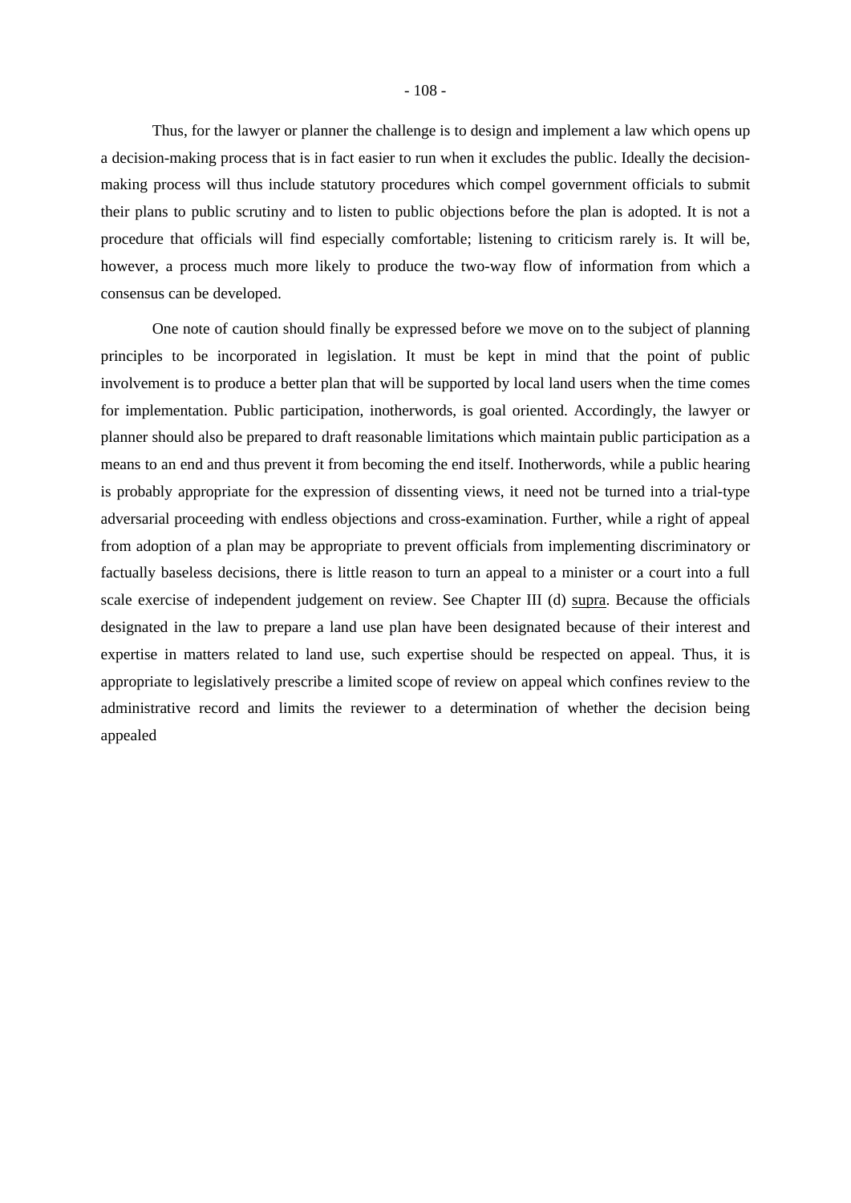Thus, for the lawyer or planner the challenge is to design and implement a law which opens up a decision-making process that is in fact easier to run when it excludes the public. Ideally the decision-making process will thus include statutory procedures which compel government officials to submit their plans to public scrutiny and to listen to public objections before the plan is adopted. It is not a procedure that officials will find especially comfortable; listening to criticism rarely is. It will be, however, a process much more likely to produce the two-way flow of information from which a consensus can be developed.

One note of caution should finally be expressed before we move on to the subject of planning principles to be incorporated in legislation. It must be kept in mind that the point of public involvement is to produce a better plan that will be supported by local land users when the time comes for implementation. Public participation, inotherwords, is goal oriented. Accordingly, the lawyer or planner should also be prepared to draft reasonable limitations which maintain public participation as a means to an end and thus prevent it from becoming the end itself. Inotherwords, while a public hearing is probably appropriate for the expression of dissenting views, it need not be turned into a trial-type adversarial proceeding with endless objections and cross-examination. Further, while a right of appeal from adoption of a plan may be appropriate to prevent officials from implementing discriminatory or factually baseless decisions, there is little reason to turn an appeal to a minister or a court into a full scale exercise of independent judgement on review. See Chapter III (d) supra. Because the officials designated in the law to prepare a land use plan have been designated because of their interest and expertise in matters related to land use, such expertise should be respected on appeal. Thus, it is appropriate to legislatively prescribe a limited scope of review on appeal which confines review to the administrative record and limits the reviewer to a determination of whether the decision being appealed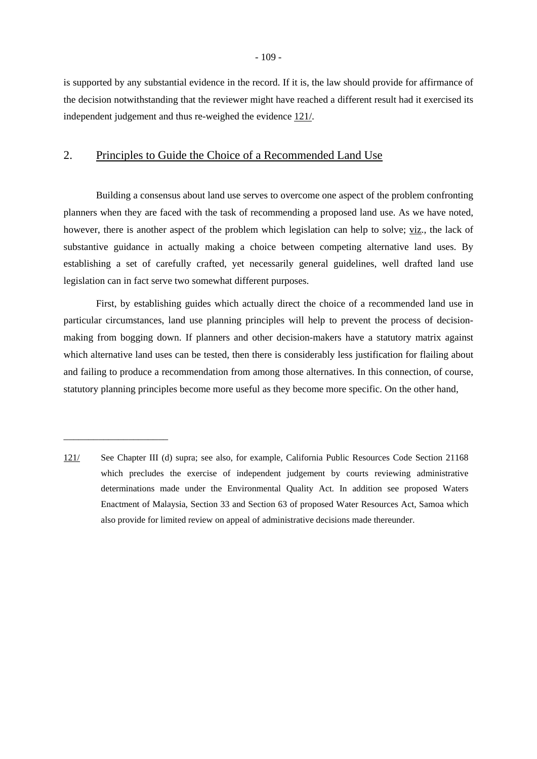is supported by any substantial evidence in the record. If it is, the law should provide for affirmance of the decision notwithstanding that the reviewer might have reached a different result had it exercised its independent judgement and thus re-weighed the evidence 121/.

## 2. Principles to Guide the Choice of a Recommended Land Use

Building a consensus about land use serves to overcome one aspect of the problem confronting planners when they are faced with the task of recommending a proposed land use. As we have noted, however, there is another aspect of the problem which legislation can help to solve; viz., the lack of substantive guidance in actually making a choice between competing alternative land uses. By establishing a set of carefully crafted, yet necessarily general guidelines, well drafted land use legislation can in fact serve two somewhat different purposes.

First, by establishing guides which actually direct the choice of a recommended land use in particular circumstances, land use planning principles will help to prevent the process of decision-making from bogging down. If planners and other decision-makers have a statutory matrix against which alternative land uses can be tested, then there is considerably less justification for flailing about and failing to produce a recommendation from among those alternatives. In this connection, of course, statutory planning principles become more useful as they become more specific. On the other hand,

---

121/ See Chapter III (d) supra; see also, for example, California Public Resources Code Section 21168 which precludes the exercise of independent judgement by courts reviewing administrative determinations made under the Environmental Quality Act. In addition see proposed Waters Enactment of Malaysia, Section 33 and Section 63 of proposed Water Resources Act, Samoa which also provide for limited review on appeal of administrative decisions made thereunder.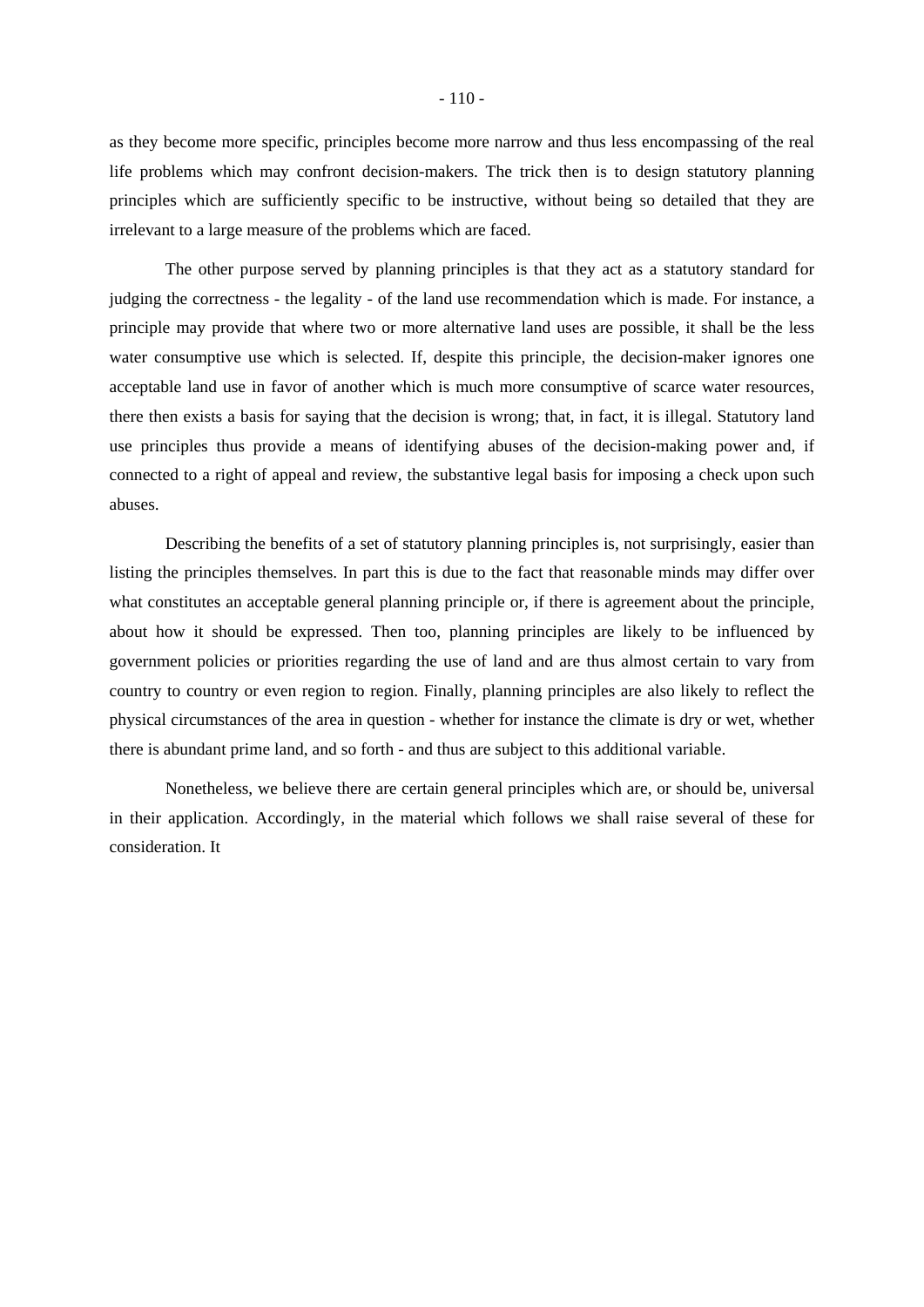as they become more specific, principles become more narrow and thus less encompassing of the real life problems which may confront decision-makers. The trick then is to design statutory planning principles which are sufficiently specific to be instructive, without being so detailed that they are irrelevant to a large measure of the problems which are faced.

The other purpose served by planning principles is that they act as a statutory standard for judging the correctness - the legality - of the land use recommendation which is made. For instance, a principle may provide that where two or more alternative land uses are possible, it shall be the less water consumptive use which is selected. If, despite this principle, the decision-maker ignores one acceptable land use in favor of another which is much more consumptive of scarce water resources, there then exists a basis for saying that the decision is wrong; that, in fact, it is illegal. Statutory land use principles thus provide a means of identifying abuses of the decision-making power and, if connected to a right of appeal and review, the substantive legal basis for imposing a check upon such abuses.

Describing the benefits of a set of statutory planning principles is, not surprisingly, easier than listing the principles themselves. In part this is due to the fact that reasonable minds may differ over what constitutes an acceptable general planning principle or, if there is agreement about the principle, about how it should be expressed. Then too, planning principles are likely to be influenced by government policies or priorities regarding the use of land and are thus almost certain to vary from country to country or even region to region. Finally, planning principles are also likely to reflect the physical circumstances of the area in question - whether for instance the climate is dry or wet, whether there is abundant prime land, and so forth - and thus are subject to this additional variable.

Nonetheless, we believe there are certain general principles which are, or should be, universal in their application. Accordingly, in the material which follows we shall raise several of these for consideration. It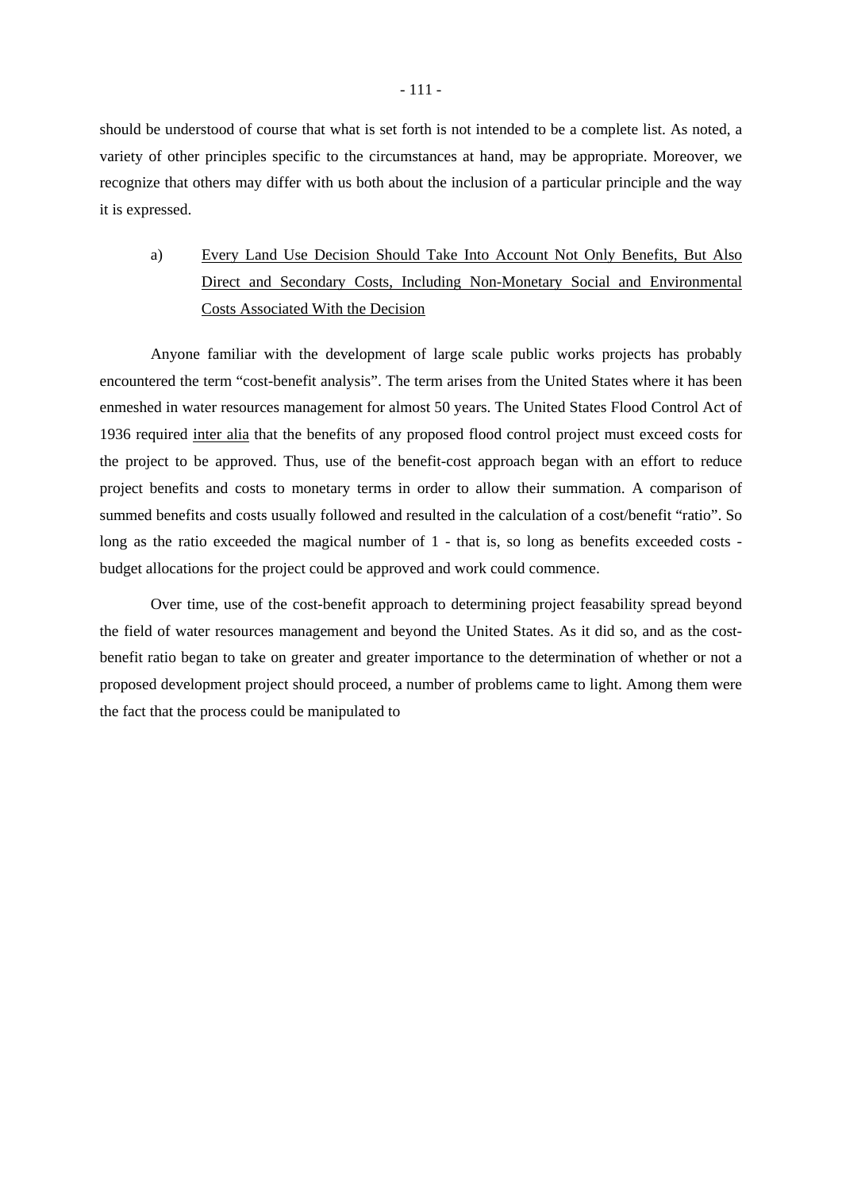should be understood of course that what is set forth is not intended to be a complete list. As noted, a variety of other principles specific to the circumstances at hand, may be appropriate. Moreover, we recognize that others may differ with us both about the inclusion of a particular principle and the way it is expressed.

a) <u>Every Land Use Decision Should Take Into Account Not Only Benefits, But Also Direct and Secondary Costs, Including Non-Monetary Social and Environmental Costs Associated With the Decision</u>

Anyone familiar with the development of large scale public works projects has probably encountered the term "cost-benefit analysis". The term arises from the United States where it has been enmeshed in water resources management for almost 50 years. The United States Flood Control Act of 1936 required <u>inter alia</u> that the benefits of any proposed flood control project must exceed costs for the project to be approved. Thus, use of the benefit-cost approach began with an effort to reduce project benefits and costs to monetary terms in order to allow their summation. A comparison of summed benefits and costs usually followed and resulted in the calculation of a cost/benefit "ratio". So long as the ratio exceeded the magical number of 1 - that is, so long as benefits exceeded costs - budget allocations for the project could be approved and work could commence.

Over time, use of the cost-benefit approach to determining project feasability spread beyond the field of water resources management and beyond the United States. As it did so, and as the cost-benefit ratio began to take on greater and greater importance to the determination of whether or not a proposed development project should proceed, a number of problems came to light. Among them were the fact that the process could be manipulated to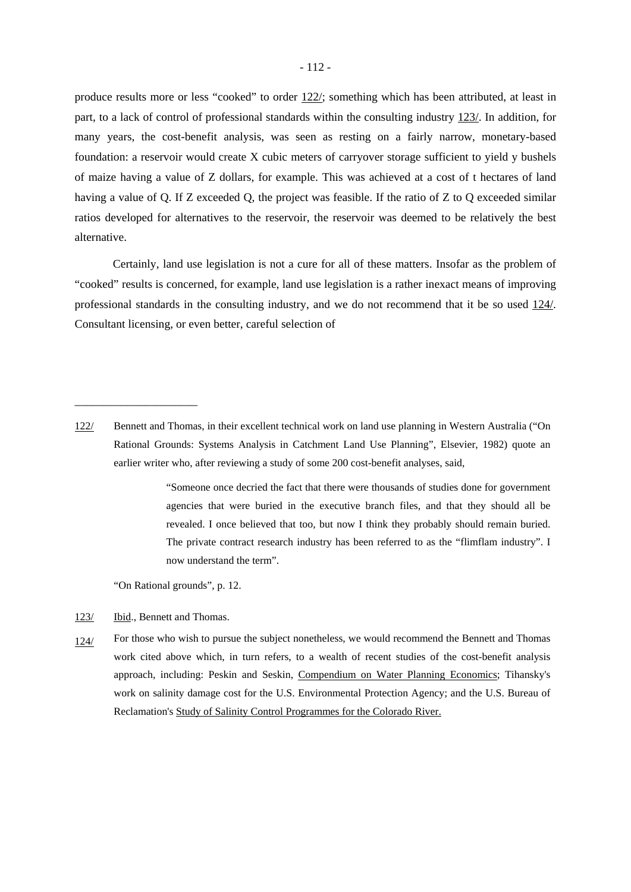produce results more or less "cooked" to order 122/; something which has been attributed, at least in part, to a lack of control of professional standards within the consulting industry 123/. In addition, for many years, the cost-benefit analysis, was seen as resting on a fairly narrow, monetary-based foundation: a reservoir would create X cubic meters of carryover storage sufficient to yield y bushels of maize having a value of Z dollars, for example. This was achieved at a cost of t hectares of land having a value of Q. If Z exceeded Q, the project was feasible. If the ratio of Z to Q exceeded similar ratios developed for alternatives to the reservoir, the reservoir was deemed to be relatively the best alternative.

Certainly, land use legislation is not a cure for all of these matters. Insofar as the problem of "cooked" results is concerned, for example, land use legislation is a rather inexact means of improving professional standards in the consulting industry, and we do not recommend that it be so used 124/. Consultant licensing, or even better, careful selection of

---

122/ Bennett and Thomas, in their excellent technical work on land use planning in Western Australia ("On Rational Grounds: Systems Analysis in Catchment Land Use Planning", Elsevier, 1982) quote an earlier writer who, after reviewing a study of some 200 cost-benefit analyses, said,

> "Someone once decried the fact that there were thousands of studies done for government agencies that were buried in the executive branch files, and that they should all be revealed. I once believed that too, but now I think they probably should remain buried. The private contract research industry has been referred to as the "flimflam industry". I now understand the term".

"On Rational grounds", p. 12.

123/ Ibid., Bennett and Thomas.

124/ For those who wish to pursue the subject nonetheless, we would recommend the Bennett and Thomas work cited above which, in turn refers, to a wealth of recent studies of the cost-benefit analysis approach, including: Peskin and Seskin, Compendium on Water Planning Economics; Tihansky's work on salinity damage cost for the U.S. Environmental Protection Agency; and the U.S. Bureau of Reclamation's Study of Salinity Control Programmes for the Colorado River.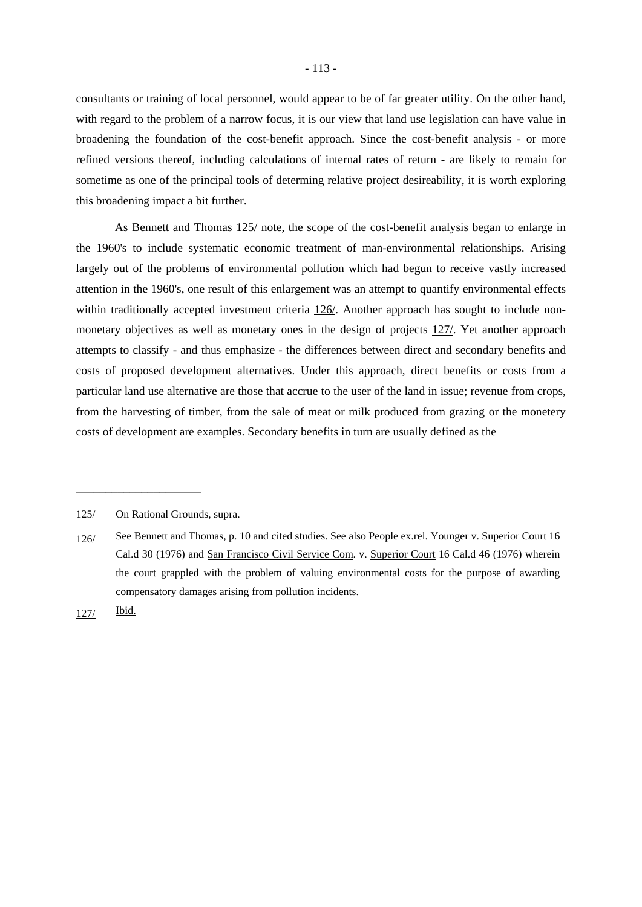consultants or training of local personnel, would appear to be of far greater utility. On the other hand, with regard to the problem of a narrow focus, it is our view that land use legislation can have value in broadening the foundation of the cost-benefit approach. Since the cost-benefit analysis - or more refined versions thereof, including calculations of internal rates of return - are likely to remain for sometime as one of the principal tools of determing relative project desireability, it is worth exploring this broadening impact a bit further.

As Bennett and Thomas 125/ note, the scope of the cost-benefit analysis began to enlarge in the 1960's to include systematic economic treatment of man-environmental relationships. Arising largely out of the problems of environmental pollution which had begun to receive vastly increased attention in the 1960's, one result of this enlargement was an attempt to quantify environmental effects within traditionally accepted investment criteria 126/. Another approach has sought to include non-monetary objectives as well as monetary ones in the design of projects 127/. Yet another approach attempts to classify - and thus emphasize - the differences between direct and secondary benefits and costs of proposed development alternatives. Under this approach, direct benefits or costs from a particular land use alternative are those that accrue to the user of the land in issue; revenue from crops, from the harvesting of timber, from the sale of meat or milk produced from grazing or the monetery costs of development are examples. Secondary benefits in turn are usually defined as the

---

125/ On Rational Grounds, supra.

126/ See Bennett and Thomas, p. 10 and cited studies. See also People ex.rel. Younger v. Superior Court 16 Cal.d 30 (1976) and San Francisco Civil Service Com. v. Superior Court 16 Cal.d 46 (1976) wherein the court grappled with the problem of valuing environmental costs for the purpose of awarding compensatory damages arising from pollution incidents.

127/ Ibid.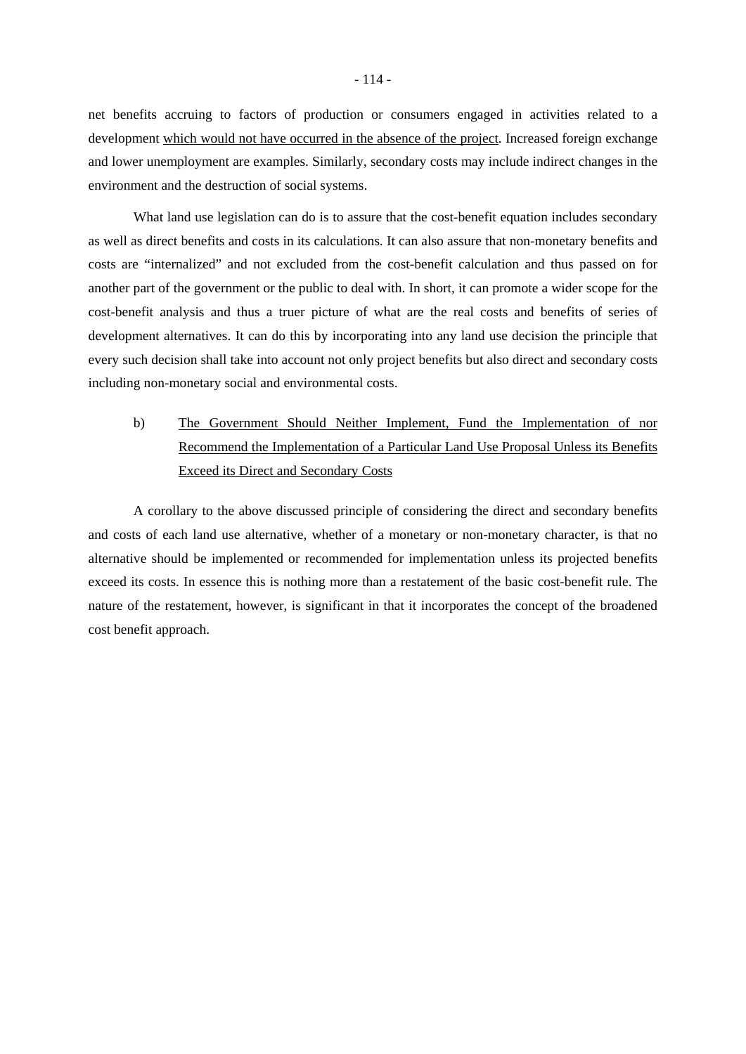net benefits accruing to factors of production or consumers engaged in activities related to a development <u>which would not have occurred in the absence of the project</u>. Increased foreign exchange and lower unemployment are examples. Similarly, secondary costs may include indirect changes in the environment and the destruction of social systems.

What land use legislation can do is to assure that the cost-benefit equation includes secondary as well as direct benefits and costs in its calculations. It can also assure that non-monetary benefits and costs are "internalized" and not excluded from the cost-benefit calculation and thus passed on for another part of the government or the public to deal with. In short, it can promote a wider scope for the cost-benefit analysis and thus a truer picture of what are the real costs and benefits of series of development alternatives. It can do this by incorporating into any land use decision the principle that every such decision shall take into account not only project benefits but also direct and secondary costs including non-monetary social and environmental costs.

b) <u>The Government Should Neither Implement, Fund the Implementation of nor Recommend the Implementation of a Particular Land Use Proposal Unless its Benefits Exceed its Direct and Secondary Costs</u>

A corollary to the above discussed principle of considering the direct and secondary benefits and costs of each land use alternative, whether of a monetary or non-monetary character, is that no alternative should be implemented or recommended for implementation unless its projected benefits exceed its costs. In essence this is nothing more than a restatement of the basic cost-benefit rule. The nature of the restatement, however, is significant in that it incorporates the concept of the broadened cost benefit approach.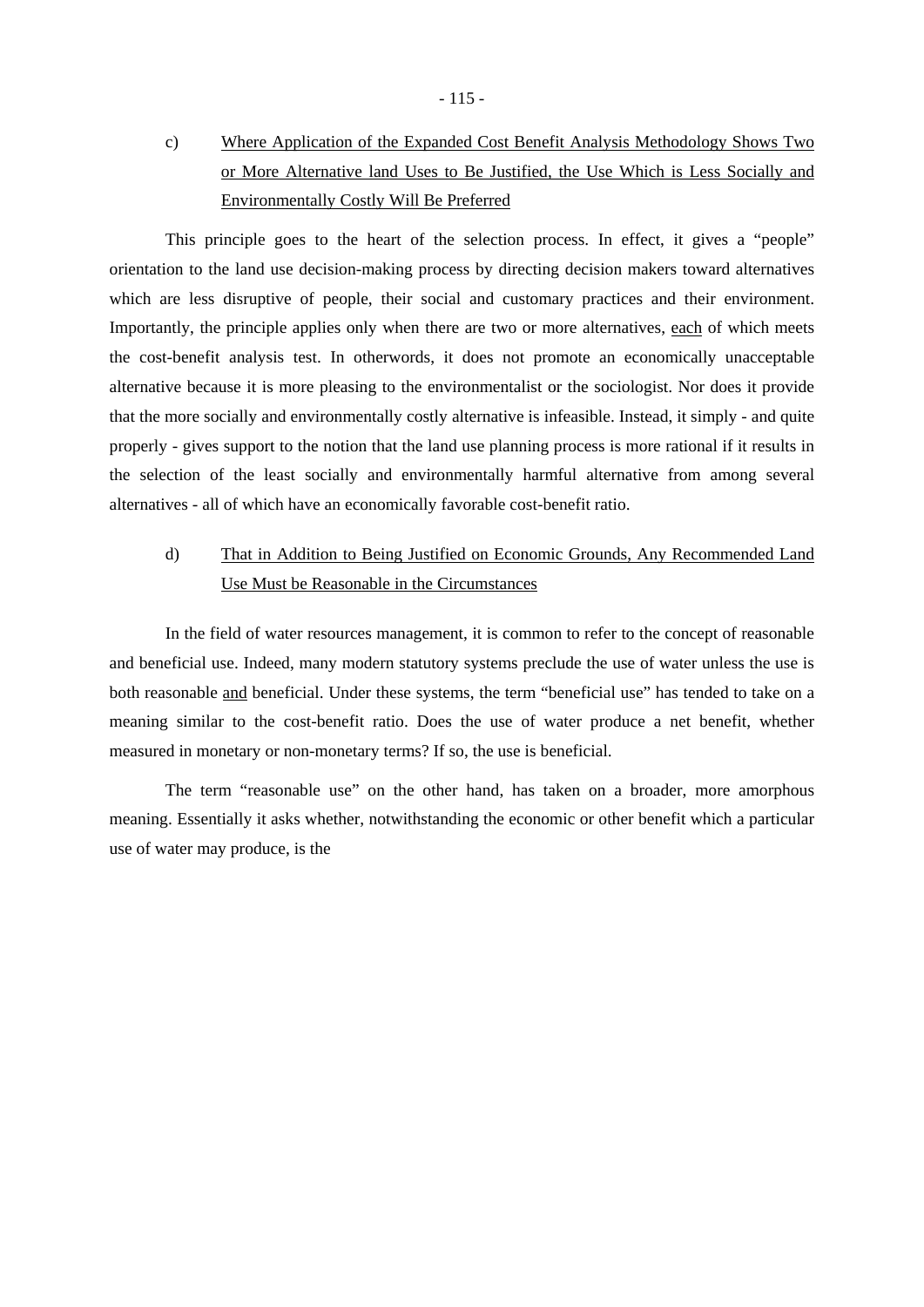c) <u>Where Application of the Expanded Cost Benefit Analysis Methodology Shows Two or More Alternative land Uses to Be Justified, the Use Which is Less Socially and Environmentally Costly Will Be Preferred</u>

This principle goes to the heart of the selection process. In effect, it gives a "people" orientation to the land use decision-making process by directing decision makers toward alternatives which are less disruptive of people, their social and customary practices and their environment. Importantly, the principle applies only when there are two or more alternatives, <u>each</u> of which meets the cost-benefit analysis test. In otherwords, it does not promote an economically unacceptable alternative because it is more pleasing to the environmentalist or the sociologist. Nor does it provide that the more socially and environmentally costly alternative is infeasible. Instead, it simply - and quite properly - gives support to the notion that the land use planning process is more rational if it results in the selection of the least socially and environmentally harmful alternative from among several alternatives - all of which have an economically favorable cost-benefit ratio.

d) <u>That in Addition to Being Justified on Economic Grounds, Any Recommended Land Use Must be Reasonable in the Circumstances</u>

In the field of water resources management, it is common to refer to the concept of reasonable and beneficial use. Indeed, many modern statutory systems preclude the use of water unless the use is both reasonable <u>and</u> beneficial. Under these systems, the term "beneficial use" has tended to take on a meaning similar to the cost-benefit ratio. Does the use of water produce a net benefit, whether measured in monetary or non-monetary terms? If so, the use is beneficial.

The term "reasonable use" on the other hand, has taken on a broader, more amorphous meaning. Essentially it asks whether, notwithstanding the economic or other benefit which a particular use of water may produce, is the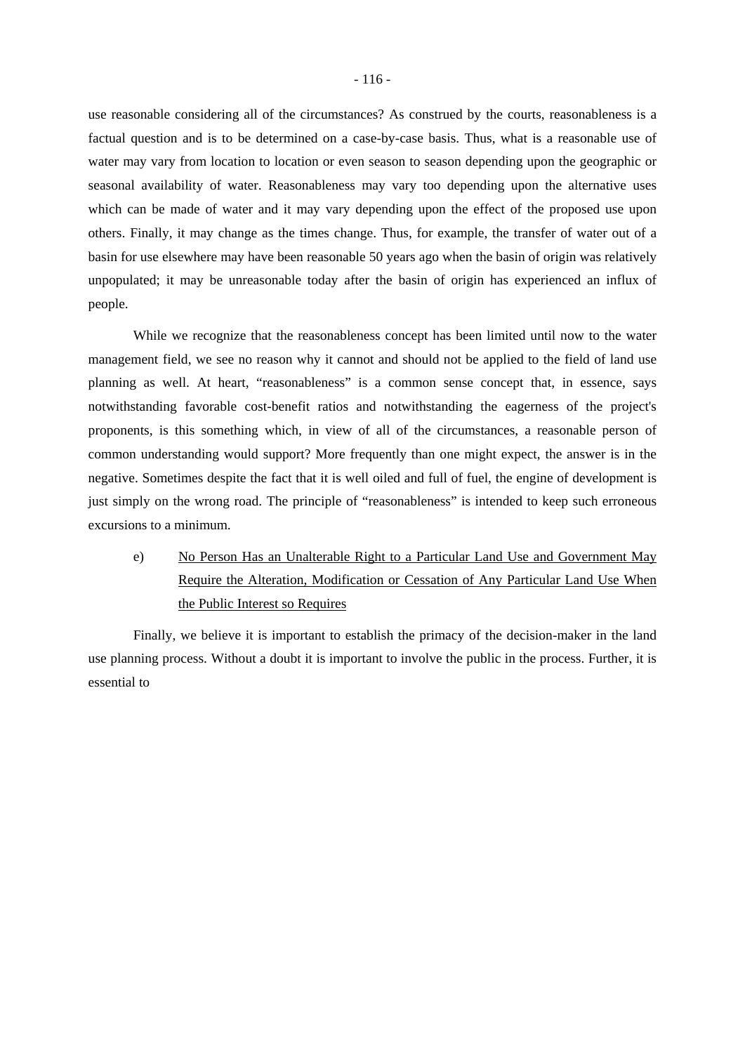use reasonable considering all of the circumstances? As construed by the courts, reasonableness is a factual question and is to be determined on a case-by-case basis. Thus, what is a reasonable use of water may vary from location to location or even season to season depending upon the geographic or seasonal availability of water. Reasonableness may vary too depending upon the alternative uses which can be made of water and it may vary depending upon the effect of the proposed use upon others. Finally, it may change as the times change. Thus, for example, the transfer of water out of a basin for use elsewhere may have been reasonable 50 years ago when the basin of origin was relatively unpopulated; it may be unreasonable today after the basin of origin has experienced an influx of people.

While we recognize that the reasonableness concept has been limited until now to the water management field, we see no reason why it cannot and should not be applied to the field of land use planning as well. At heart, "reasonableness" is a common sense concept that, in essence, says notwithstanding favorable cost-benefit ratios and notwithstanding the eagerness of the project's proponents, is this something which, in view of all of the circumstances, a reasonable person of common understanding would support? More frequently than one might expect, the answer is in the negative. Sometimes despite the fact that it is well oiled and full of fuel, the engine of development is just simply on the wrong road. The principle of "reasonableness" is intended to keep such erroneous excursions to a minimum.

e) <u>No Person Has an Unalterable Right to a Particular Land Use and Government May Require the Alteration, Modification or Cessation of Any Particular Land Use When the Public Interest so Requires</u>

Finally, we believe it is important to establish the primacy of the decision-maker in the land use planning process. Without a doubt it is important to involve the public in the process. Further, it is essential to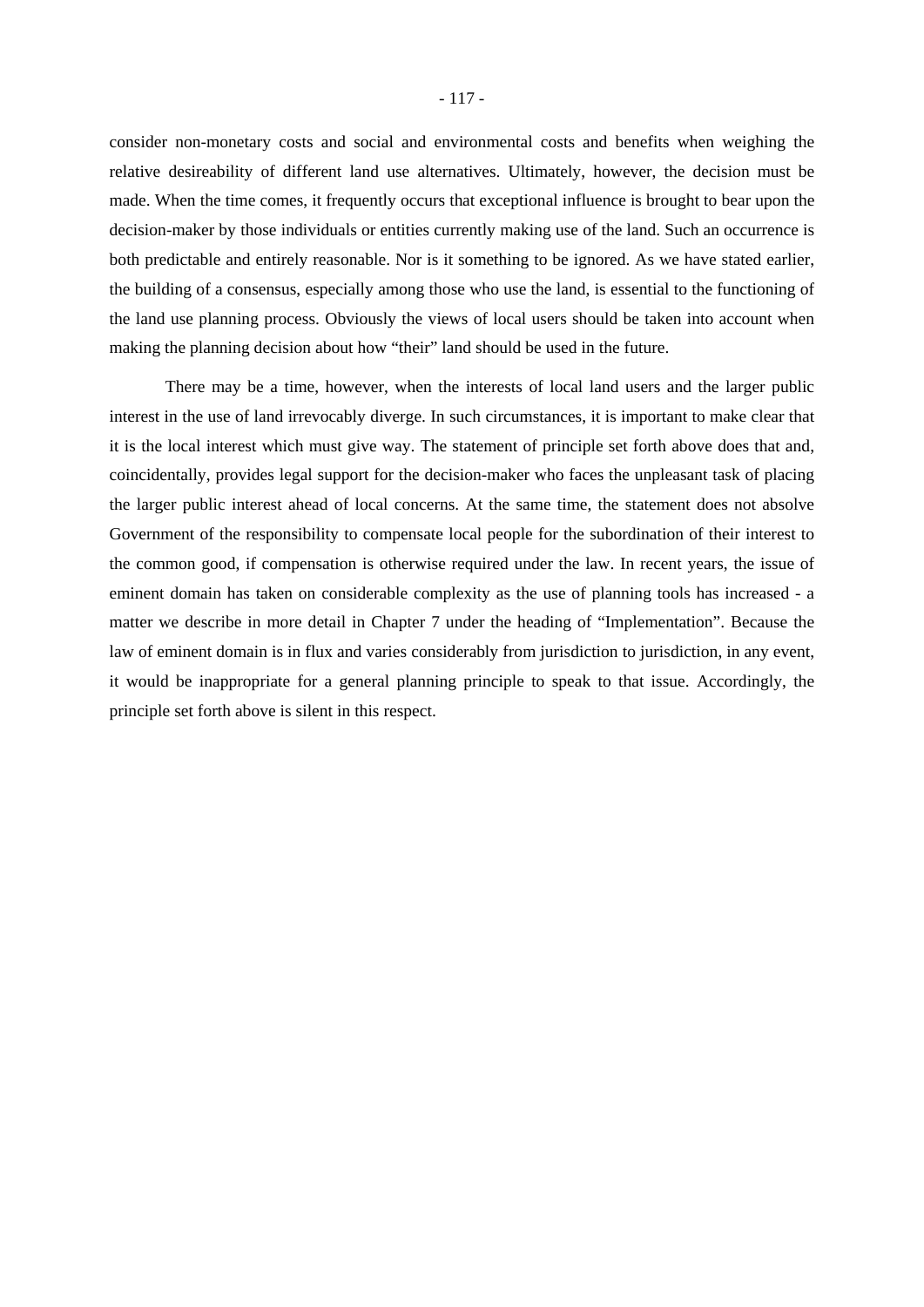consider non-monetary costs and social and environmental costs and benefits when weighing the relative desireability of different land use alternatives. Ultimately, however, the decision must be made. When the time comes, it frequently occurs that exceptional influence is brought to bear upon the decision-maker by those individuals or entities currently making use of the land. Such an occurrence is both predictable and entirely reasonable. Nor is it something to be ignored. As we have stated earlier, the building of a consensus, especially among those who use the land, is essential to the functioning of the land use planning process. Obviously the views of local users should be taken into account when making the planning decision about how "their" land should be used in the future.

There may be a time, however, when the interests of local land users and the larger public interest in the use of land irrevocably diverge. In such circumstances, it is important to make clear that it is the local interest which must give way. The statement of principle set forth above does that and, coincidentally, provides legal support for the decision-maker who faces the unpleasant task of placing the larger public interest ahead of local concerns. At the same time, the statement does not absolve Government of the responsibility to compensate local people for the subordination of their interest to the common good, if compensation is otherwise required under the law. In recent years, the issue of eminent domain has taken on considerable complexity as the use of planning tools has increased - a matter we describe in more detail in Chapter 7 under the heading of "Implementation". Because the law of eminent domain is in flux and varies considerably from jurisdiction to jurisdiction, in any event, it would be inappropriate for a general planning principle to speak to that issue. Accordingly, the principle set forth above is silent in this respect.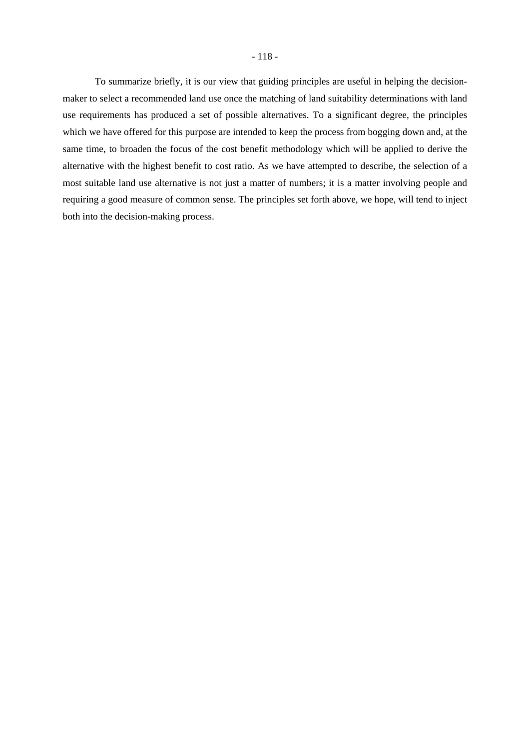To summarize briefly, it is our view that guiding principles are useful in helping the decision-maker to select a recommended land use once the matching of land suitability determinations with land use requirements has produced a set of possible alternatives. To a significant degree, the principles which we have offered for this purpose are intended to keep the process from bogging down and, at the same time, to broaden the focus of the cost benefit methodology which will be applied to derive the alternative with the highest benefit to cost ratio. As we have attempted to describe, the selection of a most suitable land use alternative is not just a matter of numbers; it is a matter involving people and requiring a good measure of common sense. The principles set forth above, we hope, will tend to inject both into the decision-making process.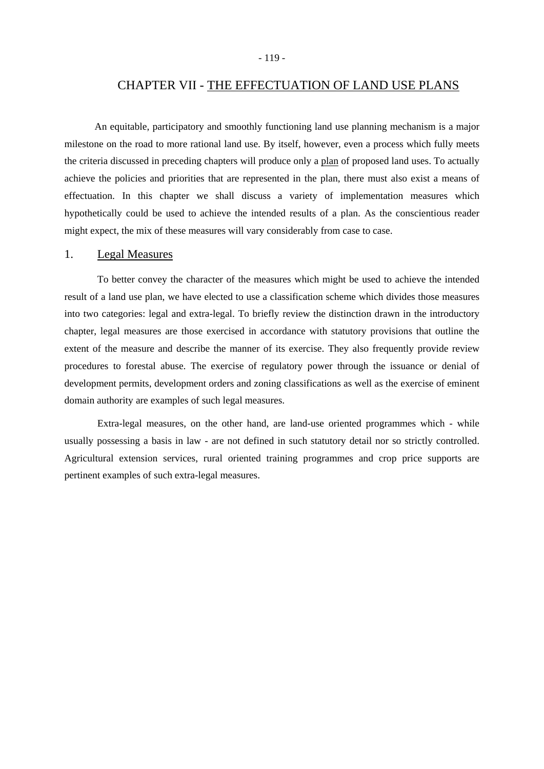# CHAPTER VII - THE EFFECTUATION OF LAND USE PLANS

An equitable, participatory and smoothly functioning land use planning mechanism is a major milestone on the road to more rational land use. By itself, however, even a process which fully meets the criteria discussed in preceding chapters will produce only a plan of proposed land uses. To actually achieve the policies and priorities that are represented in the plan, there must also exist a means of effectuation. In this chapter we shall discuss a variety of implementation measures which hypothetically could be used to achieve the intended results of a plan. As the conscientious reader might expect, the mix of these measures will vary considerably from case to case.

## 1. Legal Measures

To better convey the character of the measures which might be used to achieve the intended result of a land use plan, we have elected to use a classification scheme which divides those measures into two categories: legal and extra-legal. To briefly review the distinction drawn in the introductory chapter, legal measures are those exercised in accordance with statutory provisions that outline the extent of the measure and describe the manner of its exercise. They also frequently provide review procedures to forestal abuse. The exercise of regulatory power through the issuance or denial of development permits, development orders and zoning classifications as well as the exercise of eminent domain authority are examples of such legal measures.

Extra-legal measures, on the other hand, are land-use oriented programmes which - while usually possessing a basis in law - are not defined in such statutory detail nor so strictly controlled. Agricultural extension services, rural oriented training programmes and crop price supports are pertinent examples of such extra-legal measures.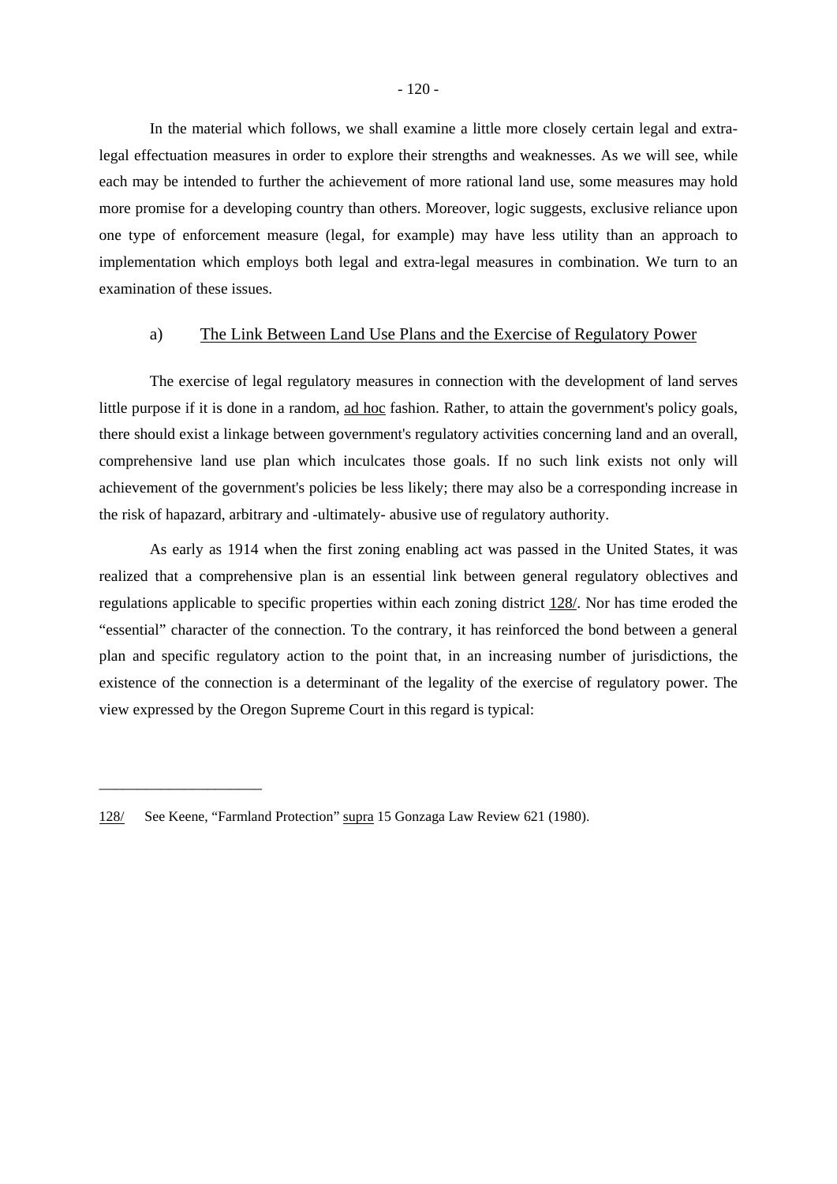In the material which follows, we shall examine a little more closely certain legal and extra-legal effectuation measures in order to explore their strengths and weaknesses. As we will see, while each may be intended to further the achievement of more rational land use, some measures may hold more promise for a developing country than others. Moreover, logic suggests, exclusive reliance upon one type of enforcement measure (legal, for example) may have less utility than an approach to implementation which employs both legal and extra-legal measures in combination. We turn to an examination of these issues.

### a) The Link Between Land Use Plans and the Exercise of Regulatory Power

The exercise of legal regulatory measures in connection with the development of land serves little purpose if it is done in a random, ad hoc fashion. Rather, to attain the government's policy goals, there should exist a linkage between government's regulatory activities concerning land and an overall, comprehensive land use plan which inculcates those goals. If no such link exists not only will achievement of the government's policies be less likely; there may also be a corresponding increase in the risk of hapazard, arbitrary and -ultimately- abusive use of regulatory authority.

As early as 1914 when the first zoning enabling act was passed in the United States, it was realized that a comprehensive plan is an essential link between general regulatory oblectives and regulations applicable to specific properties within each zoning district 128/. Nor has time eroded the "essential" character of the connection. To the contrary, it has reinforced the bond between a general plan and specific regulatory action to the point that, in an increasing number of jurisdictions, the existence of the connection is a determinant of the legality of the exercise of regulatory power. The view expressed by the Oregon Supreme Court in this regard is typical:

---

128/ See Keene, "Farmland Protection" supra 15 Gonzaga Law Review 621 (1980).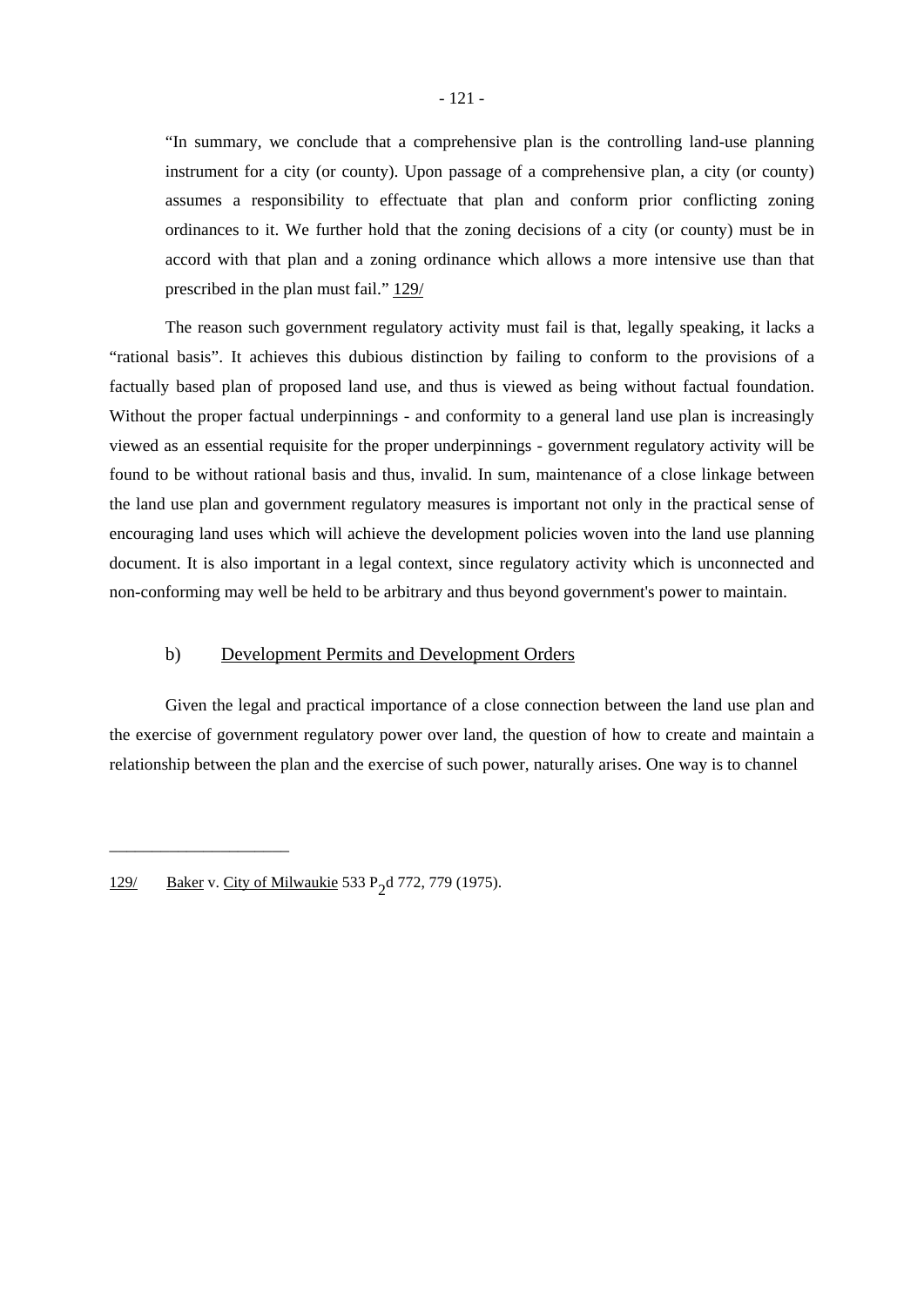> "In summary, we conclude that a comprehensive plan is the controlling land-use planning instrument for a city (or county). Upon passage of a comprehensive plan, a city (or county) assumes a responsibility to effectuate that plan and conform prior conflicting zoning ordinances to it. We further hold that the zoning decisions of a city (or county) must be in accord with that plan and a zoning ordinance which allows a more intensive use than that prescribed in the plan must fail." 129/

The reason such government regulatory activity must fail is that, legally speaking, it lacks a "rational basis". It achieves this dubious distinction by failing to conform to the provisions of a factually based plan of proposed land use, and thus is viewed as being without factual foundation. Without the proper factual underpinnings - and conformity to a general land use plan is increasingly viewed as an essential requisite for the proper underpinnings - government regulatory activity will be found to be without rational basis and thus, invalid. In sum, maintenance of a close linkage between the land use plan and government regulatory measures is important not only in the practical sense of encouraging land uses which will achieve the development policies woven into the land use planning document. It is also important in a legal context, since regulatory activity which is unconnected and non-conforming may well be held to be arbitrary and thus beyond government's power to maintain.

### b) Development Permits and Development Orders

Given the legal and practical importance of a close connection between the land use plan and the exercise of government regulatory power over land, the question of how to create and maintain a relationship between the plan and the exercise of such power, naturally arises. One way is to channel

---

129/ Baker v. City of Milwaukie 533 $P_2d$ 772, 779 (1975).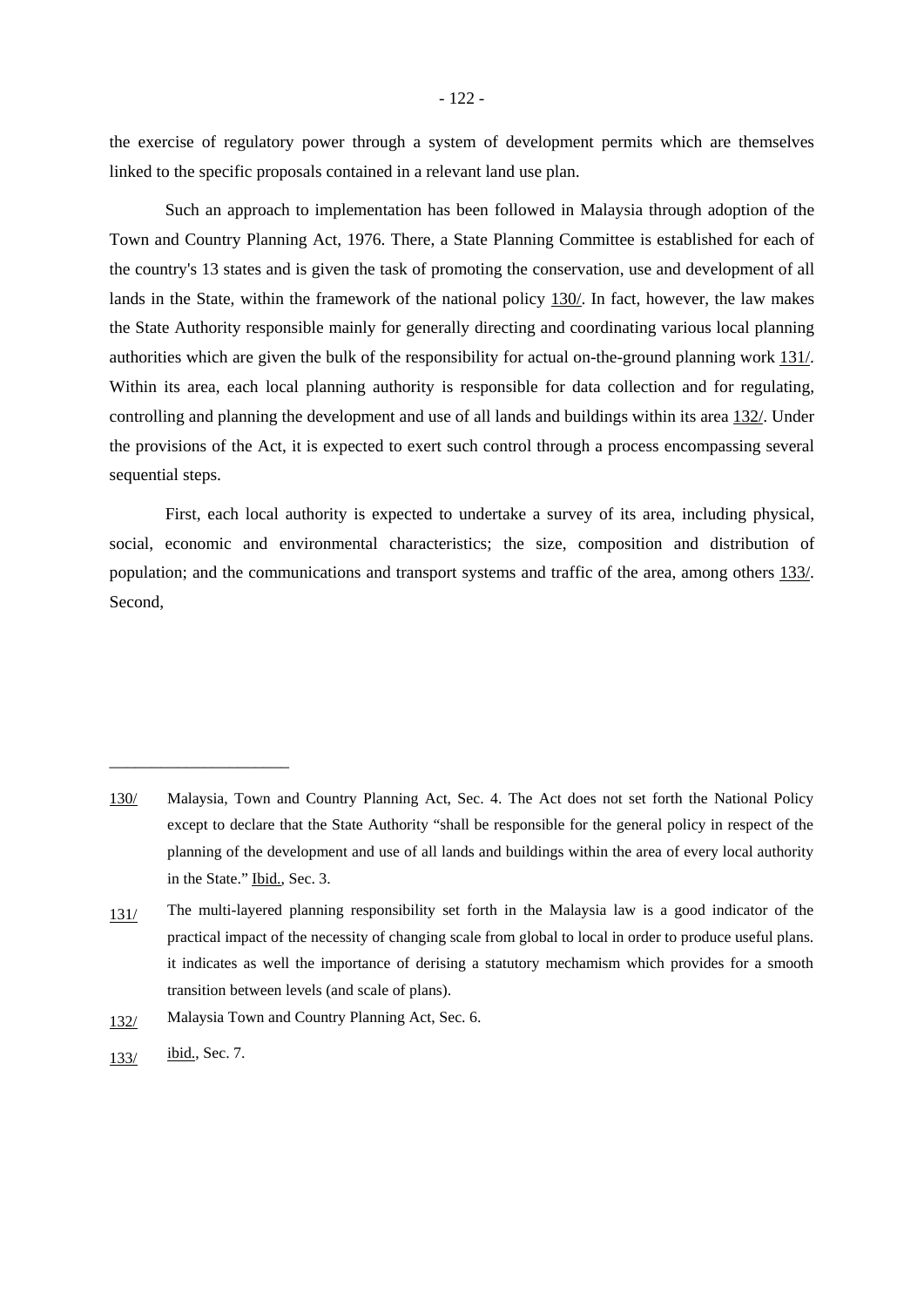the exercise of regulatory power through a system of development permits which are themselves linked to the specific proposals contained in a relevant land use plan.

Such an approach to implementation has been followed in Malaysia through adoption of the Town and Country Planning Act, 1976. There, a State Planning Committee is established for each of the country's 13 states and is given the task of promoting the conservation, use and development of all lands in the State, within the framework of the national policy 130/. In fact, however, the law makes the State Authority responsible mainly for generally directing and coordinating various local planning authorities which are given the bulk of the responsibility for actual on-the-ground planning work 131/. Within its area, each local planning authority is responsible for data collection and for regulating, controlling and planning the development and use of all lands and buildings within its area 132/. Under the provisions of the Act, it is expected to exert such control through a process encompassing several sequential steps.

First, each local authority is expected to undertake a survey of its area, including physical, social, economic and environmental characteristics; the size, composition and distribution of population; and the communications and transport systems and traffic of the area, among others 133/. Second,

---

130/ Malaysia, Town and Country Planning Act, Sec. 4. The Act does not set forth the National Policy except to declare that the State Authority "shall be responsible for the general policy in respect of the planning of the development and use of all lands and buildings within the area of every local authority in the State." Ibid., Sec. 3.

131/ The multi-layered planning responsibility set forth in the Malaysia law is a good indicator of the practical impact of the necessity of changing scale from global to local in order to produce useful plans. it indicates as well the importance of derising a statutory mechamism which provides for a smooth transition between levels (and scale of plans).

132/ Malaysia Town and Country Planning Act, Sec. 6.

133/ ibid., Sec. 7.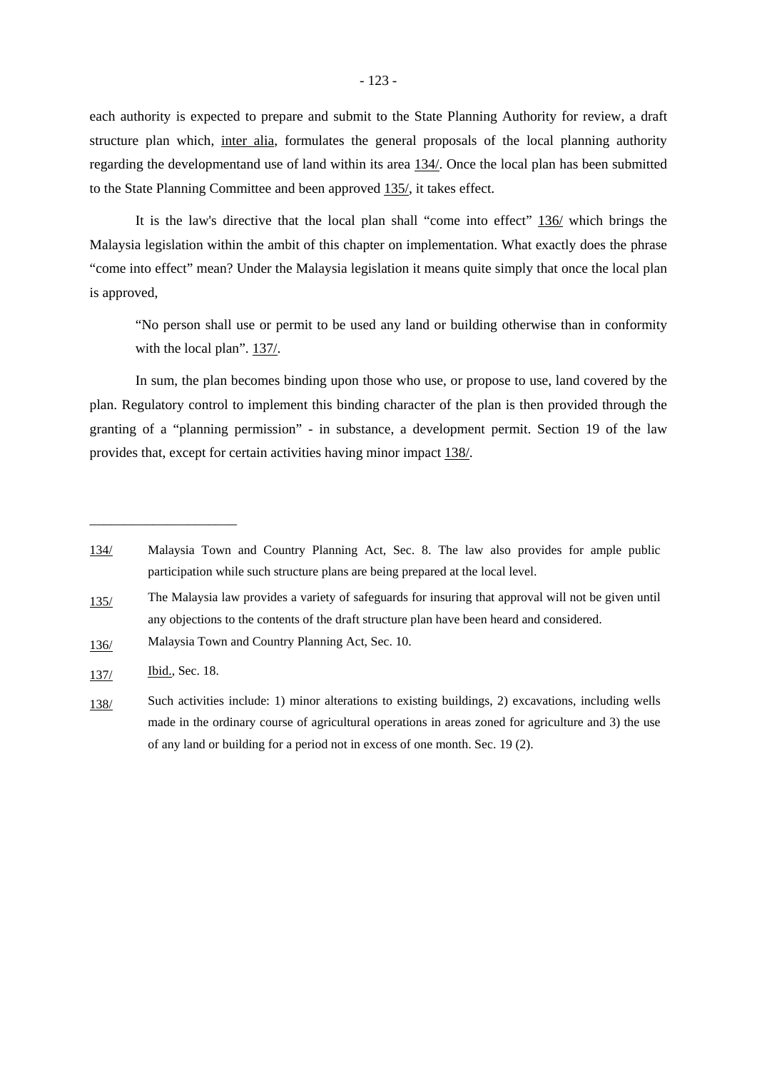each authority is expected to prepare and submit to the State Planning Authority for review, a draft structure plan which, inter alia, formulates the general proposals of the local planning authority regarding the developmentand use of land within its area 134/. Once the local plan has been submitted to the State Planning Committee and been approved 135/, it takes effect.

It is the law's directive that the local plan shall "come into effect" 136/ which brings the Malaysia legislation within the ambit of this chapter on implementation. What exactly does the phrase "come into effect" mean? Under the Malaysia legislation it means quite simply that once the local plan is approved,

> "No person shall use or permit to be used any land or building otherwise than in conformity with the local plan". 137/.

In sum, the plan becomes binding upon those who use, or propose to use, land covered by the plan. Regulatory control to implement this binding character of the plan is then provided through the granting of a "planning permission" - in substance, a development permit. Section 19 of the law provides that, except for certain activities having minor impact 138/.

---

134/ Malaysia Town and Country Planning Act, Sec. 8. The law also provides for ample public participation while such structure plans are being prepared at the local level.

135/ The Malaysia law provides a variety of safeguards for insuring that approval will not be given until any objections to the contents of the draft structure plan have been heard and considered.

136/ Malaysia Town and Country Planning Act, Sec. 10.

137/ Ibid., Sec. 18.

138/ Such activities include: 1) minor alterations to existing buildings, 2) excavations, including wells made in the ordinary course of agricultural operations in areas zoned for agriculture and 3) the use of any land or building for a period not in excess of one month. Sec. 19 (2).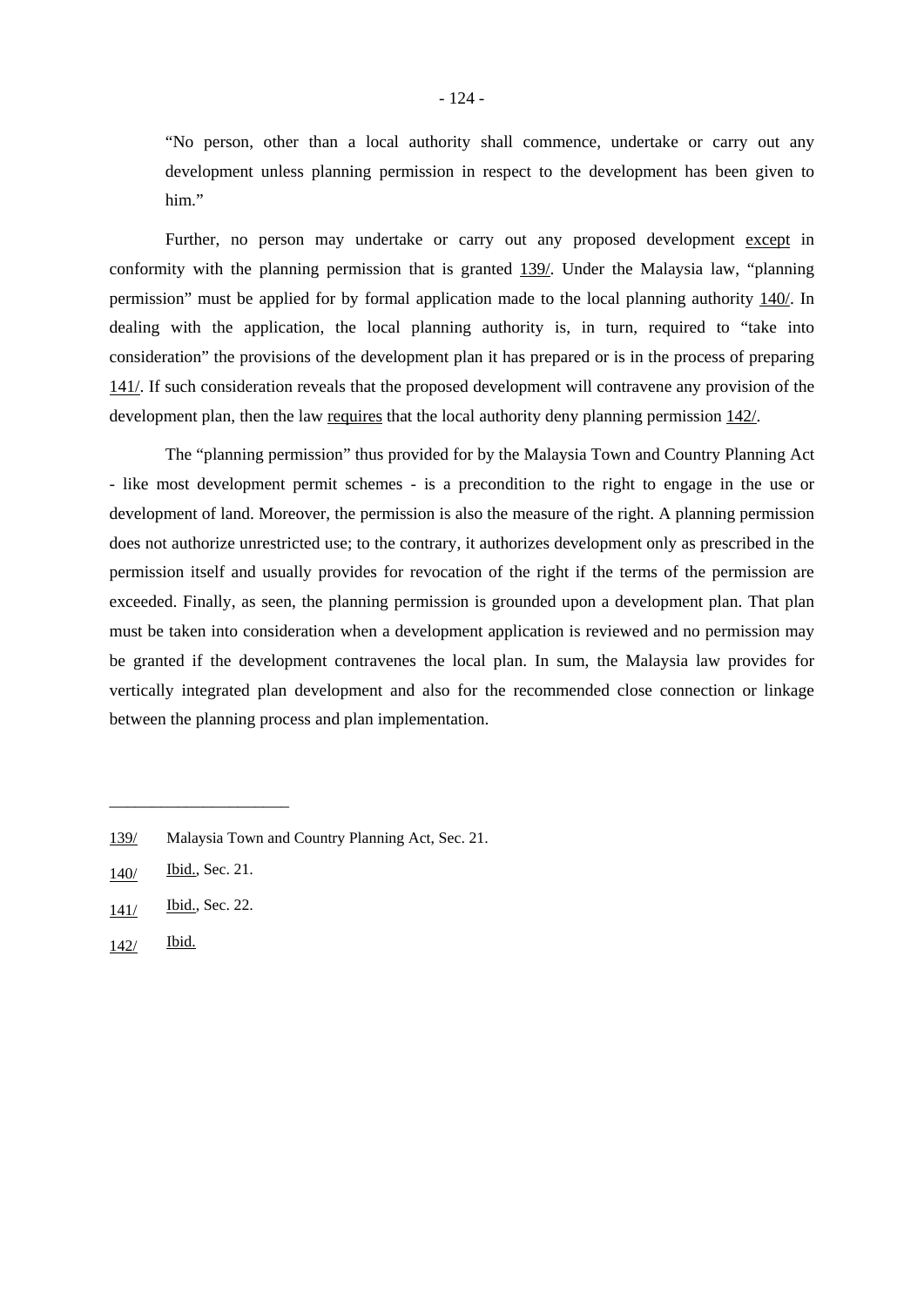> "No person, other than a local authority shall commence, undertake or carry out any development unless planning permission in respect to the development has been given to him."

Further, no person may undertake or carry out any proposed development _except_ in conformity with the planning permission that is granted _139/_. Under the Malaysia law, "planning permission" must be applied for by formal application made to the local planning authority _140/_. In dealing with the application, the local planning authority is, in turn, required to "take into consideration" the provisions of the development plan it has prepared or is in the process of preparing _141/_. If such consideration reveals that the proposed development will contravene any provision of the development plan, then the law _requires_ that the local authority deny planning permission _142/_.

The "planning permission" thus provided for by the Malaysia Town and Country Planning Act - like most development permit schemes - is a precondition to the right to engage in the use or development of land. Moreover, the permission is also the measure of the right. A planning permission does not authorize unrestricted use; to the contrary, it authorizes development only as prescribed in the permission itself and usually provides for revocation of the right if the terms of the permission are exceeded. Finally, as seen, the planning permission is grounded upon a development plan. That plan must be taken into consideration when a development application is reviewed and no permission may be granted if the development contravenes the local plan. In sum, the Malaysia law provides for vertically integrated plan development and also for the recommended close connection or linkage between the planning process and plan implementation.

---

_139/_ Malaysia Town and Country Planning Act, Sec. 21.

_140/_ _Ibid._, Sec. 21.

_141/_ _Ibid._, Sec. 22.

_142/_ _Ibid._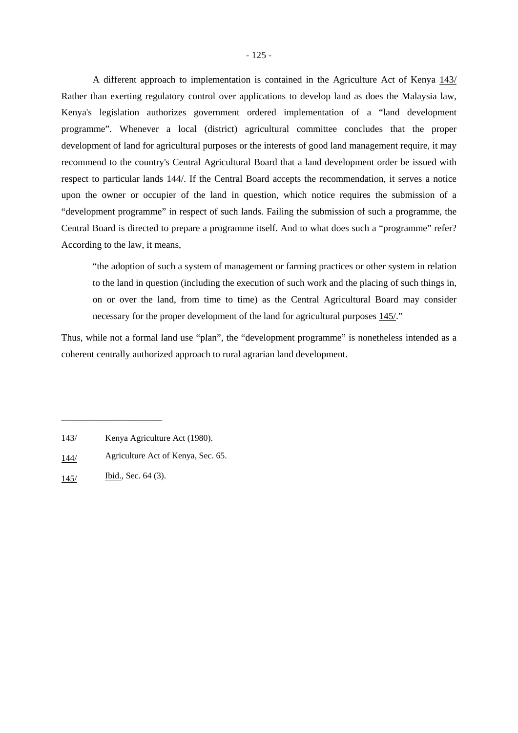A different approach to implementation is contained in the Agriculture Act of Kenya 143/ Rather than exerting regulatory control over applications to develop land as does the Malaysia law, Kenya's legislation authorizes government ordered implementation of a "land development programme". Whenever a local (district) agricultural committee concludes that the proper development of land for agricultural purposes or the interests of good land management require, it may recommend to the country's Central Agricultural Board that a land development order be issued with respect to particular lands 144/. If the Central Board accepts the recommendation, it serves a notice upon the owner or occupier of the land in question, which notice requires the submission of a "development programme" in respect of such lands. Failing the submission of such a programme, the Central Board is directed to prepare a programme itself. And to what does such a "programme" refer? According to the law, it means,

> "the adoption of such a system of management or farming practices or other system in relation to the land in question (including the execution of such work and the placing of such things in, on or over the land, from time to time) as the Central Agricultural Board may consider necessary for the proper development of the land for agricultural purposes 145/."

Thus, while not a formal land use "plan", the "development programme" is nonetheless intended as a coherent centrally authorized approach to rural agrarian land development.

---

143/ Kenya Agriculture Act (1980).

144/ Agriculture Act of Kenya, Sec. 65.

145/ Ibid., Sec. 64 (3).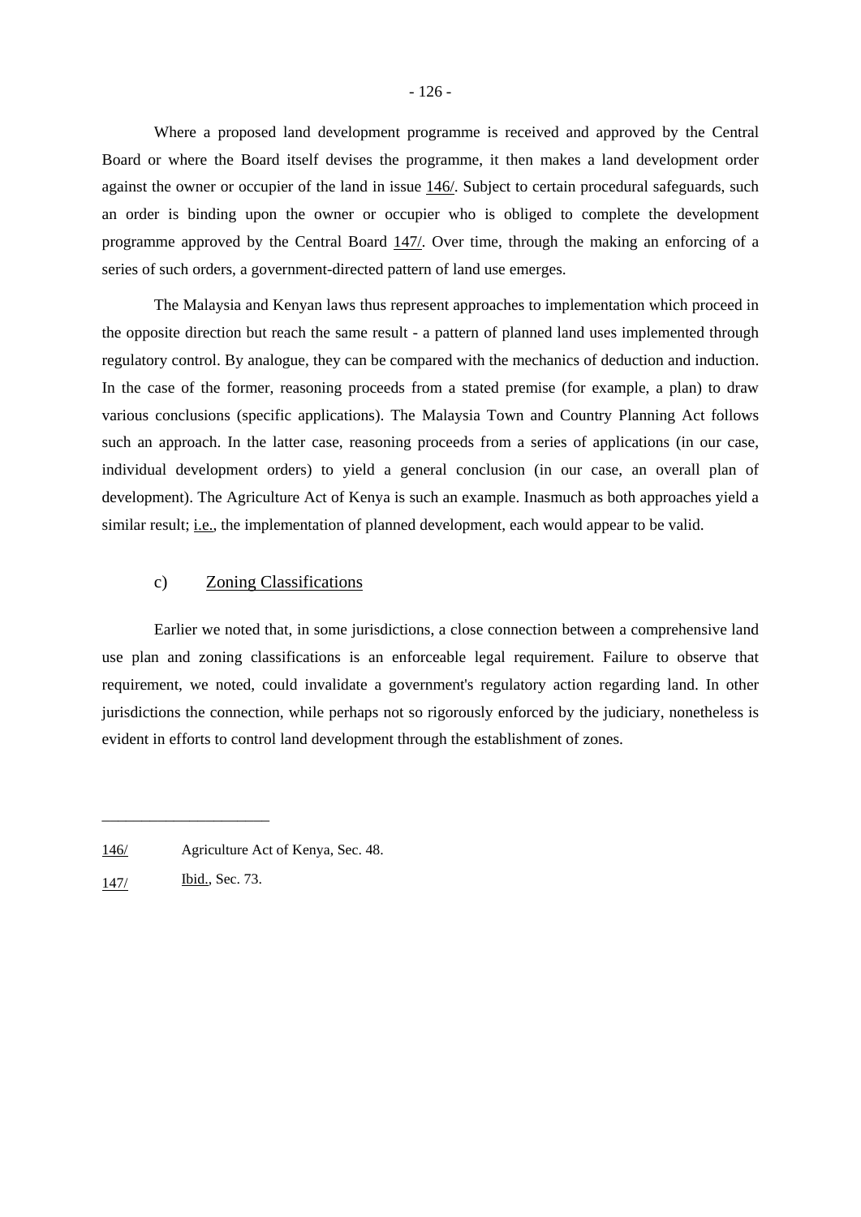Where a proposed land development programme is received and approved by the Central Board or where the Board itself devises the programme, it then makes a land development order against the owner or occupier of the land in issue 146/. Subject to certain procedural safeguards, such an order is binding upon the owner or occupier who is obliged to complete the development programme approved by the Central Board 147/. Over time, through the making an enforcing of a series of such orders, a government-directed pattern of land use emerges.

The Malaysia and Kenyan laws thus represent approaches to implementation which proceed in the opposite direction but reach the same result - a pattern of planned land uses implemented through regulatory control. By analogue, they can be compared with the mechanics of deduction and induction. In the case of the former, reasoning proceeds from a stated premise (for example, a plan) to draw various conclusions (specific applications). The Malaysia Town and Country Planning Act follows such an approach. In the latter case, reasoning proceeds from a series of applications (in our case, individual development orders) to yield a general conclusion (in our case, an overall plan of development). The Agriculture Act of Kenya is such an example. Inasmuch as both approaches yield a similar result; i.e., the implementation of planned development, each would appear to be valid.

### c) Zoning Classifications

Earlier we noted that, in some jurisdictions, a close connection between a comprehensive land use plan and zoning classifications is an enforceable legal requirement. Failure to observe that requirement, we noted, could invalidate a government's regulatory action regarding land. In other jurisdictions the connection, while perhaps not so rigorously enforced by the judiciary, nonetheless is evident in efforts to control land development through the establishment of zones.

---

146/ Agriculture Act of Kenya, Sec. 48.

147/ Ibid., Sec. 73.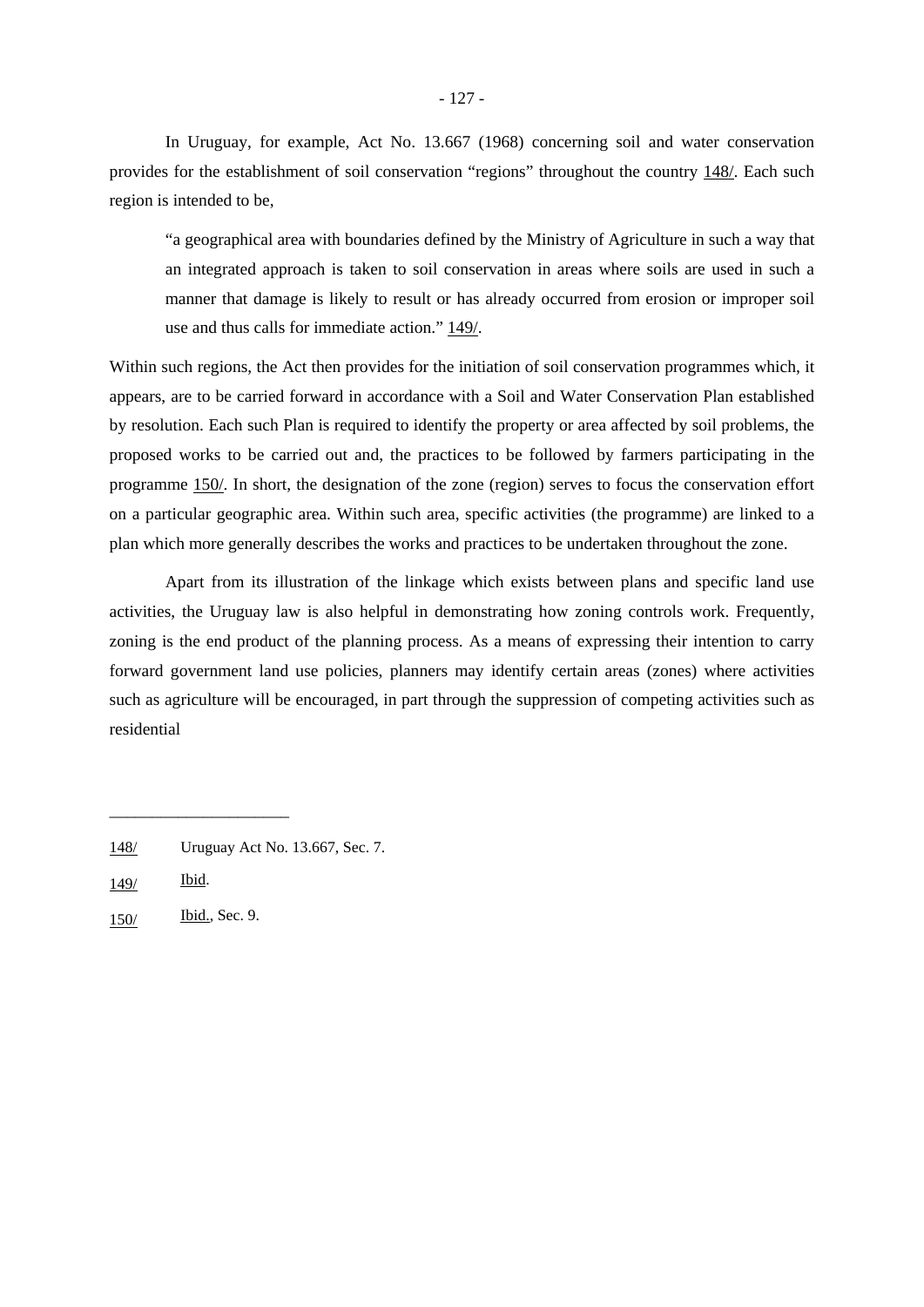In Uruguay, for example, Act No. 13.667 (1968) concerning soil and water conservation provides for the establishment of soil conservation "regions" throughout the country 148/. Each such region is intended to be,

> "a geographical area with boundaries defined by the Ministry of Agriculture in such a way that an integrated approach is taken to soil conservation in areas where soils are used in such a manner that damage is likely to result or has already occurred from erosion or improper soil use and thus calls for immediate action." 149/.

Within such regions, the Act then provides for the initiation of soil conservation programmes which, it appears, are to be carried forward in accordance with a Soil and Water Conservation Plan established by resolution. Each such Plan is required to identify the property or area affected by soil problems, the proposed works to be carried out and, the practices to be followed by farmers participating in the programme 150/. In short, the designation of the zone (region) serves to focus the conservation effort on a particular geographic area. Within such area, specific activities (the programme) are linked to a plan which more generally describes the works and practices to be undertaken throughout the zone.

Apart from its illustration of the linkage which exists between plans and specific land use activities, the Uruguay law is also helpful in demonstrating how zoning controls work. Frequently, zoning is the end product of the planning process. As a means of expressing their intention to carry forward government land use policies, planners may identify certain areas (zones) where activities such as agriculture will be encouraged, in part through the suppression of competing activities such as residential

---

148/ Uruguay Act No. 13.667, Sec. 7.

149/ Ibid.

150/ Ibid., Sec. 9.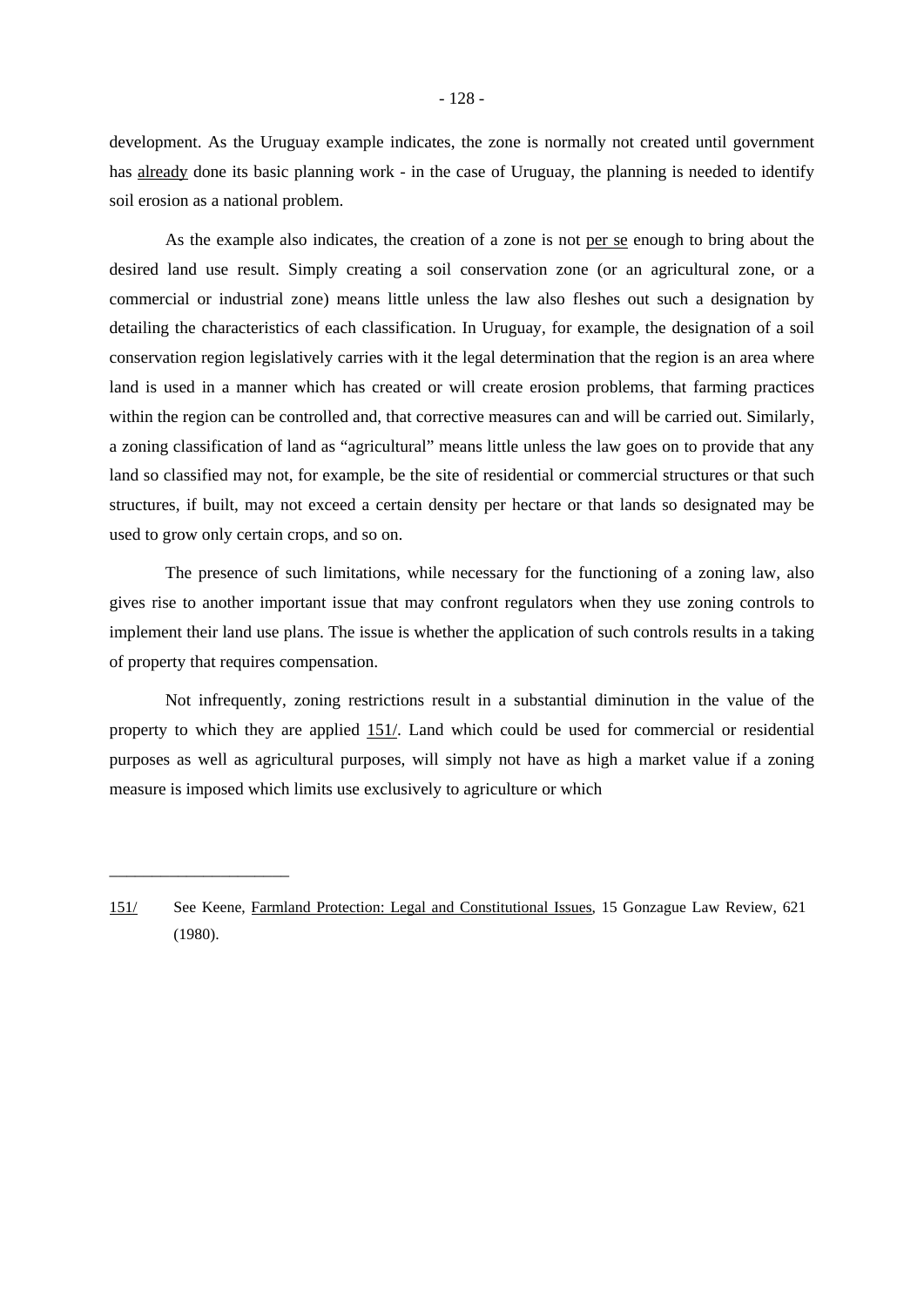development. As the Uruguay example indicates, the zone is normally not created until government has already done its basic planning work - in the case of Uruguay, the planning is needed to identify soil erosion as a national problem.

As the example also indicates, the creation of a zone is not per se enough to bring about the desired land use result. Simply creating a soil conservation zone (or an agricultural zone, or a commercial or industrial zone) means little unless the law also fleshes out such a designation by detailing the characteristics of each classification. In Uruguay, for example, the designation of a soil conservation region legislatively carries with it the legal determination that the region is an area where land is used in a manner which has created or will create erosion problems, that farming practices within the region can be controlled and, that corrective measures can and will be carried out. Similarly, a zoning classification of land as "agricultural" means little unless the law goes on to provide that any land so classified may not, for example, be the site of residential or commercial structures or that such structures, if built, may not exceed a certain density per hectare or that lands so designated may be used to grow only certain crops, and so on.

The presence of such limitations, while necessary for the functioning of a zoning law, also gives rise to another important issue that may confront regulators when they use zoning controls to implement their land use plans. The issue is whether the application of such controls results in a taking of property that requires compensation.

Not infrequently, zoning restrictions result in a substantial diminution in the value of the property to which they are applied 151/. Land which could be used for commercial or residential purposes as well as agricultural purposes, will simply not have as high a market value if a zoning measure is imposed which limits use exclusively to agriculture or which

---

151/ See Keene, Farmland Protection: Legal and Constitutional Issues, 15 Gonzague Law Review, 621 (1980).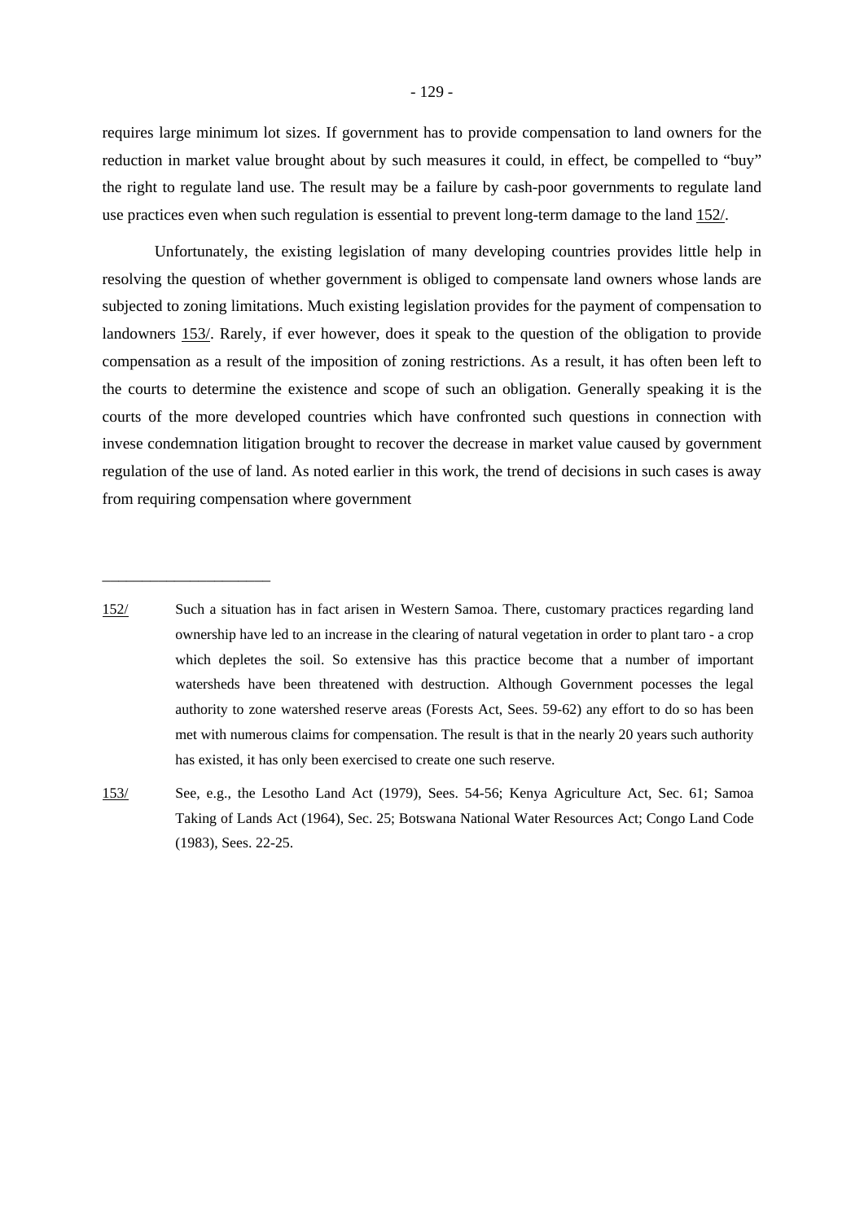requires large minimum lot sizes. If government has to provide compensation to land owners for the reduction in market value brought about by such measures it could, in effect, be compelled to "buy" the right to regulate land use. The result may be a failure by cash-poor governments to regulate land use practices even when such regulation is essential to prevent long-term damage to the land 152/.

Unfortunately, the existing legislation of many developing countries provides little help in resolving the question of whether government is obliged to compensate land owners whose lands are subjected to zoning limitations. Much existing legislation provides for the payment of compensation to landowners 153/. Rarely, if ever however, does it speak to the question of the obligation to provide compensation as a result of the imposition of zoning restrictions. As a result, it has often been left to the courts to determine the existence and scope of such an obligation. Generally speaking it is the courts of the more developed countries which have confronted such questions in connection with invese condemnation litigation brought to recover the decrease in market value caused by government regulation of the use of land. As noted earlier in this work, the trend of decisions in such cases is away from requiring compensation where government

---

152/ Such a situation has in fact arisen in Western Samoa. There, customary practices regarding land ownership have led to an increase in the clearing of natural vegetation in order to plant taro - a crop which depletes the soil. So extensive has this practice become that a number of important watersheds have been threatened with destruction. Although Government pocesses the legal authority to zone watershed reserve areas (Forests Act, Sees. 59-62) any effort to do so has been met with numerous claims for compensation. The result is that in the nearly 20 years such authority has existed, it has only been exercised to create one such reserve.

153/ See, e.g., the Lesotho Land Act (1979), Sees. 54-56; Kenya Agriculture Act, Sec. 61; Samoa Taking of Lands Act (1964), Sec. 25; Botswana National Water Resources Act; Congo Land Code (1983), Sees. 22-25.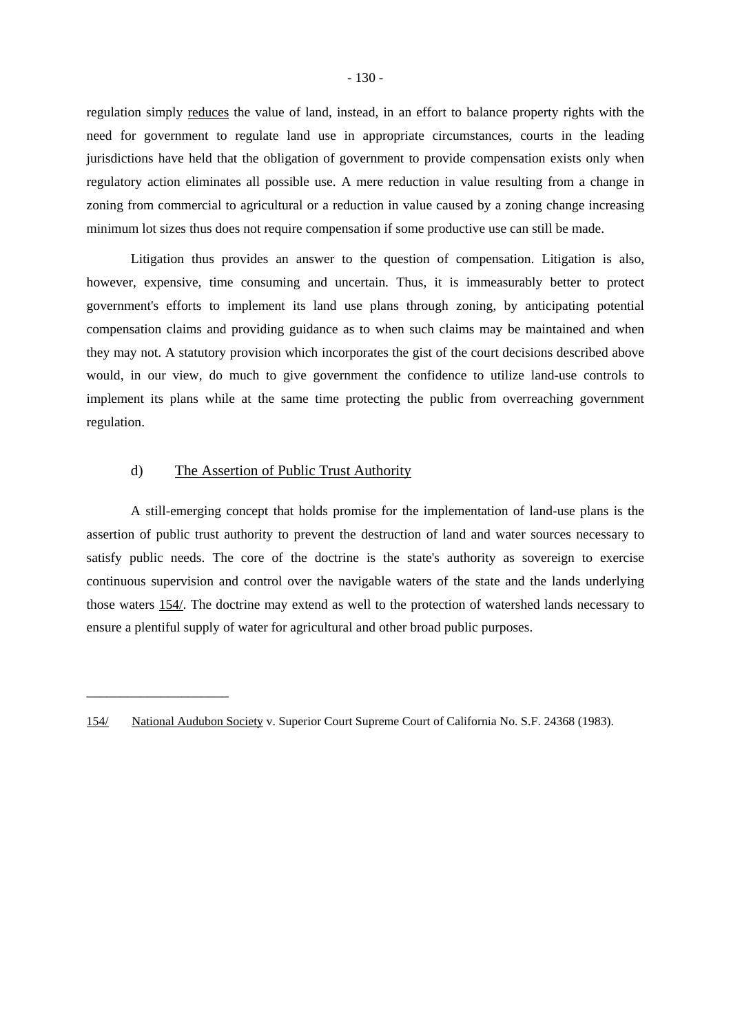regulation simply reduces the value of land, instead, in an effort to balance property rights with the need for government to regulate land use in appropriate circumstances, courts in the leading jurisdictions have held that the obligation of government to provide compensation exists only when regulatory action eliminates all possible use. A mere reduction in value resulting from a change in zoning from commercial to agricultural or a reduction in value caused by a zoning change increasing minimum lot sizes thus does not require compensation if some productive use can still be made.

Litigation thus provides an answer to the question of compensation. Litigation is also, however, expensive, time consuming and uncertain. Thus, it is immeasurably better to protect government's efforts to implement its land use plans through zoning, by anticipating potential compensation claims and providing guidance as to when such claims may be maintained and when they may not. A statutory provision which incorporates the gist of the court decisions described above would, in our view, do much to give government the confidence to utilize land-use controls to implement its plans while at the same time protecting the public from overreaching government regulation.

### d) The Assertion of Public Trust Authority

A still-emerging concept that holds promise for the implementation of land-use plans is the assertion of public trust authority to prevent the destruction of land and water sources necessary to satisfy public needs. The core of the doctrine is the state's authority as sovereign to exercise continuous supervision and control over the navigable waters of the state and the lands underlying those waters 154/. The doctrine may extend as well to the protection of watershed lands necessary to ensure a plentiful supply of water for agricultural and other broad public purposes.

---

154/ National Audubon Society v. Superior Court Supreme Court of California No. S.F. 24368 (1983).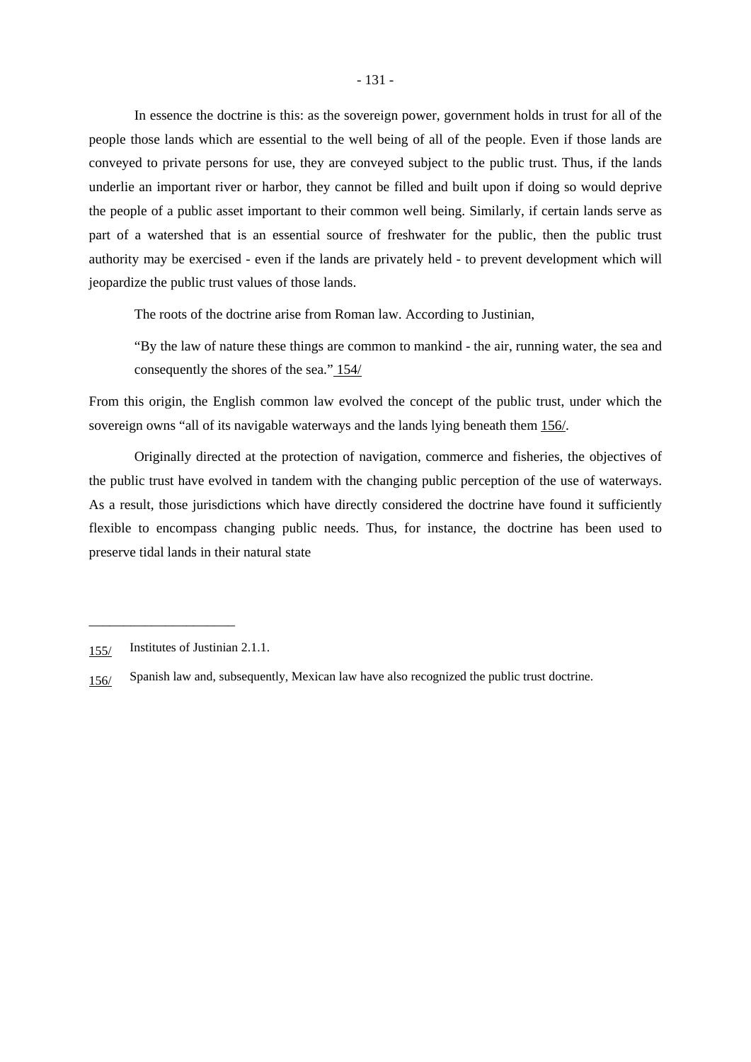In essence the doctrine is this: as the sovereign power, government holds in trust for all of the people those lands which are essential to the well being of all of the people. Even if those lands are conveyed to private persons for use, they are conveyed subject to the public trust. Thus, if the lands underlie an important river or harbor, they cannot be filled and built upon if doing so would deprive the people of a public asset important to their common well being. Similarly, if certain lands serve as part of a watershed that is an essential source of freshwater for the public, then the public trust authority may be exercised - even if the lands are privately held - to prevent development which will jeopardize the public trust values of those lands.

The roots of the doctrine arise from Roman law. According to Justinian,

> "By the law of nature these things are common to mankind - the air, running water, the sea and consequently the shores of the sea." 154/

From this origin, the English common law evolved the concept of the public trust, under which the sovereign owns "all of its navigable waterways and the lands lying beneath them 156/.

Originally directed at the protection of navigation, commerce and fisheries, the objectives of the public trust have evolved in tandem with the changing public perception of the use of waterways. As a result, those jurisdictions which have directly considered the doctrine have found it sufficiently flexible to encompass changing public needs. Thus, for instance, the doctrine has been used to preserve tidal lands in their natural state

---

155/ Institutes of Justinian 2.1.1.

156/ Spanish law and, subsequently, Mexican law have also recognized the public trust doctrine.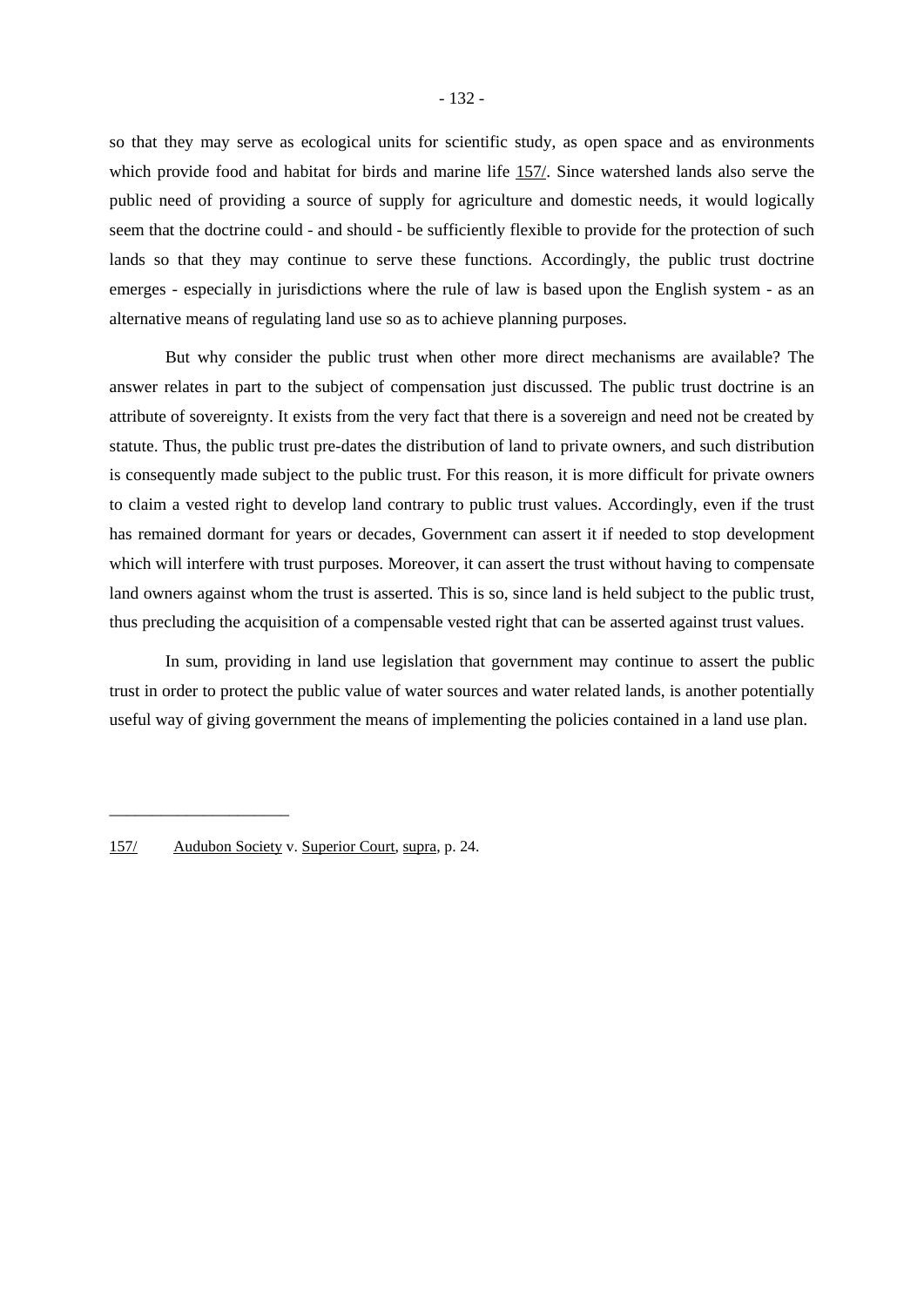so that they may serve as ecological units for scientific study, as open space and as environments which provide food and habitat for birds and marine life 157/. Since watershed lands also serve the public need of providing a source of supply for agriculture and domestic needs, it would logically seem that the doctrine could - and should - be sufficiently flexible to provide for the protection of such lands so that they may continue to serve these functions. Accordingly, the public trust doctrine emerges - especially in jurisdictions where the rule of law is based upon the English system - as an alternative means of regulating land use so as to achieve planning purposes.

But why consider the public trust when other more direct mechanisms are available? The answer relates in part to the subject of compensation just discussed. The public trust doctrine is an attribute of sovereignty. It exists from the very fact that there is a sovereign and need not be created by statute. Thus, the public trust pre-dates the distribution of land to private owners, and such distribution is consequently made subject to the public trust. For this reason, it is more difficult for private owners to claim a vested right to develop land contrary to public trust values. Accordingly, even if the trust has remained dormant for years or decades, Government can assert it if needed to stop development which will interfere with trust purposes. Moreover, it can assert the trust without having to compensate land owners against whom the trust is asserted. This is so, since land is held subject to the public trust, thus precluding the acquisition of a compensable vested right that can be asserted against trust values.

In sum, providing in land use legislation that government may continue to assert the public trust in order to protect the public value of water sources and water related lands, is another potentially useful way of giving government the means of implementing the policies contained in a land use plan.

---

157/ Audubon Society v. Superior Court, supra, p. 24.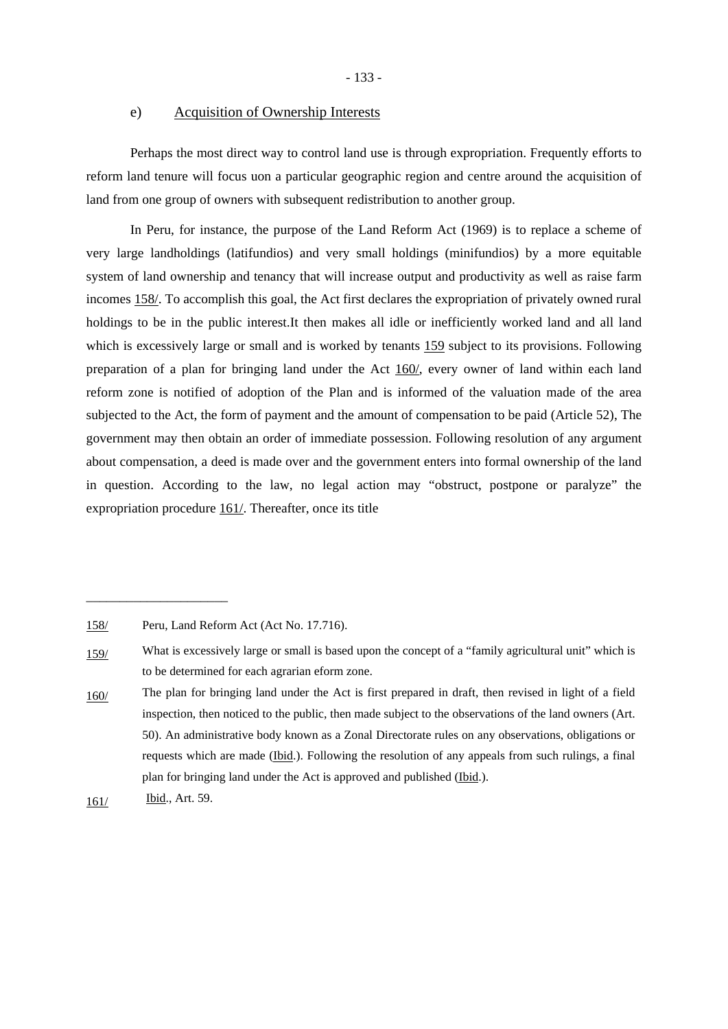### e) Acquisition of Ownership Interests

Perhaps the most direct way to control land use is through expropriation. Frequently efforts to reform land tenure will focus uon a particular geographic region and centre around the acquisition of land from one group of owners with subsequent redistribution to another group.

In Peru, for instance, the purpose of the Land Reform Act (1969) is to replace a scheme of very large landholdings (latifundios) and very small holdings (minifundios) by a more equitable system of land ownership and tenancy that will increase output and productivity as well as raise farm incomes 158/. To accomplish this goal, the Act first declares the expropriation of privately owned rural holdings to be in the public interest.It then makes all idle or inefficiently worked land and all land which is excessively large or small and is worked by tenants 159 subject to its provisions. Following preparation of a plan for bringing land under the Act 160/, every owner of land within each land reform zone is notified of adoption of the Plan and is informed of the valuation made of the area subjected to the Act, the form of payment and the amount of compensation to be paid (Article 52), The government may then obtain an order of immediate possession. Following resolution of any argument about compensation, a deed is made over and the government enters into formal ownership of the land in question. According to the law, no legal action may "obstruct, postpone or paralyze" the expropriation procedure 161/. Thereafter, once its title

---

158/ Peru, Land Reform Act (Act No. 17.716).

159/ What is excessively large or small is based upon the concept of a "family agricultural unit" which is to be determined for each agrarian eform zone.

160/ The plan for bringing land under the Act is first prepared in draft, then revised in light of a field inspection, then noticed to the public, then made subject to the observations of the land owners (Art. 50). An administrative body known as a Zonal Directorate rules on any observations, obligations or requests which are made (Ibid.). Following the resolution of any appeals from such rulings, a final plan for bringing land under the Act is approved and published (Ibid.).

161/ Ibid., Art. 59.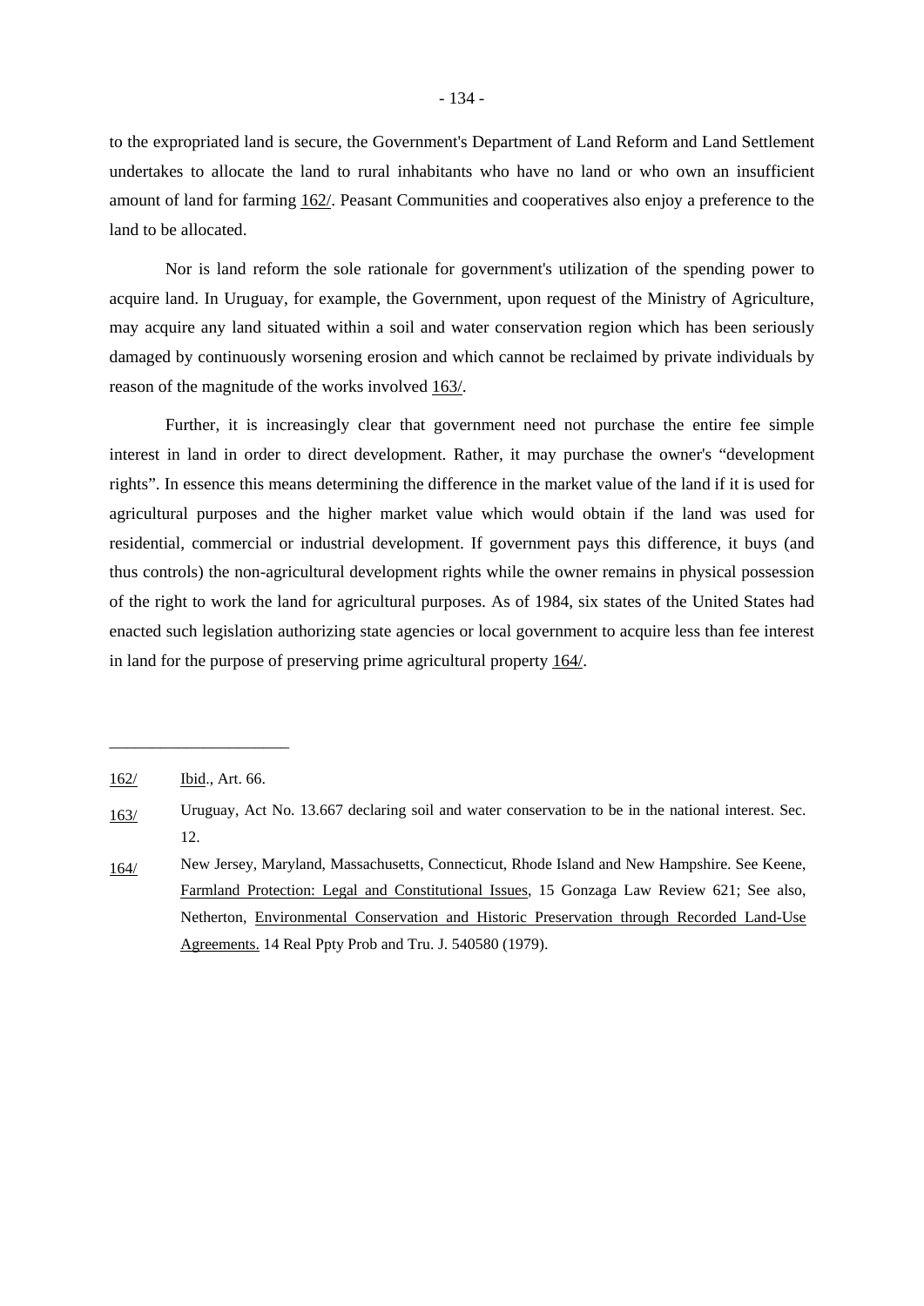to the expropriated land is secure, the Government's Department of Land Reform and Land Settlement undertakes to allocate the land to rural inhabitants who have no land or who own an insufficient amount of land for farming 162/. Peasant Communities and cooperatives also enjoy a preference to the land to be allocated.

Nor is land reform the sole rationale for government's utilization of the spending power to acquire land. In Uruguay, for example, the Government, upon request of the Ministry of Agriculture, may acquire any land situated within a soil and water conservation region which has been seriously damaged by continuously worsening erosion and which cannot be reclaimed by private individuals by reason of the magnitude of the works involved 163/.

Further, it is increasingly clear that government need not purchase the entire fee simple interest in land in order to direct development. Rather, it may purchase the owner's "development rights". In essence this means determining the difference in the market value of the land if it is used for agricultural purposes and the higher market value which would obtain if the land was used for residential, commercial or industrial development. If government pays this difference, it buys (and thus controls) the non-agricultural development rights while the owner remains in physical possession of the right to work the land for agricultural purposes. As of 1984, six states of the United States had enacted such legislation authorizing state agencies or local government to acquire less than fee interest in land for the purpose of preserving prime agricultural property 164/.

---

162/ Ibid., Art. 66.

163/ Uruguay, Act No. 13.667 declaring soil and water conservation to be in the national interest. Sec. 12.

164/ New Jersey, Maryland, Massachusetts, Connecticut, Rhode Island and New Hampshire. See Keene, Farmland Protection: Legal and Constitutional Issues, 15 Gonzaga Law Review 621; See also, Netherton, Environmental Conservation and Historic Preservation through Recorded Land-Use Agreements. 14 Real Ppty Prob and Tru. J. 540580 (1979).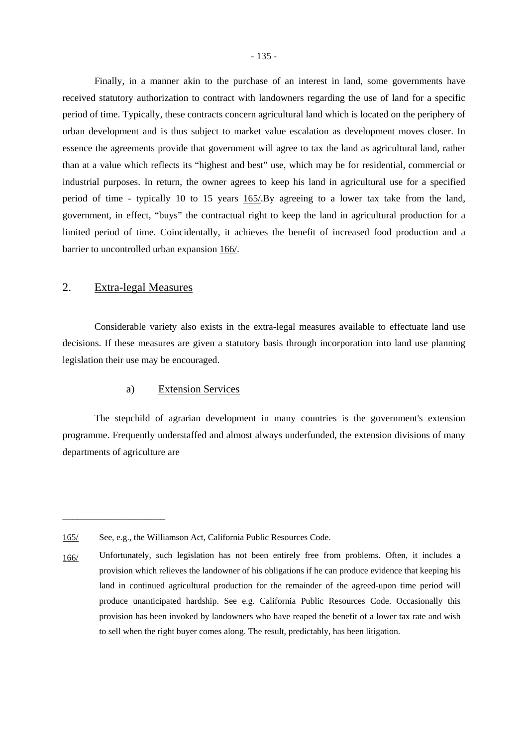Finally, in a manner akin to the purchase of an interest in land, some governments have received statutory authorization to contract with landowners regarding the use of land for a specific period of time. Typically, these contracts concern agricultural land which is located on the periphery of urban development and is thus subject to market value escalation as development moves closer. In essence the agreements provide that government will agree to tax the land as agricultural land, rather than at a value which reflects its "highest and best" use, which may be for residential, commercial or industrial purposes. In return, the owner agrees to keep his land in agricultural use for a specified period of time - typically 10 to 15 years 165/.By agreeing to a lower tax take from the land, government, in effect, "buys" the contractual right to keep the land in agricultural production for a limited period of time. Coincidentally, it achieves the benefit of increased food production and a barrier to uncontrolled urban expansion 166/.

## 2. Extra-legal Measures

Considerable variety also exists in the extra-legal measures available to effectuate land use decisions. If these measures are given a statutory basis through incorporation into land use planning legislation their use may be encouraged.

### a) Extension Services

The stepchild of agrarian development in many countries is the government's extension programme. Frequently understaffed and almost always underfunded, the extension divisions of many departments of agriculture are

---

165/ See, e.g., the Williamson Act, California Public Resources Code.

166/ Unfortunately, such legislation has not been entirely free from problems. Often, it includes a provision which relieves the landowner of his obligations if he can produce evidence that keeping his land in continued agricultural production for the remainder of the agreed-upon time period will produce unanticipated hardship. See e.g. California Public Resources Code. Occasionally this provision has been invoked by landowners who have reaped the benefit of a lower tax rate and wish to sell when the right buyer comes along. The result, predictably, has been litigation.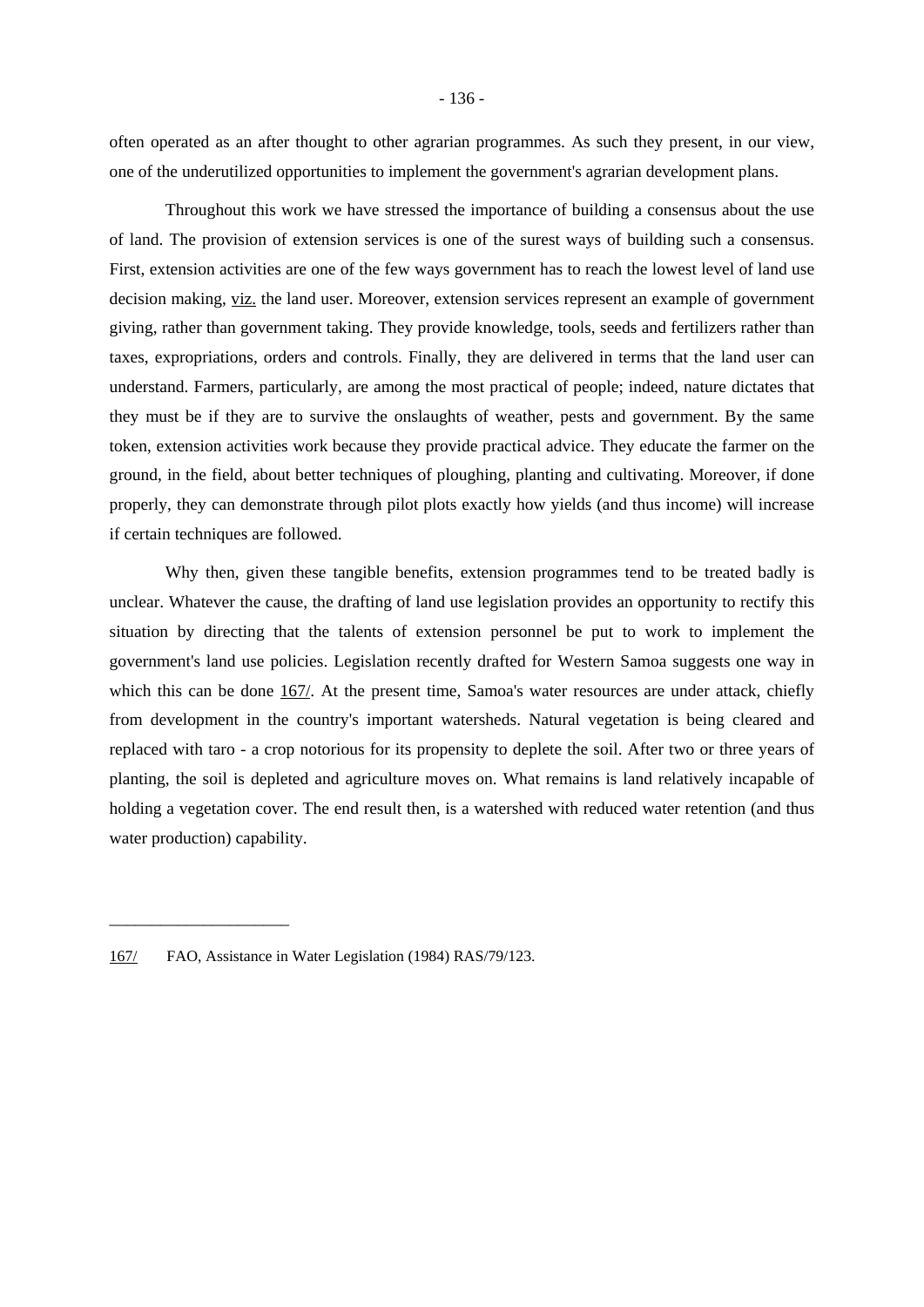often operated as an after thought to other agrarian programmes. As such they present, in our view, one of the underutilized opportunities to implement the government's agrarian development plans.

Throughout this work we have stressed the importance of building a consensus about the use of land. The provision of extension services is one of the surest ways of building such a consensus. First, extension activities are one of the few ways government has to reach the lowest level of land use decision making, viz. the land user. Moreover, extension services represent an example of government giving, rather than government taking. They provide knowledge, tools, seeds and fertilizers rather than taxes, expropriations, orders and controls. Finally, they are delivered in terms that the land user can understand. Farmers, particularly, are among the most practical of people; indeed, nature dictates that they must be if they are to survive the onslaughts of weather, pests and government. By the same token, extension activities work because they provide practical advice. They educate the farmer on the ground, in the field, about better techniques of ploughing, planting and cultivating. Moreover, if done properly, they can demonstrate through pilot plots exactly how yields (and thus income) will increase if certain techniques are followed.

Why then, given these tangible benefits, extension programmes tend to be treated badly is unclear. Whatever the cause, the drafting of land use legislation provides an opportunity to rectify this situation by directing that the talents of extension personnel be put to work to implement the government's land use policies. Legislation recently drafted for Western Samoa suggests one way in which this can be done 167/. At the present time, Samoa's water resources are under attack, chiefly from development in the country's important watersheds. Natural vegetation is being cleared and replaced with taro - a crop notorious for its propensity to deplete the soil. After two or three years of planting, the soil is depleted and agriculture moves on. What remains is land relatively incapable of holding a vegetation cover. The end result then, is a watershed with reduced water retention (and thus water production) capability.

---

167/ FAO, Assistance in Water Legislation (1984) RAS/79/123.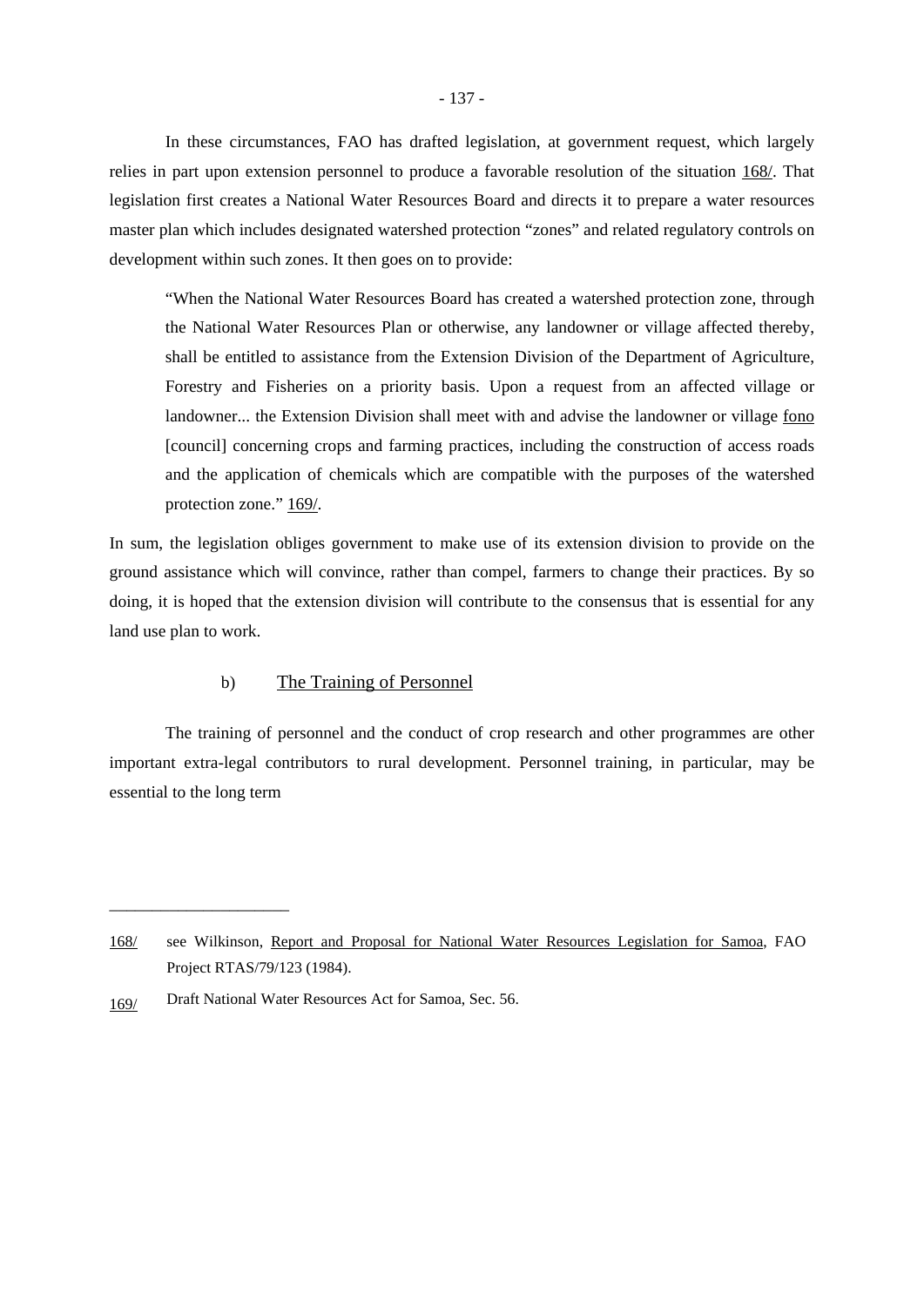In these circumstances, FAO has drafted legislation, at government request, which largely relies in part upon extension personnel to produce a favorable resolution of the situation 168/. That legislation first creates a National Water Resources Board and directs it to prepare a water resources master plan which includes designated watershed protection "zones" and related regulatory controls on development within such zones. It then goes on to provide:

> "When the National Water Resources Board has created a watershed protection zone, through the National Water Resources Plan or otherwise, any landowner or village affected thereby, shall be entitled to assistance from the Extension Division of the Department of Agriculture, Forestry and Fisheries on a priority basis. Upon a request from an affected village or landowner... the Extension Division shall meet with and advise the landowner or village fono [council] concerning crops and farming practices, including the construction of access roads and the application of chemicals which are compatible with the purposes of the watershed protection zone." 169/.

In sum, the legislation obliges government to make use of its extension division to provide on the ground assistance which will convince, rather than compel, farmers to change their practices. By so doing, it is hoped that the extension division will contribute to the consensus that is essential for any land use plan to work.

### b) The Training of Personnel

The training of personnel and the conduct of crop research and other programmes are other important extra-legal contributors to rural development. Personnel training, in particular, may be essential to the long term

---

168/ see Wilkinson, Report and Proposal for National Water Resources Legislation for Samoa, FAO Project RTAS/79/123 (1984).

169/ Draft National Water Resources Act for Samoa, Sec. 56.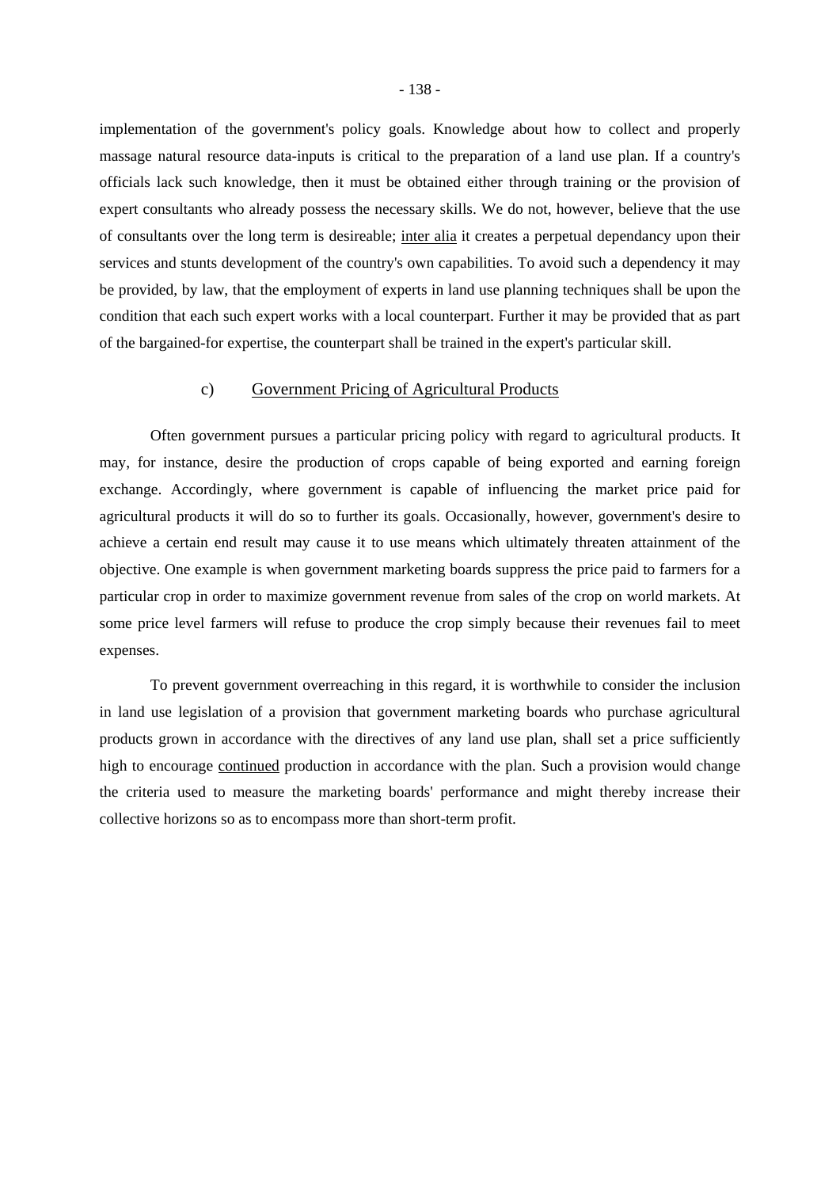implementation of the government's policy goals. Knowledge about how to collect and properly massage natural resource data-inputs is critical to the preparation of a land use plan. If a country's officials lack such knowledge, then it must be obtained either through training or the provision of expert consultants who already possess the necessary skills. We do not, however, believe that the use of consultants over the long term is desireable; <u>inter alia</u> it creates a perpetual dependancy upon their services and stunts development of the country's own capabilities. To avoid such a dependency it may be provided, by law, that the employment of experts in land use planning techniques shall be upon the condition that each such expert works with a local counterpart. Further it may be provided that as part of the bargained-for expertise, the counterpart shall be trained in the expert's particular skill.

### c) <u>Government Pricing of Agricultural Products</u>

Often government pursues a particular pricing policy with regard to agricultural products. It may, for instance, desire the production of crops capable of being exported and earning foreign exchange. Accordingly, where government is capable of influencing the market price paid for agricultural products it will do so to further its goals. Occasionally, however, government's desire to achieve a certain end result may cause it to use means which ultimately threaten attainment of the objective. One example is when government marketing boards suppress the price paid to farmers for a particular crop in order to maximize government revenue from sales of the crop on world markets. At some price level farmers will refuse to produce the crop simply because their revenues fail to meet expenses.

To prevent government overreaching in this regard, it is worthwhile to consider the inclusion in land use legislation of a provision that government marketing boards who purchase agricultural products grown in accordance with the directives of any land use plan, shall set a price sufficiently high to encourage <u>continued</u> production in accordance with the plan. Such a provision would change the criteria used to measure the marketing boards' performance and might thereby increase their collective horizons so as to encompass more than short-term profit.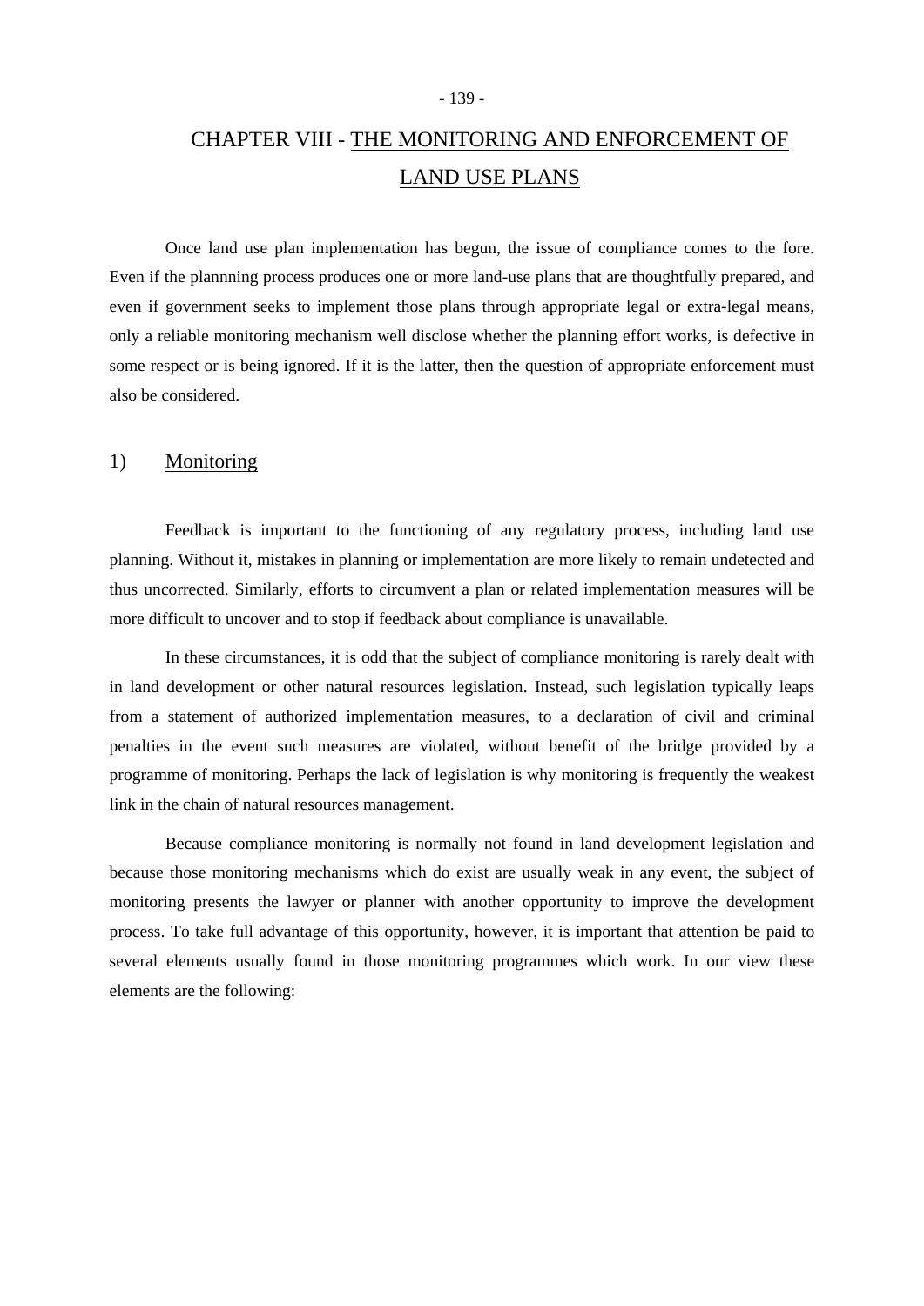# CHAPTER VIII - THE MONITORING AND ENFORCEMENT OF LAND USE PLANS

Once land use plan implementation has begun, the issue of compliance comes to the fore. Even if the plannning process produces one or more land-use plans that are thoughtfully prepared, and even if government seeks to implement those plans through appropriate legal or extra-legal means, only a reliable monitoring mechanism well disclose whether the planning effort works, is defective in some respect or is being ignored. If it is the latter, then the question of appropriate enforcement must also be considered.

## 1) Monitoring

Feedback is important to the functioning of any regulatory process, including land use planning. Without it, mistakes in planning or implementation are more likely to remain undetected and thus uncorrected. Similarly, efforts to circumvent a plan or related implementation measures will be more difficult to uncover and to stop if feedback about compliance is unavailable.

In these circumstances, it is odd that the subject of compliance monitoring is rarely dealt with in land development or other natural resources legislation. Instead, such legislation typically leaps from a statement of authorized implementation measures, to a declaration of civil and criminal penalties in the event such measures are violated, without benefit of the bridge provided by a programme of monitoring. Perhaps the lack of legislation is why monitoring is frequently the weakest link in the chain of natural resources management.

Because compliance monitoring is normally not found in land development legislation and because those monitoring mechanisms which do exist are usually weak in any event, the subject of monitoring presents the lawyer or planner with another opportunity to improve the development process. To take full advantage of this opportunity, however, it is important that attention be paid to several elements usually found in those monitoring programmes which work. In our view these elements are the following: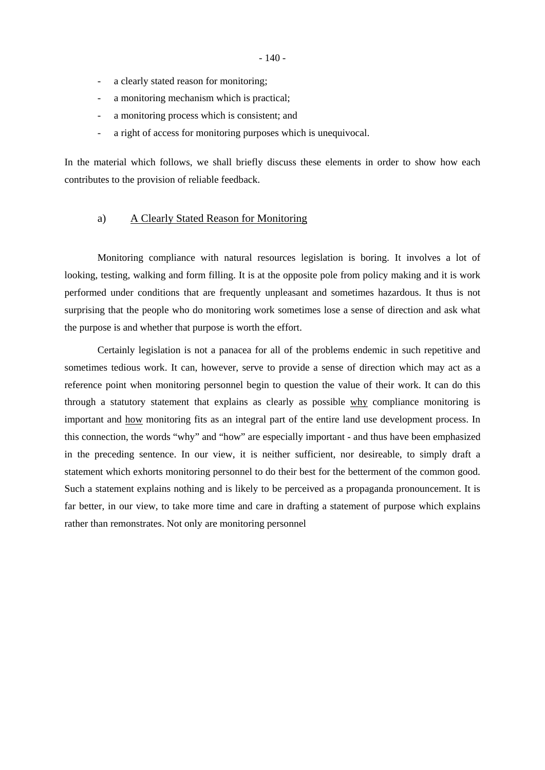- a clearly stated reason for monitoring;
- a monitoring mechanism which is practical;
- a monitoring process which is consistent; and
- a right of access for monitoring purposes which is unequivocal.

In the material which follows, we shall briefly discuss these elements in order to show how each contributes to the provision of reliable feedback.

### a) <u>A Clearly Stated Reason for Monitoring</u>

Monitoring compliance with natural resources legislation is boring. It involves a lot of looking, testing, walking and form filling. It is at the opposite pole from policy making and it is work performed under conditions that are frequently unpleasant and sometimes hazardous. It thus is not surprising that the people who do monitoring work sometimes lose a sense of direction and ask what the purpose is and whether that purpose is worth the effort.

Certainly legislation is not a panacea for all of the problems endemic in such repetitive and sometimes tedious work. It can, however, serve to provide a sense of direction which may act as a reference point when monitoring personnel begin to question the value of their work. It can do this through a statutory statement that explains as clearly as possible <u>why</u> compliance monitoring is important and <u>how</u> monitoring fits as an integral part of the entire land use development process. In this connection, the words "why" and "how" are especially important - and thus have been emphasized in the preceding sentence. In our view, it is neither sufficient, nor desireable, to simply draft a statement which exhorts monitoring personnel to do their best for the betterment of the common good. Such a statement explains nothing and is likely to be perceived as a propaganda pronouncement. It is far better, in our view, to take more time and care in drafting a statement of purpose which explains rather than remonstrates. Not only are monitoring personnel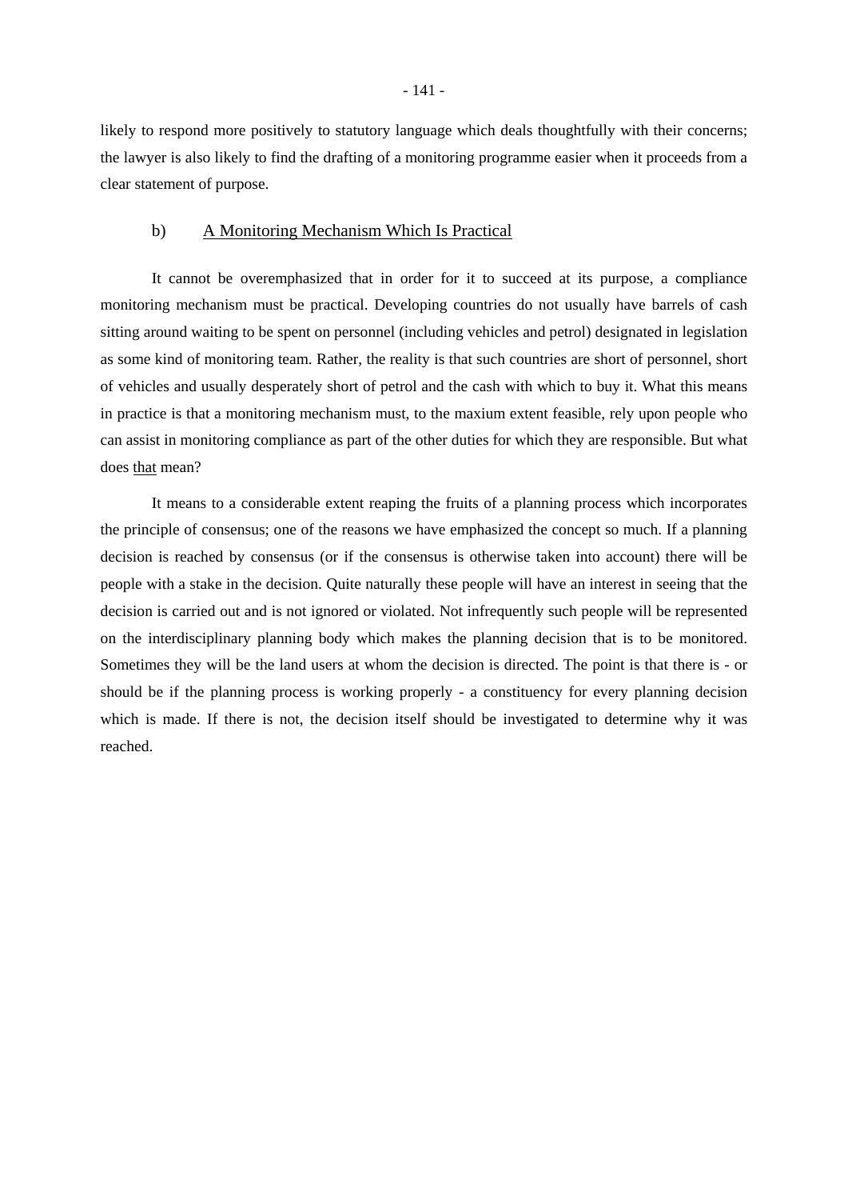likely to respond more positively to statutory language which deals thoughtfully with their concerns; the lawyer is also likely to find the drafting of a monitoring programme easier when it proceeds from a clear statement of purpose.

### b) A Monitoring Mechanism Which Is Practical

It cannot be overemphasized that in order for it to succeed at its purpose, a compliance monitoring mechanism must be practical. Developing countries do not usually have barrels of cash sitting around waiting to be spent on personnel (including vehicles and petrol) designated in legislation as some kind of monitoring team. Rather, the reality is that such countries are short of personnel, short of vehicles and usually desperately short of petrol and the cash with which to buy it. What this means in practice is that a monitoring mechanism must, to the maxium extent feasible, rely upon people who can assist in monitoring compliance as part of the other duties for which they are responsible. But what does that mean?

It means to a considerable extent reaping the fruits of a planning process which incorporates the principle of consensus; one of the reasons we have emphasized the concept so much. If a planning decision is reached by consensus (or if the consensus is otherwise taken into account) there will be people with a stake in the decision. Quite naturally these people will have an interest in seeing that the decision is carried out and is not ignored or violated. Not infrequently such people will be represented on the interdisciplinary planning body which makes the planning decision that is to be monitored. Sometimes they will be the land users at whom the decision is directed. The point is that there is - or should be if the planning process is working properly - a constituency for every planning decision which is made. If there is not, the decision itself should be investigated to determine why it was reached.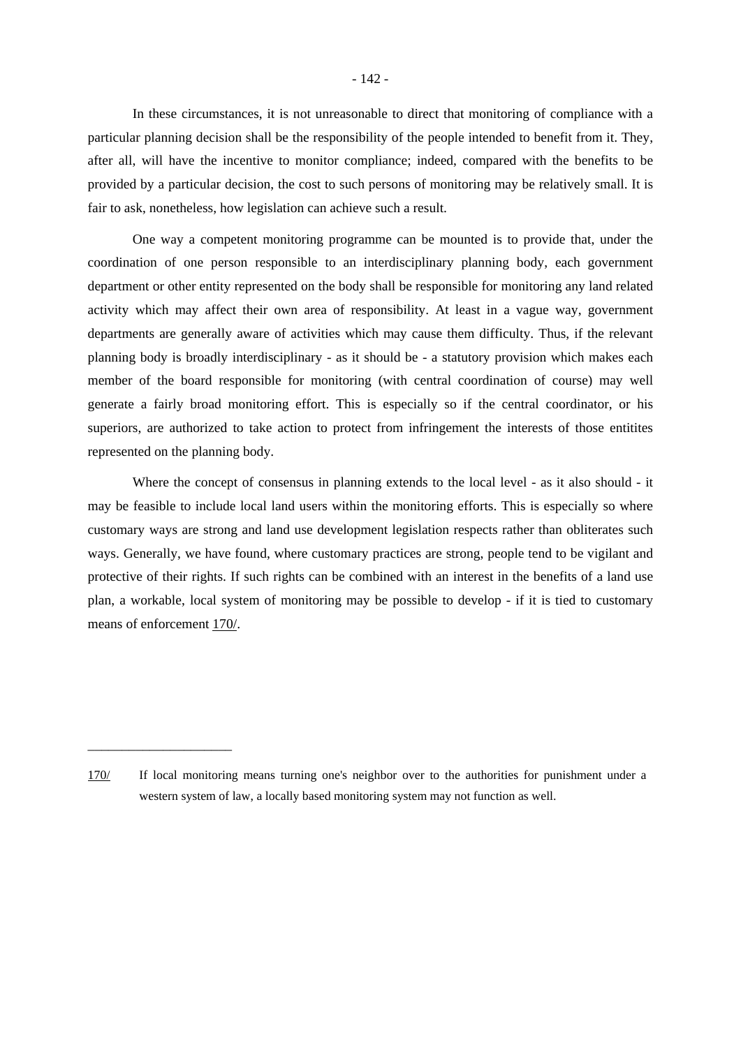In these circumstances, it is not unreasonable to direct that monitoring of compliance with a particular planning decision shall be the responsibility of the people intended to benefit from it. They, after all, will have the incentive to monitor compliance; indeed, compared with the benefits to be provided by a particular decision, the cost to such persons of monitoring may be relatively small. It is fair to ask, nonetheless, how legislation can achieve such a result.

One way a competent monitoring programme can be mounted is to provide that, under the coordination of one person responsible to an interdisciplinary planning body, each government department or other entity represented on the body shall be responsible for monitoring any land related activity which may affect their own area of responsibility. At least in a vague way, government departments are generally aware of activities which may cause them difficulty. Thus, if the relevant planning body is broadly interdisciplinary - as it should be - a statutory provision which makes each member of the board responsible for monitoring (with central coordination of course) may well generate a fairly broad monitoring effort. This is especially so if the central coordinator, or his superiors, are authorized to take action to protect from infringement the interests of those entitites represented on the planning body.

Where the concept of consensus in planning extends to the local level - as it also should - it may be feasible to include local land users within the monitoring efforts. This is especially so where customary ways are strong and land use development legislation respects rather than obliterates such ways. Generally, we have found, where customary practices are strong, people tend to be vigilant and protective of their rights. If such rights can be combined with an interest in the benefits of a land use plan, a workable, local system of monitoring may be possible to develop - if it is tied to customary means of enforcement 170/.

---

170/ If local monitoring means turning one's neighbor over to the authorities for punishment under a western system of law, a locally based monitoring system may not function as well.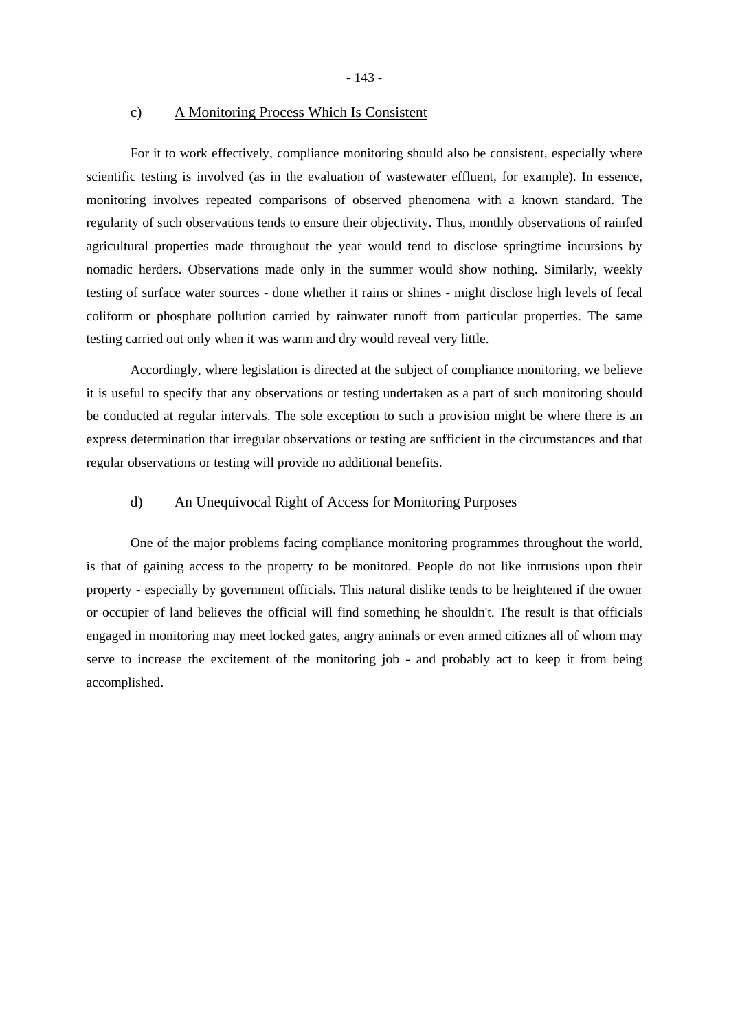### c) A Monitoring Process Which Is Consistent

For it to work effectively, compliance monitoring should also be consistent, especially where scientific testing is involved (as in the evaluation of wastewater effluent, for example). In essence, monitoring involves repeated comparisons of observed phenomena with a known standard. The regularity of such observations tends to ensure their objectivity. Thus, monthly observations of rainfed agricultural properties made throughout the year would tend to disclose springtime incursions by nomadic herders. Observations made only in the summer would show nothing. Similarly, weekly testing of surface water sources - done whether it rains or shines - might disclose high levels of fecal coliform or phosphate pollution carried by rainwater runoff from particular properties. The same testing carried out only when it was warm and dry would reveal very little.

Accordingly, where legislation is directed at the subject of compliance monitoring, we believe it is useful to specify that any observations or testing undertaken as a part of such monitoring should be conducted at regular intervals. The sole exception to such a provision might be where there is an express determination that irregular observations or testing are sufficient in the circumstances and that regular observations or testing will provide no additional benefits.

### d) An Unequivocal Right of Access for Monitoring Purposes

One of the major problems facing compliance monitoring programmes throughout the world, is that of gaining access to the property to be monitored. People do not like intrusions upon their property - especially by government officials. This natural dislike tends to be heightened if the owner or occupier of land believes the official will find something he shouldn't. The result is that officials engaged in monitoring may meet locked gates, angry animals or even armed citiznes all of whom may serve to increase the excitement of the monitoring job - and probably act to keep it from being accomplished.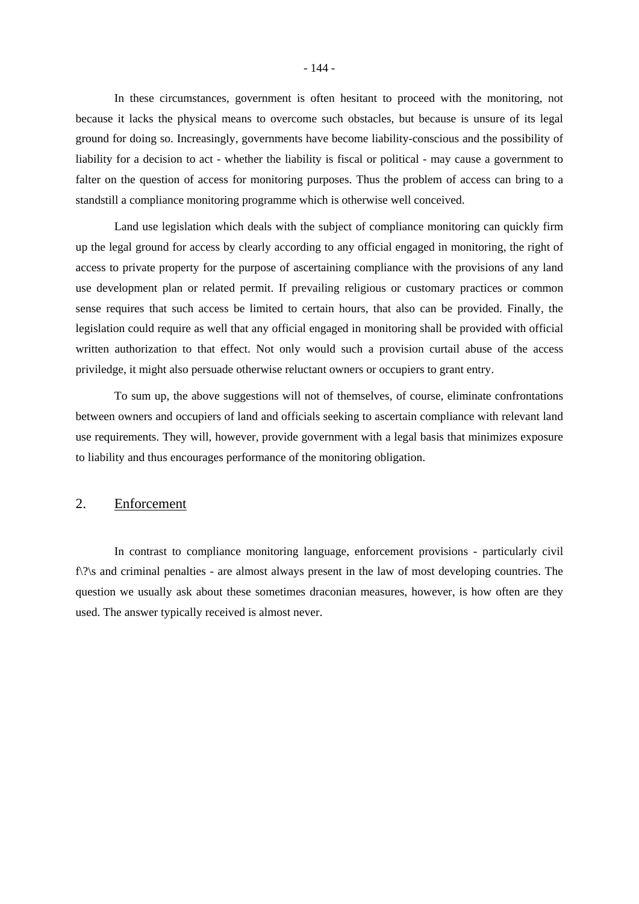In these circumstances, government is often hesitant to proceed with the monitoring, not because it lacks the physical means to overcome such obstacles, but because is unsure of its legal ground for doing so. Increasingly, governments have become liability-conscious and the possibility of liability for a decision to act - whether the liability is fiscal or political - may cause a government to falter on the question of access for monitoring purposes. Thus the problem of access can bring to a standstill a compliance monitoring programme which is otherwise well conceived.

Land use legislation which deals with the subject of compliance monitoring can quickly firm up the legal ground for access by clearly according to any official engaged in monitoring, the right of access to private property for the purpose of ascertaining compliance with the provisions of any land use development plan or related permit. If prevailing religious or customary practices or common sense requires that such access be limited to certain hours, that also can be provided. Finally, the legislation could require as well that any official engaged in monitoring shall be provided with official written authorization to that effect. Not only would such a provision curtail abuse of the access priviledge, it might also persuade otherwise reluctant owners or occupiers to grant entry.

To sum up, the above suggestions will not of themselves, of course, eliminate confrontations between owners and occupiers of land and officials seeking to ascertain compliance with relevant land use requirements. They will, however, provide government with a legal basis that minimizes exposure to liability and thus encourages performance of the monitoring obligation.

## 2. Enforcement

In contrast to compliance monitoring language, enforcement provisions - particularly civil f\?\s and criminal penalties - are almost always present in the law of most developing countries. The question we usually ask about these sometimes draconian measures, however, is how often are they used. The answer typically received is almost never.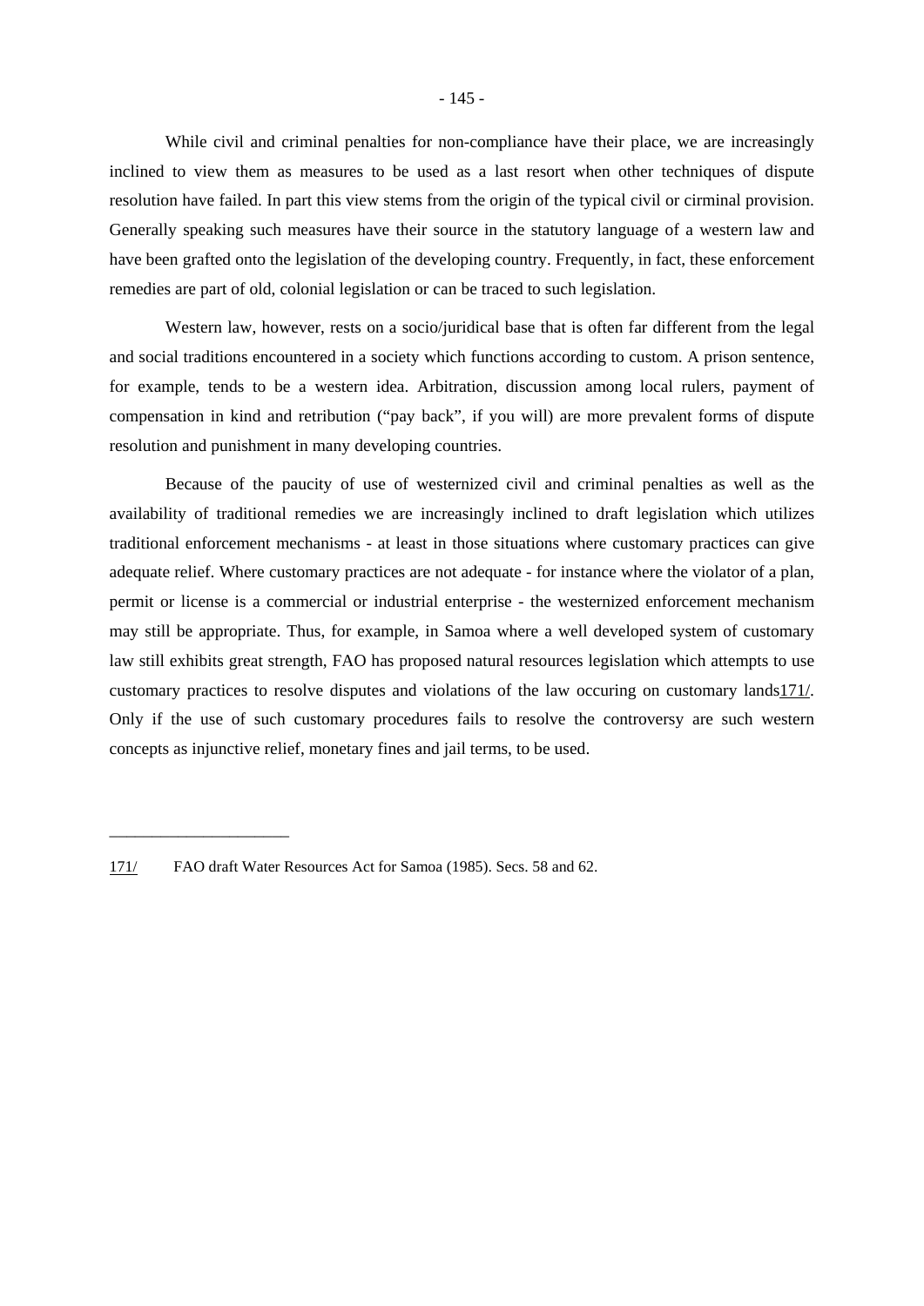While civil and criminal penalties for non-compliance have their place, we are increasingly inclined to view them as measures to be used as a last resort when other techniques of dispute resolution have failed. In part this view stems from the origin of the typical civil or cirminal provision. Generally speaking such measures have their source in the statutory language of a western law and have been grafted onto the legislation of the developing country. Frequently, in fact, these enforcement remedies are part of old, colonial legislation or can be traced to such legislation.

Western law, however, rests on a socio/juridical base that is often far different from the legal and social traditions encountered in a society which functions according to custom. A prison sentence, for example, tends to be a western idea. Arbitration, discussion among local rulers, payment of compensation in kind and retribution ("pay back", if you will) are more prevalent forms of dispute resolution and punishment in many developing countries.

Because of the paucity of use of westernized civil and criminal penalties as well as the availability of traditional remedies we are increasingly inclined to draft legislation which utilizes traditional enforcement mechanisms - at least in those situations where customary practices can give adequate relief. Where customary practices are not adequate - for instance where the violator of a plan, permit or license is a commercial or industrial enterprise - the westernized enforcement mechanism may still be appropriate. Thus, for example, in Samoa where a well developed system of customary law still exhibits great strength, FAO has proposed natural resources legislation which attempts to use customary practices to resolve disputes and violations of the law occuring on customary lands171/. Only if the use of such customary procedures fails to resolve the controversy are such western concepts as injunctive relief, monetary fines and jail terms, to be used.

---

171/ FAO draft Water Resources Act for Samoa (1985). Secs. 58 and 62.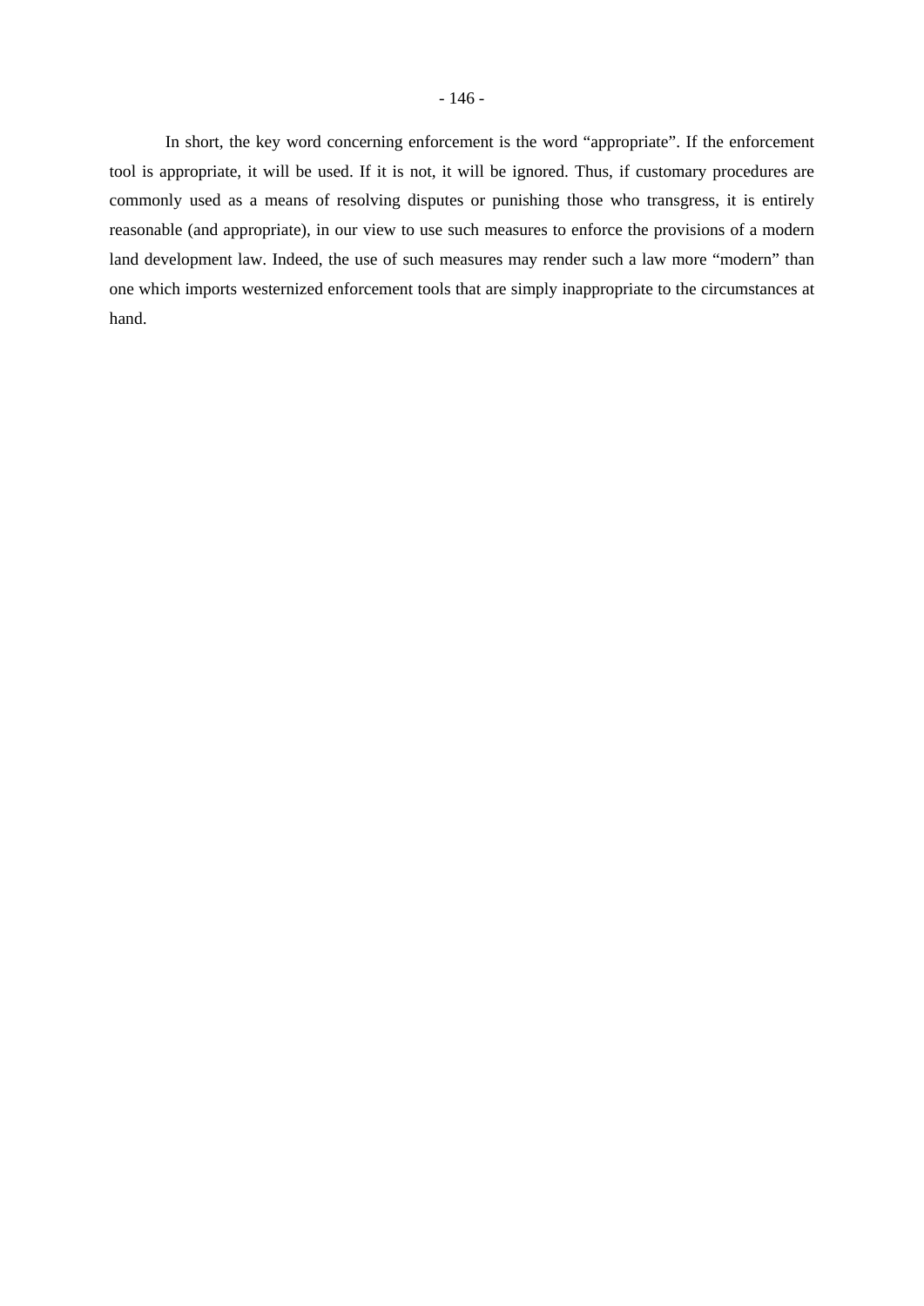In short, the key word concerning enforcement is the word “appropriate”. If the enforcement tool is appropriate, it will be used. If it is not, it will be ignored. Thus, if customary procedures are commonly used as a means of resolving disputes or punishing those who transgress, it is entirely reasonable (and appropriate), in our view to use such measures to enforce the provisions of a modern land development law. Indeed, the use of such measures may render such a law more “modern” than one which imports westernized enforcement tools that are simply inappropriate to the circumstances at hand.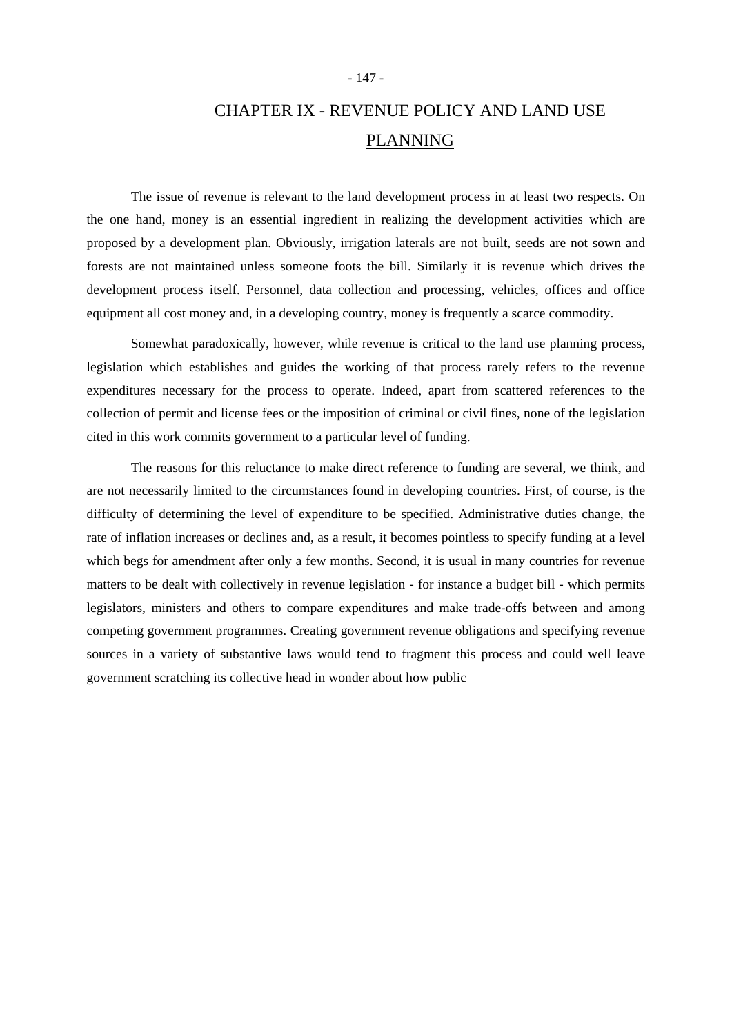# CHAPTER IX - REVENUE POLICY AND LAND USE PLANNING

The issue of revenue is relevant to the land development process in at least two respects. On the one hand, money is an essential ingredient in realizing the development activities which are proposed by a development plan. Obviously, irrigation laterals are not built, seeds are not sown and forests are not maintained unless someone foots the bill. Similarly it is revenue which drives the development process itself. Personnel, data collection and processing, vehicles, offices and office equipment all cost money and, in a developing country, money is frequently a scarce commodity.

Somewhat paradoxically, however, while revenue is critical to the land use planning process, legislation which establishes and guides the working of that process rarely refers to the revenue expenditures necessary for the process to operate. Indeed, apart from scattered references to the collection of permit and license fees or the imposition of criminal or civil fines, none of the legislation cited in this work commits government to a particular level of funding.

The reasons for this reluctance to make direct reference to funding are several, we think, and are not necessarily limited to the circumstances found in developing countries. First, of course, is the difficulty of determining the level of expenditure to be specified. Administrative duties change, the rate of inflation increases or declines and, as a result, it becomes pointless to specify funding at a level which begs for amendment after only a few months. Second, it is usual in many countries for revenue matters to be dealt with collectively in revenue legislation - for instance a budget bill - which permits legislators, ministers and others to compare expenditures and make trade-offs between and among competing government programmes. Creating government revenue obligations and specifying revenue sources in a variety of substantive laws would tend to fragment this process and could well leave government scratching its collective head in wonder about how public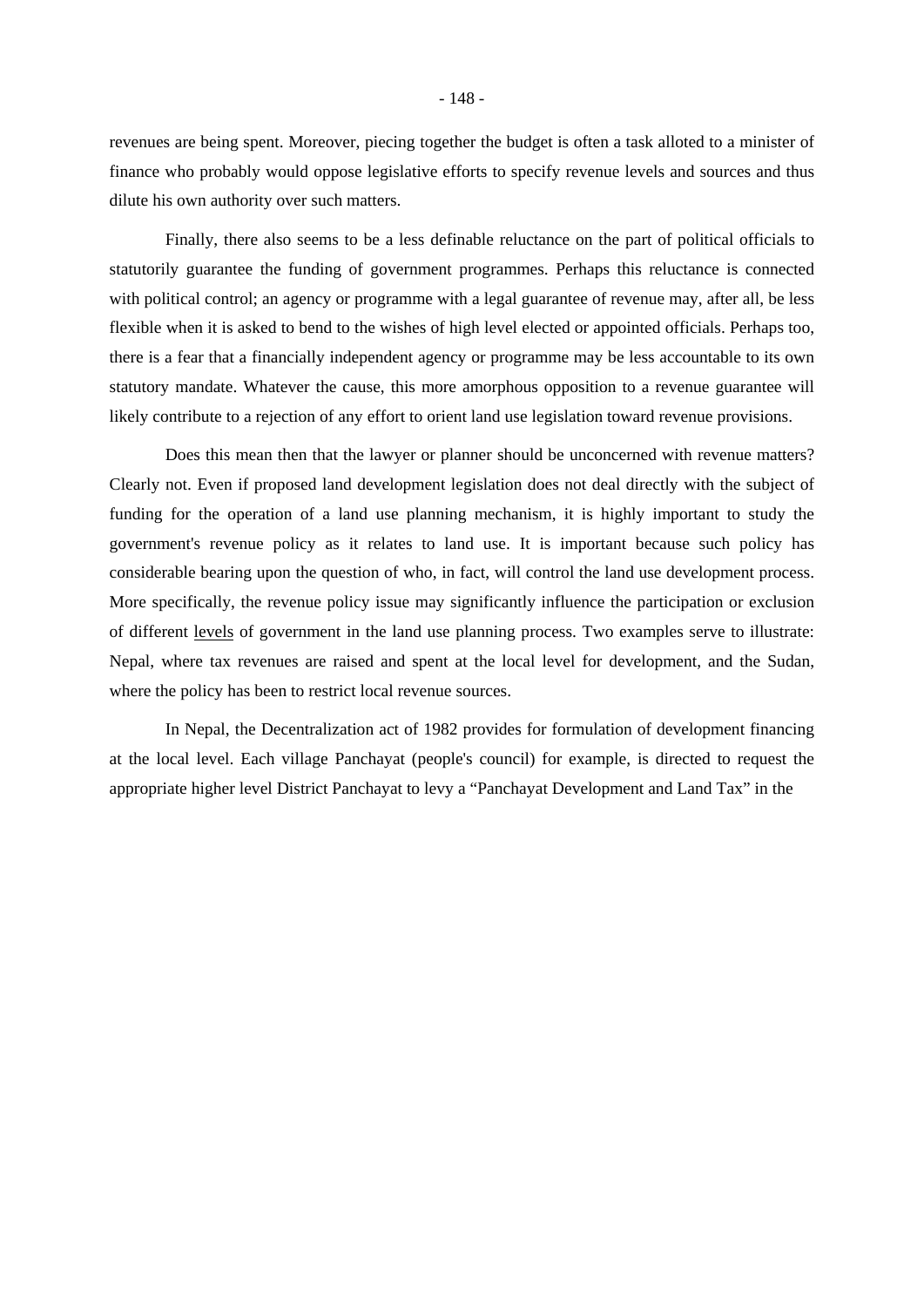revenues are being spent. Moreover, piecing together the budget is often a task alloted to a minister of finance who probably would oppose legislative efforts to specify revenue levels and sources and thus dilute his own authority over such matters.

Finally, there also seems to be a less definable reluctance on the part of political officials to statutorily guarantee the funding of government programmes. Perhaps this reluctance is connected with political control; an agency or programme with a legal guarantee of revenue may, after all, be less flexible when it is asked to bend to the wishes of high level elected or appointed officials. Perhaps too, there is a fear that a financially independent agency or programme may be less accountable to its own statutory mandate. Whatever the cause, this more amorphous opposition to a revenue guarantee will likely contribute to a rejection of any effort to orient land use legislation toward revenue provisions.

Does this mean then that the lawyer or planner should be unconcerned with revenue matters? Clearly not. Even if proposed land development legislation does not deal directly with the subject of funding for the operation of a land use planning mechanism, it is highly important to study the government's revenue policy as it relates to land use. It is important because such policy has considerable bearing upon the question of who, in fact, will control the land use development process. More specifically, the revenue policy issue may significantly influence the participation or exclusion of different levels of government in the land use planning process. Two examples serve to illustrate: Nepal, where tax revenues are raised and spent at the local level for development, and the Sudan, where the policy has been to restrict local revenue sources.

In Nepal, the Decentralization act of 1982 provides for formulation of development financing at the local level. Each village Panchayat (people's council) for example, is directed to request the appropriate higher level District Panchayat to levy a “Panchayat Development and Land Tax” in the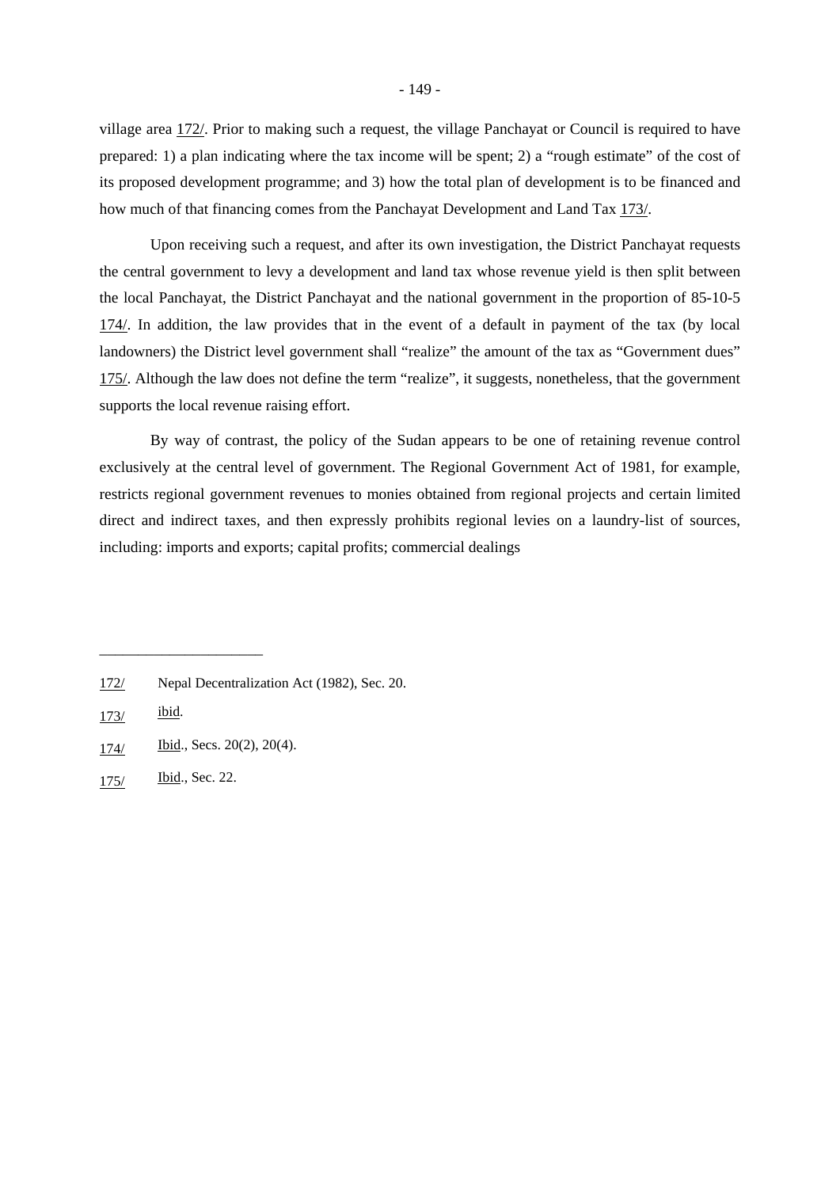village area 172/. Prior to making such a request, the village Panchayat or Council is required to have prepared: 1) a plan indicating where the tax income will be spent; 2) a "rough estimate" of the cost of its proposed development programme; and 3) how the total plan of development is to be financed and how much of that financing comes from the Panchayat Development and Land Tax 173/.

Upon receiving such a request, and after its own investigation, the District Panchayat requests the central government to levy a development and land tax whose revenue yield is then split between the local Panchayat, the District Panchayat and the national government in the proportion of 85-10-5 174/. In addition, the law provides that in the event of a default in payment of the tax (by local landowners) the District level government shall "realize" the amount of the tax as "Government dues" 175/. Although the law does not define the term "realize", it suggests, nonetheless, that the government supports the local revenue raising effort.

By way of contrast, the policy of the Sudan appears to be one of retaining revenue control exclusively at the central level of government. The Regional Government Act of 1981, for example, restricts regional government revenues to monies obtained from regional projects and certain limited direct and indirect taxes, and then expressly prohibits regional levies on a laundry-list of sources, including: imports and exports; capital profits; commercial dealings

---

172/ Nepal Decentralization Act (1982), Sec. 20.

173/ ibid.

174/ Ibid., Secs. 20(2), 20(4).

175/ Ibid., Sec. 22.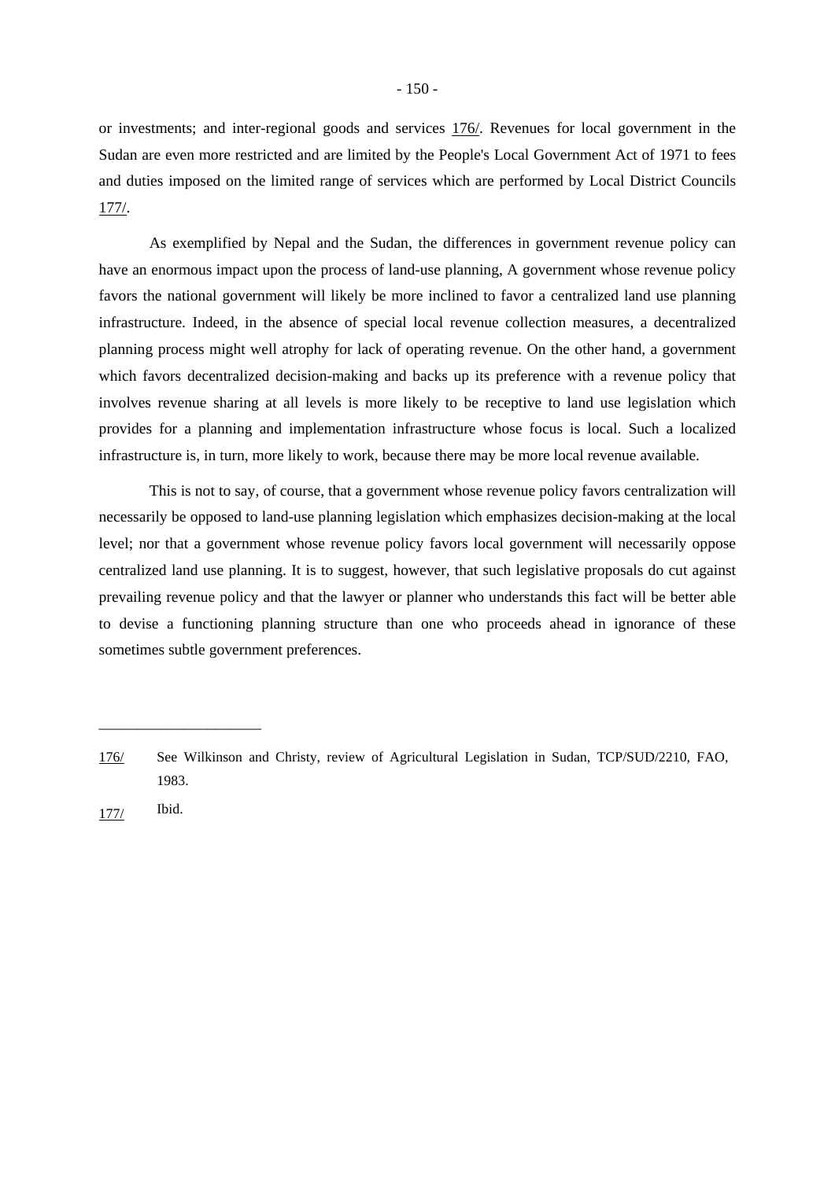or investments; and inter-regional goods and services 176/. Revenues for local government in the Sudan are even more restricted and are limited by the People's Local Government Act of 1971 to fees and duties imposed on the limited range of services which are performed by Local District Councils 177/.

As exemplified by Nepal and the Sudan, the differences in government revenue policy can have an enormous impact upon the process of land-use planning, A government whose revenue policy favors the national government will likely be more inclined to favor a centralized land use planning infrastructure. Indeed, in the absence of special local revenue collection measures, a decentralized planning process might well atrophy for lack of operating revenue. On the other hand, a government which favors decentralized decision-making and backs up its preference with a revenue policy that involves revenue sharing at all levels is more likely to be receptive to land use legislation which provides for a planning and implementation infrastructure whose focus is local. Such a localized infrastructure is, in turn, more likely to work, because there may be more local revenue available.

This is not to say, of course, that a government whose revenue policy favors centralization will necessarily be opposed to land-use planning legislation which emphasizes decision-making at the local level; nor that a government whose revenue policy favors local government will necessarily oppose centralized land use planning. It is to suggest, however, that such legislative proposals do cut against prevailing revenue policy and that the lawyer or planner who understands this fact will be better able to devise a functioning planning structure than one who proceeds ahead in ignorance of these sometimes subtle government preferences.

---

176/ See Wilkinson and Christy, review of Agricultural Legislation in Sudan, TCP/SUD/2210, FAO, 1983.

177/ Ibid.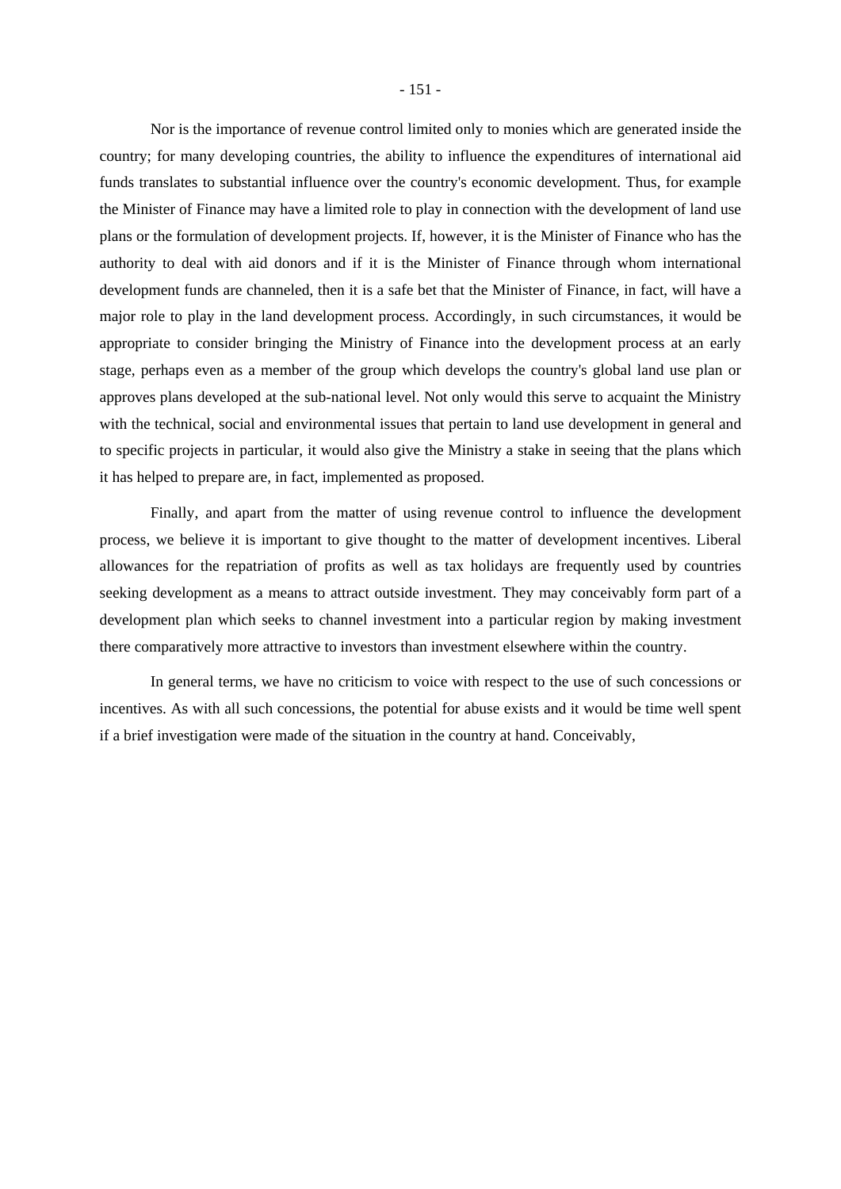Nor is the importance of revenue control limited only to monies which are generated inside the country; for many developing countries, the ability to influence the expenditures of international aid funds translates to substantial influence over the country's economic development. Thus, for example the Minister of Finance may have a limited role to play in connection with the development of land use plans or the formulation of development projects. If, however, it is the Minister of Finance who has the authority to deal with aid donors and if it is the Minister of Finance through whom international development funds are channeled, then it is a safe bet that the Minister of Finance, in fact, will have a major role to play in the land development process. Accordingly, in such circumstances, it would be appropriate to consider bringing the Ministry of Finance into the development process at an early stage, perhaps even as a member of the group which develops the country's global land use plan or approves plans developed at the sub-national level. Not only would this serve to acquaint the Ministry with the technical, social and environmental issues that pertain to land use development in general and to specific projects in particular, it would also give the Ministry a stake in seeing that the plans which it has helped to prepare are, in fact, implemented as proposed.

Finally, and apart from the matter of using revenue control to influence the development process, we believe it is important to give thought to the matter of development incentives. Liberal allowances for the repatriation of profits as well as tax holidays are frequently used by countries seeking development as a means to attract outside investment. They may conceivably form part of a development plan which seeks to channel investment into a particular region by making investment there comparatively more attractive to investors than investment elsewhere within the country.

In general terms, we have no criticism to voice with respect to the use of such concessions or incentives. As with all such concessions, the potential for abuse exists and it would be time well spent if a brief investigation were made of the situation in the country at hand. Conceivably,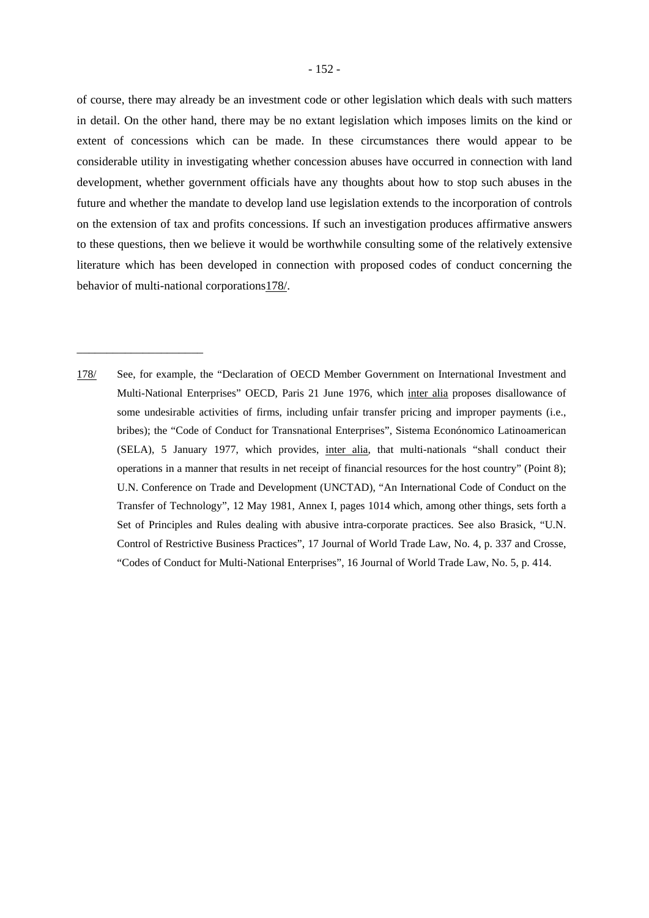of course, there may already be an investment code or other legislation which deals with such matters in detail. On the other hand, there may be no extant legislation which imposes limits on the kind or extent of concessions which can be made. In these circumstances there would appear to be considerable utility in investigating whether concession abuses have occurred in connection with land development, whether government officials have any thoughts about how to stop such abuses in the future and whether the mandate to develop land use legislation extends to the incorporation of controls on the extension of tax and profits concessions. If such an investigation produces affirmative answers to these questions, then we believe it would be worthwhile consulting some of the relatively extensive literature which has been developed in connection with proposed codes of conduct concerning the behavior of multi-national corporations178/.

---

178/ See, for example, the "Declaration of OECD Member Government on International Investment and Multi-National Enterprises" OECD, Paris 21 June 1976, which inter alia proposes disallowance of some undesirable activities of firms, including unfair transfer pricing and improper payments (i.e., bribes); the "Code of Conduct for Transnational Enterprises", Sistema Econónomico Latinoamerican (SELA), 5 January 1977, which provides, inter alia, that multi-nationals "shall conduct their operations in a manner that results in net receipt of financial resources for the host country" (Point 8); U.N. Conference on Trade and Development (UNCTAD), "An International Code of Conduct on the Transfer of Technology", 12 May 1981, Annex I, pages 1014 which, among other things, sets forth a Set of Principles and Rules dealing with abusive intra-corporate practices. See also Brasick, "U.N. Control of Restrictive Business Practices", 17 Journal of World Trade Law, No. 4, p. 337 and Crosse, "Codes of Conduct for Multi-National Enterprises", 16 Journal of World Trade Law, No. 5, p. 414.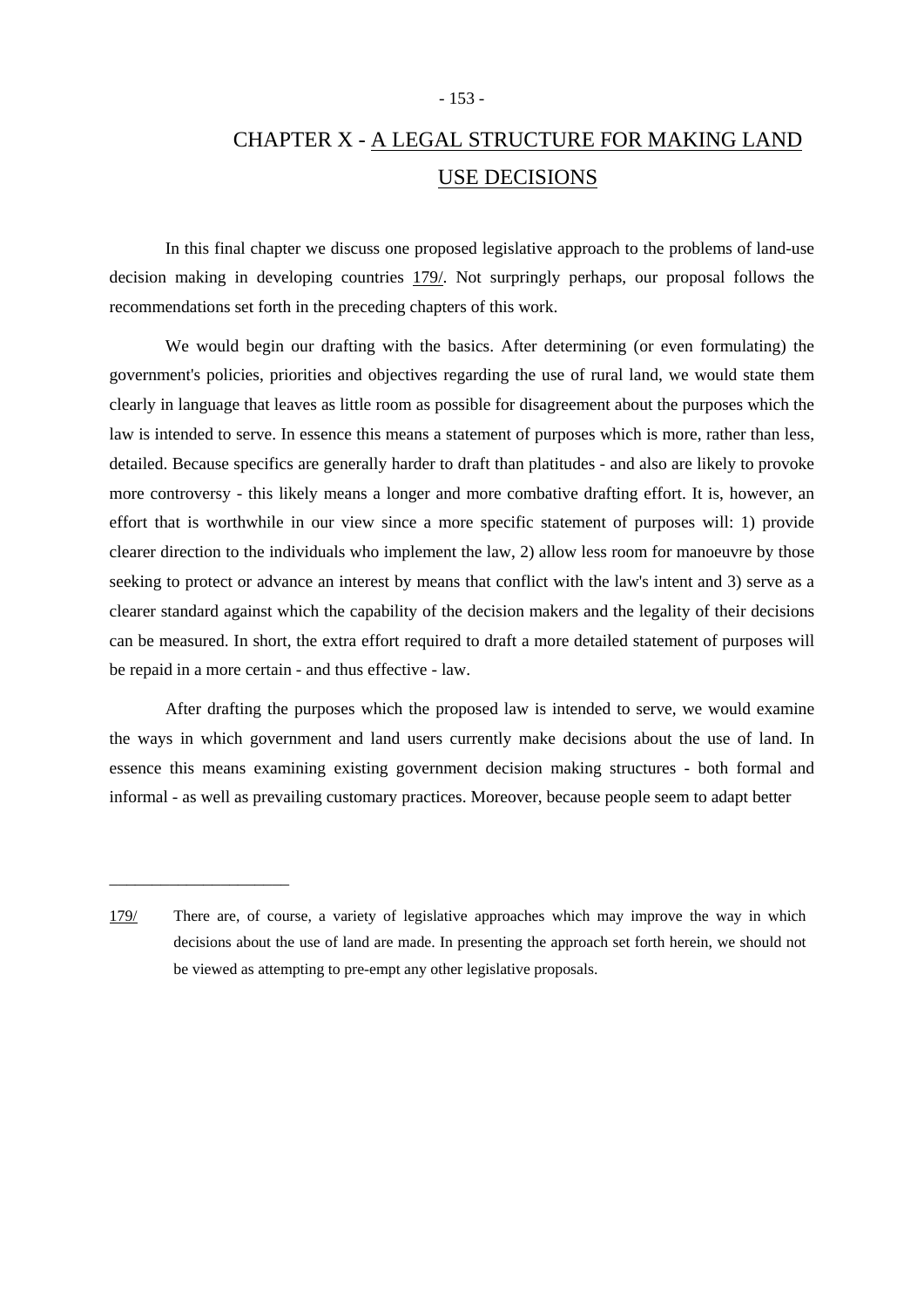# CHAPTER X - A LEGAL STRUCTURE FOR MAKING LAND USE DECISIONS

In this final chapter we discuss one proposed legislative approach to the problems of land-use decision making in developing countries 179/. Not surprisingly perhaps, our proposal follows the recommendations set forth in the preceding chapters of this work.

We would begin our drafting with the basics. After determining (or even formulating) the government's policies, priorities and objectives regarding the use of rural land, we would state them clearly in language that leaves as little room as possible for disagreement about the purposes which the law is intended to serve. In essence this means a statement of purposes which is more, rather than less, detailed. Because specifics are generally harder to draft than platitudes - and also are likely to provoke more controversy - this likely means a longer and more combative drafting effort. It is, however, an effort that is worthwhile in our view since a more specific statement of purposes will: 1) provide clearer direction to the individuals who implement the law, 2) allow less room for manoeuvre by those seeking to protect or advance an interest by means that conflict with the law's intent and 3) serve as a clearer standard against which the capability of the decision makers and the legality of their decisions can be measured. In short, the extra effort required to draft a more detailed statement of purposes will be repaid in a more certain - and thus effective - law.

After drafting the purposes which the proposed law is intended to serve, we would examine the ways in which government and land users currently make decisions about the use of land. In essence this means examining existing government decision making structures - both formal and informal - as well as prevailing customary practices. Moreover, because people seem to adapt better

---

179/ There are, of course, a variety of legislative approaches which may improve the way in which decisions about the use of land are made. In presenting the approach set forth herein, we should not be viewed as attempting to pre-empt any other legislative proposals.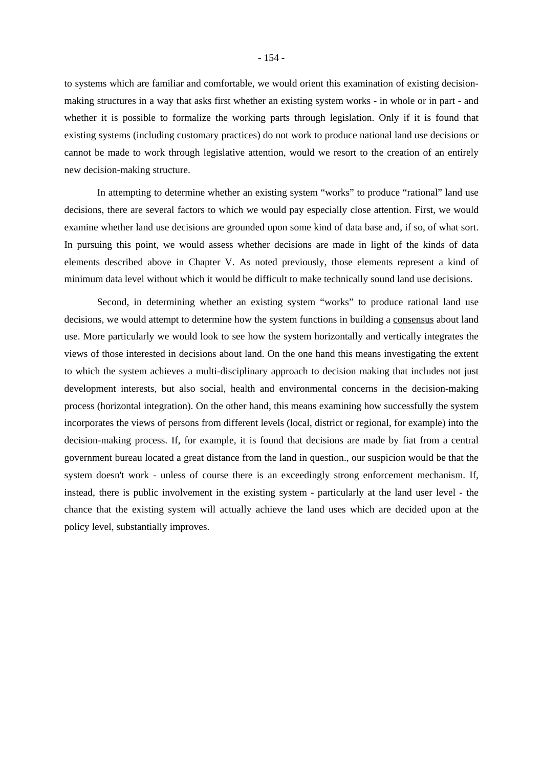to systems which are familiar and comfortable, we would orient this examination of existing decision-making structures in a way that asks first whether an existing system works - in whole or in part - and whether it is possible to formalize the working parts through legislation. Only if it is found that existing systems (including customary practices) do not work to produce national land use decisions or cannot be made to work through legislative attention, would we resort to the creation of an entirely new decision-making structure.

In attempting to determine whether an existing system "works" to produce "rational" land use decisions, there are several factors to which we would pay especially close attention. First, we would examine whether land use decisions are grounded upon some kind of data base and, if so, of what sort. In pursuing this point, we would assess whether decisions are made in light of the kinds of data elements described above in Chapter V. As noted previously, those elements represent a kind of minimum data level without which it would be difficult to make technically sound land use decisions.

Second, in determining whether an existing system "works" to produce rational land use decisions, we would attempt to determine how the system functions in building a <u>consensus</u> about land use. More particularly we would look to see how the system horizontally and vertically integrates the views of those interested in decisions about land. On the one hand this means investigating the extent to which the system achieves a multi-disciplinary approach to decision making that includes not just development interests, but also social, health and environmental concerns in the decision-making process (horizontal integration). On the other hand, this means examining how successfully the system incorporates the views of persons from different levels (local, district or regional, for example) into the decision-making process. If, for example, it is found that decisions are made by fiat from a central government bureau located a great distance from the land in question., our suspicion would be that the system doesn't work - unless of course there is an exceedingly strong enforcement mechanism. If, instead, there is public involvement in the existing system - particularly at the land user level - the chance that the existing system will actually achieve the land uses which are decided upon at the policy level, substantially improves.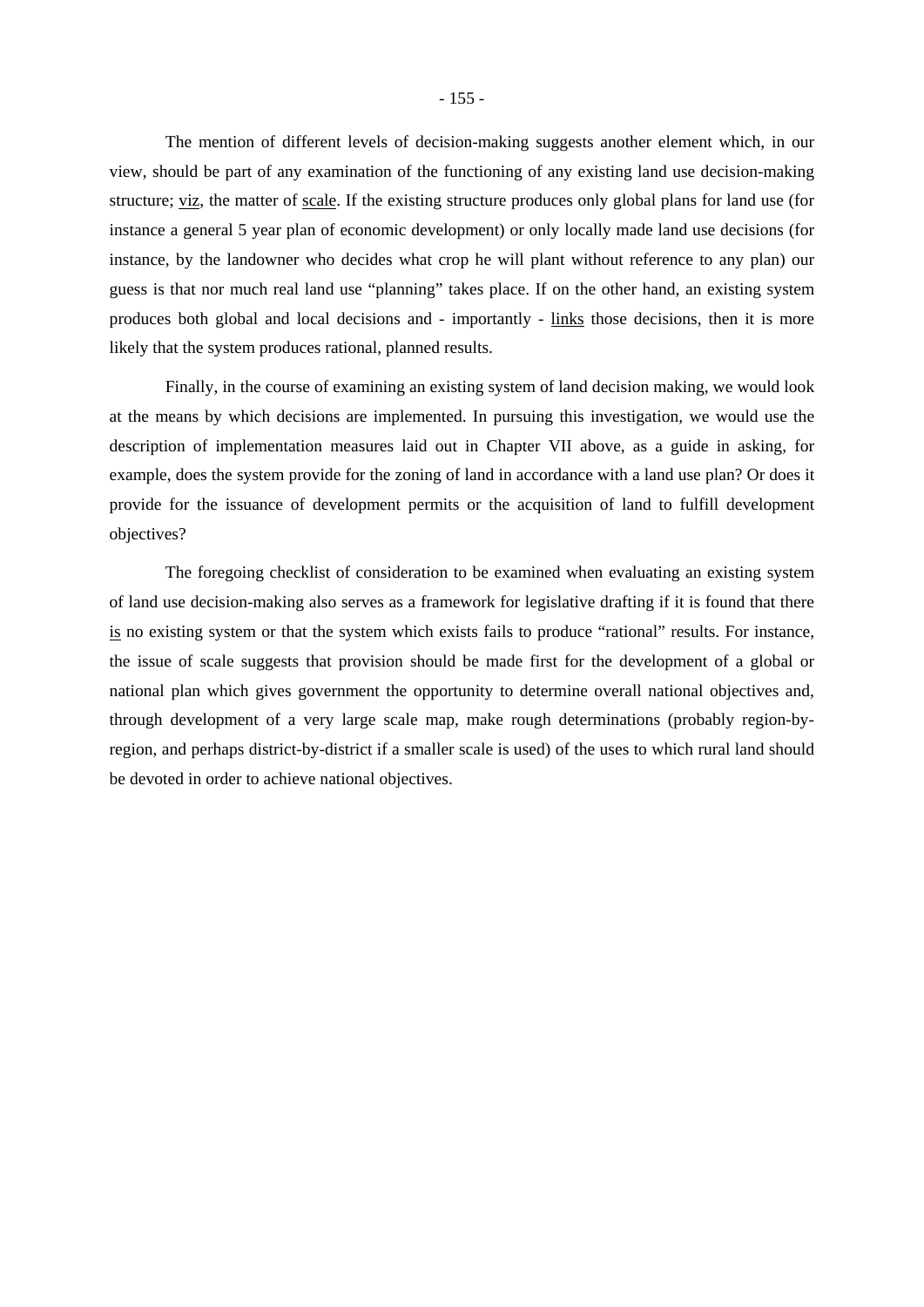The mention of different levels of decision-making suggests another element which, in our view, should be part of any examination of the functioning of any existing land use decision-making structure; <u>viz</u>, the matter of <u>scale</u>. If the existing structure produces only global plans for land use (for instance a general 5 year plan of economic development) or only locally made land use decisions (for instance, by the landowner who decides what crop he will plant without reference to any plan) our guess is that nor much real land use “planning” takes place. If on the other hand, an existing system produces both global and local decisions and - importantly - <u>links</u> those decisions, then it is more likely that the system produces rational, planned results.

Finally, in the course of examining an existing system of land decision making, we would look at the means by which decisions are implemented. In pursuing this investigation, we would use the description of implementation measures laid out in Chapter VII above, as a guide in asking, for example, does the system provide for the zoning of land in accordance with a land use plan? Or does it provide for the issuance of development permits or the acquisition of land to fulfill development objectives?

The foregoing checklist of consideration to be examined when evaluating an existing system of land use decision-making also serves as a framework for legislative drafting if it is found that there <u>is</u> no existing system or that the system which exists fails to produce “rational” results. For instance, the issue of scale suggests that provision should be made first for the development of a global or national plan which gives government the opportunity to determine overall national objectives and, through development of a very large scale map, make rough determinations (probably region-by-region, and perhaps district-by-district if a smaller scale is used) of the uses to which rural land should be devoted in order to achieve national objectives.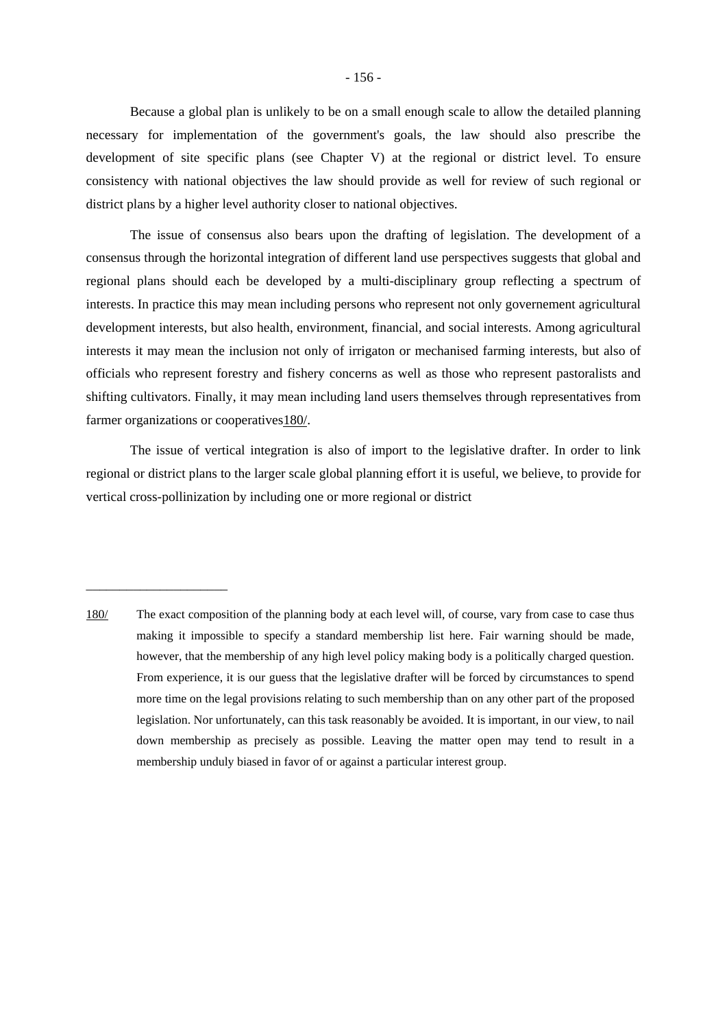Because a global plan is unlikely to be on a small enough scale to allow the detailed planning necessary for implementation of the government's goals, the law should also prescribe the development of site specific plans (see Chapter V) at the regional or district level. To ensure consistency with national objectives the law should provide as well for review of such regional or district plans by a higher level authority closer to national objectives.

The issue of consensus also bears upon the drafting of legislation. The development of a consensus through the horizontal integration of different land use perspectives suggests that global and regional plans should each be developed by a multi-disciplinary group reflecting a spectrum of interests. In practice this may mean including persons who represent not only governement agricultural development interests, but also health, environment, financial, and social interests. Among agricultural interests it may mean the inclusion not only of irrigaton or mechanised farming interests, but also of officials who represent forestry and fishery concerns as well as those who represent pastoralists and shifting cultivators. Finally, it may mean including land users themselves through representatives from farmer organizations or cooperatives180/.

The issue of vertical integration is also of import to the legislative drafter. In order to link regional or district plans to the larger scale global planning effort it is useful, we believe, to provide for vertical cross-pollinization by including one or more regional or district

---

180/ The exact composition of the planning body at each level will, of course, vary from case to case thus making it impossible to specify a standard membership list here. Fair warning should be made, however, that the membership of any high level policy making body is a politically charged question. From experience, it is our guess that the legislative drafter will be forced by circumstances to spend more time on the legal provisions relating to such membership than on any other part of the proposed legislation. Nor unfortunately, can this task reasonably be avoided. It is important, in our view, to nail down membership as precisely as possible. Leaving the matter open may tend to result in a membership unduly biased in favor of or against a particular interest group.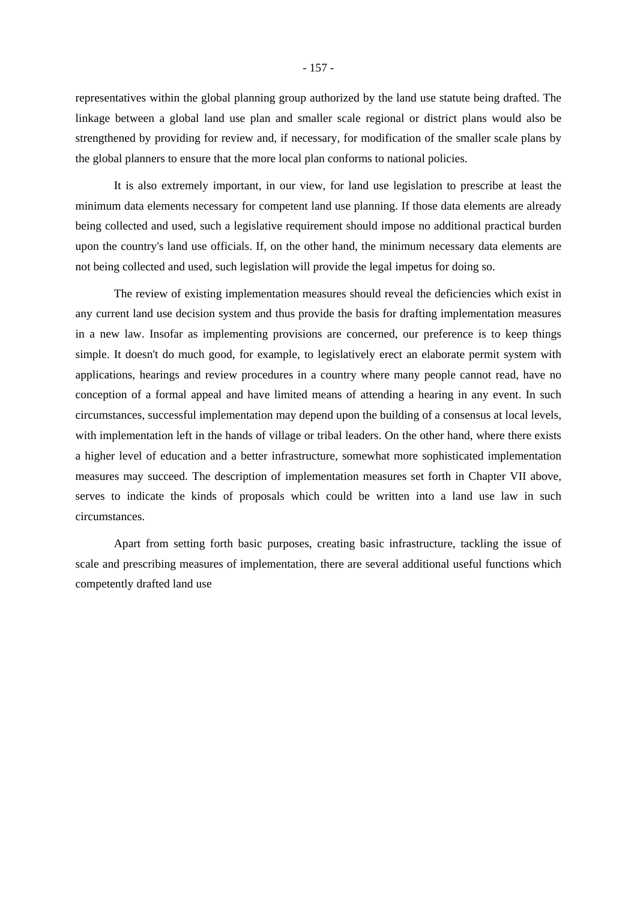representatives within the global planning group authorized by the land use statute being drafted. The linkage between a global land use plan and smaller scale regional or district plans would also be strengthened by providing for review and, if necessary, for modification of the smaller scale plans by the global planners to ensure that the more local plan conforms to national policies.

It is also extremely important, in our view, for land use legislation to prescribe at least the minimum data elements necessary for competent land use planning. If those data elements are already being collected and used, such a legislative requirement should impose no additional practical burden upon the country's land use officials. If, on the other hand, the minimum necessary data elements are not being collected and used, such legislation will provide the legal impetus for doing so.

The review of existing implementation measures should reveal the deficiencies which exist in any current land use decision system and thus provide the basis for drafting implementation measures in a new law. Insofar as implementing provisions are concerned, our preference is to keep things simple. It doesn't do much good, for example, to legislatively erect an elaborate permit system with applications, hearings and review procedures in a country where many people cannot read, have no conception of a formal appeal and have limited means of attending a hearing in any event. In such circumstances, successful implementation may depend upon the building of a consensus at local levels, with implementation left in the hands of village or tribal leaders. On the other hand, where there exists a higher level of education and a better infrastructure, somewhat more sophisticated implementation measures may succeed. The description of implementation measures set forth in Chapter VII above, serves to indicate the kinds of proposals which could be written into a land use law in such circumstances.

Apart from setting forth basic purposes, creating basic infrastructure, tackling the issue of scale and prescribing measures of implementation, there are several additional useful functions which competently drafted land use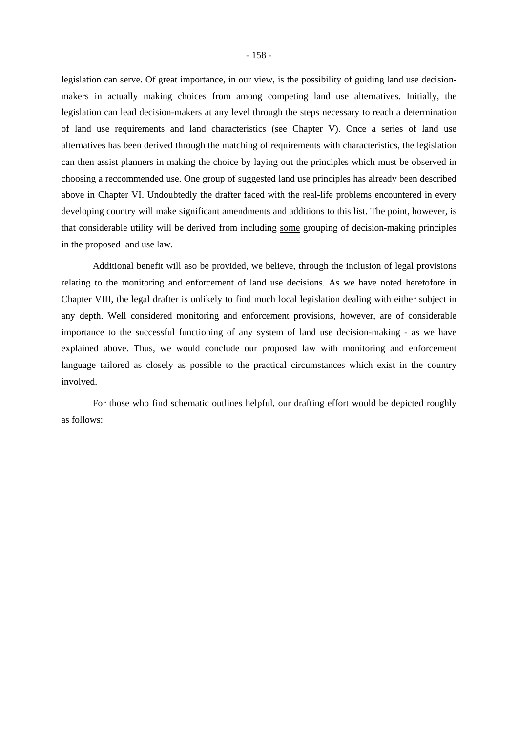legislation can serve. Of great importance, in our view, is the possibility of guiding land use decision-makers in actually making choices from among competing land use alternatives. Initially, the legislation can lead decision-makers at any level through the steps necessary to reach a determination of land use requirements and land characteristics (see Chapter V). Once a series of land use alternatives has been derived through the matching of requirements with characteristics, the legislation can then assist planners in making the choice by laying out the principles which must be observed in choosing a reccommended use. One group of suggested land use principles has already been described above in Chapter VI. Undoubtedly the drafter faced with the real-life problems encountered in every developing country will make significant amendments and additions to this list. The point, however, is that considerable utility will be derived from including <u>some</u> grouping of decision-making principles in the proposed land use law.

Additional benefit will aso be provided, we believe, through the inclusion of legal provisions relating to the monitoring and enforcement of land use decisions. As we have noted heretofore in Chapter VIII, the legal drafter is unlikely to find much local legislation dealing with either subject in any depth. Well considered monitoring and enforcement provisions, however, are of considerable importance to the successful functioning of any system of land use decision-making - as we have explained above. Thus, we would conclude our proposed law with monitoring and enforcement language tailored as closely as possible to the practical circumstances which exist in the country involved.

For those who find schematic outlines helpful, our drafting effort would be depicted roughly as follows: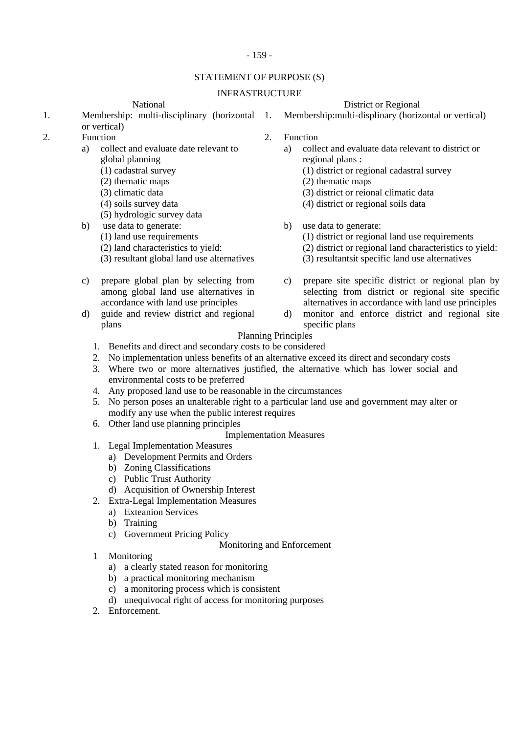## STATEMENT OF PURPOSE (S)

### INFRASTRUCTURE

**National**

1. Membership: multi-disciplinary (horizontal or vertical)
2. Function
   - a) collect and evaluate date relevant to global planning
     - (1) cadastral survey
     - (2) thematic maps
     - (3) climatic data
     - (4) soils survey data
     - (5) hydrologic survey data
   - b) use data to generate:
     - (1) land use requirements
     - (2) land characteristics to yield:
     - (3) resultant global land use alternatives
   - c) prepare global plan by selecting from among global land use alternatives in accordance with land use principles
   - d) guide and review district and regional plans

**District or Regional**

1. Membership:multi-displinary (horizontal or vertical)
2. Function
   - a) collect and evaluate data relevant to district or regional plans :
     - (1) district or regional cadastral survey
     - (2) thematic maps
     - (3) district or reional climatic data
     - (4) district or regional soils data
   - b) use data to generate:
     - (1) district or regional land use requirements
     - (2) district or regional land characteristics to yield:
     - (3) resultantsit specific land use alternatives
   - c) prepare site specific district or regional plan by selecting from district or regional site specific alternatives in accordance with land use principles
   - d) monitor and enforce district and regional site specific plans

### Planning Principles

1. Benefits and direct and secondary costs to be considered
2. No implementation unless benefits of an alternative exceed its direct and secondary costs
3. Where two or more alternatives justified, the alternative which has lower social and environmental costs to be preferred
4. Any proposed land use to be reasonable in the circumstances
5. No person poses an unalterable right to a particular land use and government may alter or modify any use when the public interest requires
6. Other land use planning principles

### Implementation Measures

1. Legal Implementation Measures
   - a) Development Permits and Orders
   - b) Zoning Classifications
   - c) Public Trust Authority
   - d) Acquisition of Ownership Interest
2. Extra-Legal Implementation Measures
   - a) Exteanion Services
   - b) Training
   - c) Government Pricing Policy

### Monitoring and Enforcement

1. Monitoring
   - a) a clearly stated reason for monitoring
   - b) a practical monitoring mechanism
   - c) a monitoring process which is consistent
   - d) unequivocal right of access for monitoring purposes
2. Enforcement.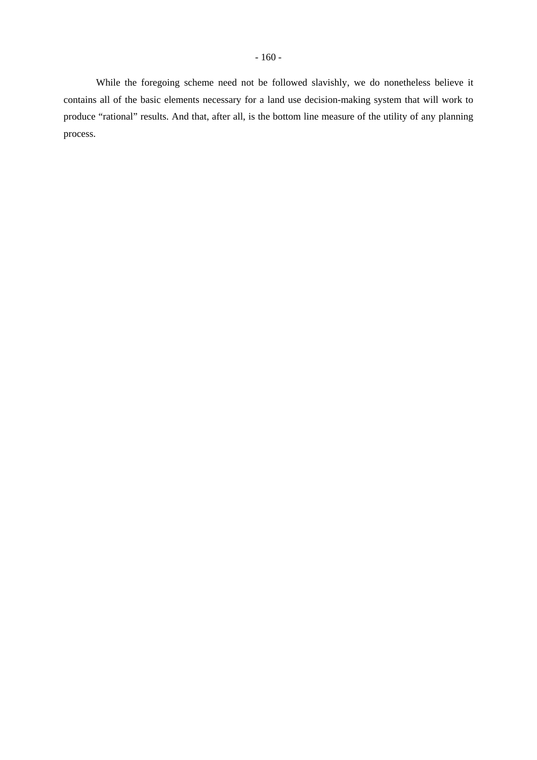While the foregoing scheme need not be followed slavishly, we do nonetheless believe it contains all of the basic elements necessary for a land use decision-making system that will work to produce "rational" results. And that, after all, is the bottom line measure of the utility of any planning process.